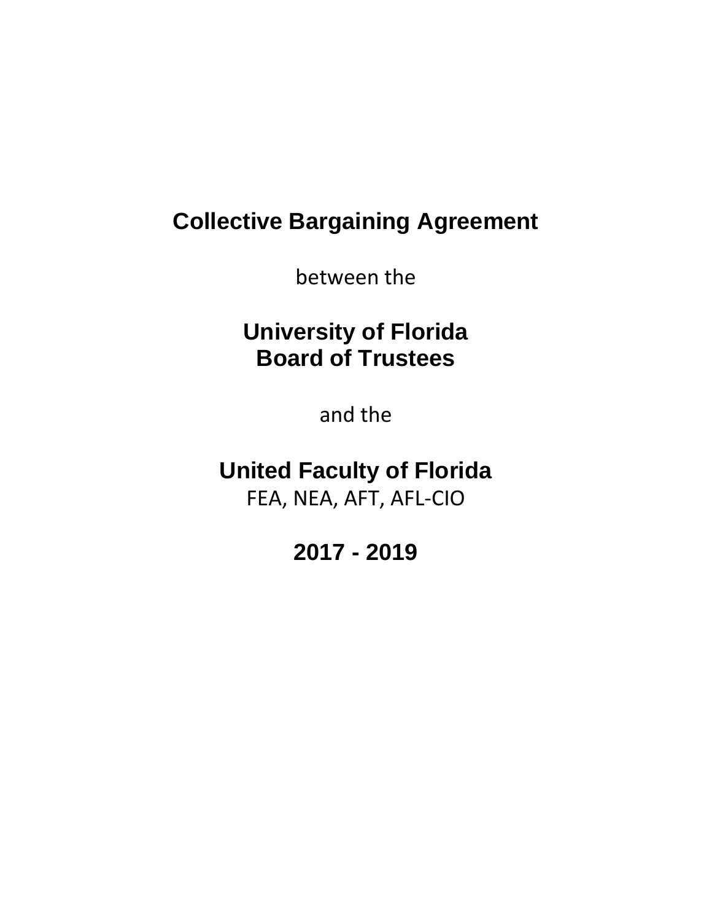# Collective Bargaining Agreement

between the

## University of Florida Board of Trustees

and the

## United Faculty of Florida

FEA, NEA, AFT, AFL-CIO

## 2017 - 2019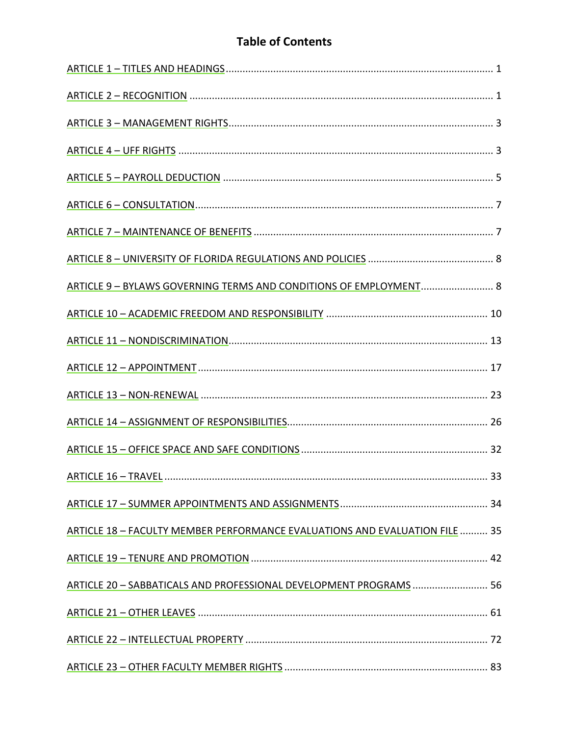# Table of Contents

ARTICLE 1 – TITLES AND HEADINGS ........................................ 1

ARTICLE 2 – RECOGNITION ........................................ 1

ARTICLE 3 – MANAGEMENT RIGHTS ........................................ 3

ARTICLE 4 – UFF RIGHTS ........................................ 3

ARTICLE 5 – PAYROLL DEDUCTION ........................................ 5

ARTICLE 6 – CONSULTATION ........................................ 7

ARTICLE 7 – MAINTENANCE OF BENEFITS ........................................ 7

ARTICLE 8 – UNIVERSITY OF FLORIDA REGULATIONS AND POLICIES ........................................ 8

ARTICLE 9 – BYLAWS GOVERNING TERMS AND CONDITIONS OF EMPLOYMENT ........................................ 8

ARTICLE 10 – ACADEMIC FREEDOM AND RESPONSIBILITY ........................................ 10

ARTICLE 11 – NONDISCRIMINATION ........................................ 13

ARTICLE 12 – APPOINTMENT ........................................ 17

ARTICLE 13 – NON-RENEWAL ........................................ 23

ARTICLE 14 – ASSIGNMENT OF RESPONSIBILITIES ........................................ 26

ARTICLE 15 – OFFICE SPACE AND SAFE CONDITIONS ........................................ 32

ARTICLE 16 – TRAVEL ........................................ 33

ARTICLE 17 – SUMMER APPOINTMENTS AND ASSIGNMENTS ........................................ 34

ARTICLE 18 – FACULTY MEMBER PERFORMANCE EVALUATIONS AND EVALUATION FILE ........................................ 35

ARTICLE 19 – TENURE AND PROMOTION ........................................ 42

ARTICLE 20 – SABBATICALS AND PROFESSIONAL DEVELOPMENT PROGRAMS ........................................ 56

ARTICLE 21 – OTHER LEAVES ........................................ 61

ARTICLE 22 – INTELLECTUAL PROPERTY ........................................ 72

ARTICLE 23 – OTHER FACULTY MEMBER RIGHTS ........................................ 83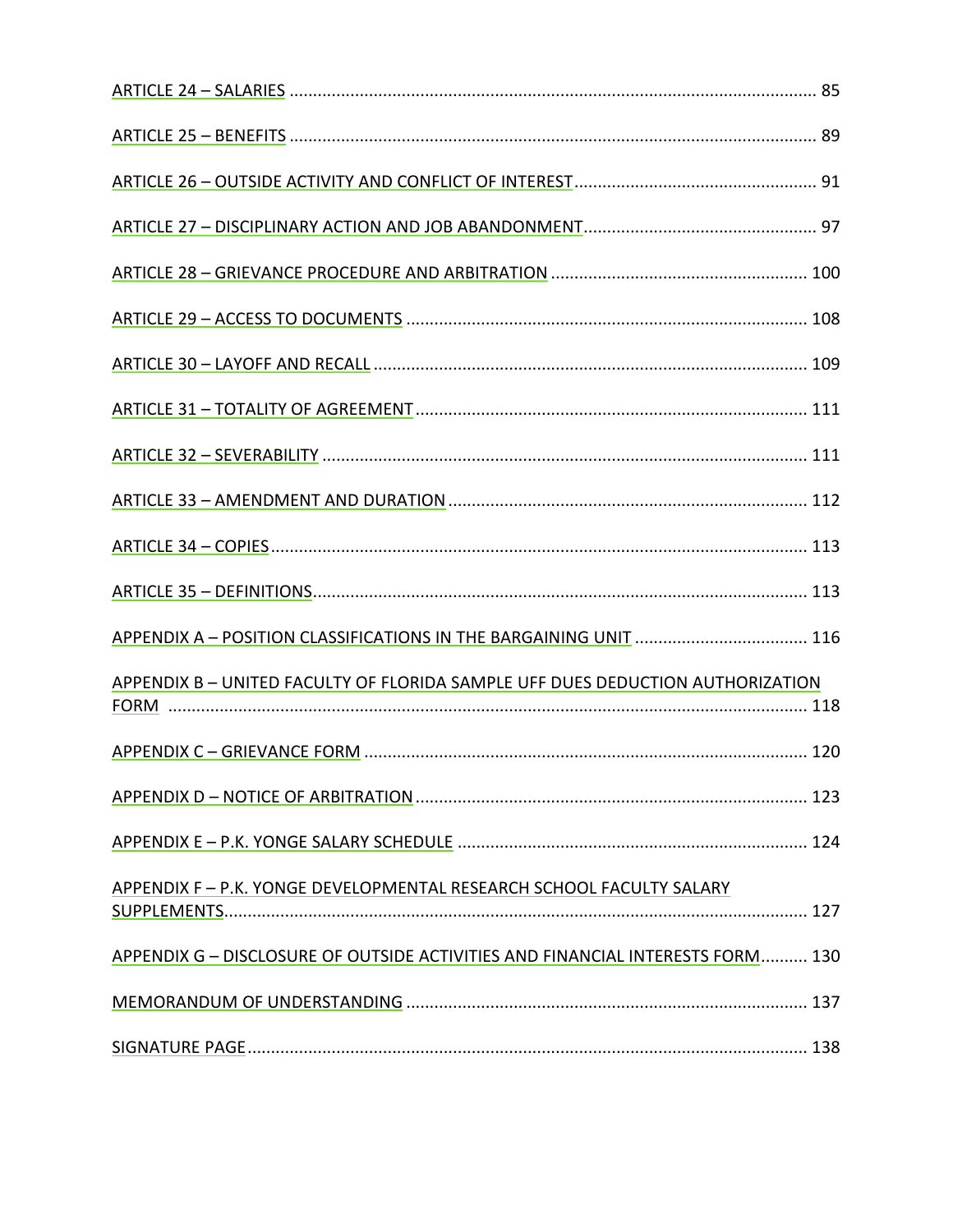ARTICLE 24 – SALARIES ........................................................................................................ 85

ARTICLE 25 – BENEFITS ........................................................................................................ 89

ARTICLE 26 – OUTSIDE ACTIVITY AND CONFLICT OF INTEREST ..................................................... 91

ARTICLE 27 – DISCIPLINARY ACTION AND JOB ABANDONMENT ................................................... 97

ARTICLE 28 – GRIEVANCE PROCEDURE AND ARBITRATION ........................................................ 100

ARTICLE 29 – ACCESS TO DOCUMENTS ..................................................................................... 108

ARTICLE 30 – LAYOFF AND RECALL ........................................................................................... 109

ARTICLE 31 – TOTALITY OF AGREEMENT .................................................................................... 111

ARTICLE 32 – SEVERABILITY ....................................................................................................... 111

ARTICLE 33 – AMENDMENT AND DURATION ............................................................................. 112

ARTICLE 34 – COPIES ................................................................................................................. 113

ARTICLE 35 – DEFINITIONS ......................................................................................................... 113

APPENDIX A – POSITION CLASSIFICATIONS IN THE BARGAINING UNIT ..................................... 116

APPENDIX B – UNITED FACULTY OF FLORIDA SAMPLE UFF DUES DEDUCTION AUTHORIZATION FORM ........................................................................................................................ 118

APPENDIX C – GRIEVANCE FORM ............................................................................................... 120

APPENDIX D – NOTICE OF ARBITRATION .................................................................................... 123

APPENDIX E – P.K. YONGE SALARY SCHEDULE ........................................................................... 124

APPENDIX F – P.K. YONGE DEVELOPMENTAL RESEARCH SCHOOL FACULTY SALARY SUPPLEMENTS ............................................................................................................................ 127

APPENDIX G – DISCLOSURE OF OUTSIDE ACTIVITIES AND FINANCIAL INTERESTS FORM .......... 130

MEMORANDUM OF UNDERSTANDING ...................................................................................... 137

SIGNATURE PAGE ....................................................................................................................... 138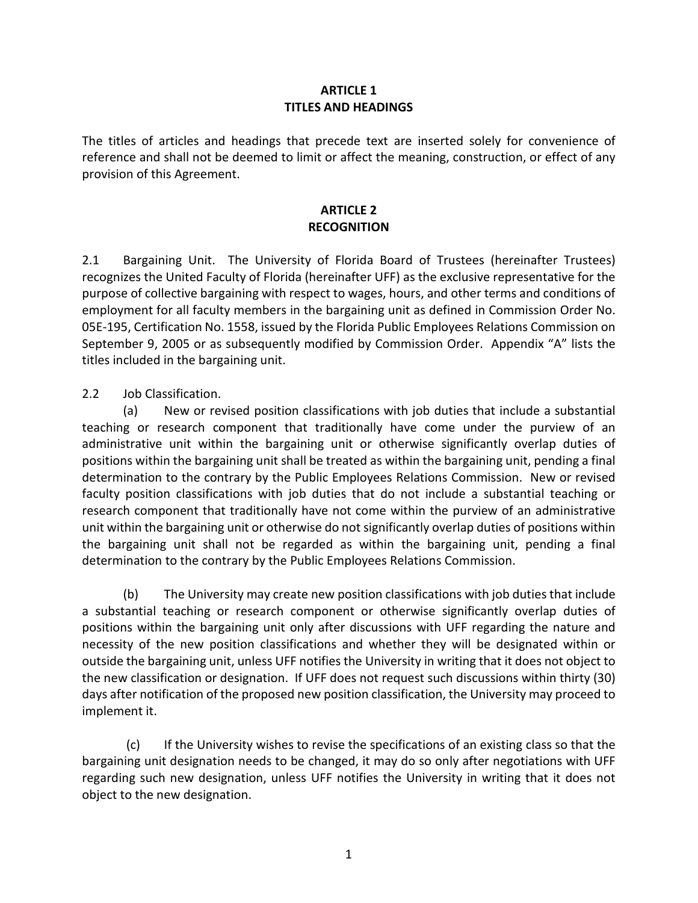## ARTICLE 1
## TITLES AND HEADINGS

The titles of articles and headings that precede text are inserted solely for convenience of reference and shall not be deemed to limit or affect the meaning, construction, or effect of any provision of this Agreement.

## ARTICLE 2
## RECOGNITION

2.1 Bargaining Unit. The University of Florida Board of Trustees (hereinafter Trustees) recognizes the United Faculty of Florida (hereinafter UFF) as the exclusive representative for the purpose of collective bargaining with respect to wages, hours, and other terms and conditions of employment for all faculty members in the bargaining unit as defined in Commission Order No. 05E-195, Certification No. 1558, issued by the Florida Public Employees Relations Commission on September 9, 2005 or as subsequently modified by Commission Order. Appendix "A" lists the titles included in the bargaining unit.

2.2 Job Classification.

(a) New or revised position classifications with job duties that include a substantial teaching or research component that traditionally have come under the purview of an administrative unit within the bargaining unit or otherwise significantly overlap duties of positions within the bargaining unit shall be treated as within the bargaining unit, pending a final determination to the contrary by the Public Employees Relations Commission. New or revised faculty position classifications with job duties that do not include a substantial teaching or research component that traditionally have not come within the purview of an administrative unit within the bargaining unit or otherwise do not significantly overlap duties of positions within the bargaining unit shall not be regarded as within the bargaining unit, pending a final determination to the contrary by the Public Employees Relations Commission.

(b) The University may create new position classifications with job duties that include a substantial teaching or research component or otherwise significantly overlap duties of positions within the bargaining unit only after discussions with UFF regarding the nature and necessity of the new position classifications and whether they will be designated within or outside the bargaining unit, unless UFF notifies the University in writing that it does not object to the new classification or designation. If UFF does not request such discussions within thirty (30) days after notification of the proposed new position classification, the University may proceed to implement it.

(c) If the University wishes to revise the specifications of an existing class so that the bargaining unit designation needs to be changed, it may do so only after negotiations with UFF regarding such new designation, unless UFF notifies the University in writing that it does not object to the new designation.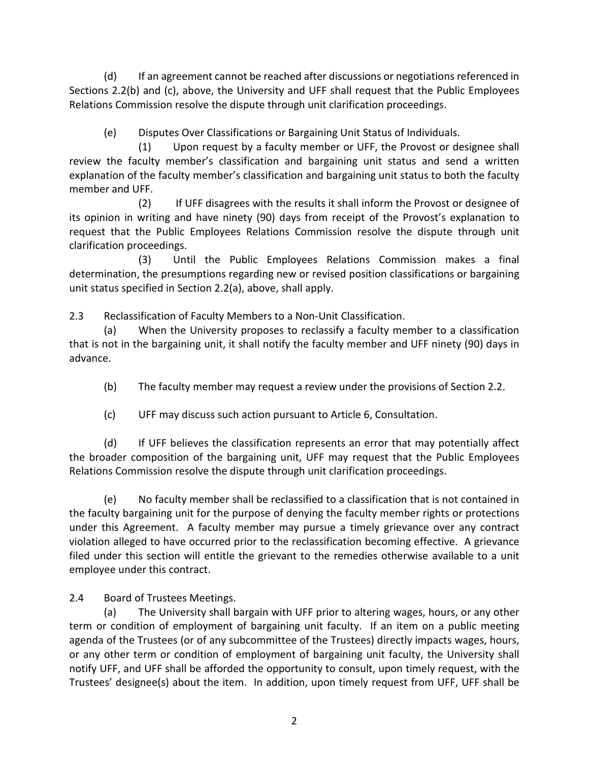(d) If an agreement cannot be reached after discussions or negotiations referenced in Sections 2.2(b) and (c), above, the University and UFF shall request that the Public Employees Relations Commission resolve the dispute through unit clarification proceedings.

(e) Disputes Over Classifications or Bargaining Unit Status of Individuals.

(1) Upon request by a faculty member or UFF, the Provost or designee shall review the faculty member's classification and bargaining unit status and send a written explanation of the faculty member's classification and bargaining unit status to both the faculty member and UFF.

(2) If UFF disagrees with the results it shall inform the Provost or designee of its opinion in writing and have ninety (90) days from receipt of the Provost's explanation to request that the Public Employees Relations Commission resolve the dispute through unit clarification proceedings.

(3) Until the Public Employees Relations Commission makes a final determination, the presumptions regarding new or revised position classifications or bargaining unit status specified in Section 2.2(a), above, shall apply.

2.3 Reclassification of Faculty Members to a Non-Unit Classification.

(a) When the University proposes to reclassify a faculty member to a classification that is not in the bargaining unit, it shall notify the faculty member and UFF ninety (90) days in advance.

(b) The faculty member may request a review under the provisions of Section 2.2.

(c) UFF may discuss such action pursuant to Article 6, Consultation.

(d) If UFF believes the classification represents an error that may potentially affect the broader composition of the bargaining unit, UFF may request that the Public Employees Relations Commission resolve the dispute through unit clarification proceedings.

(e) No faculty member shall be reclassified to a classification that is not contained in the faculty bargaining unit for the purpose of denying the faculty member rights or protections under this Agreement. A faculty member may pursue a timely grievance over any contract violation alleged to have occurred prior to the reclassification becoming effective. A grievance filed under this section will entitle the grievant to the remedies otherwise available to a unit employee under this contract.

2.4 Board of Trustees Meetings.

(a) The University shall bargain with UFF prior to altering wages, hours, or any other term or condition of employment of bargaining unit faculty. If an item on a public meeting agenda of the Trustees (or of any subcommittee of the Trustees) directly impacts wages, hours, or any other term or condition of employment of bargaining unit faculty, the University shall notify UFF, and UFF shall be afforded the opportunity to consult, upon timely request, with the Trustees' designee(s) about the item. In addition, upon timely request from UFF, UFF shall be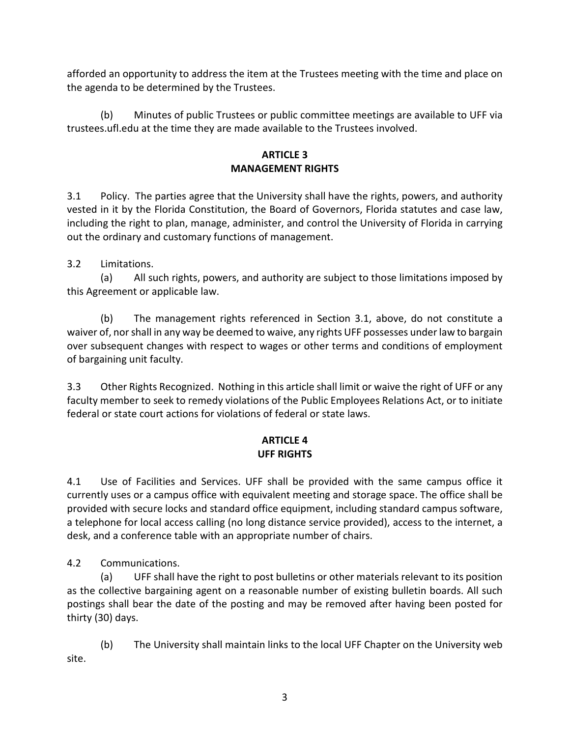afforded an opportunity to address the item at the Trustees meeting with the time and place on the agenda to be determined by the Trustees.

(b) Minutes of public Trustees or public committee meetings are available to UFF via trustees.ufl.edu at the time they are made available to the Trustees involved.

## ARTICLE 3
## MANAGEMENT RIGHTS

3.1 Policy. The parties agree that the University shall have the rights, powers, and authority vested in it by the Florida Constitution, the Board of Governors, Florida statutes and case law, including the right to plan, manage, administer, and control the University of Florida in carrying out the ordinary and customary functions of management.

3.2 Limitations.

(a) All such rights, powers, and authority are subject to those limitations imposed by this Agreement or applicable law.

(b) The management rights referenced in Section 3.1, above, do not constitute a waiver of, nor shall in any way be deemed to waive, any rights UFF possesses under law to bargain over subsequent changes with respect to wages or other terms and conditions of employment of bargaining unit faculty.

3.3 Other Rights Recognized. Nothing in this article shall limit or waive the right of UFF or any faculty member to seek to remedy violations of the Public Employees Relations Act, or to initiate federal or state court actions for violations of federal or state laws.

## ARTICLE 4
## UFF RIGHTS

4.1 Use of Facilities and Services. UFF shall be provided with the same campus office it currently uses or a campus office with equivalent meeting and storage space. The office shall be provided with secure locks and standard office equipment, including standard campus software, a telephone for local access calling (no long distance service provided), access to the internet, a desk, and a conference table with an appropriate number of chairs.

4.2 Communications.

(a) UFF shall have the right to post bulletins or other materials relevant to its position as the collective bargaining agent on a reasonable number of existing bulletin boards. All such postings shall bear the date of the posting and may be removed after having been posted for thirty (30) days.

(b) The University shall maintain links to the local UFF Chapter on the University web site.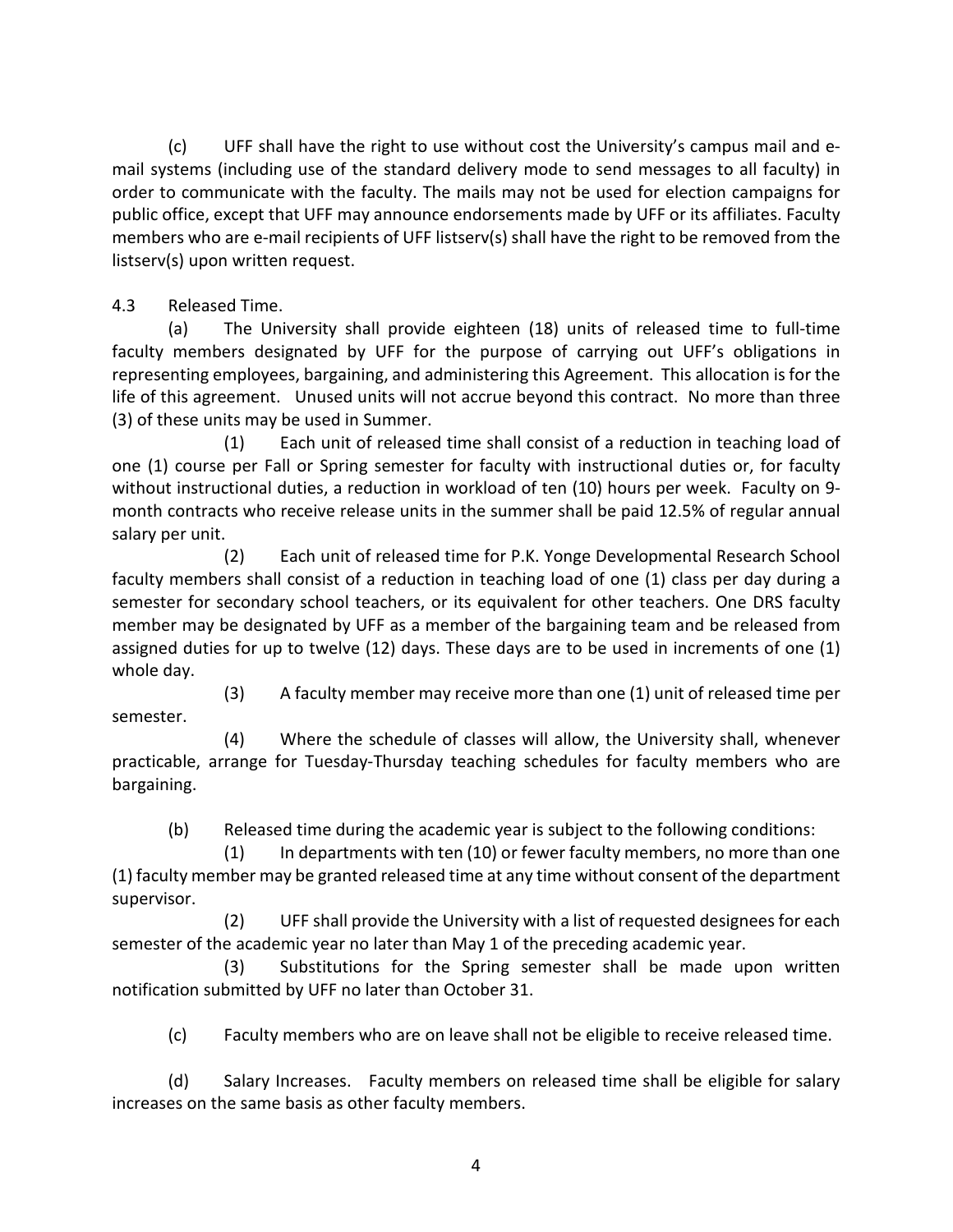(c) UFF shall have the right to use without cost the University's campus mail and e-mail systems (including use of the standard delivery mode to send messages to all faculty) in order to communicate with the faculty. The mails may not be used for election campaigns for public office, except that UFF may announce endorsements made by UFF or its affiliates. Faculty members who are e-mail recipients of UFF listserv(s) shall have the right to be removed from the listserv(s) upon written request.

4.3 Released Time.

(a) The University shall provide eighteen (18) units of released time to full-time faculty members designated by UFF for the purpose of carrying out UFF's obligations in representing employees, bargaining, and administering this Agreement. This allocation is for the life of this agreement. Unused units will not accrue beyond this contract. No more than three (3) of these units may be used in Summer.

(1) Each unit of released time shall consist of a reduction in teaching load of one (1) course per Fall or Spring semester for faculty with instructional duties or, for faculty without instructional duties, a reduction in workload of ten (10) hours per week. Faculty on 9-month contracts who receive release units in the summer shall be paid 12.5% of regular annual salary per unit.

(2) Each unit of released time for P.K. Yonge Developmental Research School faculty members shall consist of a reduction in teaching load of one (1) class per day during a semester for secondary school teachers, or its equivalent for other teachers. One DRS faculty member may be designated by UFF as a member of the bargaining team and be released from assigned duties for up to twelve (12) days. These days are to be used in increments of one (1) whole day.

(3) A faculty member may receive more than one (1) unit of released time per semester.

(4) Where the schedule of classes will allow, the University shall, whenever practicable, arrange for Tuesday-Thursday teaching schedules for faculty members who are bargaining.

(b) Released time during the academic year is subject to the following conditions:

(1) In departments with ten (10) or fewer faculty members, no more than one (1) faculty member may be granted released time at any time without consent of the department supervisor.

(2) UFF shall provide the University with a list of requested designees for each semester of the academic year no later than May 1 of the preceding academic year.

(3) Substitutions for the Spring semester shall be made upon written notification submitted by UFF no later than October 31.

(c) Faculty members who are on leave shall not be eligible to receive released time.

(d) Salary Increases. Faculty members on released time shall be eligible for salary increases on the same basis as other faculty members.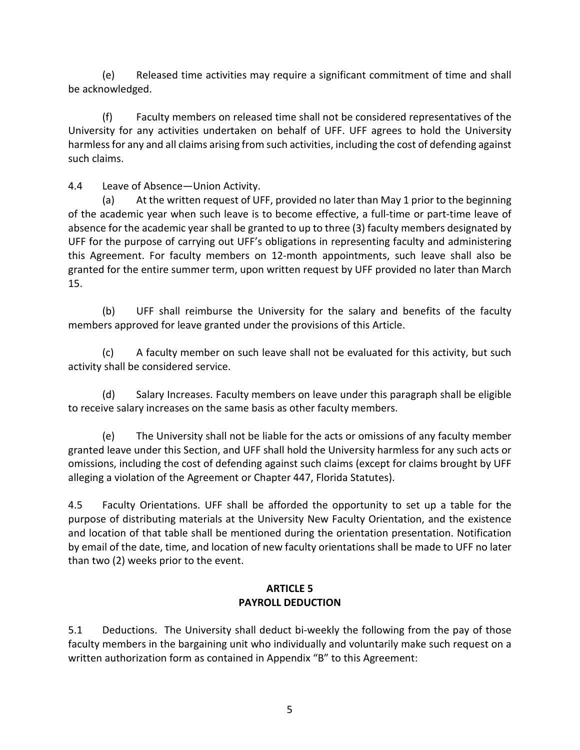(e) Released time activities may require a significant commitment of time and shall be acknowledged.

(f) Faculty members on released time shall not be considered representatives of the University for any activities undertaken on behalf of UFF. UFF agrees to hold the University harmless for any and all claims arising from such activities, including the cost of defending against such claims.

4.4 Leave of Absence—Union Activity.

(a) At the written request of UFF, provided no later than May 1 prior to the beginning of the academic year when such leave is to become effective, a full-time or part-time leave of absence for the academic year shall be granted to up to three (3) faculty members designated by UFF for the purpose of carrying out UFF's obligations in representing faculty and administering this Agreement. For faculty members on 12-month appointments, such leave shall also be granted for the entire summer term, upon written request by UFF provided no later than March 15.

(b) UFF shall reimburse the University for the salary and benefits of the faculty members approved for leave granted under the provisions of this Article.

(c) A faculty member on such leave shall not be evaluated for this activity, but such activity shall be considered service.

(d) Salary Increases. Faculty members on leave under this paragraph shall be eligible to receive salary increases on the same basis as other faculty members.

(e) The University shall not be liable for the acts or omissions of any faculty member granted leave under this Section, and UFF shall hold the University harmless for any such acts or omissions, including the cost of defending against such claims (except for claims brought by UFF alleging a violation of the Agreement or Chapter 447, Florida Statutes).

4.5 Faculty Orientations. UFF shall be afforded the opportunity to set up a table for the purpose of distributing materials at the University New Faculty Orientation, and the existence and location of that table shall be mentioned during the orientation presentation. Notification by email of the date, time, and location of new faculty orientations shall be made to UFF no later than two (2) weeks prior to the event.

## ARTICLE 5
## PAYROLL DEDUCTION

5.1 Deductions. The University shall deduct bi-weekly the following from the pay of those faculty members in the bargaining unit who individually and voluntarily make such request on a written authorization form as contained in Appendix "B" to this Agreement: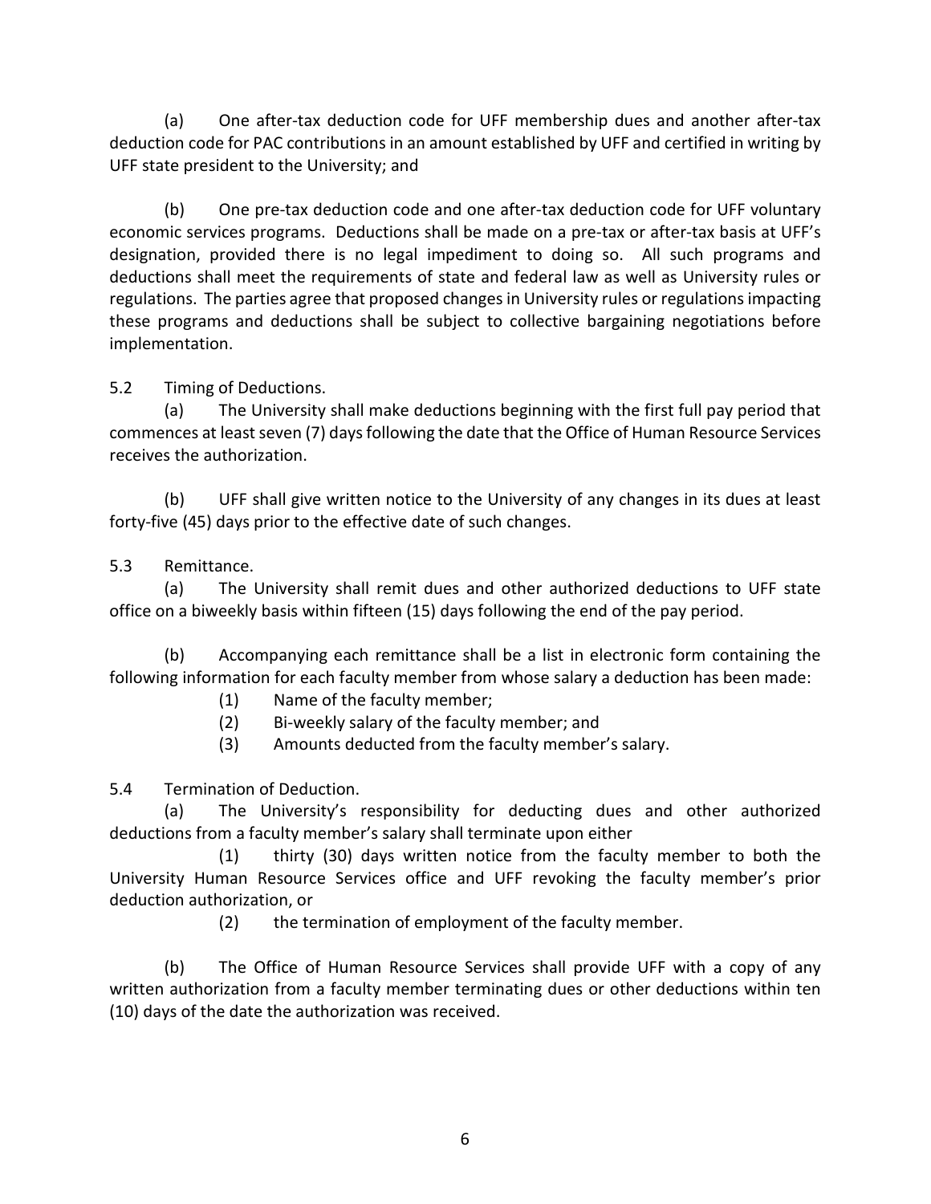(a) One after-tax deduction code for UFF membership dues and another after-tax deduction code for PAC contributions in an amount established by UFF and certified in writing by UFF state president to the University; and

(b) One pre-tax deduction code and one after-tax deduction code for UFF voluntary economic services programs. Deductions shall be made on a pre-tax or after-tax basis at UFF's designation, provided there is no legal impediment to doing so. All such programs and deductions shall meet the requirements of state and federal law as well as University rules or regulations. The parties agree that proposed changes in University rules or regulations impacting these programs and deductions shall be subject to collective bargaining negotiations before implementation.

5.2 Timing of Deductions.

(a) The University shall make deductions beginning with the first full pay period that commences at least seven (7) days following the date that the Office of Human Resource Services receives the authorization.

(b) UFF shall give written notice to the University of any changes in its dues at least forty-five (45) days prior to the effective date of such changes.

5.3 Remittance.

(a) The University shall remit dues and other authorized deductions to UFF state office on a biweekly basis within fifteen (15) days following the end of the pay period.

(b) Accompanying each remittance shall be a list in electronic form containing the following information for each faculty member from whose salary a deduction has been made:

(1) Name of the faculty member;

(2) Bi-weekly salary of the faculty member; and

(3) Amounts deducted from the faculty member's salary.

5.4 Termination of Deduction.

(a) The University's responsibility for deducting dues and other authorized deductions from a faculty member's salary shall terminate upon either

(1) thirty (30) days written notice from the faculty member to both the University Human Resource Services office and UFF revoking the faculty member's prior deduction authorization, or

(2) the termination of employment of the faculty member.

(b) The Office of Human Resource Services shall provide UFF with a copy of any written authorization from a faculty member terminating dues or other deductions within ten (10) days of the date the authorization was received.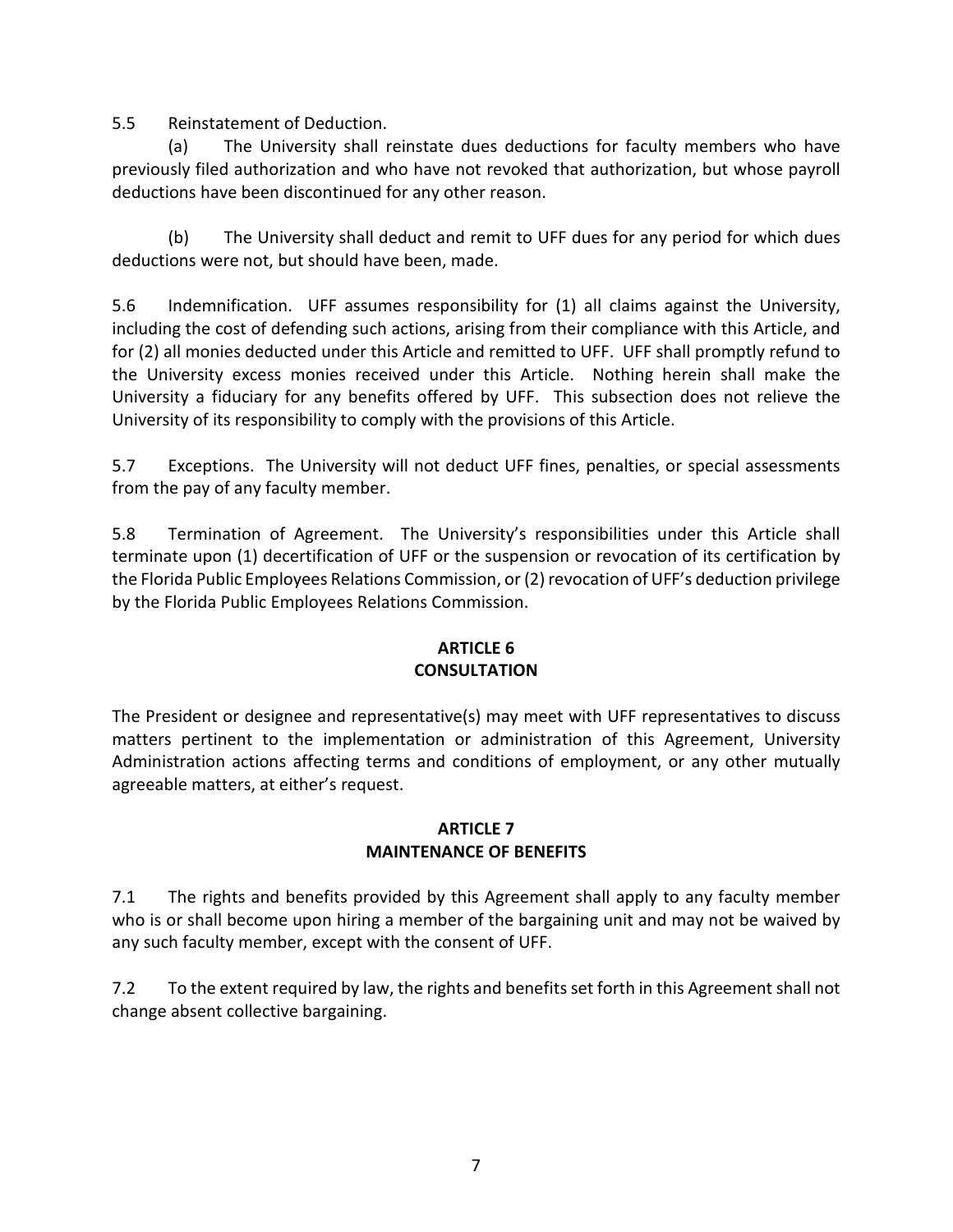5.5 Reinstatement of Deduction.

(a) The University shall reinstate dues deductions for faculty members who have previously filed authorization and who have not revoked that authorization, but whose payroll deductions have been discontinued for any other reason.

(b) The University shall deduct and remit to UFF dues for any period for which dues deductions were not, but should have been, made.

5.6 Indemnification. UFF assumes responsibility for (1) all claims against the University, including the cost of defending such actions, arising from their compliance with this Article, and for (2) all monies deducted under this Article and remitted to UFF. UFF shall promptly refund to the University excess monies received under this Article. Nothing herein shall make the University a fiduciary for any benefits offered by UFF. This subsection does not relieve the University of its responsibility to comply with the provisions of this Article.

5.7 Exceptions. The University will not deduct UFF fines, penalties, or special assessments from the pay of any faculty member.

5.8 Termination of Agreement. The University's responsibilities under this Article shall terminate upon (1) decertification of UFF or the suspension or revocation of its certification by the Florida Public Employees Relations Commission, or (2) revocation of UFF's deduction privilege by the Florida Public Employees Relations Commission.

## ARTICLE 6
## CONSULTATION

The President or designee and representative(s) may meet with UFF representatives to discuss matters pertinent to the implementation or administration of this Agreement, University Administration actions affecting terms and conditions of employment, or any other mutually agreeable matters, at either's request.

## ARTICLE 7
## MAINTENANCE OF BENEFITS

7.1 The rights and benefits provided by this Agreement shall apply to any faculty member who is or shall become upon hiring a member of the bargaining unit and may not be waived by any such faculty member, except with the consent of UFF.

7.2 To the extent required by law, the rights and benefits set forth in this Agreement shall not change absent collective bargaining.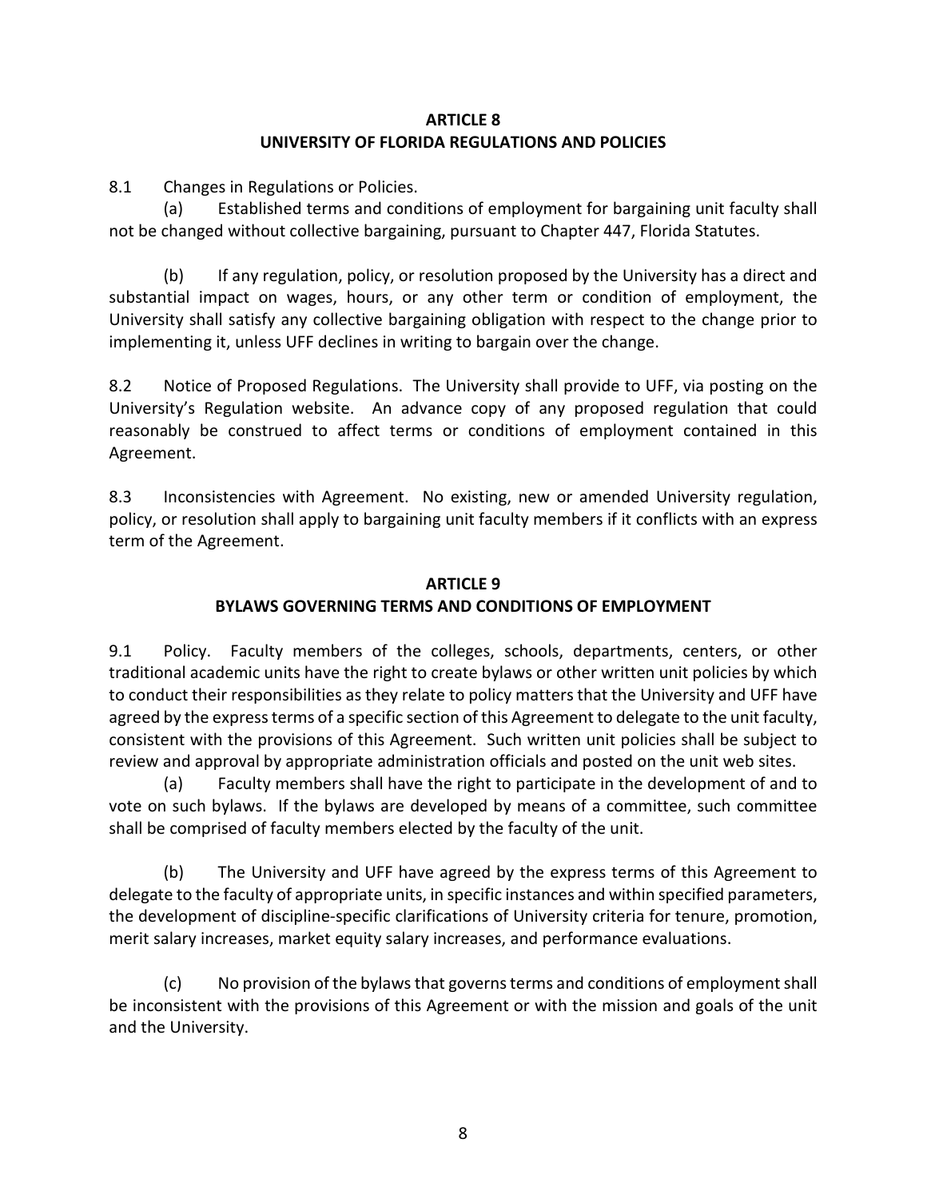## ARTICLE 8
## UNIVERSITY OF FLORIDA REGULATIONS AND POLICIES

8.1 Changes in Regulations or Policies.

(a) Established terms and conditions of employment for bargaining unit faculty shall not be changed without collective bargaining, pursuant to Chapter 447, Florida Statutes.

(b) If any regulation, policy, or resolution proposed by the University has a direct and substantial impact on wages, hours, or any other term or condition of employment, the University shall satisfy any collective bargaining obligation with respect to the change prior to implementing it, unless UFF declines in writing to bargain over the change.

8.2 Notice of Proposed Regulations. The University shall provide to UFF, via posting on the University's Regulation website. An advance copy of any proposed regulation that could reasonably be construed to affect terms or conditions of employment contained in this Agreement.

8.3 Inconsistencies with Agreement. No existing, new or amended University regulation, policy, or resolution shall apply to bargaining unit faculty members if it conflicts with an express term of the Agreement.

## ARTICLE 9
## BYLAWS GOVERNING TERMS AND CONDITIONS OF EMPLOYMENT

9.1 Policy. Faculty members of the colleges, schools, departments, centers, or other traditional academic units have the right to create bylaws or other written unit policies by which to conduct their responsibilities as they relate to policy matters that the University and UFF have agreed by the express terms of a specific section of this Agreement to delegate to the unit faculty, consistent with the provisions of this Agreement. Such written unit policies shall be subject to review and approval by appropriate administration officials and posted on the unit web sites.

(a) Faculty members shall have the right to participate in the development of and to vote on such bylaws. If the bylaws are developed by means of a committee, such committee shall be comprised of faculty members elected by the faculty of the unit.

(b) The University and UFF have agreed by the express terms of this Agreement to delegate to the faculty of appropriate units, in specific instances and within specified parameters, the development of discipline-specific clarifications of University criteria for tenure, promotion, merit salary increases, market equity salary increases, and performance evaluations.

(c) No provision of the bylaws that governs terms and conditions of employment shall be inconsistent with the provisions of this Agreement or with the mission and goals of the unit and the University.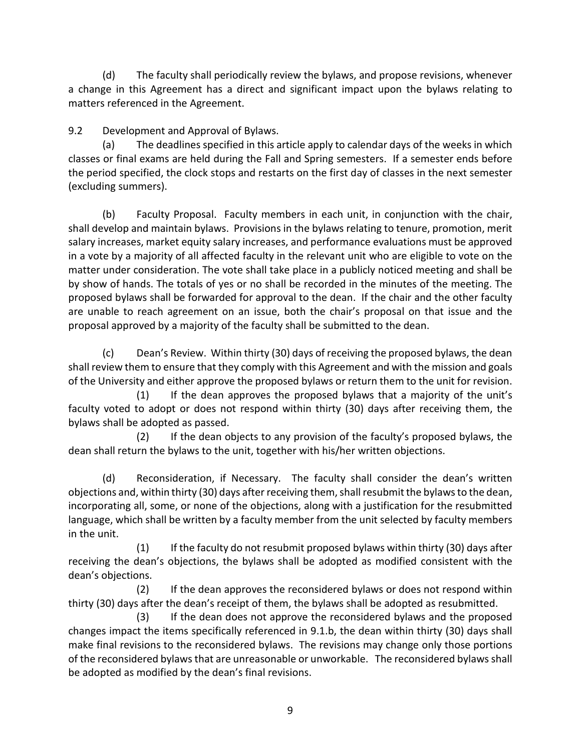(d) The faculty shall periodically review the bylaws, and propose revisions, whenever a change in this Agreement has a direct and significant impact upon the bylaws relating to matters referenced in the Agreement.

9.2 Development and Approval of Bylaws.

(a) The deadlines specified in this article apply to calendar days of the weeks in which classes or final exams are held during the Fall and Spring semesters. If a semester ends before the period specified, the clock stops and restarts on the first day of classes in the next semester (excluding summers).

(b) Faculty Proposal. Faculty members in each unit, in conjunction with the chair, shall develop and maintain bylaws. Provisions in the bylaws relating to tenure, promotion, merit salary increases, market equity salary increases, and performance evaluations must be approved in a vote by a majority of all affected faculty in the relevant unit who are eligible to vote on the matter under consideration. The vote shall take place in a publicly noticed meeting and shall be by show of hands. The totals of yes or no shall be recorded in the minutes of the meeting. The proposed bylaws shall be forwarded for approval to the dean. If the chair and the other faculty are unable to reach agreement on an issue, both the chair's proposal on that issue and the proposal approved by a majority of the faculty shall be submitted to the dean.

(c) Dean's Review. Within thirty (30) days of receiving the proposed bylaws, the dean shall review them to ensure that they comply with this Agreement and with the mission and goals of the University and either approve the proposed bylaws or return them to the unit for revision.

(1) If the dean approves the proposed bylaws that a majority of the unit's faculty voted to adopt or does not respond within thirty (30) days after receiving them, the bylaws shall be adopted as passed.

(2) If the dean objects to any provision of the faculty's proposed bylaws, the dean shall return the bylaws to the unit, together with his/her written objections.

(d) Reconsideration, if Necessary. The faculty shall consider the dean's written objections and, within thirty (30) days after receiving them, shall resubmit the bylaws to the dean, incorporating all, some, or none of the objections, along with a justification for the resubmitted language, which shall be written by a faculty member from the unit selected by faculty members in the unit.

(1) If the faculty do not resubmit proposed bylaws within thirty (30) days after receiving the dean's objections, the bylaws shall be adopted as modified consistent with the dean's objections.

(2) If the dean approves the reconsidered bylaws or does not respond within thirty (30) days after the dean's receipt of them, the bylaws shall be adopted as resubmitted.

(3) If the dean does not approve the reconsidered bylaws and the proposed changes impact the items specifically referenced in 9.1.b, the dean within thirty (30) days shall make final revisions to the reconsidered bylaws. The revisions may change only those portions of the reconsidered bylaws that are unreasonable or unworkable. The reconsidered bylaws shall be adopted as modified by the dean's final revisions.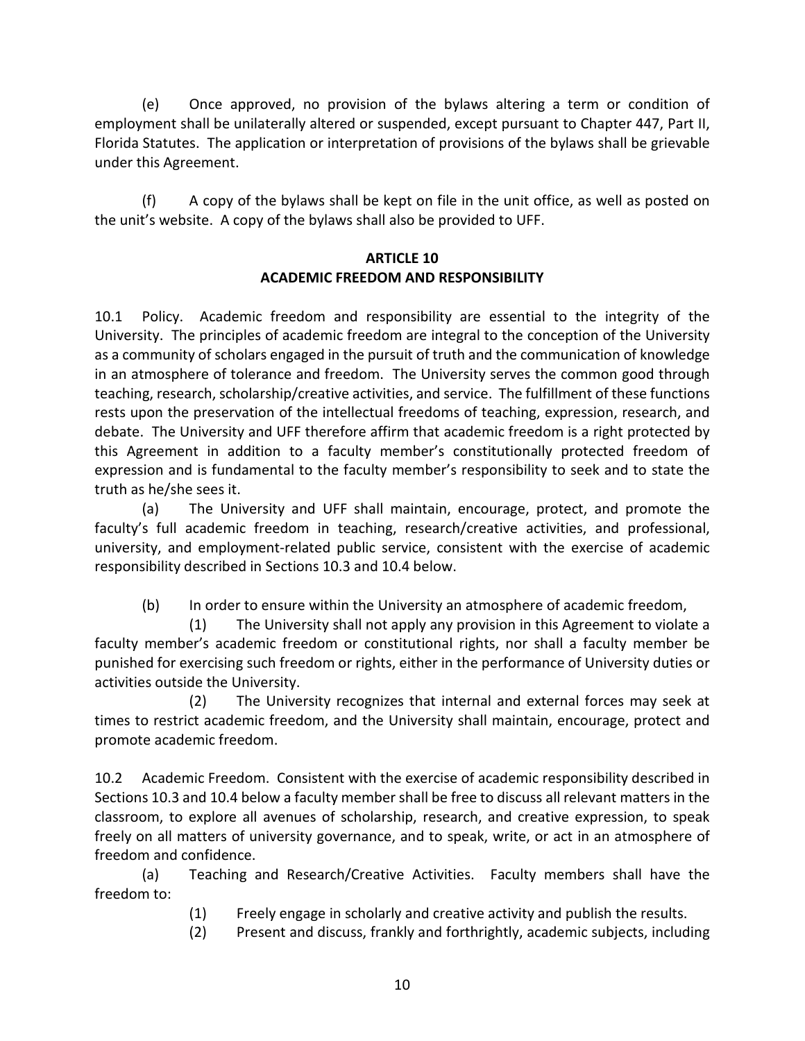(e) Once approved, no provision of the bylaws altering a term or condition of employment shall be unilaterally altered or suspended, except pursuant to Chapter 447, Part II, Florida Statutes. The application or interpretation of provisions of the bylaws shall be grievable under this Agreement.

(f) A copy of the bylaws shall be kept on file in the unit office, as well as posted on the unit's website. A copy of the bylaws shall also be provided to UFF.

## ARTICLE 10
## ACADEMIC FREEDOM AND RESPONSIBILITY

10.1 Policy. Academic freedom and responsibility are essential to the integrity of the University. The principles of academic freedom are integral to the conception of the University as a community of scholars engaged in the pursuit of truth and the communication of knowledge in an atmosphere of tolerance and freedom. The University serves the common good through teaching, research, scholarship/creative activities, and service. The fulfillment of these functions rests upon the preservation of the intellectual freedoms of teaching, expression, research, and debate. The University and UFF therefore affirm that academic freedom is a right protected by this Agreement in addition to a faculty member's constitutionally protected freedom of expression and is fundamental to the faculty member's responsibility to seek and to state the truth as he/she sees it.

(a) The University and UFF shall maintain, encourage, protect, and promote the faculty's full academic freedom in teaching, research/creative activities, and professional, university, and employment-related public service, consistent with the exercise of academic responsibility described in Sections 10.3 and 10.4 below.

(b) In order to ensure within the University an atmosphere of academic freedom,

(1) The University shall not apply any provision in this Agreement to violate a faculty member's academic freedom or constitutional rights, nor shall a faculty member be punished for exercising such freedom or rights, either in the performance of University duties or activities outside the University.

(2) The University recognizes that internal and external forces may seek at times to restrict academic freedom, and the University shall maintain, encourage, protect and promote academic freedom.

10.2 Academic Freedom. Consistent with the exercise of academic responsibility described in Sections 10.3 and 10.4 below a faculty member shall be free to discuss all relevant matters in the classroom, to explore all avenues of scholarship, research, and creative expression, to speak freely on all matters of university governance, and to speak, write, or act in an atmosphere of freedom and confidence.

(a) Teaching and Research/Creative Activities. Faculty members shall have the freedom to:

(1) Freely engage in scholarly and creative activity and publish the results.

(2) Present and discuss, frankly and forthrightly, academic subjects, including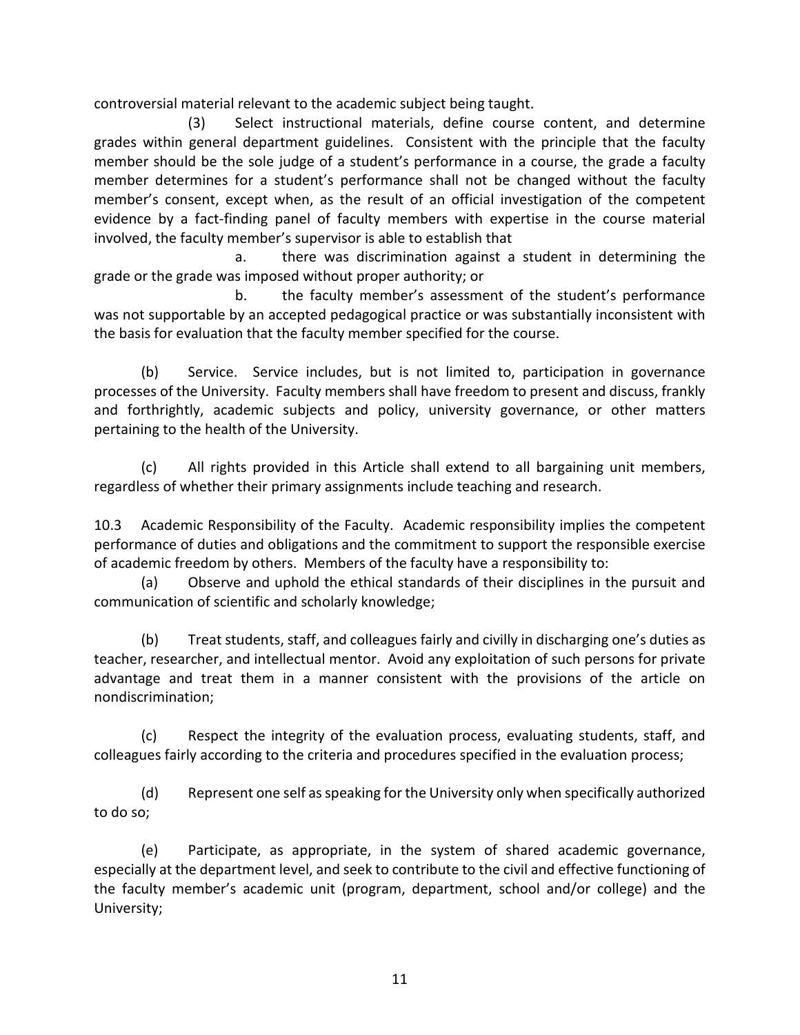controversial material relevant to the academic subject being taught.

(3) Select instructional materials, define course content, and determine grades within general department guidelines. Consistent with the principle that the faculty member should be the sole judge of a student's performance in a course, the grade a faculty member determines for a student's performance shall not be changed without the faculty member's consent, except when, as the result of an official investigation of the competent evidence by a fact-finding panel of faculty members with expertise in the course material involved, the faculty member's supervisor is able to establish that

a. there was discrimination against a student in determining the grade or the grade was imposed without proper authority; or

b. the faculty member's assessment of the student's performance was not supportable by an accepted pedagogical practice or was substantially inconsistent with the basis for evaluation that the faculty member specified for the course.

(b) Service. Service includes, but is not limited to, participation in governance processes of the University. Faculty members shall have freedom to present and discuss, frankly and forthrightly, academic subjects and policy, university governance, or other matters pertaining to the health of the University.

(c) All rights provided in this Article shall extend to all bargaining unit members, regardless of whether their primary assignments include teaching and research.

10.3 Academic Responsibility of the Faculty. Academic responsibility implies the competent performance of duties and obligations and the commitment to support the responsible exercise of academic freedom by others. Members of the faculty have a responsibility to:

(a) Observe and uphold the ethical standards of their disciplines in the pursuit and communication of scientific and scholarly knowledge;

(b) Treat students, staff, and colleagues fairly and civilly in discharging one's duties as teacher, researcher, and intellectual mentor. Avoid any exploitation of such persons for private advantage and treat them in a manner consistent with the provisions of the article on nondiscrimination;

(c) Respect the integrity of the evaluation process, evaluating students, staff, and colleagues fairly according to the criteria and procedures specified in the evaluation process;

(d) Represent one self as speaking for the University only when specifically authorized to do so;

(e) Participate, as appropriate, in the system of shared academic governance, especially at the department level, and seek to contribute to the civil and effective functioning of the faculty member's academic unit (program, department, school and/or college) and the University;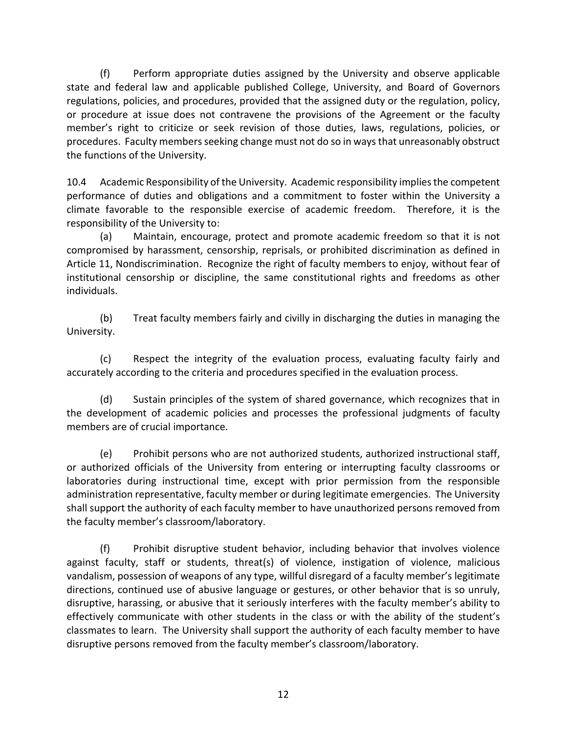(f) Perform appropriate duties assigned by the University and observe applicable state and federal law and applicable published College, University, and Board of Governors regulations, policies, and procedures, provided that the assigned duty or the regulation, policy, or procedure at issue does not contravene the provisions of the Agreement or the faculty member's right to criticize or seek revision of those duties, laws, regulations, policies, or procedures. Faculty members seeking change must not do so in ways that unreasonably obstruct the functions of the University.

10.4 Academic Responsibility of the University. Academic responsibility implies the competent performance of duties and obligations and a commitment to foster within the University a climate favorable to the responsible exercise of academic freedom. Therefore, it is the responsibility of the University to:

(a) Maintain, encourage, protect and promote academic freedom so that it is not compromised by harassment, censorship, reprisals, or prohibited discrimination as defined in Article 11, Nondiscrimination. Recognize the right of faculty members to enjoy, without fear of institutional censorship or discipline, the same constitutional rights and freedoms as other individuals.

(b) Treat faculty members fairly and civilly in discharging the duties in managing the University.

(c) Respect the integrity of the evaluation process, evaluating faculty fairly and accurately according to the criteria and procedures specified in the evaluation process.

(d) Sustain principles of the system of shared governance, which recognizes that in the development of academic policies and processes the professional judgments of faculty members are of crucial importance.

(e) Prohibit persons who are not authorized students, authorized instructional staff, or authorized officials of the University from entering or interrupting faculty classrooms or laboratories during instructional time, except with prior permission from the responsible administration representative, faculty member or during legitimate emergencies. The University shall support the authority of each faculty member to have unauthorized persons removed from the faculty member's classroom/laboratory.

(f) Prohibit disruptive student behavior, including behavior that involves violence against faculty, staff or students, threat(s) of violence, instigation of violence, malicious vandalism, possession of weapons of any type, willful disregard of a faculty member's legitimate directions, continued use of abusive language or gestures, or other behavior that is so unruly, disruptive, harassing, or abusive that it seriously interferes with the faculty member's ability to effectively communicate with other students in the class or with the ability of the student's classmates to learn. The University shall support the authority of each faculty member to have disruptive persons removed from the faculty member's classroom/laboratory.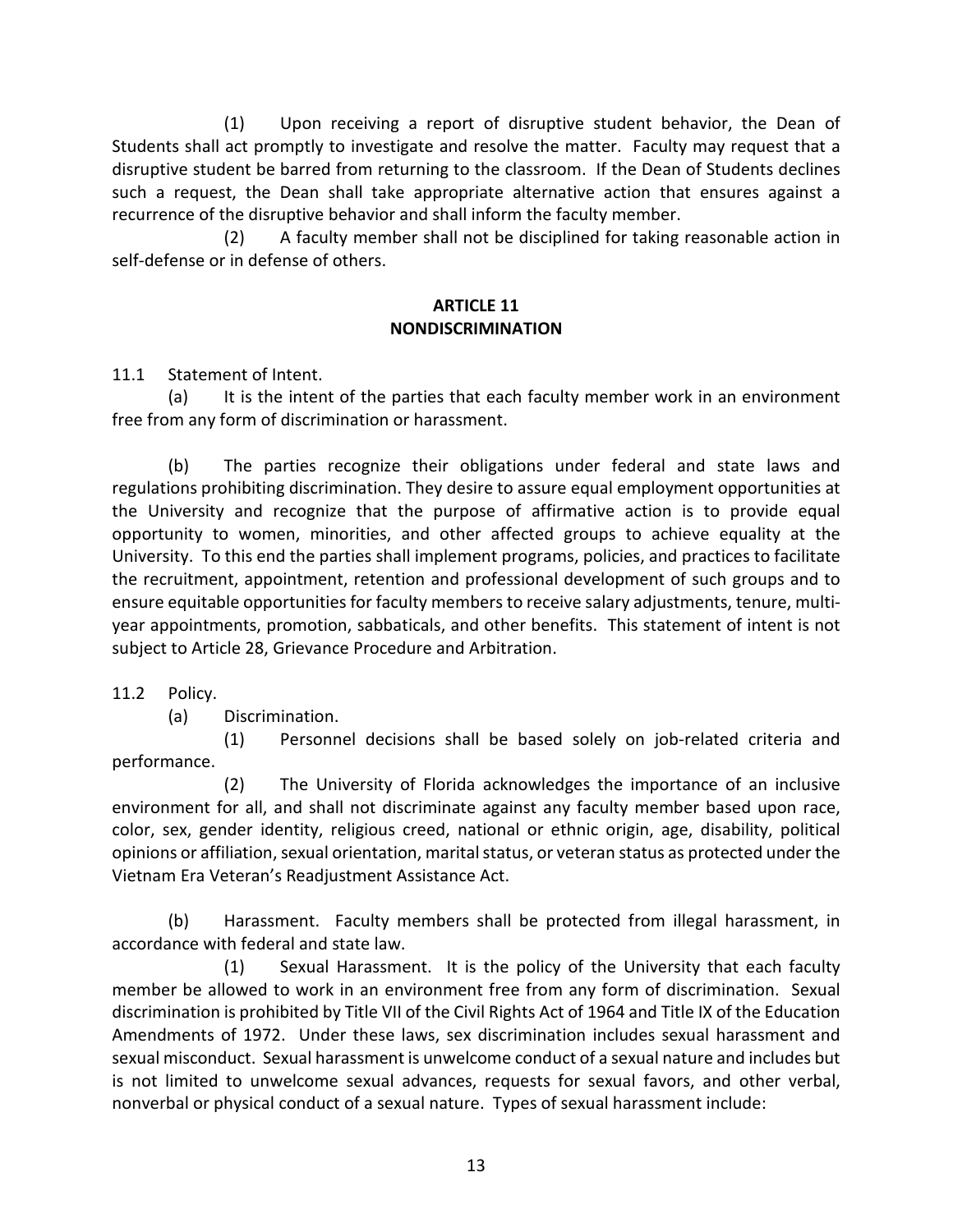(1) Upon receiving a report of disruptive student behavior, the Dean of Students shall act promptly to investigate and resolve the matter. Faculty may request that a disruptive student be barred from returning to the classroom. If the Dean of Students declines such a request, the Dean shall take appropriate alternative action that ensures against a recurrence of the disruptive behavior and shall inform the faculty member.

(2) A faculty member shall not be disciplined for taking reasonable action in self-defense or in defense of others.

## ARTICLE 11
## NONDISCRIMINATION

11.1 Statement of Intent.

(a) It is the intent of the parties that each faculty member work in an environment free from any form of discrimination or harassment.

(b) The parties recognize their obligations under federal and state laws and regulations prohibiting discrimination. They desire to assure equal employment opportunities at the University and recognize that the purpose of affirmative action is to provide equal opportunity to women, minorities, and other affected groups to achieve equality at the University. To this end the parties shall implement programs, policies, and practices to facilitate the recruitment, appointment, retention and professional development of such groups and to ensure equitable opportunities for faculty members to receive salary adjustments, tenure, multi-year appointments, promotion, sabbaticals, and other benefits. This statement of intent is not subject to Article 28, Grievance Procedure and Arbitration.

11.2 Policy.

(a) Discrimination.

(1) Personnel decisions shall be based solely on job-related criteria and performance.

(2) The University of Florida acknowledges the importance of an inclusive environment for all, and shall not discriminate against any faculty member based upon race, color, sex, gender identity, religious creed, national or ethnic origin, age, disability, political opinions or affiliation, sexual orientation, marital status, or veteran status as protected under the Vietnam Era Veteran's Readjustment Assistance Act.

(b) Harassment. Faculty members shall be protected from illegal harassment, in accordance with federal and state law.

(1) Sexual Harassment. It is the policy of the University that each faculty member be allowed to work in an environment free from any form of discrimination. Sexual discrimination is prohibited by Title VII of the Civil Rights Act of 1964 and Title IX of the Education Amendments of 1972. Under these laws, sex discrimination includes sexual harassment and sexual misconduct. Sexual harassment is unwelcome conduct of a sexual nature and includes but is not limited to unwelcome sexual advances, requests for sexual favors, and other verbal, nonverbal or physical conduct of a sexual nature. Types of sexual harassment include: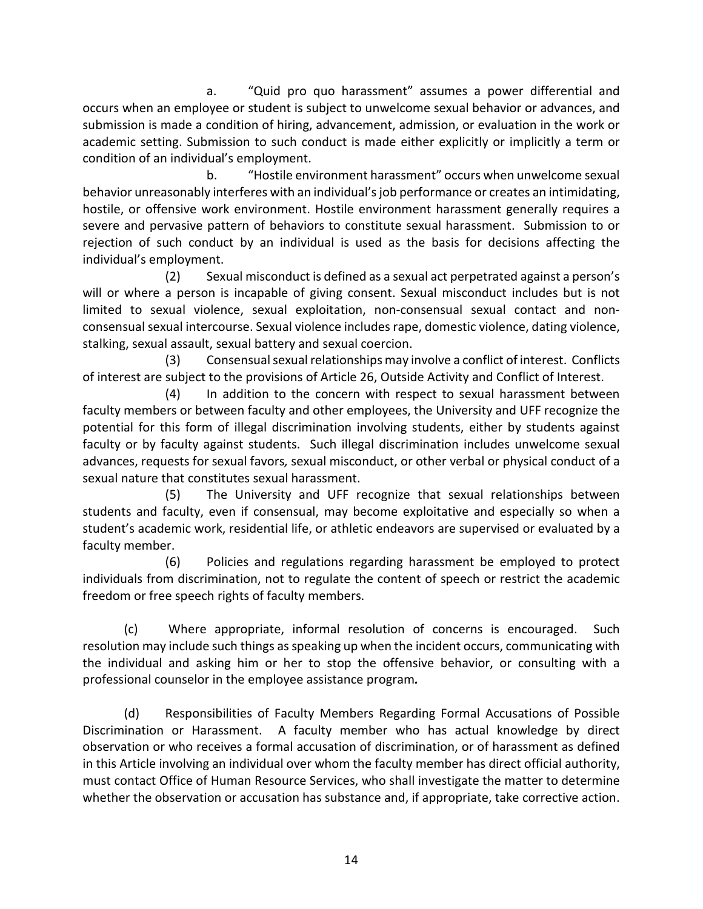a. "Quid pro quo harassment" assumes a power differential and occurs when an employee or student is subject to unwelcome sexual behavior or advances, and submission is made a condition of hiring, advancement, admission, or evaluation in the work or academic setting. Submission to such conduct is made either explicitly or implicitly a term or condition of an individual's employment.

b. "Hostile environment harassment" occurs when unwelcome sexual behavior unreasonably interferes with an individual's job performance or creates an intimidating, hostile, or offensive work environment. Hostile environment harassment generally requires a severe and pervasive pattern of behaviors to constitute sexual harassment. Submission to or rejection of such conduct by an individual is used as the basis for decisions affecting the individual's employment.

(2) Sexual misconduct is defined as a sexual act perpetrated against a person's will or where a person is incapable of giving consent. Sexual misconduct includes but is not limited to sexual violence, sexual exploitation, non-consensual sexual contact and non-consensual sexual intercourse. Sexual violence includes rape, domestic violence, dating violence, stalking, sexual assault, sexual battery and sexual coercion.

(3) Consensual sexual relationships may involve a conflict of interest. Conflicts of interest are subject to the provisions of Article 26, Outside Activity and Conflict of Interest.

(4) In addition to the concern with respect to sexual harassment between faculty members or between faculty and other employees, the University and UFF recognize the potential for this form of illegal discrimination involving students, either by students against faculty or by faculty against students. Such illegal discrimination includes unwelcome sexual advances, requests for sexual favors, sexual misconduct, or other verbal or physical conduct of a sexual nature that constitutes sexual harassment.

(5) The University and UFF recognize that sexual relationships between students and faculty, even if consensual, may become exploitative and especially so when a student's academic work, residential life, or athletic endeavors are supervised or evaluated by a faculty member.

(6) Policies and regulations regarding harassment be employed to protect individuals from discrimination, not to regulate the content of speech or restrict the academic freedom or free speech rights of faculty members.

(c) Where appropriate, informal resolution of concerns is encouraged. Such resolution may include such things as speaking up when the incident occurs, communicating with the individual and asking him or her to stop the offensive behavior, or consulting with a professional counselor in the employee assistance program**.**

(d) Responsibilities of Faculty Members Regarding Formal Accusations of Possible Discrimination or Harassment. A faculty member who has actual knowledge by direct observation or who receives a formal accusation of discrimination, or of harassment as defined in this Article involving an individual over whom the faculty member has direct official authority, must contact Office of Human Resource Services, who shall investigate the matter to determine whether the observation or accusation has substance and, if appropriate, take corrective action.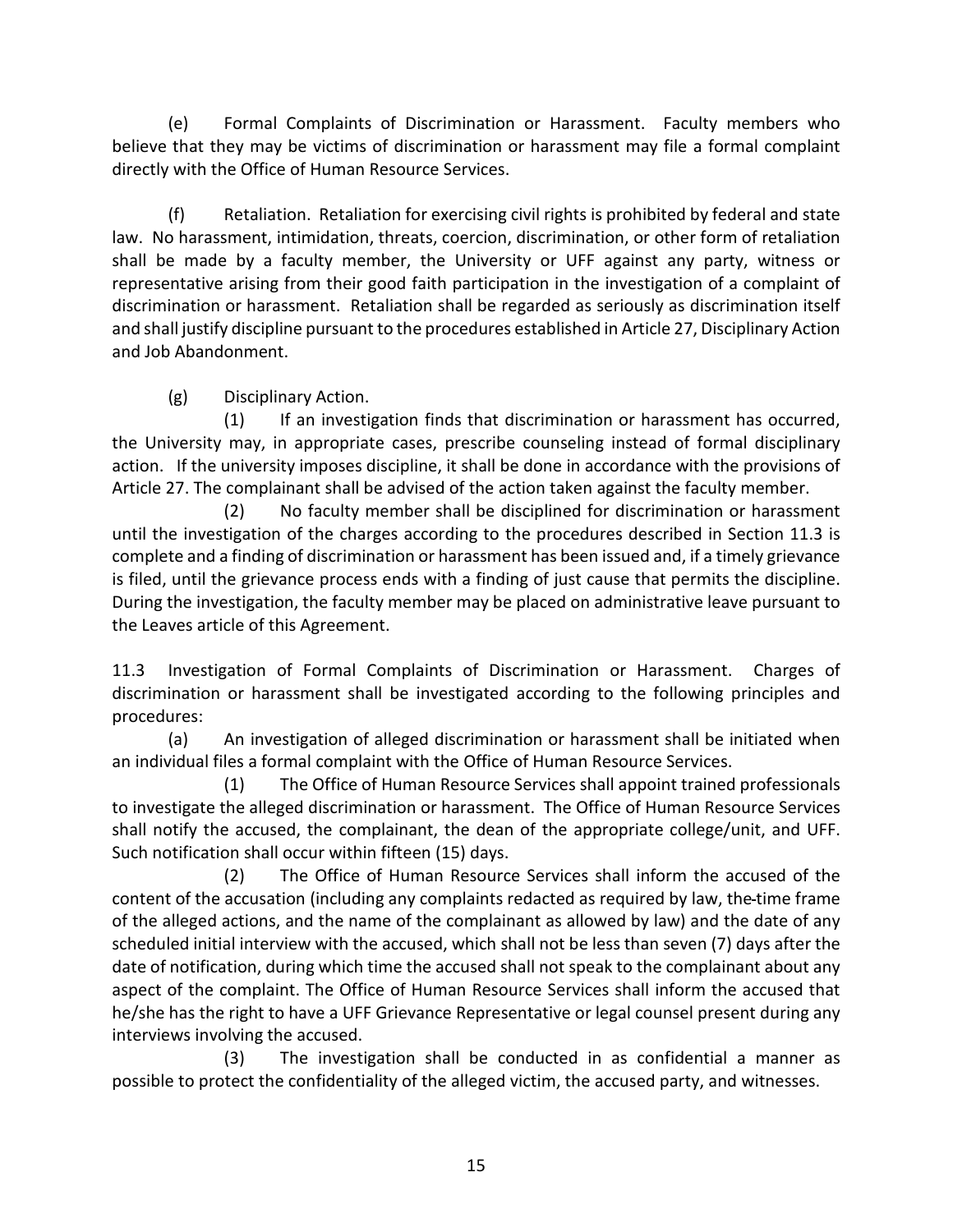(e) Formal Complaints of Discrimination or Harassment. Faculty members who believe that they may be victims of discrimination or harassment may file a formal complaint directly with the Office of Human Resource Services.

(f) Retaliation. Retaliation for exercising civil rights is prohibited by federal and state law. No harassment, intimidation, threats, coercion, discrimination, or other form of retaliation shall be made by a faculty member, the University or UFF against any party, witness or representative arising from their good faith participation in the investigation of a complaint of discrimination or harassment. Retaliation shall be regarded as seriously as discrimination itself and shall justify discipline pursuant to the procedures established in Article 27, Disciplinary Action and Job Abandonment.

(g) Disciplinary Action.

(1) If an investigation finds that discrimination or harassment has occurred, the University may, in appropriate cases, prescribe counseling instead of formal disciplinary action. If the university imposes discipline, it shall be done in accordance with the provisions of Article 27. The complainant shall be advised of the action taken against the faculty member.

(2) No faculty member shall be disciplined for discrimination or harassment until the investigation of the charges according to the procedures described in Section 11.3 is complete and a finding of discrimination or harassment has been issued and, if a timely grievance is filed, until the grievance process ends with a finding of just cause that permits the discipline. During the investigation, the faculty member may be placed on administrative leave pursuant to the Leaves article of this Agreement.

11.3 Investigation of Formal Complaints of Discrimination or Harassment. Charges of discrimination or harassment shall be investigated according to the following principles and procedures:

(a) An investigation of alleged discrimination or harassment shall be initiated when an individual files a formal complaint with the Office of Human Resource Services.

(1) The Office of Human Resource Services shall appoint trained professionals to investigate the alleged discrimination or harassment. The Office of Human Resource Services shall notify the accused, the complainant, the dean of the appropriate college/unit, and UFF. Such notification shall occur within fifteen (15) days.

(2) The Office of Human Resource Services shall inform the accused of the content of the accusation (including any complaints redacted as required by law, the time frame of the alleged actions, and the name of the complainant as allowed by law) and the date of any scheduled initial interview with the accused, which shall not be less than seven (7) days after the date of notification, during which time the accused shall not speak to the complainant about any aspect of the complaint. The Office of Human Resource Services shall inform the accused that he/she has the right to have a UFF Grievance Representative or legal counsel present during any interviews involving the accused.

(3) The investigation shall be conducted in as confidential a manner as possible to protect the confidentiality of the alleged victim, the accused party, and witnesses.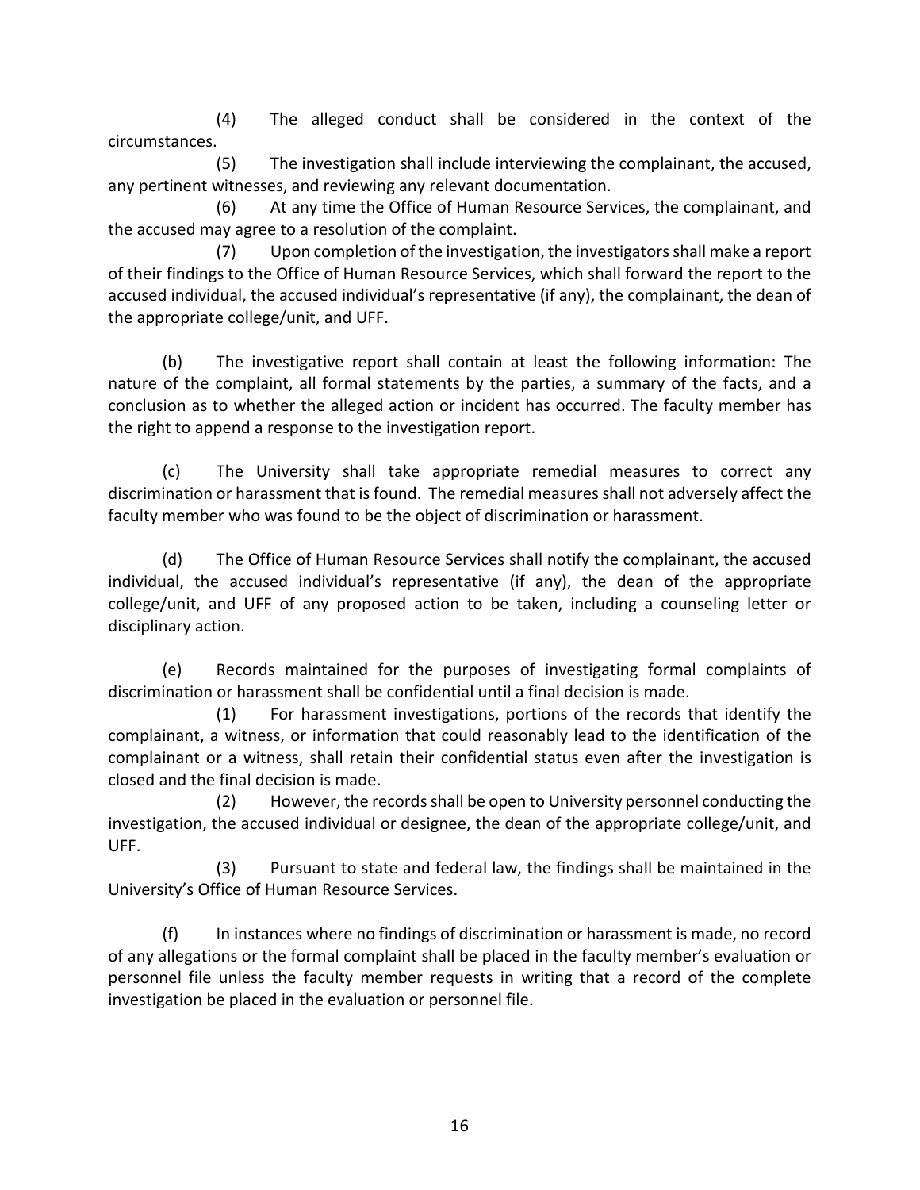(4) The alleged conduct shall be considered in the context of the circumstances.

(5) The investigation shall include interviewing the complainant, the accused, any pertinent witnesses, and reviewing any relevant documentation.

(6) At any time the Office of Human Resource Services, the complainant, and the accused may agree to a resolution of the complaint.

(7) Upon completion of the investigation, the investigators shall make a report of their findings to the Office of Human Resource Services, which shall forward the report to the accused individual, the accused individual's representative (if any), the complainant, the dean of the appropriate college/unit, and UFF.

(b) The investigative report shall contain at least the following information: The nature of the complaint, all formal statements by the parties, a summary of the facts, and a conclusion as to whether the alleged action or incident has occurred. The faculty member has the right to append a response to the investigation report.

(c) The University shall take appropriate remedial measures to correct any discrimination or harassment that is found. The remedial measures shall not adversely affect the faculty member who was found to be the object of discrimination or harassment.

(d) The Office of Human Resource Services shall notify the complainant, the accused individual, the accused individual's representative (if any), the dean of the appropriate college/unit, and UFF of any proposed action to be taken, including a counseling letter or disciplinary action.

(e) Records maintained for the purposes of investigating formal complaints of discrimination or harassment shall be confidential until a final decision is made.

(1) For harassment investigations, portions of the records that identify the complainant, a witness, or information that could reasonably lead to the identification of the complainant or a witness, shall retain their confidential status even after the investigation is closed and the final decision is made.

(2) However, the records shall be open to University personnel conducting the investigation, the accused individual or designee, the dean of the appropriate college/unit, and UFF.

(3) Pursuant to state and federal law, the findings shall be maintained in the University's Office of Human Resource Services.

(f) In instances where no findings of discrimination or harassment is made, no record of any allegations or the formal complaint shall be placed in the faculty member's evaluation or personnel file unless the faculty member requests in writing that a record of the complete investigation be placed in the evaluation or personnel file.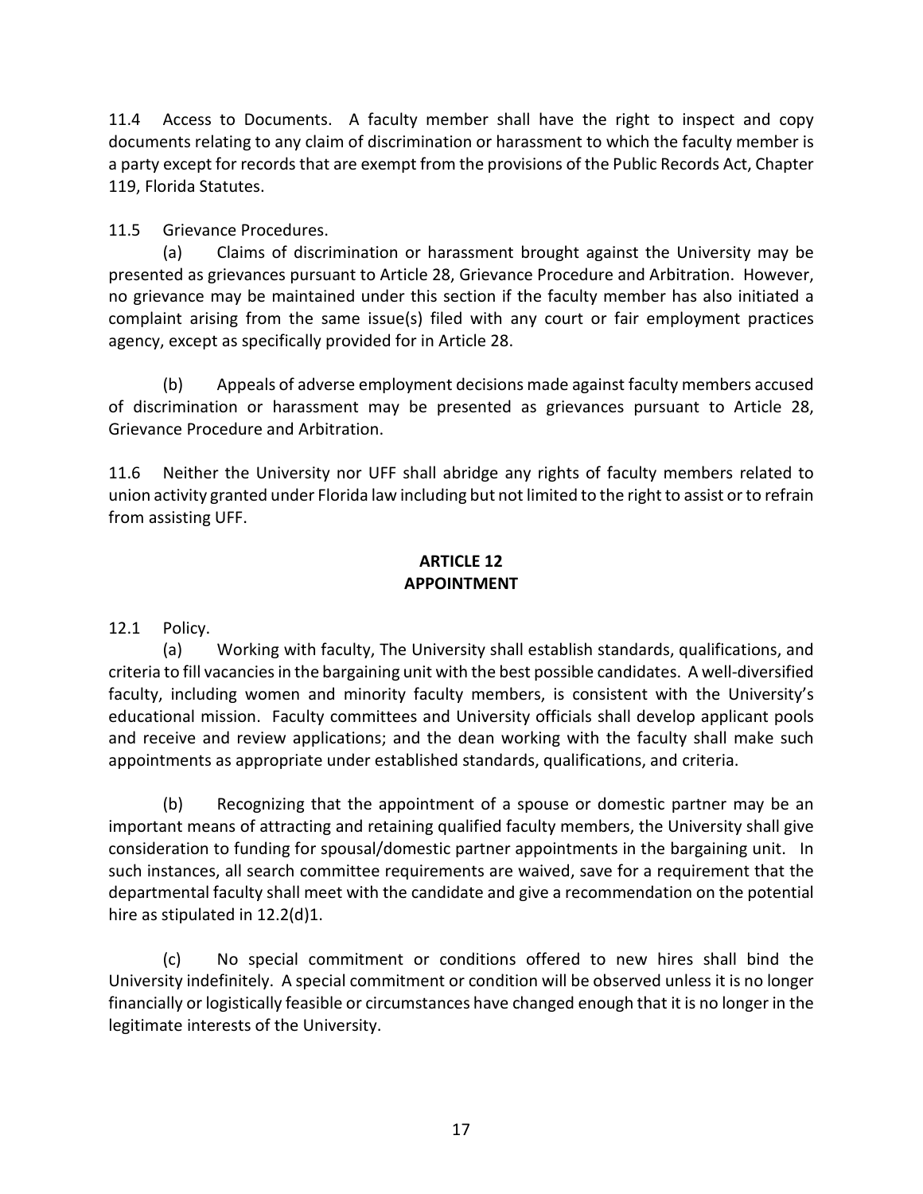11.4 Access to Documents. A faculty member shall have the right to inspect and copy documents relating to any claim of discrimination or harassment to which the faculty member is a party except for records that are exempt from the provisions of the Public Records Act, Chapter 119, Florida Statutes.

11.5 Grievance Procedures.

(a) Claims of discrimination or harassment brought against the University may be presented as grievances pursuant to Article 28, Grievance Procedure and Arbitration. However, no grievance may be maintained under this section if the faculty member has also initiated a complaint arising from the same issue(s) filed with any court or fair employment practices agency, except as specifically provided for in Article 28.

(b) Appeals of adverse employment decisions made against faculty members accused of discrimination or harassment may be presented as grievances pursuant to Article 28, Grievance Procedure and Arbitration.

11.6 Neither the University nor UFF shall abridge any rights of faculty members related to union activity granted under Florida law including but not limited to the right to assist or to refrain from assisting UFF.

## ARTICLE 12
## APPOINTMENT

12.1 Policy.

(a) Working with faculty, The University shall establish standards, qualifications, and criteria to fill vacancies in the bargaining unit with the best possible candidates. A well-diversified faculty, including women and minority faculty members, is consistent with the University's educational mission. Faculty committees and University officials shall develop applicant pools and receive and review applications; and the dean working with the faculty shall make such appointments as appropriate under established standards, qualifications, and criteria.

(b) Recognizing that the appointment of a spouse or domestic partner may be an important means of attracting and retaining qualified faculty members, the University shall give consideration to funding for spousal/domestic partner appointments in the bargaining unit. In such instances, all search committee requirements are waived, save for a requirement that the departmental faculty shall meet with the candidate and give a recommendation on the potential hire as stipulated in 12.2(d)1.

(c) No special commitment or conditions offered to new hires shall bind the University indefinitely. A special commitment or condition will be observed unless it is no longer financially or logistically feasible or circumstances have changed enough that it is no longer in the legitimate interests of the University.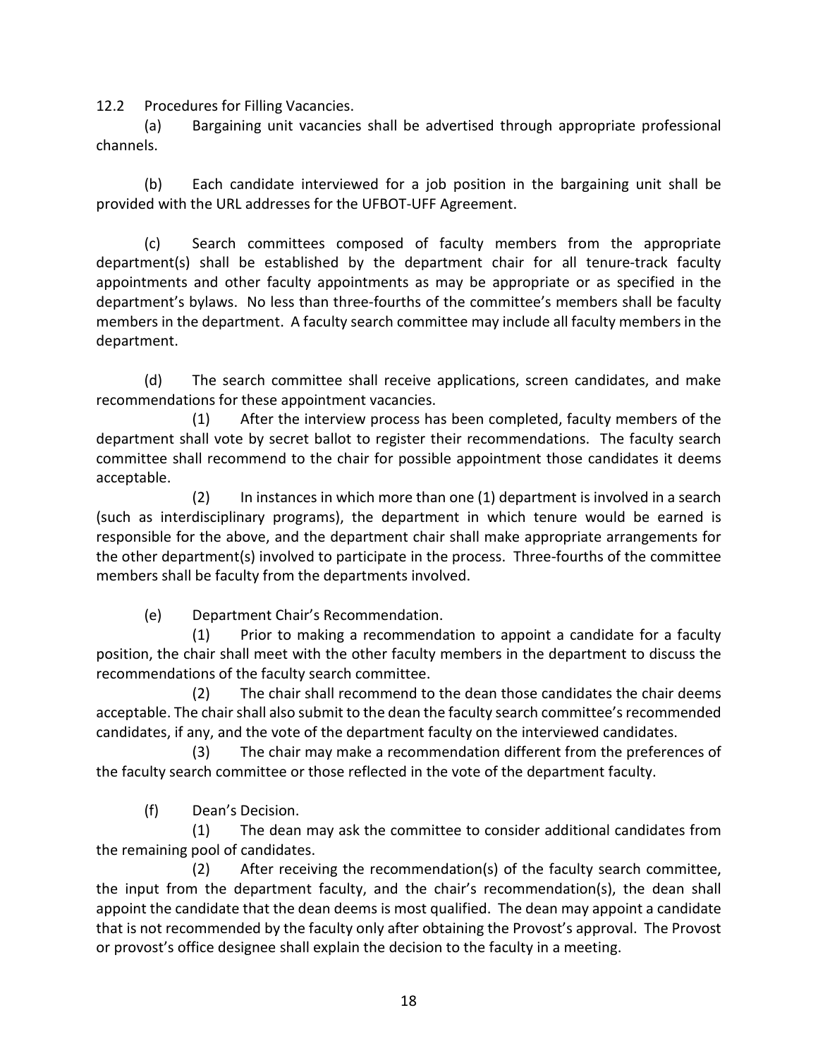12.2 Procedures for Filling Vacancies.

(a) Bargaining unit vacancies shall be advertised through appropriate professional channels.

(b) Each candidate interviewed for a job position in the bargaining unit shall be provided with the URL addresses for the UFBOT-UFF Agreement.

(c) Search committees composed of faculty members from the appropriate department(s) shall be established by the department chair for all tenure-track faculty appointments and other faculty appointments as may be appropriate or as specified in the department's bylaws. No less than three-fourths of the committee's members shall be faculty members in the department. A faculty search committee may include all faculty members in the department.

(d) The search committee shall receive applications, screen candidates, and make recommendations for these appointment vacancies.

(1) After the interview process has been completed, faculty members of the department shall vote by secret ballot to register their recommendations. The faculty search committee shall recommend to the chair for possible appointment those candidates it deems acceptable.

(2) In instances in which more than one (1) department is involved in a search (such as interdisciplinary programs), the department in which tenure would be earned is responsible for the above, and the department chair shall make appropriate arrangements for the other department(s) involved to participate in the process. Three-fourths of the committee members shall be faculty from the departments involved.

(e) Department Chair's Recommendation.

(1) Prior to making a recommendation to appoint a candidate for a faculty position, the chair shall meet with the other faculty members in the department to discuss the recommendations of the faculty search committee.

(2) The chair shall recommend to the dean those candidates the chair deems acceptable. The chair shall also submit to the dean the faculty search committee's recommended candidates, if any, and the vote of the department faculty on the interviewed candidates.

(3) The chair may make a recommendation different from the preferences of the faculty search committee or those reflected in the vote of the department faculty.

(f) Dean's Decision.

(1) The dean may ask the committee to consider additional candidates from the remaining pool of candidates.

(2) After receiving the recommendation(s) of the faculty search committee, the input from the department faculty, and the chair's recommendation(s), the dean shall appoint the candidate that the dean deems is most qualified. The dean may appoint a candidate that is not recommended by the faculty only after obtaining the Provost's approval. The Provost or provost's office designee shall explain the decision to the faculty in a meeting.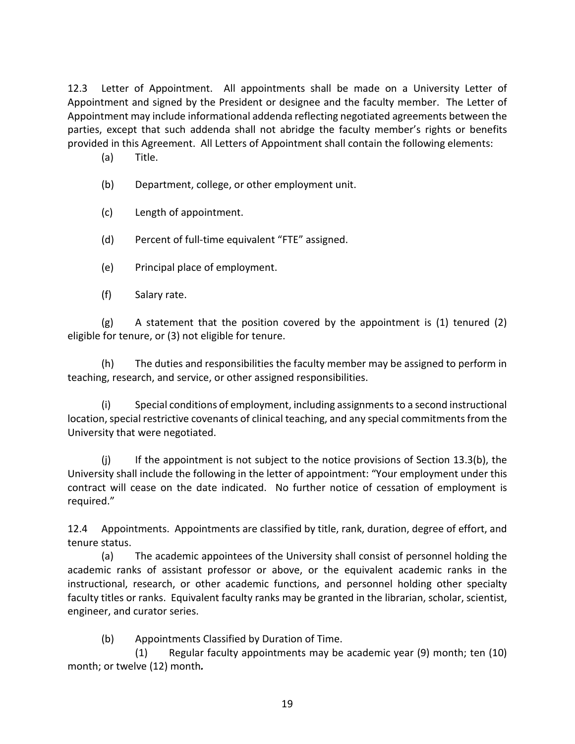12.3 Letter of Appointment. All appointments shall be made on a University Letter of Appointment and signed by the President or designee and the faculty member. The Letter of Appointment may include informational addenda reflecting negotiated agreements between the parties, except that such addenda shall not abridge the faculty member's rights or benefits provided in this Agreement. All Letters of Appointment shall contain the following elements:

(a) Title.

(b) Department, college, or other employment unit.

(c) Length of appointment.

(d) Percent of full-time equivalent "FTE" assigned.

(e) Principal place of employment.

(f) Salary rate.

(g) A statement that the position covered by the appointment is (1) tenured (2) eligible for tenure, or (3) not eligible for tenure.

(h) The duties and responsibilities the faculty member may be assigned to perform in teaching, research, and service, or other assigned responsibilities.

(i) Special conditions of employment, including assignments to a second instructional location, special restrictive covenants of clinical teaching, and any special commitments from the University that were negotiated.

(j) If the appointment is not subject to the notice provisions of Section 13.3(b), the University shall include the following in the letter of appointment: "Your employment under this contract will cease on the date indicated. No further notice of cessation of employment is required."

12.4 Appointments. Appointments are classified by title, rank, duration, degree of effort, and tenure status.

(a) The academic appointees of the University shall consist of personnel holding the academic ranks of assistant professor or above, or the equivalent academic ranks in the instructional, research, or other academic functions, and personnel holding other specialty faculty titles or ranks. Equivalent faculty ranks may be granted in the librarian, scholar, scientist, engineer, and curator series.

(b) Appointments Classified by Duration of Time.

(1) Regular faculty appointments may be academic year (9) month; ten (10) month; or twelve (12) month*.*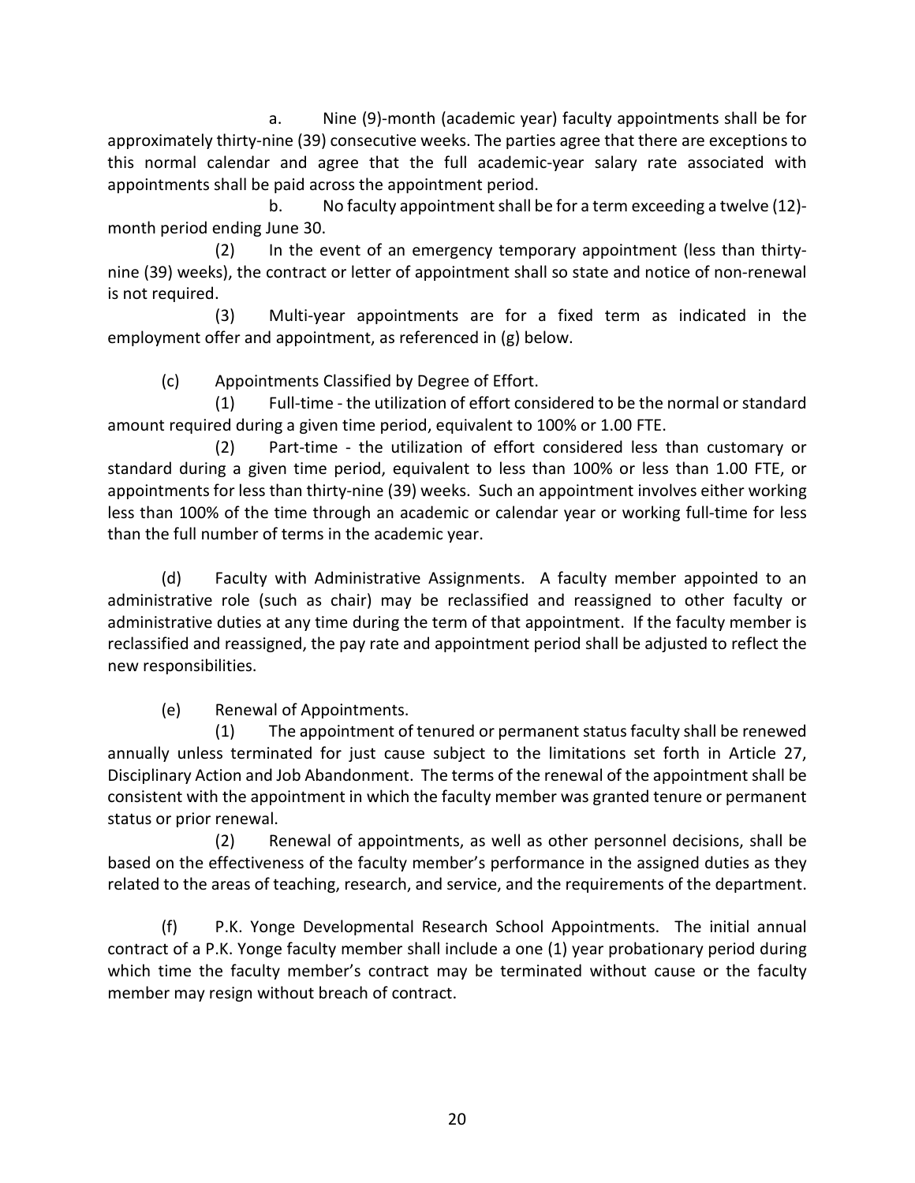a. Nine (9)-month (academic year) faculty appointments shall be for approximately thirty-nine (39) consecutive weeks. The parties agree that there are exceptions to this normal calendar and agree that the full academic-year salary rate associated with appointments shall be paid across the appointment period.

b. No faculty appointment shall be for a term exceeding a twelve (12)-month period ending June 30.

(2) In the event of an emergency temporary appointment (less than thirty-nine (39) weeks), the contract or letter of appointment shall so state and notice of non-renewal is not required.

(3) Multi-year appointments are for a fixed term as indicated in the employment offer and appointment, as referenced in (g) below.

(c) Appointments Classified by Degree of Effort.

(1) Full-time - the utilization of effort considered to be the normal or standard amount required during a given time period, equivalent to 100% or 1.00 FTE.

(2) Part-time - the utilization of effort considered less than customary or standard during a given time period, equivalent to less than 100% or less than 1.00 FTE, or appointments for less than thirty-nine (39) weeks. Such an appointment involves either working less than 100% of the time through an academic or calendar year or working full-time for less than the full number of terms in the academic year.

(d) Faculty with Administrative Assignments. A faculty member appointed to an administrative role (such as chair) may be reclassified and reassigned to other faculty or administrative duties at any time during the term of that appointment. If the faculty member is reclassified and reassigned, the pay rate and appointment period shall be adjusted to reflect the new responsibilities.

(e) Renewal of Appointments.

(1) The appointment of tenured or permanent status faculty shall be renewed annually unless terminated for just cause subject to the limitations set forth in Article 27, Disciplinary Action and Job Abandonment. The terms of the renewal of the appointment shall be consistent with the appointment in which the faculty member was granted tenure or permanent status or prior renewal.

(2) Renewal of appointments, as well as other personnel decisions, shall be based on the effectiveness of the faculty member's performance in the assigned duties as they related to the areas of teaching, research, and service, and the requirements of the department.

(f) P.K. Yonge Developmental Research School Appointments. The initial annual contract of a P.K. Yonge faculty member shall include a one (1) year probationary period during which time the faculty member's contract may be terminated without cause or the faculty member may resign without breach of contract.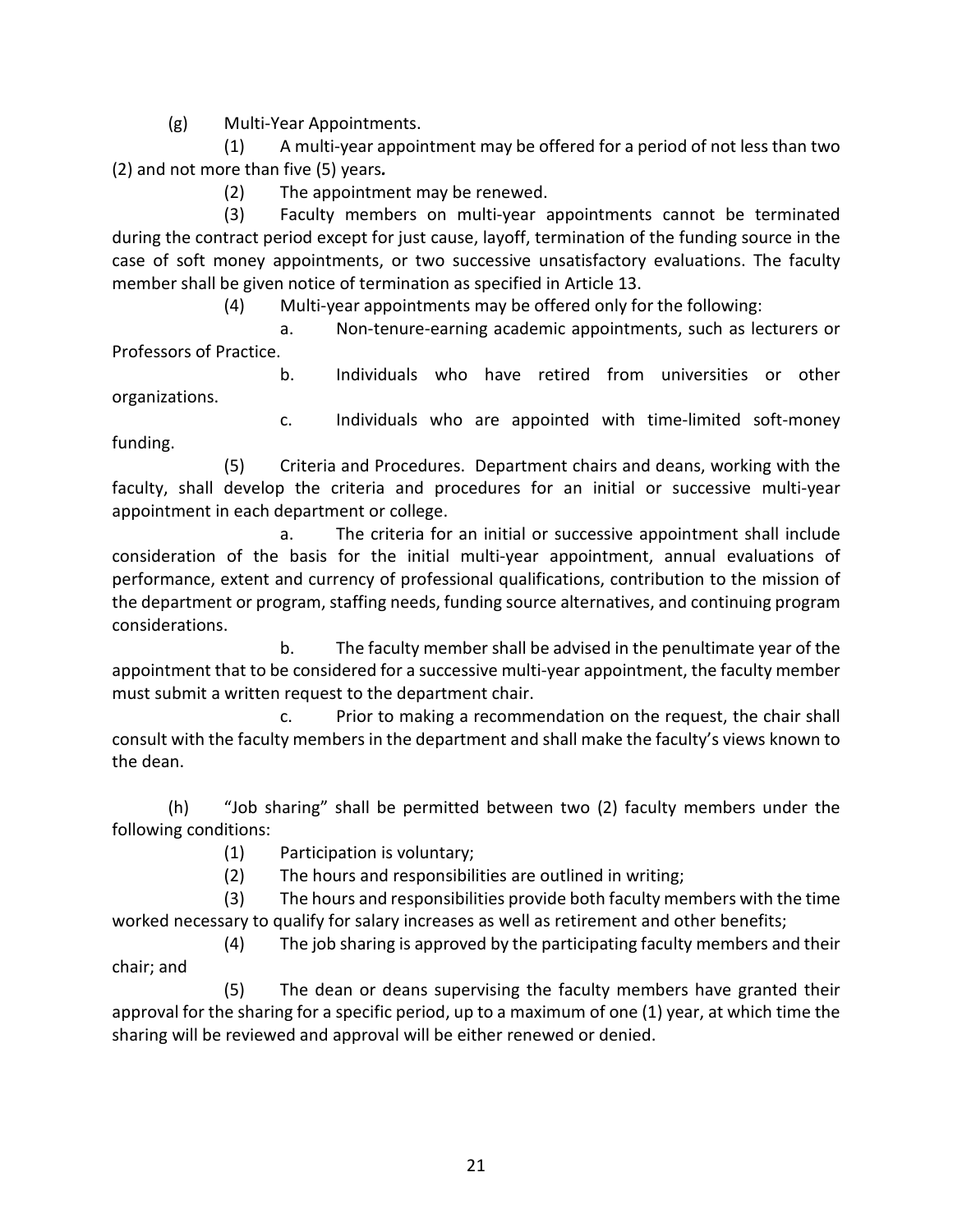(g) Multi-Year Appointments.

(1) A multi-year appointment may be offered for a period of not less than two (2) and not more than five (5) years*.*

(2) The appointment may be renewed.

(3) Faculty members on multi-year appointments cannot be terminated during the contract period except for just cause, layoff, termination of the funding source in the case of soft money appointments, or two successive unsatisfactory evaluations. The faculty member shall be given notice of termination as specified in Article 13.

(4) Multi-year appointments may be offered only for the following:

a. Non-tenure-earning academic appointments, such as lecturers or Professors of Practice.

b. Individuals who have retired from universities or other organizations.

c. Individuals who are appointed with time-limited soft-money funding.

(5) Criteria and Procedures. Department chairs and deans, working with the faculty, shall develop the criteria and procedures for an initial or successive multi-year appointment in each department or college.

a. The criteria for an initial or successive appointment shall include consideration of the basis for the initial multi-year appointment, annual evaluations of performance, extent and currency of professional qualifications, contribution to the mission of the department or program, staffing needs, funding source alternatives, and continuing program considerations.

b. The faculty member shall be advised in the penultimate year of the appointment that to be considered for a successive multi-year appointment, the faculty member must submit a written request to the department chair.

c. Prior to making a recommendation on the request, the chair shall consult with the faculty members in the department and shall make the faculty's views known to the dean.

(h) "Job sharing" shall be permitted between two (2) faculty members under the following conditions:

(1) Participation is voluntary;

(2) The hours and responsibilities are outlined in writing;

(3) The hours and responsibilities provide both faculty members with the time worked necessary to qualify for salary increases as well as retirement and other benefits;

(4) The job sharing is approved by the participating faculty members and their chair; and

(5) The dean or deans supervising the faculty members have granted their approval for the sharing for a specific period, up to a maximum of one (1) year, at which time the sharing will be reviewed and approval will be either renewed or denied.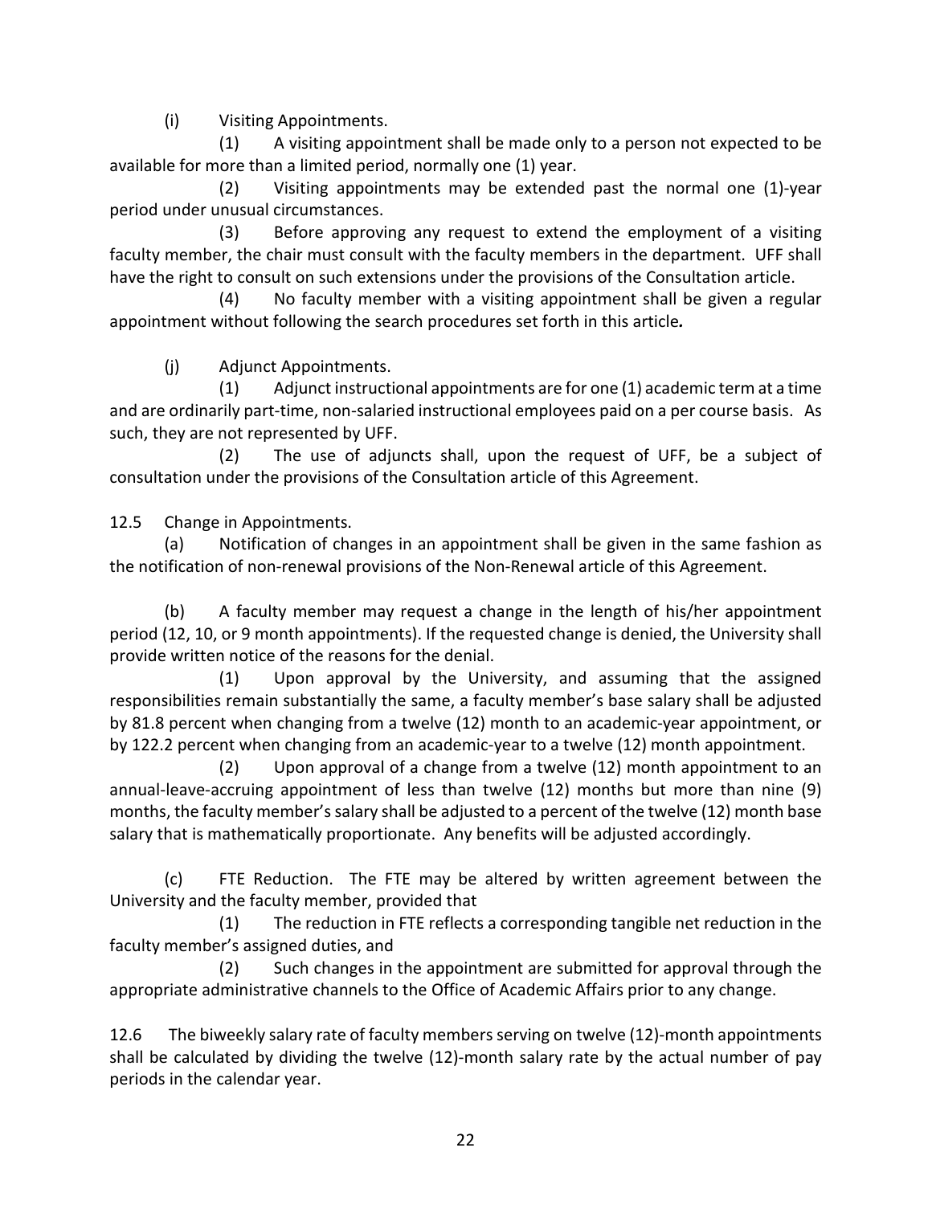(i) Visiting Appointments.

(1) A visiting appointment shall be made only to a person not expected to be available for more than a limited period, normally one (1) year.

(2) Visiting appointments may be extended past the normal one (1)-year period under unusual circumstances.

(3) Before approving any request to extend the employment of a visiting faculty member, the chair must consult with the faculty members in the department. UFF shall have the right to consult on such extensions under the provisions of the Consultation article.

(4) No faculty member with a visiting appointment shall be given a regular appointment without following the search procedures set forth in this article*.*

(j) Adjunct Appointments.

(1) Adjunct instructional appointments are for one (1) academic term at a time and are ordinarily part-time, non-salaried instructional employees paid on a per course basis. As such, they are not represented by UFF.

(2) The use of adjuncts shall, upon the request of UFF, be a subject of consultation under the provisions of the Consultation article of this Agreement.

12.5 Change in Appointments.

(a) Notification of changes in an appointment shall be given in the same fashion as the notification of non-renewal provisions of the Non-Renewal article of this Agreement.

(b) A faculty member may request a change in the length of his/her appointment period (12, 10, or 9 month appointments). If the requested change is denied, the University shall provide written notice of the reasons for the denial.

(1) Upon approval by the University, and assuming that the assigned responsibilities remain substantially the same, a faculty member's base salary shall be adjusted by 81.8 percent when changing from a twelve (12) month to an academic-year appointment, or by 122.2 percent when changing from an academic-year to a twelve (12) month appointment.

(2) Upon approval of a change from a twelve (12) month appointment to an annual-leave-accruing appointment of less than twelve (12) months but more than nine (9) months, the faculty member's salary shall be adjusted to a percent of the twelve (12) month base salary that is mathematically proportionate. Any benefits will be adjusted accordingly.

(c) FTE Reduction. The FTE may be altered by written agreement between the University and the faculty member, provided that

(1) The reduction in FTE reflects a corresponding tangible net reduction in the faculty member's assigned duties, and

(2) Such changes in the appointment are submitted for approval through the appropriate administrative channels to the Office of Academic Affairs prior to any change.

12.6 The biweekly salary rate of faculty members serving on twelve (12)-month appointments shall be calculated by dividing the twelve (12)-month salary rate by the actual number of pay periods in the calendar year.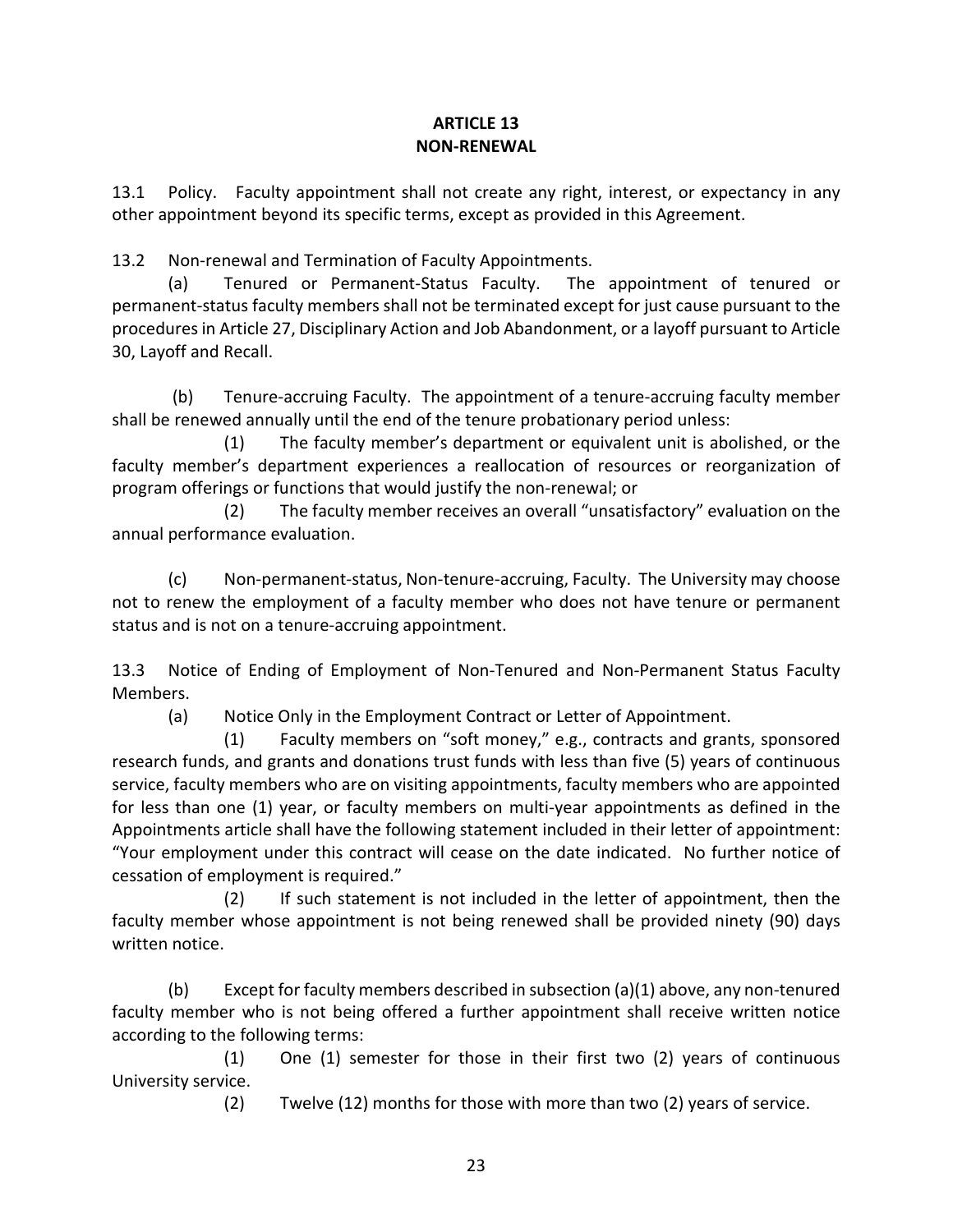# ARTICLE 13
# NON-RENEWAL

13.1 Policy. Faculty appointment shall not create any right, interest, or expectancy in any other appointment beyond its specific terms, except as provided in this Agreement.

13.2 Non-renewal and Termination of Faculty Appointments.

(a) Tenured or Permanent-Status Faculty. The appointment of tenured or permanent-status faculty members shall not be terminated except for just cause pursuant to the procedures in Article 27, Disciplinary Action and Job Abandonment, or a layoff pursuant to Article 30, Layoff and Recall.

(b) Tenure-accruing Faculty. The appointment of a tenure-accruing faculty member shall be renewed annually until the end of the tenure probationary period unless:

(1) The faculty member's department or equivalent unit is abolished, or the faculty member's department experiences a reallocation of resources or reorganization of program offerings or functions that would justify the non-renewal; or

(2) The faculty member receives an overall "unsatisfactory" evaluation on the annual performance evaluation.

(c) Non-permanent-status, Non-tenure-accruing, Faculty. The University may choose not to renew the employment of a faculty member who does not have tenure or permanent status and is not on a tenure-accruing appointment.

13.3 Notice of Ending of Employment of Non-Tenured and Non-Permanent Status Faculty Members.

(a) Notice Only in the Employment Contract or Letter of Appointment.

(1) Faculty members on "soft money," e.g., contracts and grants, sponsored research funds, and grants and donations trust funds with less than five (5) years of continuous service, faculty members who are on visiting appointments, faculty members who are appointed for less than one (1) year, or faculty members on multi-year appointments as defined in the Appointments article shall have the following statement included in their letter of appointment: "Your employment under this contract will cease on the date indicated. No further notice of cessation of employment is required."

(2) If such statement is not included in the letter of appointment, then the faculty member whose appointment is not being renewed shall be provided ninety (90) days written notice.

(b) Except for faculty members described in subsection (a)(1) above, any non-tenured faculty member who is not being offered a further appointment shall receive written notice according to the following terms:

(1) One (1) semester for those in their first two (2) years of continuous University service.

(2) Twelve (12) months for those with more than two (2) years of service.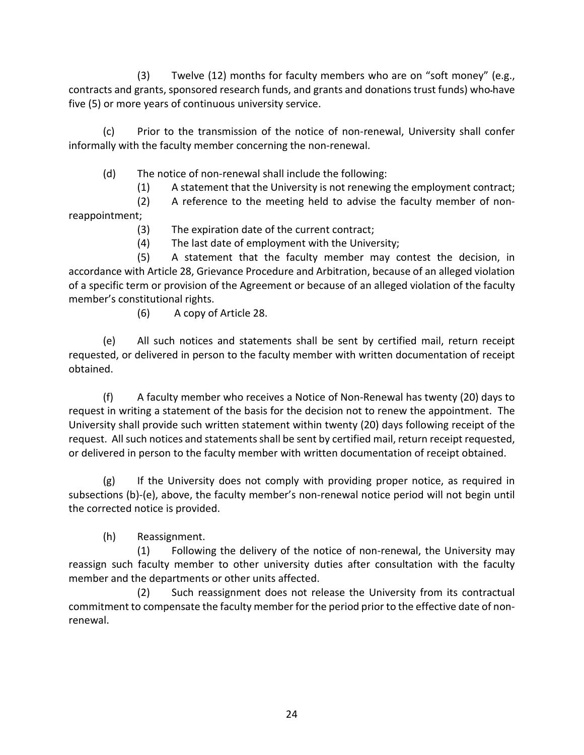(3) Twelve (12) months for faculty members who are on "soft money" (e.g., contracts and grants, sponsored research funds, and grants and donations trust funds) who have five (5) or more years of continuous university service.

(c) Prior to the transmission of the notice of non-renewal, University shall confer informally with the faculty member concerning the non-renewal.

(d) The notice of non-renewal shall include the following:

(1) A statement that the University is not renewing the employment contract;

(2) A reference to the meeting held to advise the faculty member of non-reappointment;

(3) The expiration date of the current contract;

(4) The last date of employment with the University;

(5) A statement that the faculty member may contest the decision, in accordance with Article 28, Grievance Procedure and Arbitration, because of an alleged violation of a specific term or provision of the Agreement or because of an alleged violation of the faculty member's constitutional rights.

(6) A copy of Article 28.

(e) All such notices and statements shall be sent by certified mail, return receipt requested, or delivered in person to the faculty member with written documentation of receipt obtained.

(f) A faculty member who receives a Notice of Non-Renewal has twenty (20) days to request in writing a statement of the basis for the decision not to renew the appointment. The University shall provide such written statement within twenty (20) days following receipt of the request. All such notices and statements shall be sent by certified mail, return receipt requested, or delivered in person to the faculty member with written documentation of receipt obtained.

(g) If the University does not comply with providing proper notice, as required in subsections (b)-(e), above, the faculty member's non-renewal notice period will not begin until the corrected notice is provided.

(h) Reassignment.

(1) Following the delivery of the notice of non-renewal, the University may reassign such faculty member to other university duties after consultation with the faculty member and the departments or other units affected.

(2) Such reassignment does not release the University from its contractual commitment to compensate the faculty member for the period prior to the effective date of non-renewal.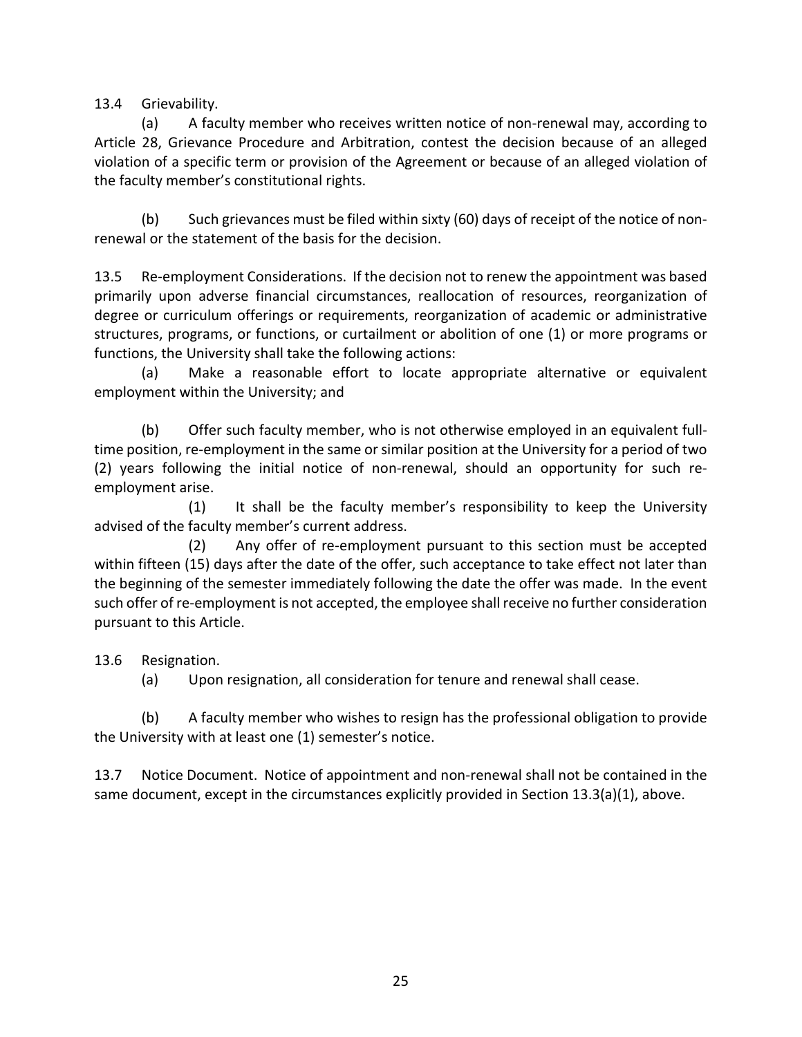13.4 Grievability.

(a) A faculty member who receives written notice of non-renewal may, according to Article 28, Grievance Procedure and Arbitration, contest the decision because of an alleged violation of a specific term or provision of the Agreement or because of an alleged violation of the faculty member's constitutional rights.

(b) Such grievances must be filed within sixty (60) days of receipt of the notice of non-renewal or the statement of the basis for the decision.

13.5 Re-employment Considerations. If the decision not to renew the appointment was based primarily upon adverse financial circumstances, reallocation of resources, reorganization of degree or curriculum offerings or requirements, reorganization of academic or administrative structures, programs, or functions, or curtailment or abolition of one (1) or more programs or functions, the University shall take the following actions:

(a) Make a reasonable effort to locate appropriate alternative or equivalent employment within the University; and

(b) Offer such faculty member, who is not otherwise employed in an equivalent full-time position, re-employment in the same or similar position at the University for a period of two (2) years following the initial notice of non-renewal, should an opportunity for such re-employment arise.

(1) It shall be the faculty member's responsibility to keep the University advised of the faculty member's current address.

(2) Any offer of re-employment pursuant to this section must be accepted within fifteen (15) days after the date of the offer, such acceptance to take effect not later than the beginning of the semester immediately following the date the offer was made. In the event such offer of re-employment is not accepted, the employee shall receive no further consideration pursuant to this Article.

13.6 Resignation.

(a) Upon resignation, all consideration for tenure and renewal shall cease.

(b) A faculty member who wishes to resign has the professional obligation to provide the University with at least one (1) semester's notice.

13.7 Notice Document. Notice of appointment and non-renewal shall not be contained in the same document, except in the circumstances explicitly provided in Section 13.3(a)(1), above.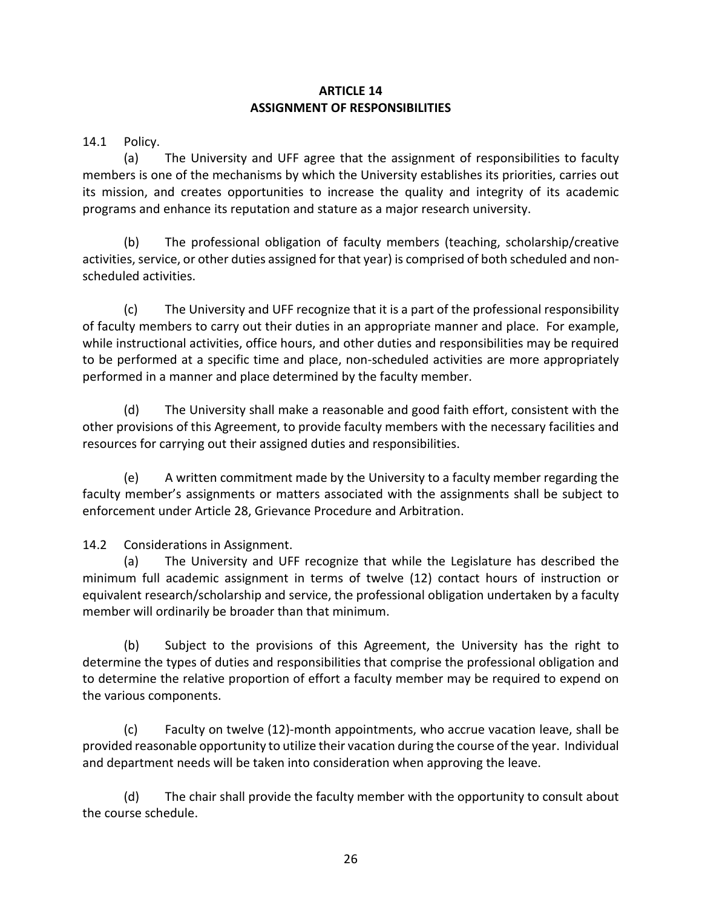# ARTICLE 14
# ASSIGNMENT OF RESPONSIBILITIES

14.1 Policy.

(a) The University and UFF agree that the assignment of responsibilities to faculty members is one of the mechanisms by which the University establishes its priorities, carries out its mission, and creates opportunities to increase the quality and integrity of its academic programs and enhance its reputation and stature as a major research university.

(b) The professional obligation of faculty members (teaching, scholarship/creative activities, service, or other duties assigned for that year) is comprised of both scheduled and non-scheduled activities.

(c) The University and UFF recognize that it is a part of the professional responsibility of faculty members to carry out their duties in an appropriate manner and place. For example, while instructional activities, office hours, and other duties and responsibilities may be required to be performed at a specific time and place, non-scheduled activities are more appropriately performed in a manner and place determined by the faculty member.

(d) The University shall make a reasonable and good faith effort, consistent with the other provisions of this Agreement, to provide faculty members with the necessary facilities and resources for carrying out their assigned duties and responsibilities.

(e) A written commitment made by the University to a faculty member regarding the faculty member's assignments or matters associated with the assignments shall be subject to enforcement under Article 28, Grievance Procedure and Arbitration.

14.2 Considerations in Assignment.

(a) The University and UFF recognize that while the Legislature has described the minimum full academic assignment in terms of twelve (12) contact hours of instruction or equivalent research/scholarship and service, the professional obligation undertaken by a faculty member will ordinarily be broader than that minimum.

(b) Subject to the provisions of this Agreement, the University has the right to determine the types of duties and responsibilities that comprise the professional obligation and to determine the relative proportion of effort a faculty member may be required to expend on the various components.

(c) Faculty on twelve (12)-month appointments, who accrue vacation leave, shall be provided reasonable opportunity to utilize their vacation during the course of the year. Individual and department needs will be taken into consideration when approving the leave.

(d) The chair shall provide the faculty member with the opportunity to consult about the course schedule.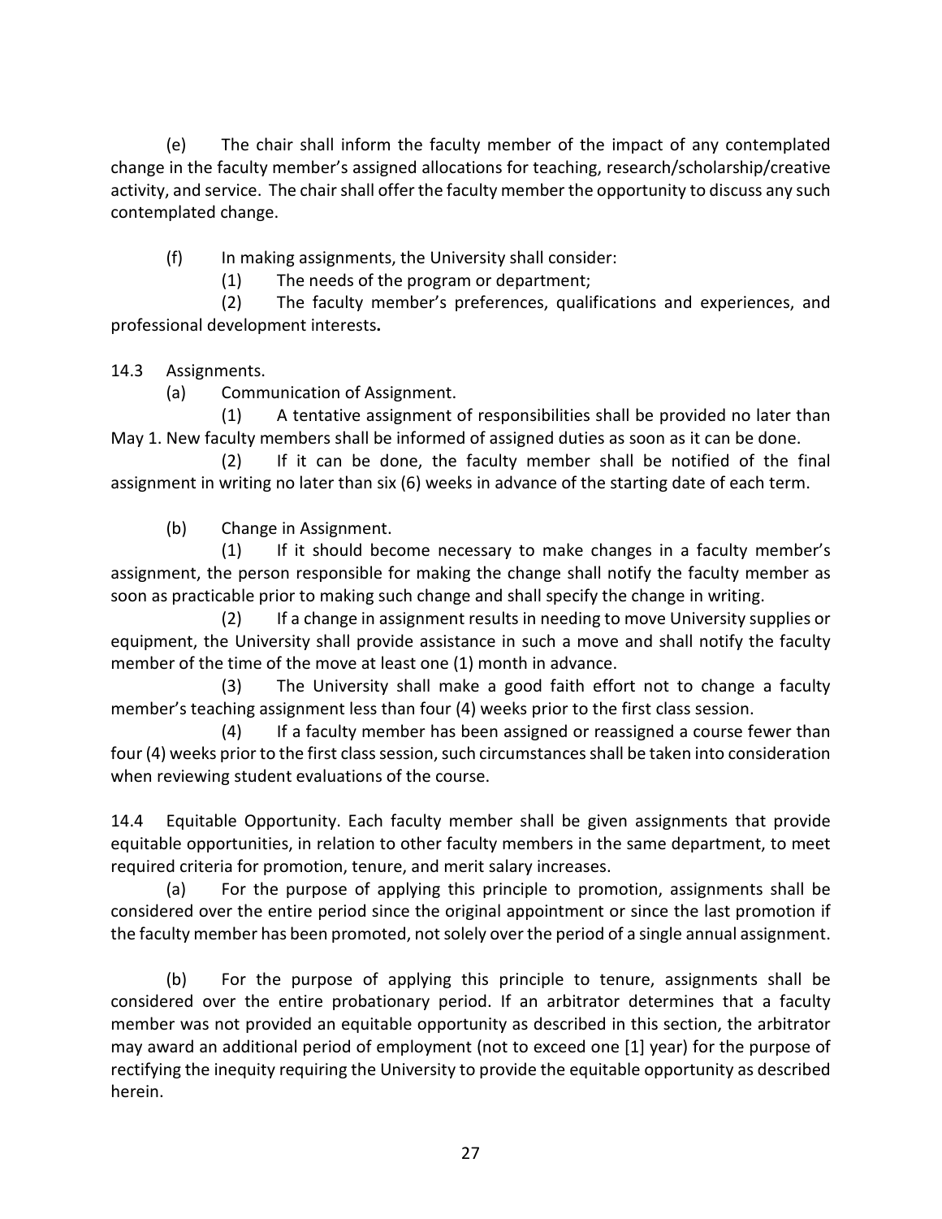(e) The chair shall inform the faculty member of the impact of any contemplated change in the faculty member's assigned allocations for teaching, research/scholarship/creative activity, and service. The chair shall offer the faculty member the opportunity to discuss any such contemplated change.

(f) In making assignments, the University shall consider:

(1) The needs of the program or department;

(2) The faculty member's preferences, qualifications and experiences, and professional development interests**.**

14.3 Assignments.

(a) Communication of Assignment.

(1) A tentative assignment of responsibilities shall be provided no later than May 1. New faculty members shall be informed of assigned duties as soon as it can be done.

(2) If it can be done, the faculty member shall be notified of the final assignment in writing no later than six (6) weeks in advance of the starting date of each term.

(b) Change in Assignment.

(1) If it should become necessary to make changes in a faculty member's assignment, the person responsible for making the change shall notify the faculty member as soon as practicable prior to making such change and shall specify the change in writing.

(2) If a change in assignment results in needing to move University supplies or equipment, the University shall provide assistance in such a move and shall notify the faculty member of the time of the move at least one (1) month in advance.

(3) The University shall make a good faith effort not to change a faculty member's teaching assignment less than four (4) weeks prior to the first class session.

(4) If a faculty member has been assigned or reassigned a course fewer than four (4) weeks prior to the first class session, such circumstances shall be taken into consideration when reviewing student evaluations of the course.

14.4 Equitable Opportunity. Each faculty member shall be given assignments that provide equitable opportunities, in relation to other faculty members in the same department, to meet required criteria for promotion, tenure, and merit salary increases.

(a) For the purpose of applying this principle to promotion, assignments shall be considered over the entire period since the original appointment or since the last promotion if the faculty member has been promoted, not solely over the period of a single annual assignment.

(b) For the purpose of applying this principle to tenure, assignments shall be considered over the entire probationary period. If an arbitrator determines that a faculty member was not provided an equitable opportunity as described in this section, the arbitrator may award an additional period of employment (not to exceed one [1] year) for the purpose of rectifying the inequity requiring the University to provide the equitable opportunity as described herein.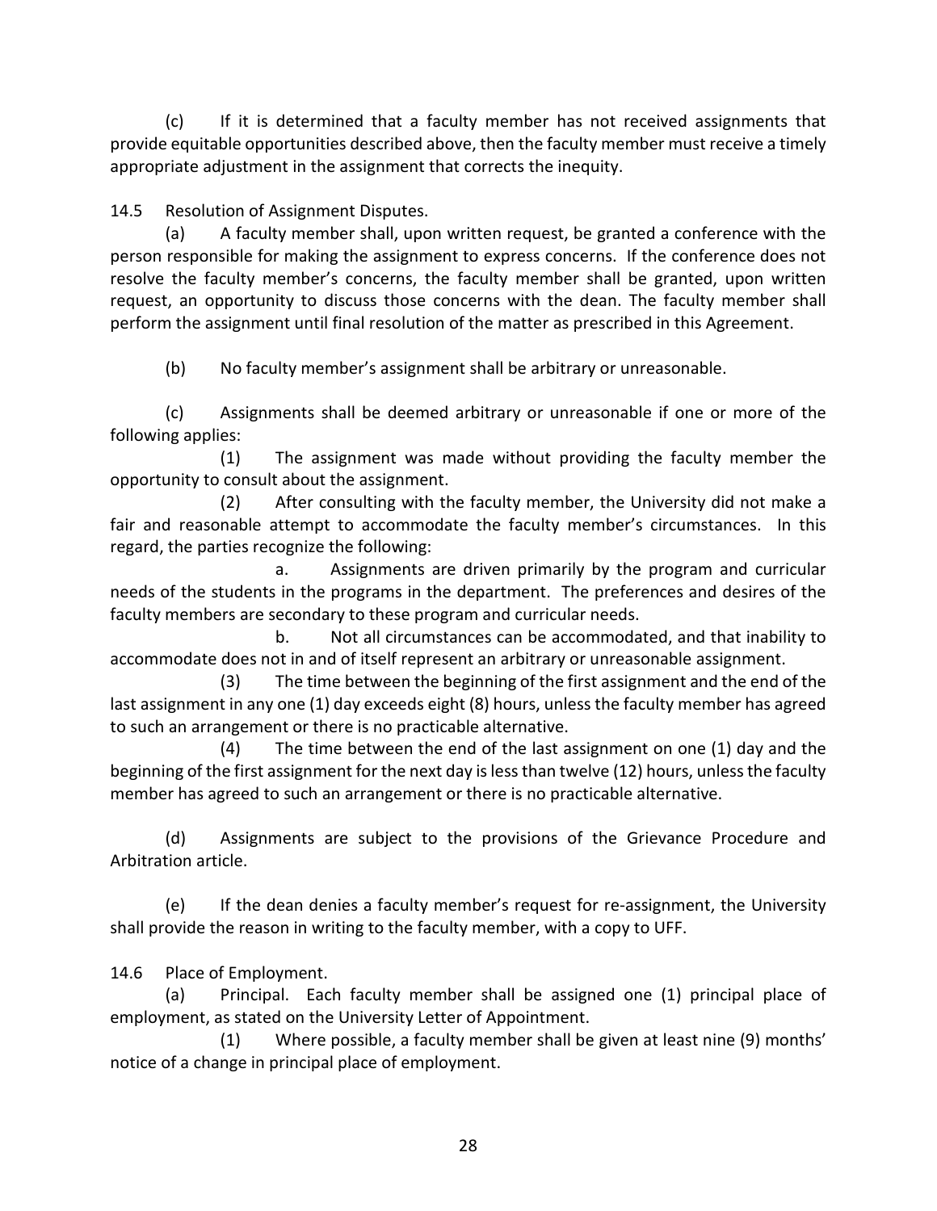(c) If it is determined that a faculty member has not received assignments that provide equitable opportunities described above, then the faculty member must receive a timely appropriate adjustment in the assignment that corrects the inequity.

14.5 Resolution of Assignment Disputes.

(a) A faculty member shall, upon written request, be granted a conference with the person responsible for making the assignment to express concerns. If the conference does not resolve the faculty member's concerns, the faculty member shall be granted, upon written request, an opportunity to discuss those concerns with the dean. The faculty member shall perform the assignment until final resolution of the matter as prescribed in this Agreement.

(b) No faculty member's assignment shall be arbitrary or unreasonable.

(c) Assignments shall be deemed arbitrary or unreasonable if one or more of the following applies:

(1) The assignment was made without providing the faculty member the opportunity to consult about the assignment.

(2) After consulting with the faculty member, the University did not make a fair and reasonable attempt to accommodate the faculty member's circumstances. In this regard, the parties recognize the following:

a. Assignments are driven primarily by the program and curricular needs of the students in the programs in the department. The preferences and desires of the faculty members are secondary to these program and curricular needs.

b. Not all circumstances can be accommodated, and that inability to accommodate does not in and of itself represent an arbitrary or unreasonable assignment.

(3) The time between the beginning of the first assignment and the end of the last assignment in any one (1) day exceeds eight (8) hours, unless the faculty member has agreed to such an arrangement or there is no practicable alternative.

(4) The time between the end of the last assignment on one (1) day and the beginning of the first assignment for the next day is less than twelve (12) hours, unless the faculty member has agreed to such an arrangement or there is no practicable alternative.

(d) Assignments are subject to the provisions of the Grievance Procedure and Arbitration article.

(e) If the dean denies a faculty member's request for re-assignment, the University shall provide the reason in writing to the faculty member, with a copy to UFF.

14.6 Place of Employment.

(a) Principal. Each faculty member shall be assigned one (1) principal place of employment, as stated on the University Letter of Appointment.

(1) Where possible, a faculty member shall be given at least nine (9) months' notice of a change in principal place of employment.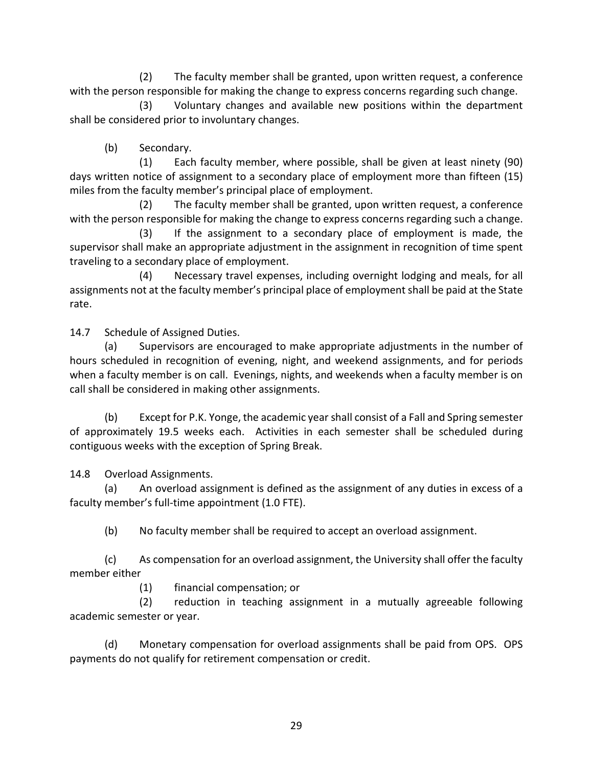(2) The faculty member shall be granted, upon written request, a conference with the person responsible for making the change to express concerns regarding such change.

(3) Voluntary changes and available new positions within the department shall be considered prior to involuntary changes.

(b) Secondary.

(1) Each faculty member, where possible, shall be given at least ninety (90) days written notice of assignment to a secondary place of employment more than fifteen (15) miles from the faculty member's principal place of employment.

(2) The faculty member shall be granted, upon written request, a conference with the person responsible for making the change to express concerns regarding such a change.

(3) If the assignment to a secondary place of employment is made, the supervisor shall make an appropriate adjustment in the assignment in recognition of time spent traveling to a secondary place of employment.

(4) Necessary travel expenses, including overnight lodging and meals, for all assignments not at the faculty member's principal place of employment shall be paid at the State rate.

14.7 Schedule of Assigned Duties.

(a) Supervisors are encouraged to make appropriate adjustments in the number of hours scheduled in recognition of evening, night, and weekend assignments, and for periods when a faculty member is on call. Evenings, nights, and weekends when a faculty member is on call shall be considered in making other assignments.

(b) Except for P.K. Yonge, the academic year shall consist of a Fall and Spring semester of approximately 19.5 weeks each. Activities in each semester shall be scheduled during contiguous weeks with the exception of Spring Break.

14.8 Overload Assignments.

(a) An overload assignment is defined as the assignment of any duties in excess of a faculty member's full-time appointment (1.0 FTE).

(b) No faculty member shall be required to accept an overload assignment.

(c) As compensation for an overload assignment, the University shall offer the faculty member either

(1) financial compensation; or

(2) reduction in teaching assignment in a mutually agreeable following academic semester or year.

(d) Monetary compensation for overload assignments shall be paid from OPS. OPS payments do not qualify for retirement compensation or credit.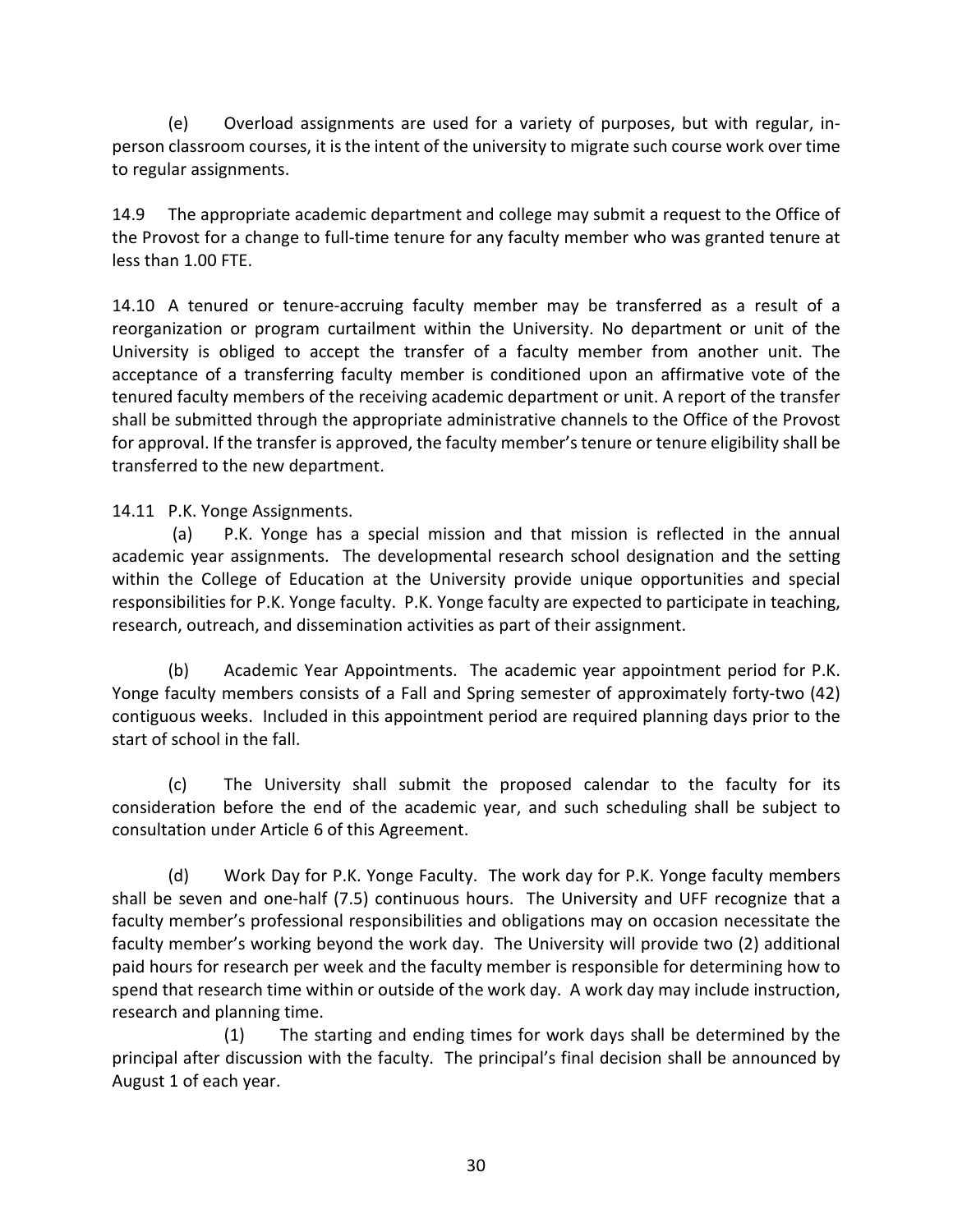(e) Overload assignments are used for a variety of purposes, but with regular, in-person classroom courses, it is the intent of the university to migrate such course work over time to regular assignments.

14.9 The appropriate academic department and college may submit a request to the Office of the Provost for a change to full-time tenure for any faculty member who was granted tenure at less than 1.00 FTE.

14.10 A tenured or tenure-accruing faculty member may be transferred as a result of a reorganization or program curtailment within the University. No department or unit of the University is obliged to accept the transfer of a faculty member from another unit. The acceptance of a transferring faculty member is conditioned upon an affirmative vote of the tenured faculty members of the receiving academic department or unit. A report of the transfer shall be submitted through the appropriate administrative channels to the Office of the Provost for approval. If the transfer is approved, the faculty member's tenure or tenure eligibility shall be transferred to the new department.

14.11 P.K. Yonge Assignments.

(a) P.K. Yonge has a special mission and that mission is reflected in the annual academic year assignments. The developmental research school designation and the setting within the College of Education at the University provide unique opportunities and special responsibilities for P.K. Yonge faculty. P.K. Yonge faculty are expected to participate in teaching, research, outreach, and dissemination activities as part of their assignment.

(b) Academic Year Appointments. The academic year appointment period for P.K. Yonge faculty members consists of a Fall and Spring semester of approximately forty-two (42) contiguous weeks. Included in this appointment period are required planning days prior to the start of school in the fall.

(c) The University shall submit the proposed calendar to the faculty for its consideration before the end of the academic year, and such scheduling shall be subject to consultation under Article 6 of this Agreement.

(d) Work Day for P.K. Yonge Faculty. The work day for P.K. Yonge faculty members shall be seven and one-half (7.5) continuous hours. The University and UFF recognize that a faculty member's professional responsibilities and obligations may on occasion necessitate the faculty member's working beyond the work day. The University will provide two (2) additional paid hours for research per week and the faculty member is responsible for determining how to spend that research time within or outside of the work day. A work day may include instruction, research and planning time.

(1) The starting and ending times for work days shall be determined by the principal after discussion with the faculty. The principal's final decision shall be announced by August 1 of each year.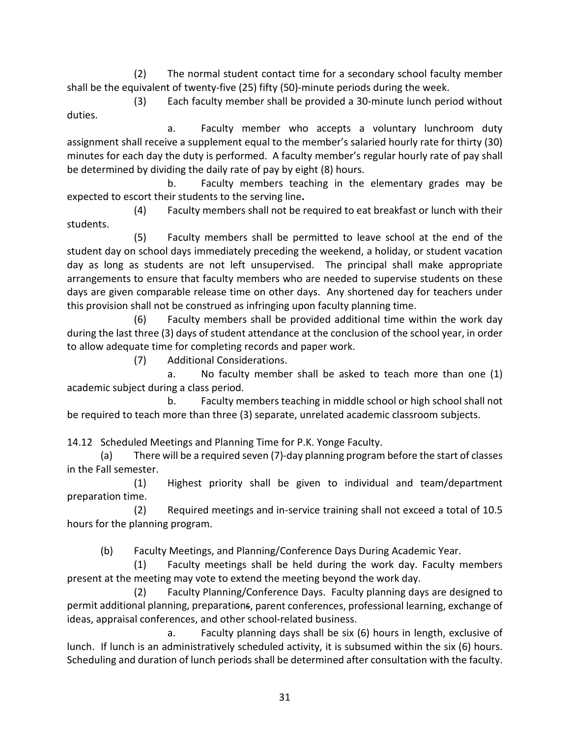(2) The normal student contact time for a secondary school faculty member shall be the equivalent of twenty-five (25) fifty (50)-minute periods during the week.

(3) Each faculty member shall be provided a 30-minute lunch period without duties.

a. Faculty member who accepts a voluntary lunchroom duty assignment shall receive a supplement equal to the member's salaried hourly rate for thirty (30) minutes for each day the duty is performed. A faculty member's regular hourly rate of pay shall be determined by dividing the daily rate of pay by eight (8) hours.

b. Faculty members teaching in the elementary grades may be expected to escort their students to the serving line**.**

(4) Faculty members shall not be required to eat breakfast or lunch with their students.

(5) Faculty members shall be permitted to leave school at the end of the student day on school days immediately preceding the weekend, a holiday, or student vacation day as long as students are not left unsupervised. The principal shall make appropriate arrangements to ensure that faculty members who are needed to supervise students on these days are given comparable release time on other days. Any shortened day for teachers under this provision shall not be construed as infringing upon faculty planning time.

(6) Faculty members shall be provided additional time within the work day during the last three (3) days of student attendance at the conclusion of the school year, in order to allow adequate time for completing records and paper work.

(7) Additional Considerations.

a. No faculty member shall be asked to teach more than one (1) academic subject during a class period.

b. Faculty members teaching in middle school or high school shall not be required to teach more than three (3) separate, unrelated academic classroom subjects.

14.12 Scheduled Meetings and Planning Time for P.K. Yonge Faculty.

(a) There will be a required seven (7)-day planning program before the start of classes in the Fall semester.

(1) Highest priority shall be given to individual and team/department preparation time.

(2) Required meetings and in-service training shall not exceed a total of 10.5 hours for the planning program.

(b) Faculty Meetings, and Planning/Conference Days During Academic Year.

(1) Faculty meetings shall be held during the work day. Faculty members present at the meeting may vote to extend the meeting beyond the work day.

(2) Faculty Planning/Conference Days. Faculty planning days are designed to permit additional planning, preparation~~s~~, parent conferences, professional learning, exchange of ideas, appraisal conferences, and other school-related business.

a. Faculty planning days shall be six (6) hours in length, exclusive of lunch. If lunch is an administratively scheduled activity, it is subsumed within the six (6) hours. Scheduling and duration of lunch periods shall be determined after consultation with the faculty.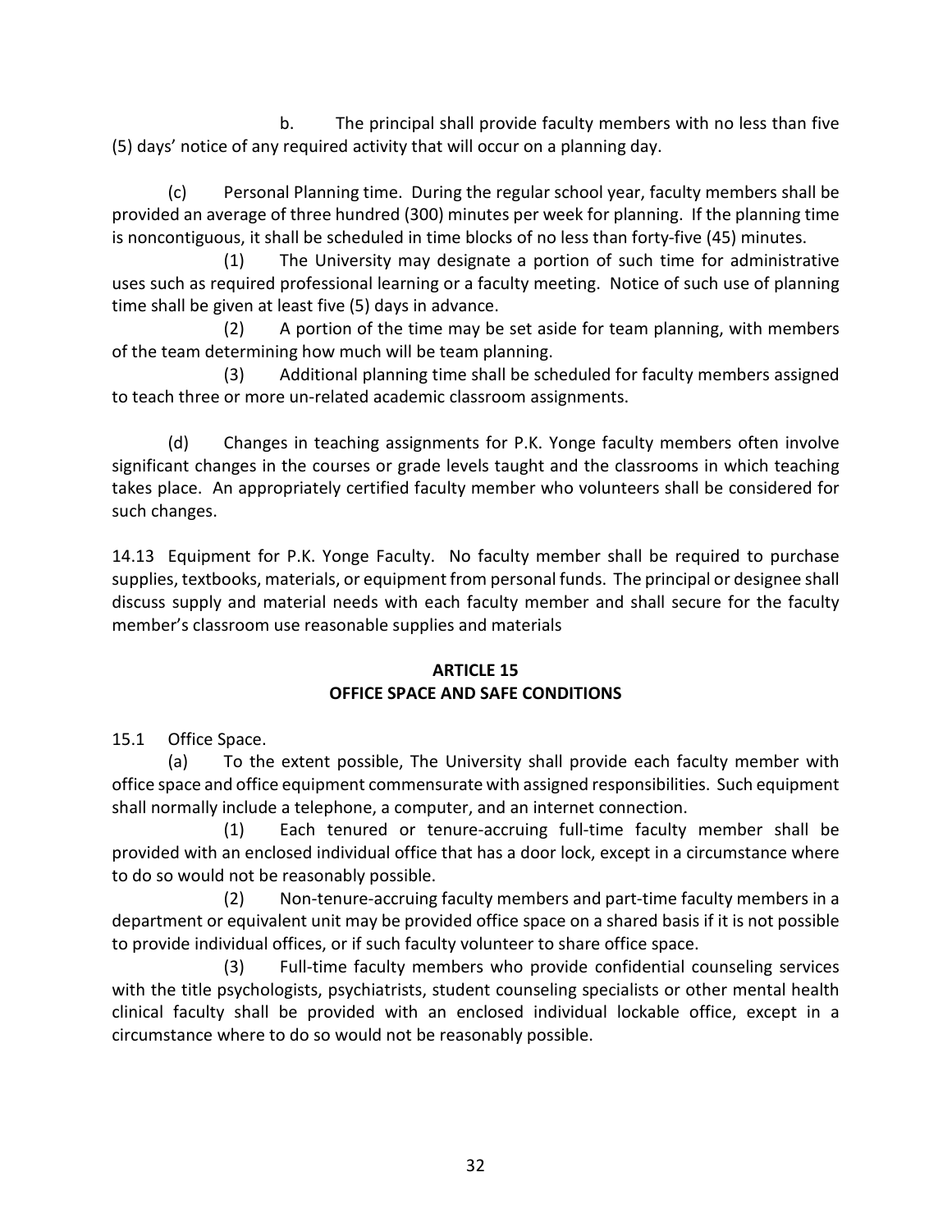b. The principal shall provide faculty members with no less than five (5) days' notice of any required activity that will occur on a planning day.

(c) Personal Planning time. During the regular school year, faculty members shall be provided an average of three hundred (300) minutes per week for planning. If the planning time is noncontiguous, it shall be scheduled in time blocks of no less than forty-five (45) minutes.

(1) The University may designate a portion of such time for administrative uses such as required professional learning or a faculty meeting. Notice of such use of planning time shall be given at least five (5) days in advance.

(2) A portion of the time may be set aside for team planning, with members of the team determining how much will be team planning.

(3) Additional planning time shall be scheduled for faculty members assigned to teach three or more un-related academic classroom assignments.

(d) Changes in teaching assignments for P.K. Yonge faculty members often involve significant changes in the courses or grade levels taught and the classrooms in which teaching takes place. An appropriately certified faculty member who volunteers shall be considered for such changes.

14.13 Equipment for P.K. Yonge Faculty. No faculty member shall be required to purchase supplies, textbooks, materials, or equipment from personal funds. The principal or designee shall discuss supply and material needs with each faculty member and shall secure for the faculty member's classroom use reasonable supplies and materials

## ARTICLE 15
## OFFICE SPACE AND SAFE CONDITIONS

15.1 Office Space.

(a) To the extent possible, The University shall provide each faculty member with office space and office equipment commensurate with assigned responsibilities. Such equipment shall normally include a telephone, a computer, and an internet connection.

(1) Each tenured or tenure-accruing full-time faculty member shall be provided with an enclosed individual office that has a door lock, except in a circumstance where to do so would not be reasonably possible.

(2) Non-tenure-accruing faculty members and part-time faculty members in a department or equivalent unit may be provided office space on a shared basis if it is not possible to provide individual offices, or if such faculty volunteer to share office space.

(3) Full-time faculty members who provide confidential counseling services with the title psychologists, psychiatrists, student counseling specialists or other mental health clinical faculty shall be provided with an enclosed individual lockable office, except in a circumstance where to do so would not be reasonably possible.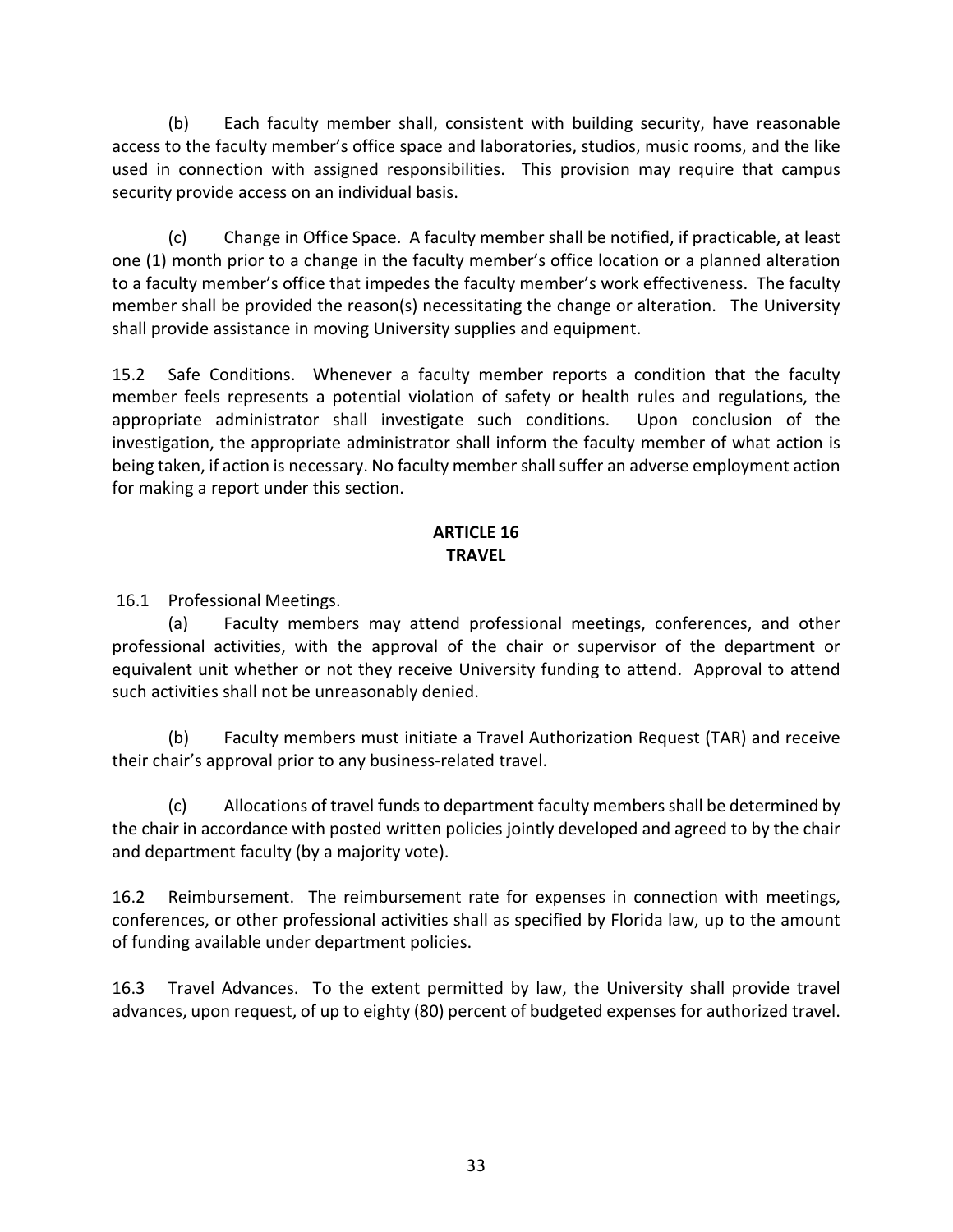(b) Each faculty member shall, consistent with building security, have reasonable access to the faculty member's office space and laboratories, studios, music rooms, and the like used in connection with assigned responsibilities. This provision may require that campus security provide access on an individual basis.

(c) Change in Office Space. A faculty member shall be notified, if practicable, at least one (1) month prior to a change in the faculty member's office location or a planned alteration to a faculty member's office that impedes the faculty member's work effectiveness. The faculty member shall be provided the reason(s) necessitating the change or alteration. The University shall provide assistance in moving University supplies and equipment.

15.2 Safe Conditions. Whenever a faculty member reports a condition that the faculty member feels represents a potential violation of safety or health rules and regulations, the appropriate administrator shall investigate such conditions. Upon conclusion of the investigation, the appropriate administrator shall inform the faculty member of what action is being taken, if action is necessary. No faculty member shall suffer an adverse employment action for making a report under this section.

## ARTICLE 16
## TRAVEL

16.1 Professional Meetings.

(a) Faculty members may attend professional meetings, conferences, and other professional activities, with the approval of the chair or supervisor of the department or equivalent unit whether or not they receive University funding to attend. Approval to attend such activities shall not be unreasonably denied.

(b) Faculty members must initiate a Travel Authorization Request (TAR) and receive their chair's approval prior to any business-related travel.

(c) Allocations of travel funds to department faculty members shall be determined by the chair in accordance with posted written policies jointly developed and agreed to by the chair and department faculty (by a majority vote).

16.2 Reimbursement. The reimbursement rate for expenses in connection with meetings, conferences, or other professional activities shall as specified by Florida law, up to the amount of funding available under department policies.

16.3 Travel Advances. To the extent permitted by law, the University shall provide travel advances, upon request, of up to eighty (80) percent of budgeted expenses for authorized travel.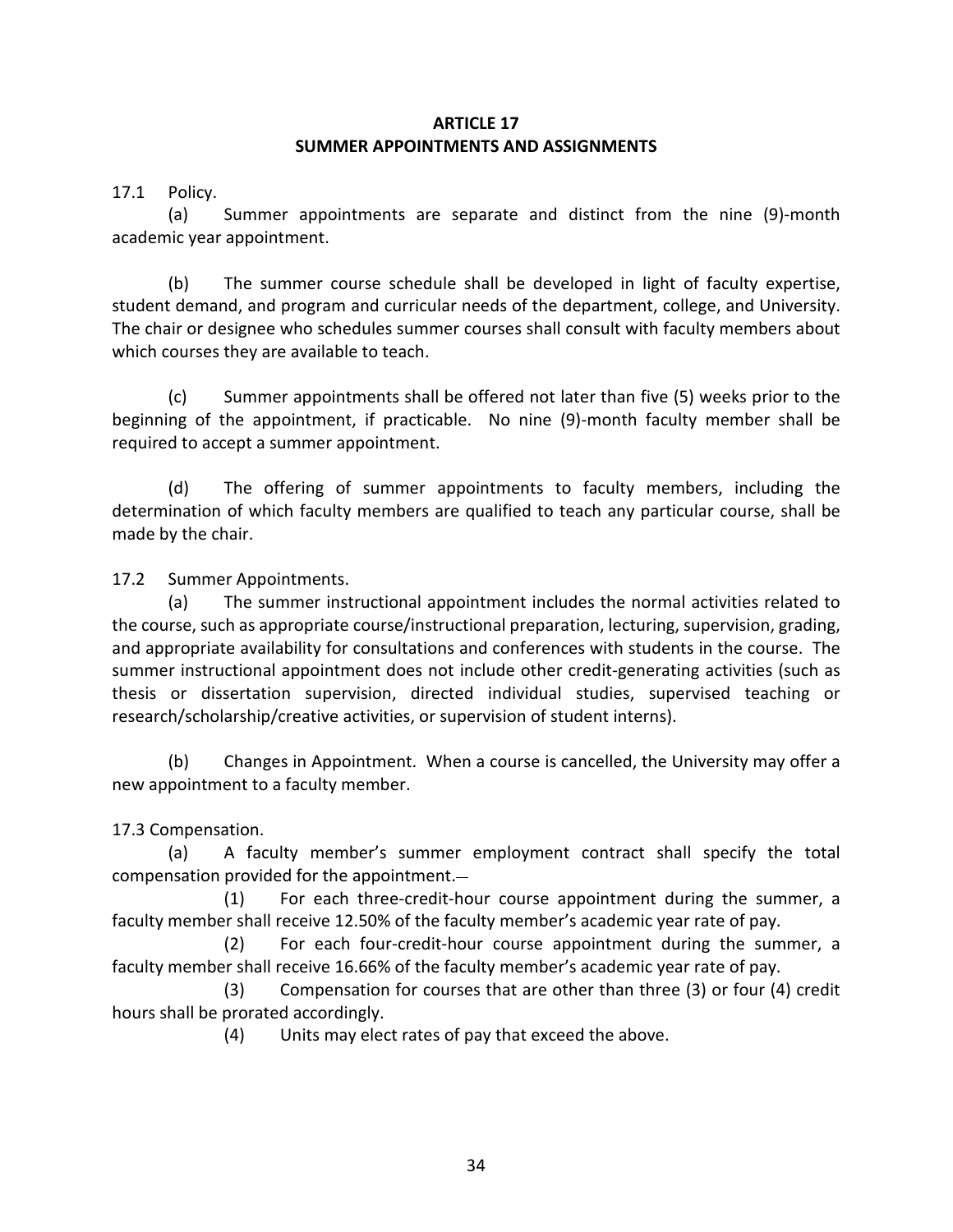## ARTICLE 17
## SUMMER APPOINTMENTS AND ASSIGNMENTS

17.1 Policy.

(a) Summer appointments are separate and distinct from the nine (9)-month academic year appointment.

(b) The summer course schedule shall be developed in light of faculty expertise, student demand, and program and curricular needs of the department, college, and University. The chair or designee who schedules summer courses shall consult with faculty members about which courses they are available to teach.

(c) Summer appointments shall be offered not later than five (5) weeks prior to the beginning of the appointment, if practicable. No nine (9)-month faculty member shall be required to accept a summer appointment.

(d) The offering of summer appointments to faculty members, including the determination of which faculty members are qualified to teach any particular course, shall be made by the chair.

17.2 Summer Appointments.

(a) The summer instructional appointment includes the normal activities related to the course, such as appropriate course/instructional preparation, lecturing, supervision, grading, and appropriate availability for consultations and conferences with students in the course. The summer instructional appointment does not include other credit-generating activities (such as thesis or dissertation supervision, directed individual studies, supervised teaching or research/scholarship/creative activities, or supervision of student interns).

(b) Changes in Appointment. When a course is cancelled, the University may offer a new appointment to a faculty member.

17.3 Compensation.

(a) A faculty member's summer employment contract shall specify the total compensation provided for the appointment.

(1) For each three-credit-hour course appointment during the summer, a faculty member shall receive 12.50% of the faculty member's academic year rate of pay.

(2) For each four-credit-hour course appointment during the summer, a faculty member shall receive 16.66% of the faculty member's academic year rate of pay.

(3) Compensation for courses that are other than three (3) or four (4) credit hours shall be prorated accordingly.

(4) Units may elect rates of pay that exceed the above.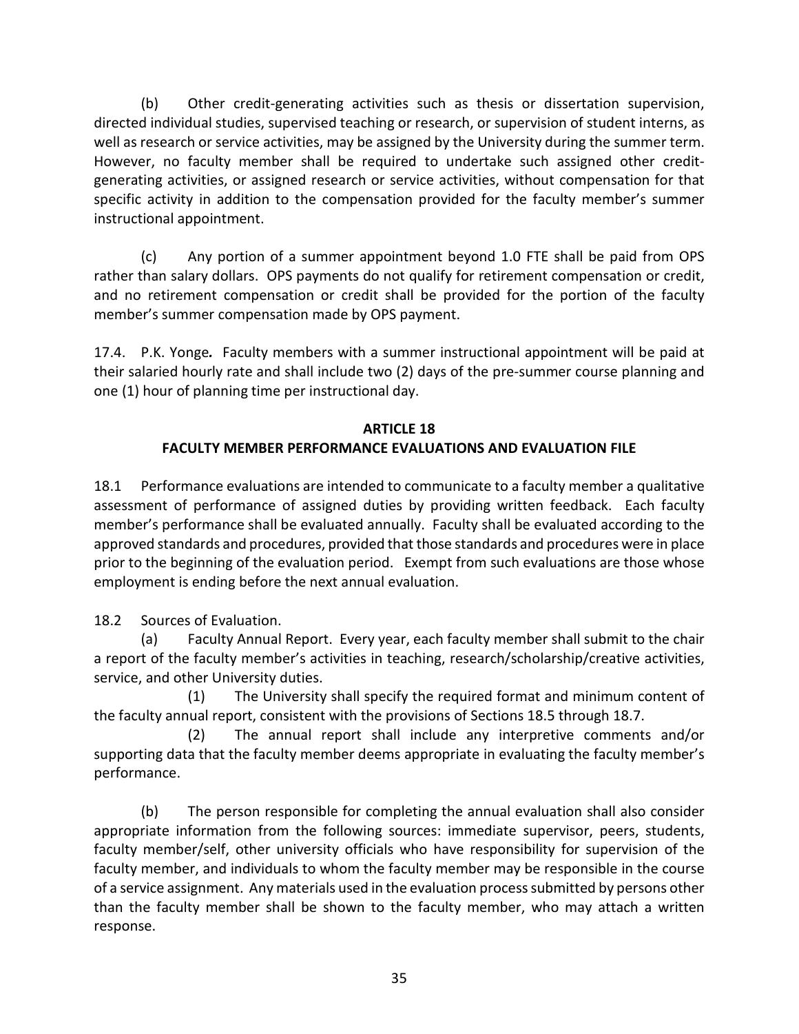(b) Other credit-generating activities such as thesis or dissertation supervision, directed individual studies, supervised teaching or research, or supervision of student interns, as well as research or service activities, may be assigned by the University during the summer term. However, no faculty member shall be required to undertake such assigned other credit-generating activities, or assigned research or service activities, without compensation for that specific activity in addition to the compensation provided for the faculty member's summer instructional appointment.

(c) Any portion of a summer appointment beyond 1.0 FTE shall be paid from OPS rather than salary dollars. OPS payments do not qualify for retirement compensation or credit, and no retirement compensation or credit shall be provided for the portion of the faculty member's summer compensation made by OPS payment.

17.4. P.K. Yonge***.*** Faculty members with a summer instructional appointment will be paid at their salaried hourly rate and shall include two (2) days of the pre-summer course planning and one (1) hour of planning time per instructional day.

## ARTICLE 18
## FACULTY MEMBER PERFORMANCE EVALUATIONS AND EVALUATION FILE

18.1 Performance evaluations are intended to communicate to a faculty member a qualitative assessment of performance of assigned duties by providing written feedback. Each faculty member's performance shall be evaluated annually. Faculty shall be evaluated according to the approved standards and procedures, provided that those standards and procedures were in place prior to the beginning of the evaluation period. Exempt from such evaluations are those whose employment is ending before the next annual evaluation.

18.2 Sources of Evaluation.

(a) Faculty Annual Report. Every year, each faculty member shall submit to the chair a report of the faculty member's activities in teaching, research/scholarship/creative activities, service, and other University duties.

(1) The University shall specify the required format and minimum content of the faculty annual report, consistent with the provisions of Sections 18.5 through 18.7.

(2) The annual report shall include any interpretive comments and/or supporting data that the faculty member deems appropriate in evaluating the faculty member's performance.

(b) The person responsible for completing the annual evaluation shall also consider appropriate information from the following sources: immediate supervisor, peers, students, faculty member/self, other university officials who have responsibility for supervision of the faculty member, and individuals to whom the faculty member may be responsible in the course of a service assignment. Any materials used in the evaluation process submitted by persons other than the faculty member shall be shown to the faculty member, who may attach a written response.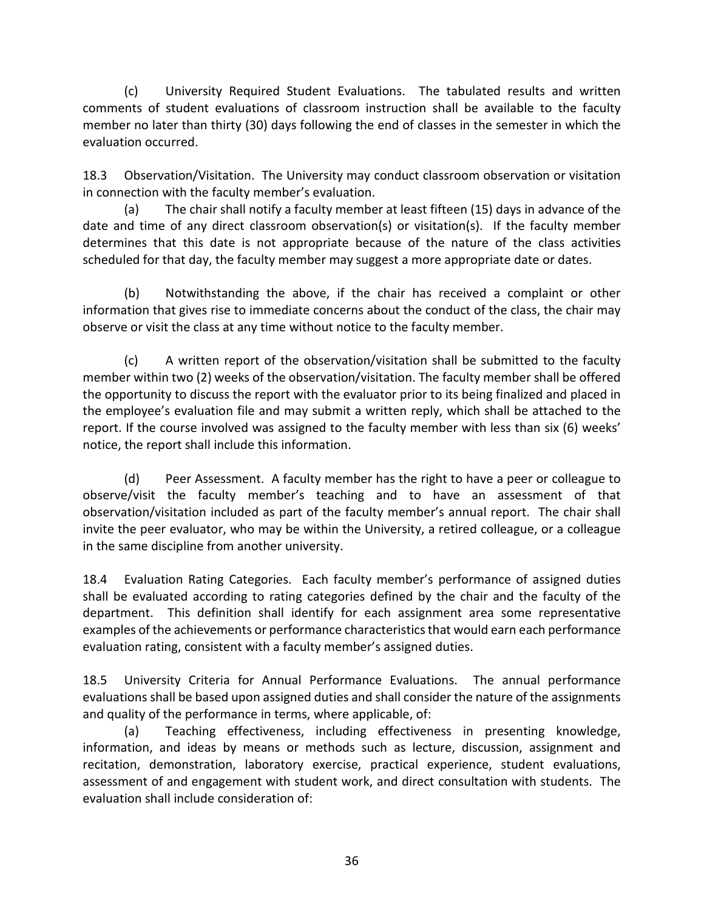(c) University Required Student Evaluations. The tabulated results and written comments of student evaluations of classroom instruction shall be available to the faculty member no later than thirty (30) days following the end of classes in the semester in which the evaluation occurred.

18.3 Observation/Visitation. The University may conduct classroom observation or visitation in connection with the faculty member's evaluation.

(a) The chair shall notify a faculty member at least fifteen (15) days in advance of the date and time of any direct classroom observation(s) or visitation(s). If the faculty member determines that this date is not appropriate because of the nature of the class activities scheduled for that day, the faculty member may suggest a more appropriate date or dates.

(b) Notwithstanding the above, if the chair has received a complaint or other information that gives rise to immediate concerns about the conduct of the class, the chair may observe or visit the class at any time without notice to the faculty member.

(c) A written report of the observation/visitation shall be submitted to the faculty member within two (2) weeks of the observation/visitation. The faculty member shall be offered the opportunity to discuss the report with the evaluator prior to its being finalized and placed in the employee's evaluation file and may submit a written reply, which shall be attached to the report. If the course involved was assigned to the faculty member with less than six (6) weeks' notice, the report shall include this information.

(d) Peer Assessment. A faculty member has the right to have a peer or colleague to observe/visit the faculty member's teaching and to have an assessment of that observation/visitation included as part of the faculty member's annual report. The chair shall invite the peer evaluator, who may be within the University, a retired colleague, or a colleague in the same discipline from another university.

18.4 Evaluation Rating Categories. Each faculty member's performance of assigned duties shall be evaluated according to rating categories defined by the chair and the faculty of the department. This definition shall identify for each assignment area some representative examples of the achievements or performance characteristics that would earn each performance evaluation rating, consistent with a faculty member's assigned duties.

18.5 University Criteria for Annual Performance Evaluations. The annual performance evaluations shall be based upon assigned duties and shall consider the nature of the assignments and quality of the performance in terms, where applicable, of:

(a) Teaching effectiveness, including effectiveness in presenting knowledge, information, and ideas by means or methods such as lecture, discussion, assignment and recitation, demonstration, laboratory exercise, practical experience, student evaluations, assessment of and engagement with student work, and direct consultation with students. The evaluation shall include consideration of: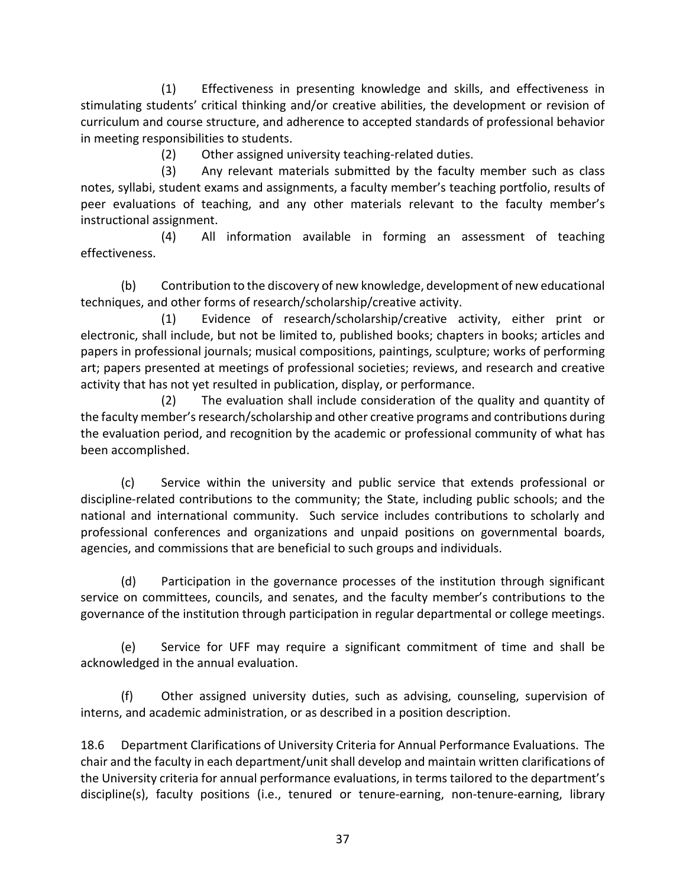(1) Effectiveness in presenting knowledge and skills, and effectiveness in stimulating students' critical thinking and/or creative abilities, the development or revision of curriculum and course structure, and adherence to accepted standards of professional behavior in meeting responsibilities to students.

(2) Other assigned university teaching-related duties.

(3) Any relevant materials submitted by the faculty member such as class notes, syllabi, student exams and assignments, a faculty member's teaching portfolio, results of peer evaluations of teaching, and any other materials relevant to the faculty member's instructional assignment.

(4) All information available in forming an assessment of teaching effectiveness.

(b) Contribution to the discovery of new knowledge, development of new educational techniques, and other forms of research/scholarship/creative activity.

(1) Evidence of research/scholarship/creative activity, either print or electronic, shall include, but not be limited to, published books; chapters in books; articles and papers in professional journals; musical compositions, paintings, sculpture; works of performing art; papers presented at meetings of professional societies; reviews, and research and creative activity that has not yet resulted in publication, display, or performance.

(2) The evaluation shall include consideration of the quality and quantity of the faculty member's research/scholarship and other creative programs and contributions during the evaluation period, and recognition by the academic or professional community of what has been accomplished.

(c) Service within the university and public service that extends professional or discipline-related contributions to the community; the State, including public schools; and the national and international community. Such service includes contributions to scholarly and professional conferences and organizations and unpaid positions on governmental boards, agencies, and commissions that are beneficial to such groups and individuals.

(d) Participation in the governance processes of the institution through significant service on committees, councils, and senates, and the faculty member's contributions to the governance of the institution through participation in regular departmental or college meetings.

(e) Service for UFF may require a significant commitment of time and shall be acknowledged in the annual evaluation.

(f) Other assigned university duties, such as advising, counseling, supervision of interns, and academic administration, or as described in a position description.

18.6 Department Clarifications of University Criteria for Annual Performance Evaluations. The chair and the faculty in each department/unit shall develop and maintain written clarifications of the University criteria for annual performance evaluations, in terms tailored to the department's discipline(s), faculty positions (i.e., tenured or tenure-earning, non-tenure-earning, library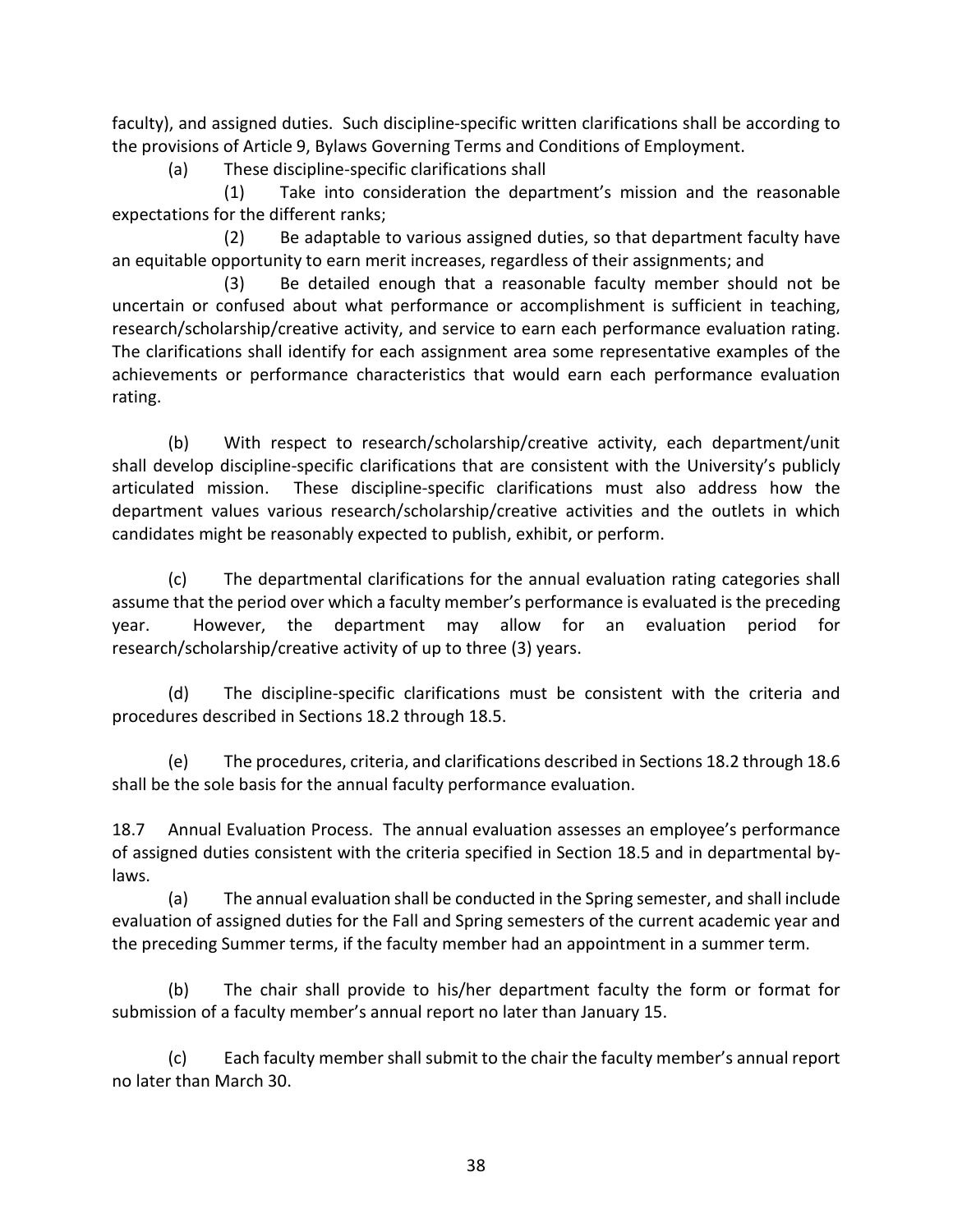faculty), and assigned duties. Such discipline-specific written clarifications shall be according to the provisions of Article 9, Bylaws Governing Terms and Conditions of Employment.

(a) These discipline-specific clarifications shall

(1) Take into consideration the department's mission and the reasonable expectations for the different ranks;

(2) Be adaptable to various assigned duties, so that department faculty have an equitable opportunity to earn merit increases, regardless of their assignments; and

(3) Be detailed enough that a reasonable faculty member should not be uncertain or confused about what performance or accomplishment is sufficient in teaching, research/scholarship/creative activity, and service to earn each performance evaluation rating. The clarifications shall identify for each assignment area some representative examples of the achievements or performance characteristics that would earn each performance evaluation rating.

(b) With respect to research/scholarship/creative activity, each department/unit shall develop discipline-specific clarifications that are consistent with the University's publicly articulated mission. These discipline-specific clarifications must also address how the department values various research/scholarship/creative activities and the outlets in which candidates might be reasonably expected to publish, exhibit, or perform.

(c) The departmental clarifications for the annual evaluation rating categories shall assume that the period over which a faculty member's performance is evaluated is the preceding year. However, the department may allow for an evaluation period for research/scholarship/creative activity of up to three (3) years.

(d) The discipline-specific clarifications must be consistent with the criteria and procedures described in Sections 18.2 through 18.5.

(e) The procedures, criteria, and clarifications described in Sections 18.2 through 18.6 shall be the sole basis for the annual faculty performance evaluation.

18.7 Annual Evaluation Process. The annual evaluation assesses an employee's performance of assigned duties consistent with the criteria specified in Section 18.5 and in departmental by-laws.

(a) The annual evaluation shall be conducted in the Spring semester, and shall include evaluation of assigned duties for the Fall and Spring semesters of the current academic year and the preceding Summer terms, if the faculty member had an appointment in a summer term.

(b) The chair shall provide to his/her department faculty the form or format for submission of a faculty member's annual report no later than January 15.

(c) Each faculty member shall submit to the chair the faculty member's annual report no later than March 30.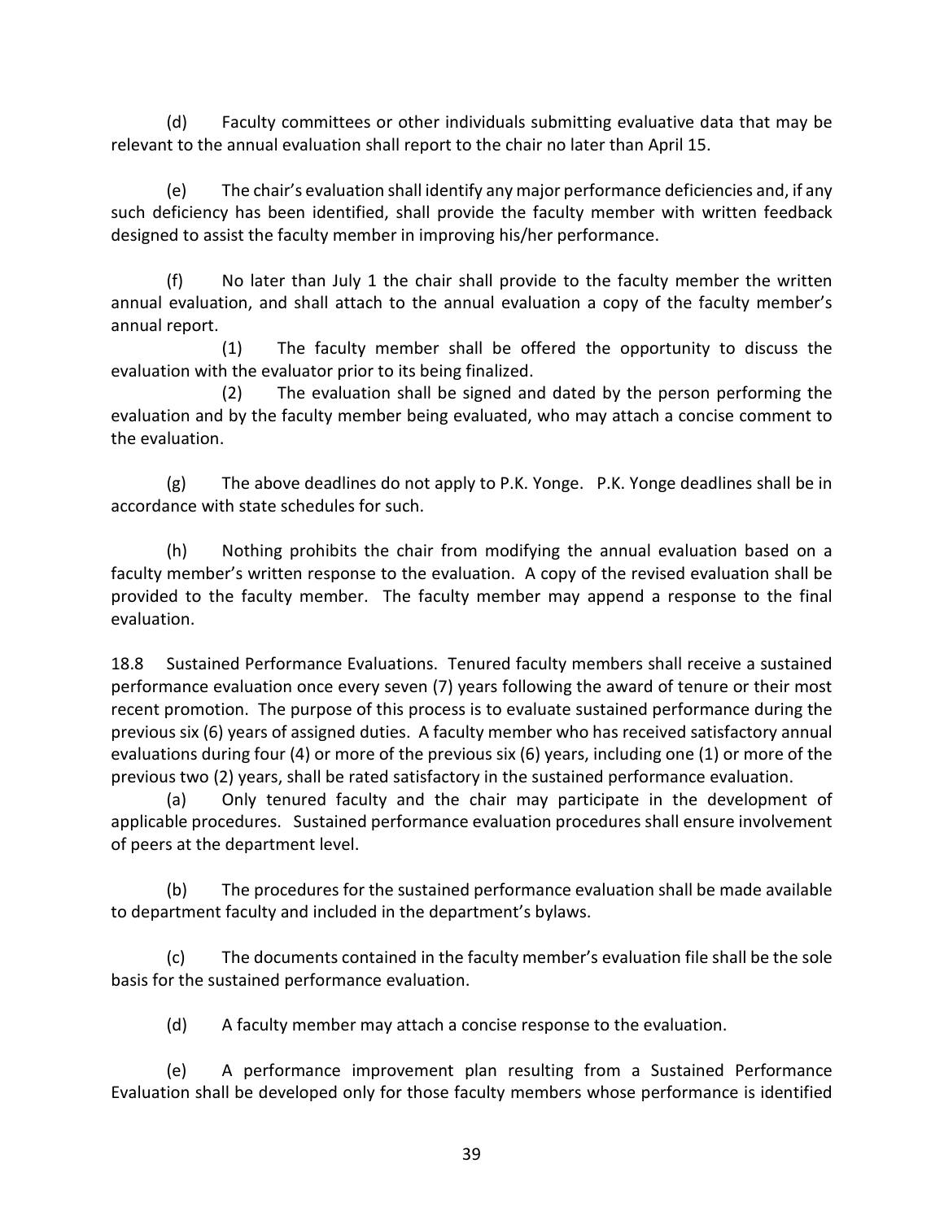(d) Faculty committees or other individuals submitting evaluative data that may be relevant to the annual evaluation shall report to the chair no later than April 15.

(e) The chair's evaluation shall identify any major performance deficiencies and, if any such deficiency has been identified, shall provide the faculty member with written feedback designed to assist the faculty member in improving his/her performance.

(f) No later than July 1 the chair shall provide to the faculty member the written annual evaluation, and shall attach to the annual evaluation a copy of the faculty member's annual report.

(1) The faculty member shall be offered the opportunity to discuss the evaluation with the evaluator prior to its being finalized.

(2) The evaluation shall be signed and dated by the person performing the evaluation and by the faculty member being evaluated, who may attach a concise comment to the evaluation.

(g) The above deadlines do not apply to P.K. Yonge. P.K. Yonge deadlines shall be in accordance with state schedules for such.

(h) Nothing prohibits the chair from modifying the annual evaluation based on a faculty member's written response to the evaluation. A copy of the revised evaluation shall be provided to the faculty member. The faculty member may append a response to the final evaluation.

18.8 Sustained Performance Evaluations. Tenured faculty members shall receive a sustained performance evaluation once every seven (7) years following the award of tenure or their most recent promotion. The purpose of this process is to evaluate sustained performance during the previous six (6) years of assigned duties. A faculty member who has received satisfactory annual evaluations during four (4) or more of the previous six (6) years, including one (1) or more of the previous two (2) years, shall be rated satisfactory in the sustained performance evaluation.

(a) Only tenured faculty and the chair may participate in the development of applicable procedures. Sustained performance evaluation procedures shall ensure involvement of peers at the department level.

(b) The procedures for the sustained performance evaluation shall be made available to department faculty and included in the department's bylaws.

(c) The documents contained in the faculty member's evaluation file shall be the sole basis for the sustained performance evaluation.

(d) A faculty member may attach a concise response to the evaluation.

(e) A performance improvement plan resulting from a Sustained Performance Evaluation shall be developed only for those faculty members whose performance is identified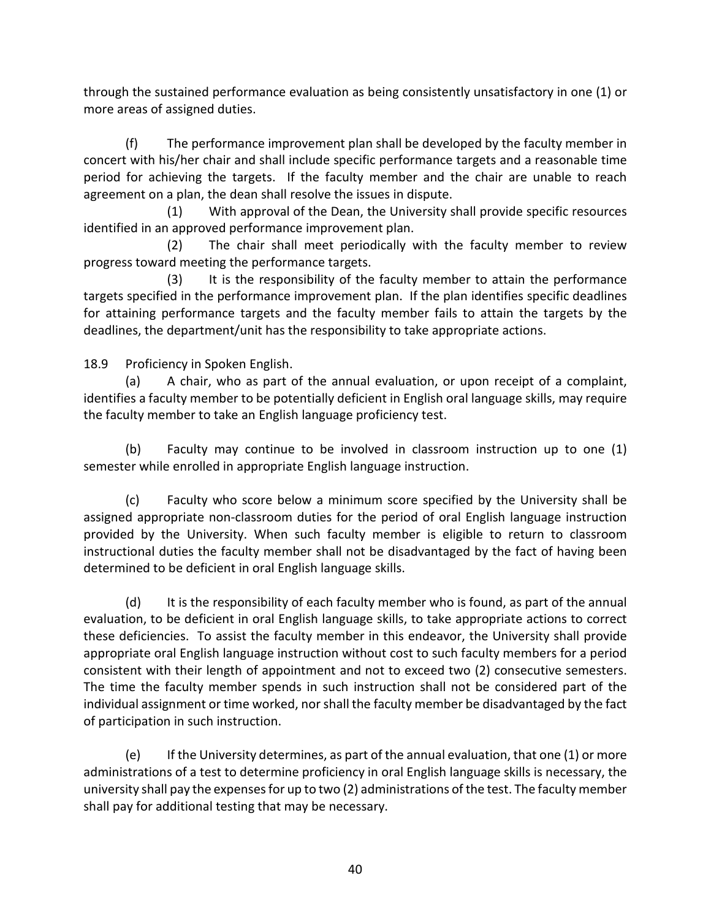through the sustained performance evaluation as being consistently unsatisfactory in one (1) or more areas of assigned duties.

(f) The performance improvement plan shall be developed by the faculty member in concert with his/her chair and shall include specific performance targets and a reasonable time period for achieving the targets. If the faculty member and the chair are unable to reach agreement on a plan, the dean shall resolve the issues in dispute.

(1) With approval of the Dean, the University shall provide specific resources identified in an approved performance improvement plan.

(2) The chair shall meet periodically with the faculty member to review progress toward meeting the performance targets.

(3) It is the responsibility of the faculty member to attain the performance targets specified in the performance improvement plan. If the plan identifies specific deadlines for attaining performance targets and the faculty member fails to attain the targets by the deadlines, the department/unit has the responsibility to take appropriate actions.

18.9 Proficiency in Spoken English.

(a) A chair, who as part of the annual evaluation, or upon receipt of a complaint, identifies a faculty member to be potentially deficient in English oral language skills, may require the faculty member to take an English language proficiency test.

(b) Faculty may continue to be involved in classroom instruction up to one (1) semester while enrolled in appropriate English language instruction.

(c) Faculty who score below a minimum score specified by the University shall be assigned appropriate non-classroom duties for the period of oral English language instruction provided by the University. When such faculty member is eligible to return to classroom instructional duties the faculty member shall not be disadvantaged by the fact of having been determined to be deficient in oral English language skills.

(d) It is the responsibility of each faculty member who is found, as part of the annual evaluation, to be deficient in oral English language skills, to take appropriate actions to correct these deficiencies. To assist the faculty member in this endeavor, the University shall provide appropriate oral English language instruction without cost to such faculty members for a period consistent with their length of appointment and not to exceed two (2) consecutive semesters. The time the faculty member spends in such instruction shall not be considered part of the individual assignment or time worked, nor shall the faculty member be disadvantaged by the fact of participation in such instruction.

(e) If the University determines, as part of the annual evaluation, that one (1) or more administrations of a test to determine proficiency in oral English language skills is necessary, the university shall pay the expenses for up to two (2) administrations of the test. The faculty member shall pay for additional testing that may be necessary.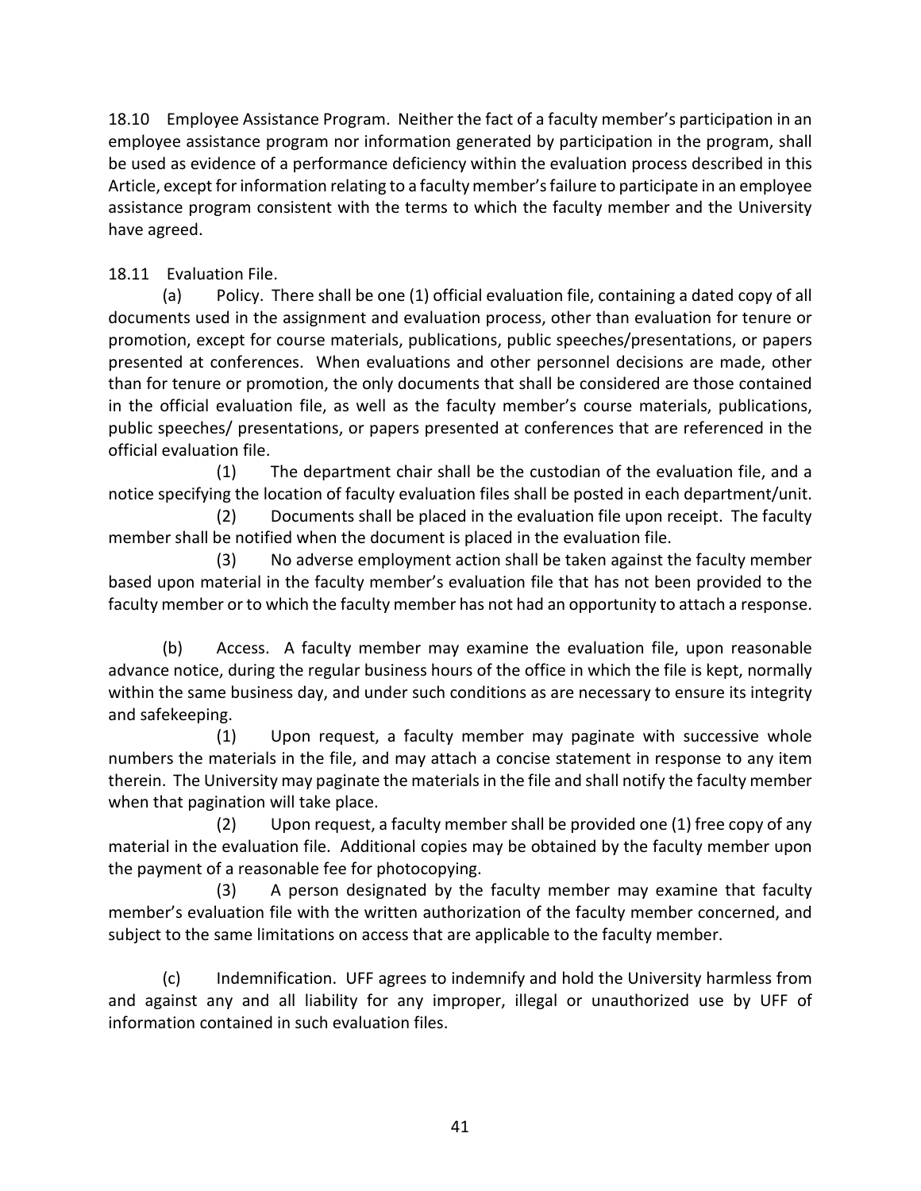18.10 Employee Assistance Program. Neither the fact of a faculty member's participation in an employee assistance program nor information generated by participation in the program, shall be used as evidence of a performance deficiency within the evaluation process described in this Article, except for information relating to a faculty member's failure to participate in an employee assistance program consistent with the terms to which the faculty member and the University have agreed.

18.11 Evaluation File.

(a) Policy. There shall be one (1) official evaluation file, containing a dated copy of all documents used in the assignment and evaluation process, other than evaluation for tenure or promotion, except for course materials, publications, public speeches/presentations, or papers presented at conferences. When evaluations and other personnel decisions are made, other than for tenure or promotion, the only documents that shall be considered are those contained in the official evaluation file, as well as the faculty member's course materials, publications, public speeches/ presentations, or papers presented at conferences that are referenced in the official evaluation file.

(1) The department chair shall be the custodian of the evaluation file, and a notice specifying the location of faculty evaluation files shall be posted in each department/unit.

(2) Documents shall be placed in the evaluation file upon receipt. The faculty member shall be notified when the document is placed in the evaluation file.

(3) No adverse employment action shall be taken against the faculty member based upon material in the faculty member's evaluation file that has not been provided to the faculty member or to which the faculty member has not had an opportunity to attach a response.

(b) Access. A faculty member may examine the evaluation file, upon reasonable advance notice, during the regular business hours of the office in which the file is kept, normally within the same business day, and under such conditions as are necessary to ensure its integrity and safekeeping.

(1) Upon request, a faculty member may paginate with successive whole numbers the materials in the file, and may attach a concise statement in response to any item therein. The University may paginate the materials in the file and shall notify the faculty member when that pagination will take place.

(2) Upon request, a faculty member shall be provided one (1) free copy of any material in the evaluation file. Additional copies may be obtained by the faculty member upon the payment of a reasonable fee for photocopying.

(3) A person designated by the faculty member may examine that faculty member's evaluation file with the written authorization of the faculty member concerned, and subject to the same limitations on access that are applicable to the faculty member.

(c) Indemnification. UFF agrees to indemnify and hold the University harmless from and against any and all liability for any improper, illegal or unauthorized use by UFF of information contained in such evaluation files.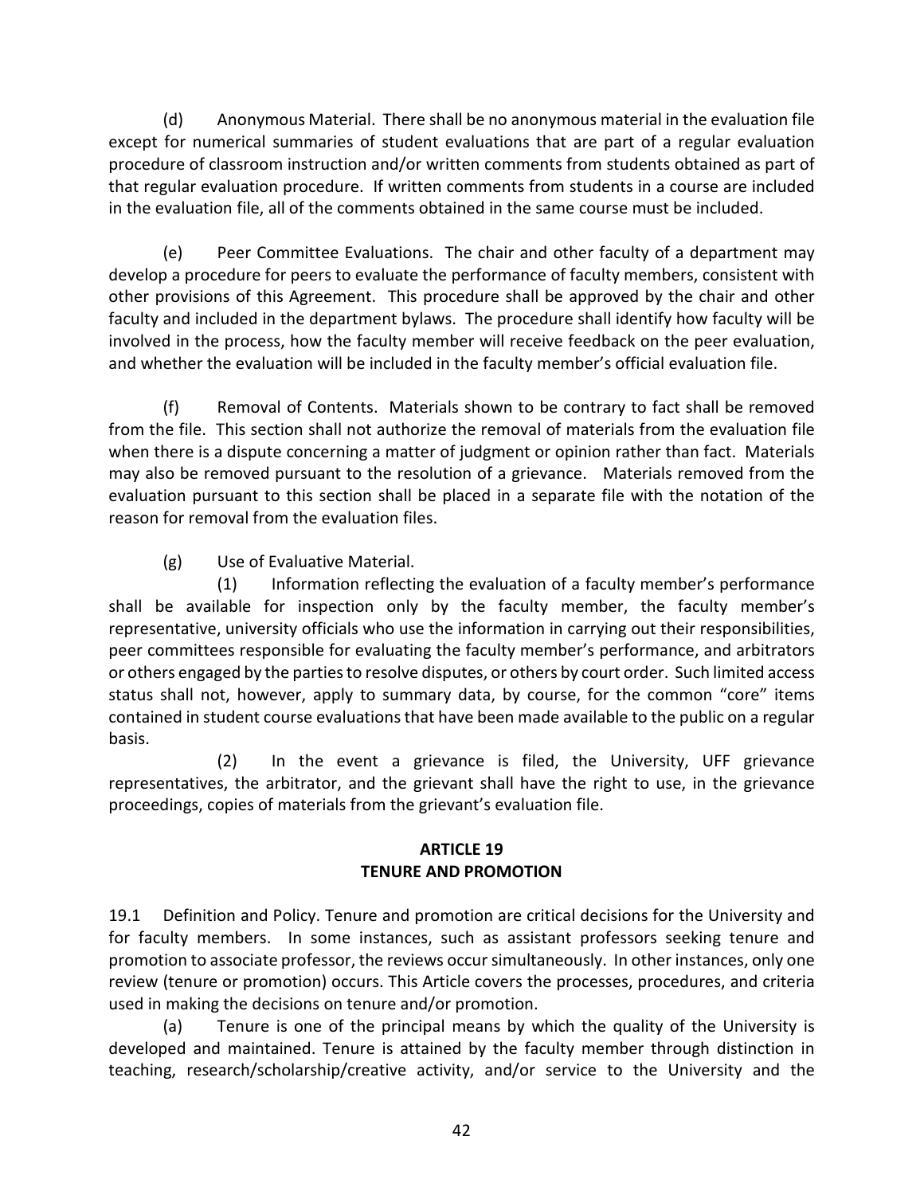(d) Anonymous Material. There shall be no anonymous material in the evaluation file except for numerical summaries of student evaluations that are part of a regular evaluation procedure of classroom instruction and/or written comments from students obtained as part of that regular evaluation procedure. If written comments from students in a course are included in the evaluation file, all of the comments obtained in the same course must be included.

(e) Peer Committee Evaluations. The chair and other faculty of a department may develop a procedure for peers to evaluate the performance of faculty members, consistent with other provisions of this Agreement. This procedure shall be approved by the chair and other faculty and included in the department bylaws. The procedure shall identify how faculty will be involved in the process, how the faculty member will receive feedback on the peer evaluation, and whether the evaluation will be included in the faculty member's official evaluation file.

(f) Removal of Contents. Materials shown to be contrary to fact shall be removed from the file. This section shall not authorize the removal of materials from the evaluation file when there is a dispute concerning a matter of judgment or opinion rather than fact. Materials may also be removed pursuant to the resolution of a grievance. Materials removed from the evaluation pursuant to this section shall be placed in a separate file with the notation of the reason for removal from the evaluation files.

(g) Use of Evaluative Material.

(1) Information reflecting the evaluation of a faculty member's performance shall be available for inspection only by the faculty member, the faculty member's representative, university officials who use the information in carrying out their responsibilities, peer committees responsible for evaluating the faculty member's performance, and arbitrators or others engaged by the parties to resolve disputes, or others by court order. Such limited access status shall not, however, apply to summary data, by course, for the common "core" items contained in student course evaluations that have been made available to the public on a regular basis.

(2) In the event a grievance is filed, the University, UFF grievance representatives, the arbitrator, and the grievant shall have the right to use, in the grievance proceedings, copies of materials from the grievant's evaluation file.

## ARTICLE 19
## TENURE AND PROMOTION

19.1 Definition and Policy. Tenure and promotion are critical decisions for the University and for faculty members. In some instances, such as assistant professors seeking tenure and promotion to associate professor, the reviews occur simultaneously. In other instances, only one review (tenure or promotion) occurs. This Article covers the processes, procedures, and criteria used in making the decisions on tenure and/or promotion.

(a) Tenure is one of the principal means by which the quality of the University is developed and maintained. Tenure is attained by the faculty member through distinction in teaching, research/scholarship/creative activity, and/or service to the University and the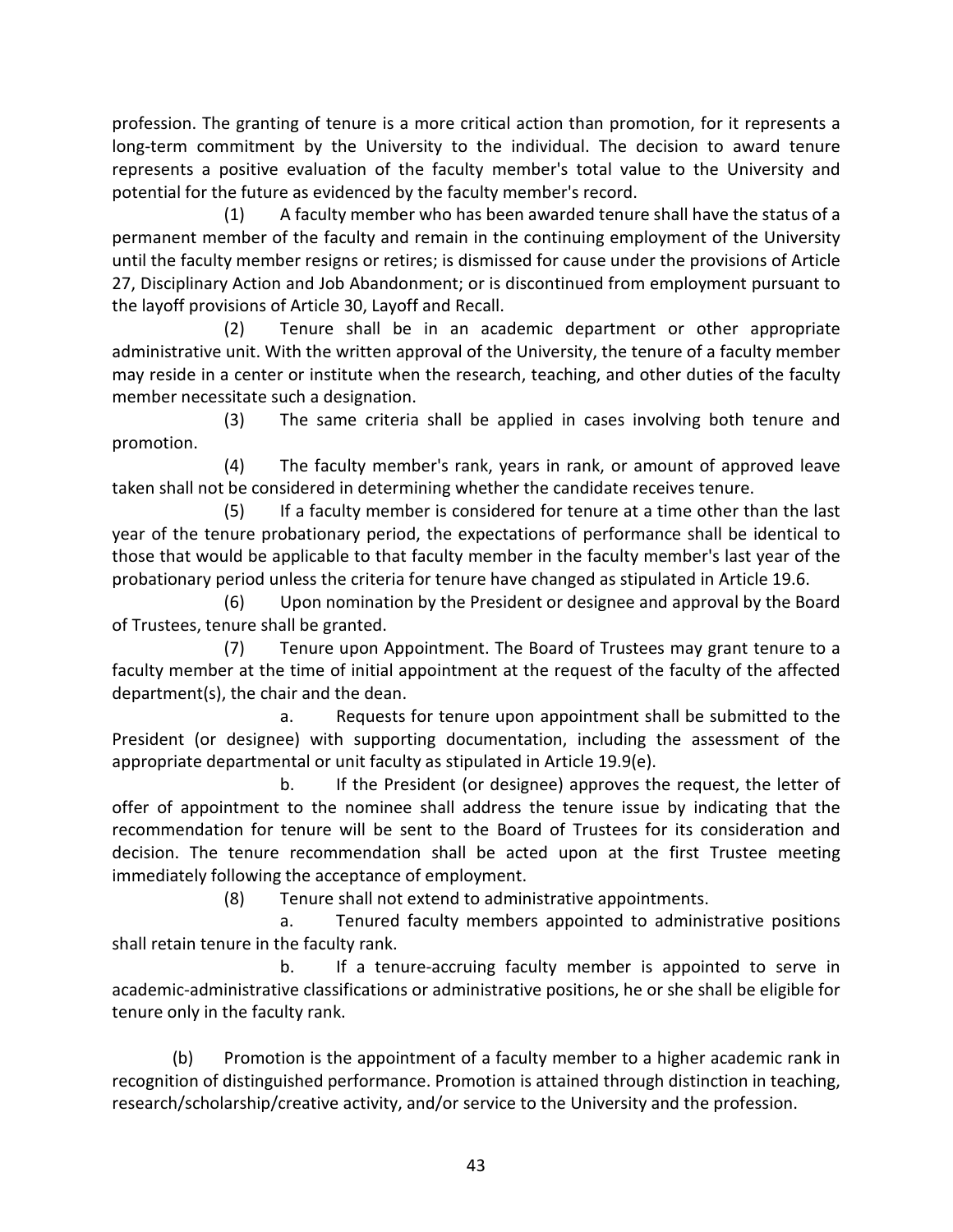profession. The granting of tenure is a more critical action than promotion, for it represents a long-term commitment by the University to the individual. The decision to award tenure represents a positive evaluation of the faculty member's total value to the University and potential for the future as evidenced by the faculty member's record.

(1) A faculty member who has been awarded tenure shall have the status of a permanent member of the faculty and remain in the continuing employment of the University until the faculty member resigns or retires; is dismissed for cause under the provisions of Article 27, Disciplinary Action and Job Abandonment; or is discontinued from employment pursuant to the layoff provisions of Article 30, Layoff and Recall.

(2) Tenure shall be in an academic department or other appropriate administrative unit. With the written approval of the University, the tenure of a faculty member may reside in a center or institute when the research, teaching, and other duties of the faculty member necessitate such a designation.

(3) The same criteria shall be applied in cases involving both tenure and promotion.

(4) The faculty member's rank, years in rank, or amount of approved leave taken shall not be considered in determining whether the candidate receives tenure.

(5) If a faculty member is considered for tenure at a time other than the last year of the tenure probationary period, the expectations of performance shall be identical to those that would be applicable to that faculty member in the faculty member's last year of the probationary period unless the criteria for tenure have changed as stipulated in Article 19.6.

(6) Upon nomination by the President or designee and approval by the Board of Trustees, tenure shall be granted.

(7) Tenure upon Appointment. The Board of Trustees may grant tenure to a faculty member at the time of initial appointment at the request of the faculty of the affected department(s), the chair and the dean.

a. Requests for tenure upon appointment shall be submitted to the President (or designee) with supporting documentation, including the assessment of the appropriate departmental or unit faculty as stipulated in Article 19.9(e).

b. If the President (or designee) approves the request, the letter of offer of appointment to the nominee shall address the tenure issue by indicating that the recommendation for tenure will be sent to the Board of Trustees for its consideration and decision. The tenure recommendation shall be acted upon at the first Trustee meeting immediately following the acceptance of employment.

(8) Tenure shall not extend to administrative appointments.

a. Tenured faculty members appointed to administrative positions shall retain tenure in the faculty rank.

b. If a tenure-accruing faculty member is appointed to serve in academic-administrative classifications or administrative positions, he or she shall be eligible for tenure only in the faculty rank.

(b) Promotion is the appointment of a faculty member to a higher academic rank in recognition of distinguished performance. Promotion is attained through distinction in teaching, research/scholarship/creative activity, and/or service to the University and the profession.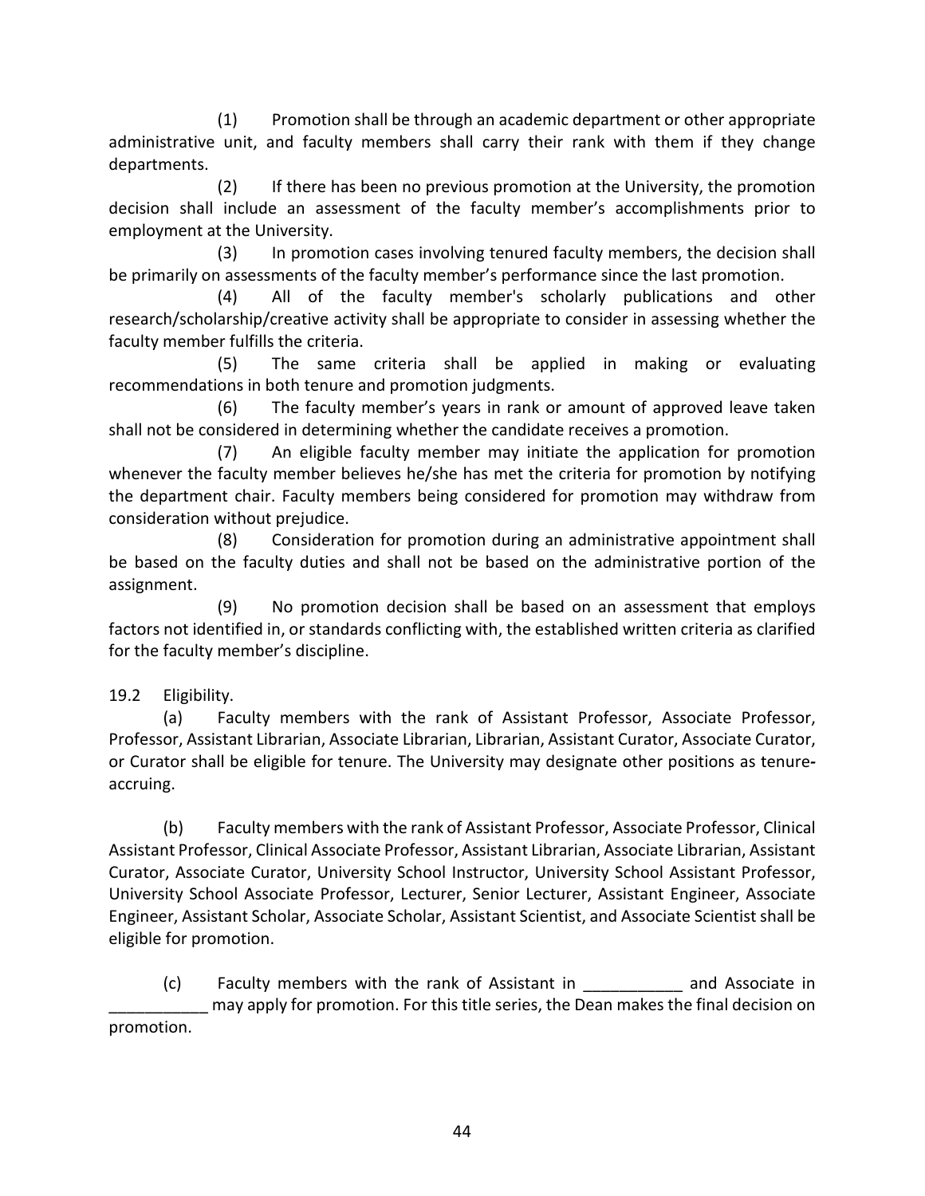(1) Promotion shall be through an academic department or other appropriate administrative unit, and faculty members shall carry their rank with them if they change departments.

(2) If there has been no previous promotion at the University, the promotion decision shall include an assessment of the faculty member's accomplishments prior to employment at the University.

(3) In promotion cases involving tenured faculty members, the decision shall be primarily on assessments of the faculty member's performance since the last promotion.

(4) All of the faculty member's scholarly publications and other research/scholarship/creative activity shall be appropriate to consider in assessing whether the faculty member fulfills the criteria.

(5) The same criteria shall be applied in making or evaluating recommendations in both tenure and promotion judgments.

(6) The faculty member's years in rank or amount of approved leave taken shall not be considered in determining whether the candidate receives a promotion.

(7) An eligible faculty member may initiate the application for promotion whenever the faculty member believes he/she has met the criteria for promotion by notifying the department chair. Faculty members being considered for promotion may withdraw from consideration without prejudice.

(8) Consideration for promotion during an administrative appointment shall be based on the faculty duties and shall not be based on the administrative portion of the assignment.

(9) No promotion decision shall be based on an assessment that employs factors not identified in, or standards conflicting with, the established written criteria as clarified for the faculty member's discipline.

19.2 Eligibility.

(a) Faculty members with the rank of Assistant Professor, Associate Professor, Professor, Assistant Librarian, Associate Librarian, Librarian, Assistant Curator, Associate Curator, or Curator shall be eligible for tenure. The University may designate other positions as tenure-accruing.

(b) Faculty members with the rank of Assistant Professor, Associate Professor, Clinical Assistant Professor, Clinical Associate Professor, Assistant Librarian, Associate Librarian, Assistant Curator, Associate Curator, University School Instructor, University School Assistant Professor, University School Associate Professor, Lecturer, Senior Lecturer, Assistant Engineer, Associate Engineer, Assistant Scholar, Associate Scholar, Assistant Scientist, and Associate Scientist shall be eligible for promotion.

(c) Faculty members with the rank of Assistant in ___________ and Associate in ___________ may apply for promotion. For this title series, the Dean makes the final decision on promotion.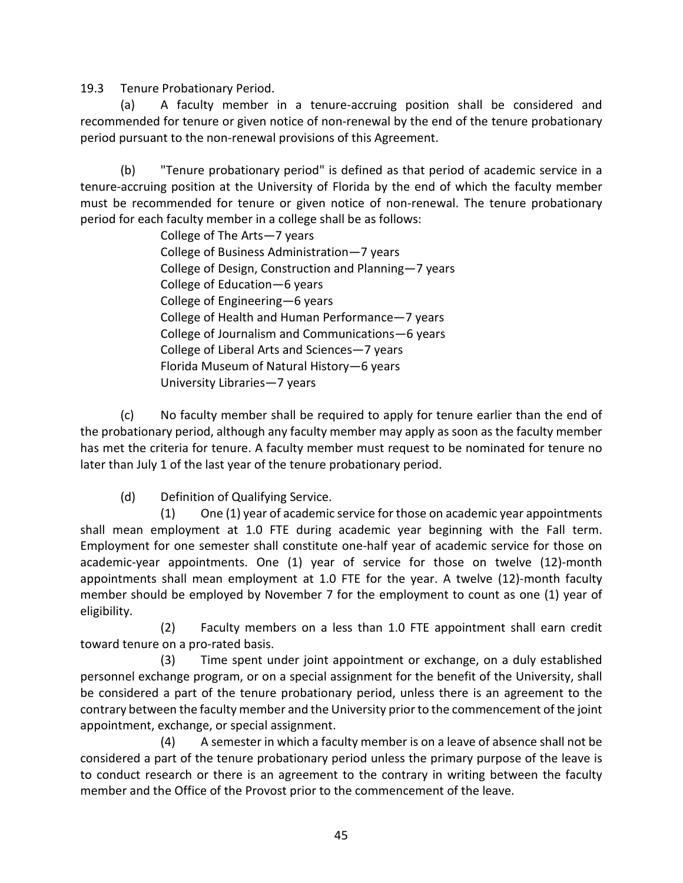19.3 Tenure Probationary Period.

(a) A faculty member in a tenure-accruing position shall be considered and recommended for tenure or given notice of non-renewal by the end of the tenure probationary period pursuant to the non-renewal provisions of this Agreement.

(b) "Tenure probationary period" is defined as that period of academic service in a tenure-accruing position at the University of Florida by the end of which the faculty member must be recommended for tenure or given notice of non-renewal. The tenure probationary period for each faculty member in a college shall be as follows:

College of The Arts—7 years
College of Business Administration—7 years
College of Design, Construction and Planning—7 years
College of Education—6 years
College of Engineering—6 years
College of Health and Human Performance—7 years
College of Journalism and Communications—6 years
College of Liberal Arts and Sciences—7 years
Florida Museum of Natural History—6 years
University Libraries—7 years

(c) No faculty member shall be required to apply for tenure earlier than the end of the probationary period, although any faculty member may apply as soon as the faculty member has met the criteria for tenure. A faculty member must request to be nominated for tenure no later than July 1 of the last year of the tenure probationary period.

(d) Definition of Qualifying Service.

(1) One (1) year of academic service for those on academic year appointments shall mean employment at 1.0 FTE during academic year beginning with the Fall term. Employment for one semester shall constitute one-half year of academic service for those on academic-year appointments. One (1) year of service for those on twelve (12)-month appointments shall mean employment at 1.0 FTE for the year. A twelve (12)-month faculty member should be employed by November 7 for the employment to count as one (1) year of eligibility.

(2) Faculty members on a less than 1.0 FTE appointment shall earn credit toward tenure on a pro-rated basis.

(3) Time spent under joint appointment or exchange, on a duly established personnel exchange program, or on a special assignment for the benefit of the University, shall be considered a part of the tenure probationary period, unless there is an agreement to the contrary between the faculty member and the University prior to the commencement of the joint appointment, exchange, or special assignment.

(4) A semester in which a faculty member is on a leave of absence shall not be considered a part of the tenure probationary period unless the primary purpose of the leave is to conduct research or there is an agreement to the contrary in writing between the faculty member and the Office of the Provost prior to the commencement of the leave.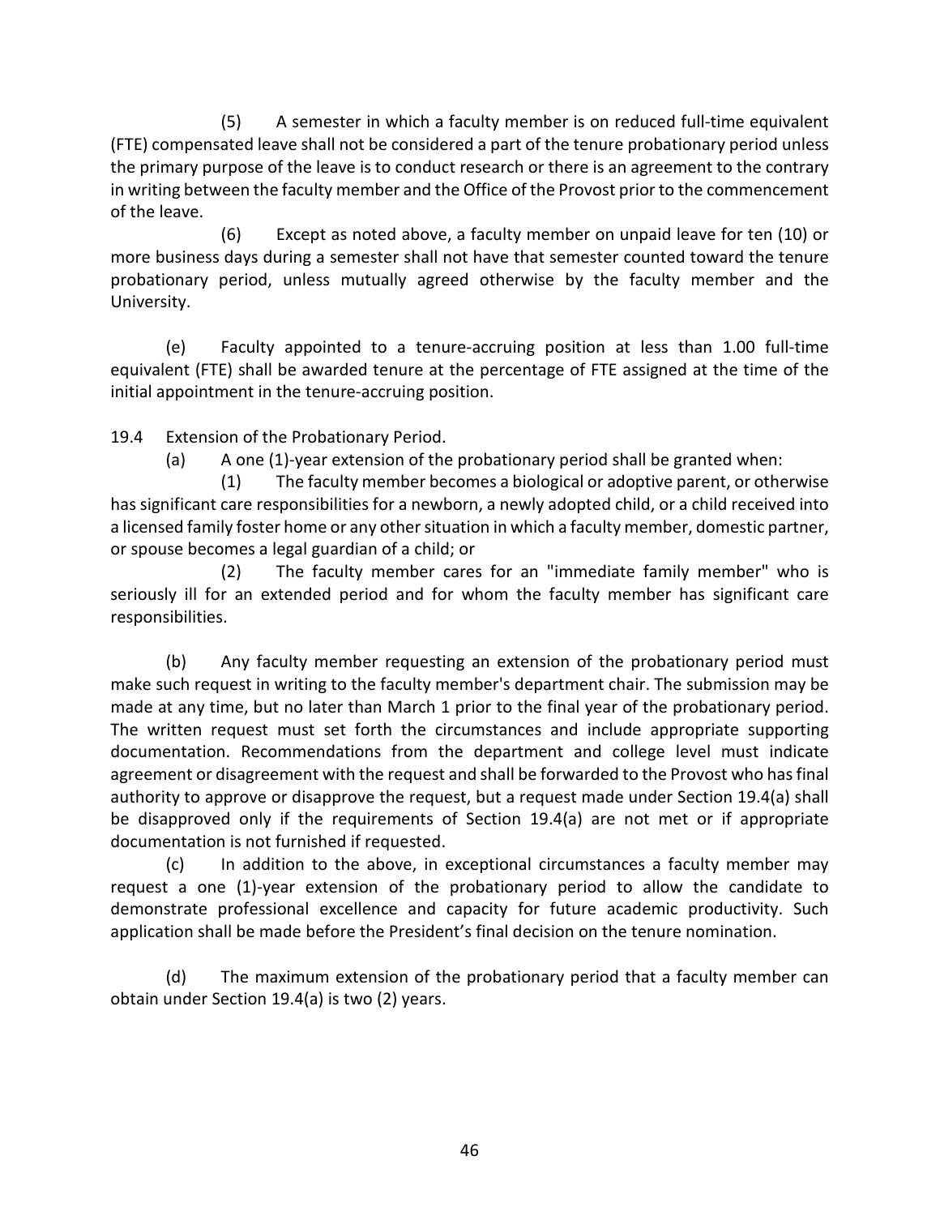(5) A semester in which a faculty member is on reduced full-time equivalent (FTE) compensated leave shall not be considered a part of the tenure probationary period unless the primary purpose of the leave is to conduct research or there is an agreement to the contrary in writing between the faculty member and the Office of the Provost prior to the commencement of the leave.

(6) Except as noted above, a faculty member on unpaid leave for ten (10) or more business days during a semester shall not have that semester counted toward the tenure probationary period, unless mutually agreed otherwise by the faculty member and the University.

(e) Faculty appointed to a tenure-accruing position at less than 1.00 full-time equivalent (FTE) shall be awarded tenure at the percentage of FTE assigned at the time of the initial appointment in the tenure-accruing position.

19.4 Extension of the Probationary Period.

(a) A one (1)-year extension of the probationary period shall be granted when:

(1) The faculty member becomes a biological or adoptive parent, or otherwise has significant care responsibilities for a newborn, a newly adopted child, or a child received into a licensed family foster home or any other situation in which a faculty member, domestic partner, or spouse becomes a legal guardian of a child; or

(2) The faculty member cares for an "immediate family member" who is seriously ill for an extended period and for whom the faculty member has significant care responsibilities.

(b) Any faculty member requesting an extension of the probationary period must make such request in writing to the faculty member's department chair. The submission may be made at any time, but no later than March 1 prior to the final year of the probationary period. The written request must set forth the circumstances and include appropriate supporting documentation. Recommendations from the department and college level must indicate agreement or disagreement with the request and shall be forwarded to the Provost who has final authority to approve or disapprove the request, but a request made under Section 19.4(a) shall be disapproved only if the requirements of Section 19.4(a) are not met or if appropriate documentation is not furnished if requested.

(c) In addition to the above, in exceptional circumstances a faculty member may request a one (1)-year extension of the probationary period to allow the candidate to demonstrate professional excellence and capacity for future academic productivity. Such application shall be made before the President's final decision on the tenure nomination.

(d) The maximum extension of the probationary period that a faculty member can obtain under Section 19.4(a) is two (2) years.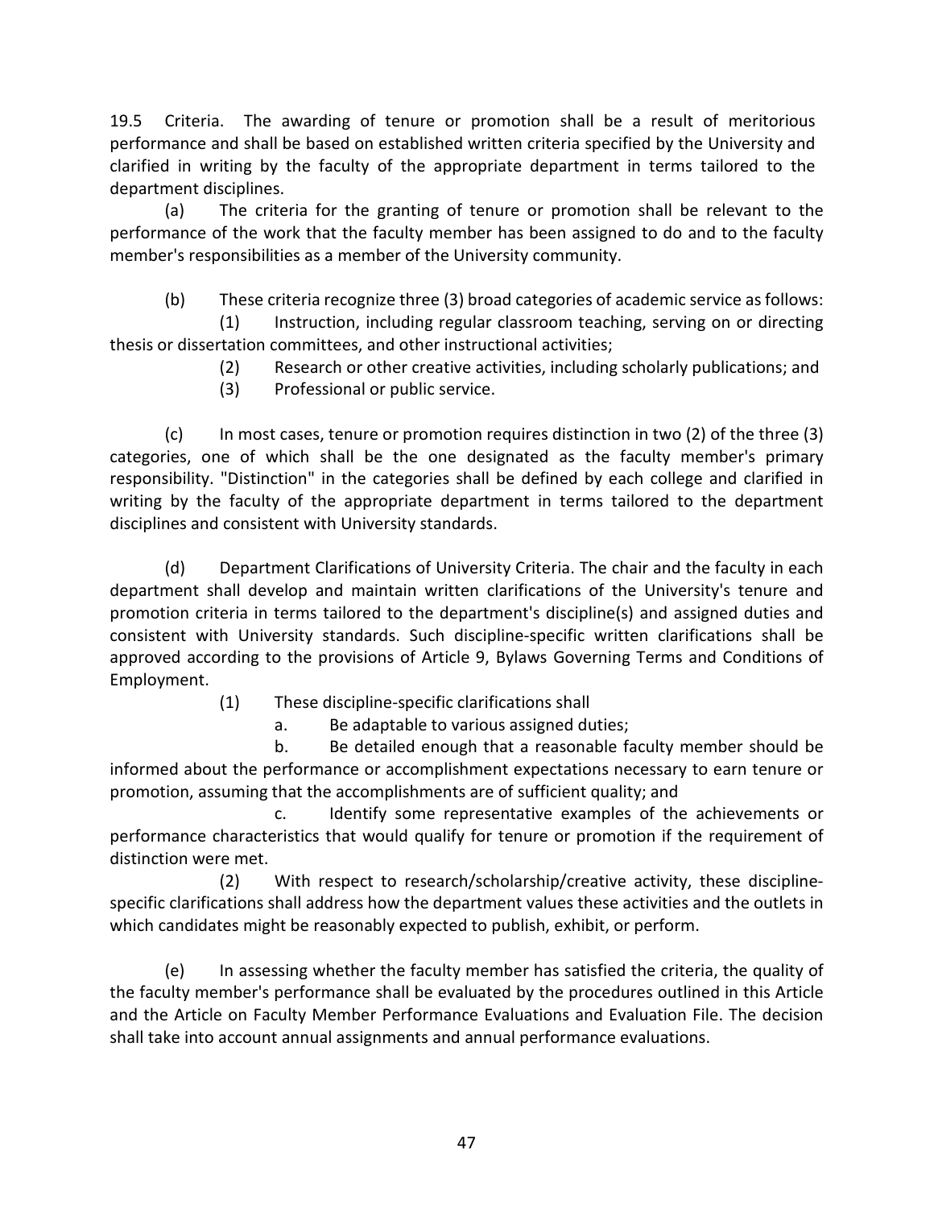19.5 Criteria. The awarding of tenure or promotion shall be a result of meritorious performance and shall be based on established written criteria specified by the University and clarified in writing by the faculty of the appropriate department in terms tailored to the department disciplines.

(a) The criteria for the granting of tenure or promotion shall be relevant to the performance of the work that the faculty member has been assigned to do and to the faculty member's responsibilities as a member of the University community.

(b) These criteria recognize three (3) broad categories of academic service as follows:

(1) Instruction, including regular classroom teaching, serving on or directing thesis or dissertation committees, and other instructional activities;

(2) Research or other creative activities, including scholarly publications; and

(3) Professional or public service.

(c) In most cases, tenure or promotion requires distinction in two (2) of the three (3) categories, one of which shall be the one designated as the faculty member's primary responsibility. "Distinction" in the categories shall be defined by each college and clarified in writing by the faculty of the appropriate department in terms tailored to the department disciplines and consistent with University standards.

(d) Department Clarifications of University Criteria. The chair and the faculty in each department shall develop and maintain written clarifications of the University's tenure and promotion criteria in terms tailored to the department's discipline(s) and assigned duties and consistent with University standards. Such discipline-specific written clarifications shall be approved according to the provisions of Article 9, Bylaws Governing Terms and Conditions of Employment.

(1) These discipline-specific clarifications shall

a. Be adaptable to various assigned duties;

b. Be detailed enough that a reasonable faculty member should be informed about the performance or accomplishment expectations necessary to earn tenure or promotion, assuming that the accomplishments are of sufficient quality; and

c. Identify some representative examples of the achievements or performance characteristics that would qualify for tenure or promotion if the requirement of distinction were met.

(2) With respect to research/scholarship/creative activity, these discipline-specific clarifications shall address how the department values these activities and the outlets in which candidates might be reasonably expected to publish, exhibit, or perform.

(e) In assessing whether the faculty member has satisfied the criteria, the quality of the faculty member's performance shall be evaluated by the procedures outlined in this Article and the Article on Faculty Member Performance Evaluations and Evaluation File. The decision shall take into account annual assignments and annual performance evaluations.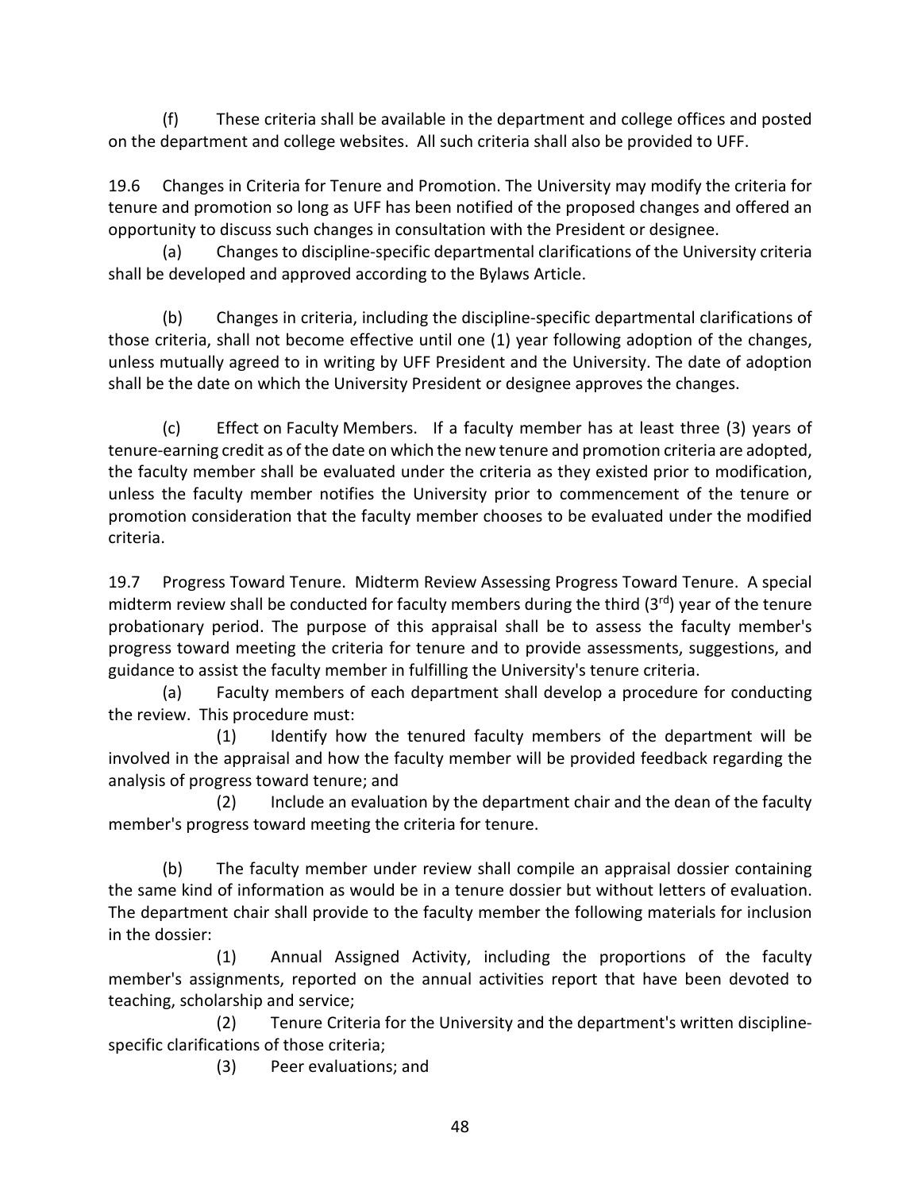(f) These criteria shall be available in the department and college offices and posted on the department and college websites. All such criteria shall also be provided to UFF.

19.6 Changes in Criteria for Tenure and Promotion. The University may modify the criteria for tenure and promotion so long as UFF has been notified of the proposed changes and offered an opportunity to discuss such changes in consultation with the President or designee.

(a) Changes to discipline-specific departmental clarifications of the University criteria shall be developed and approved according to the Bylaws Article.

(b) Changes in criteria, including the discipline-specific departmental clarifications of those criteria, shall not become effective until one (1) year following adoption of the changes, unless mutually agreed to in writing by UFF President and the University. The date of adoption shall be the date on which the University President or designee approves the changes.

(c) Effect on Faculty Members. If a faculty member has at least three (3) years of tenure-earning credit as of the date on which the new tenure and promotion criteria are adopted, the faculty member shall be evaluated under the criteria as they existed prior to modification, unless the faculty member notifies the University prior to commencement of the tenure or promotion consideration that the faculty member chooses to be evaluated under the modified criteria.

19.7 Progress Toward Tenure. Midterm Review Assessing Progress Toward Tenure. A special midterm review shall be conducted for faculty members during the third (3rd) year of the tenure probationary period. The purpose of this appraisal shall be to assess the faculty member's progress toward meeting the criteria for tenure and to provide assessments, suggestions, and guidance to assist the faculty member in fulfilling the University's tenure criteria.

(a) Faculty members of each department shall develop a procedure for conducting the review. This procedure must:

(1) Identify how the tenured faculty members of the department will be involved in the appraisal and how the faculty member will be provided feedback regarding the analysis of progress toward tenure; and

(2) Include an evaluation by the department chair and the dean of the faculty member's progress toward meeting the criteria for tenure.

(b) The faculty member under review shall compile an appraisal dossier containing the same kind of information as would be in a tenure dossier but without letters of evaluation. The department chair shall provide to the faculty member the following materials for inclusion in the dossier:

(1) Annual Assigned Activity, including the proportions of the faculty member's assignments, reported on the annual activities report that have been devoted to teaching, scholarship and service;

(2) Tenure Criteria for the University and the department's written discipline-specific clarifications of those criteria;

(3) Peer evaluations; and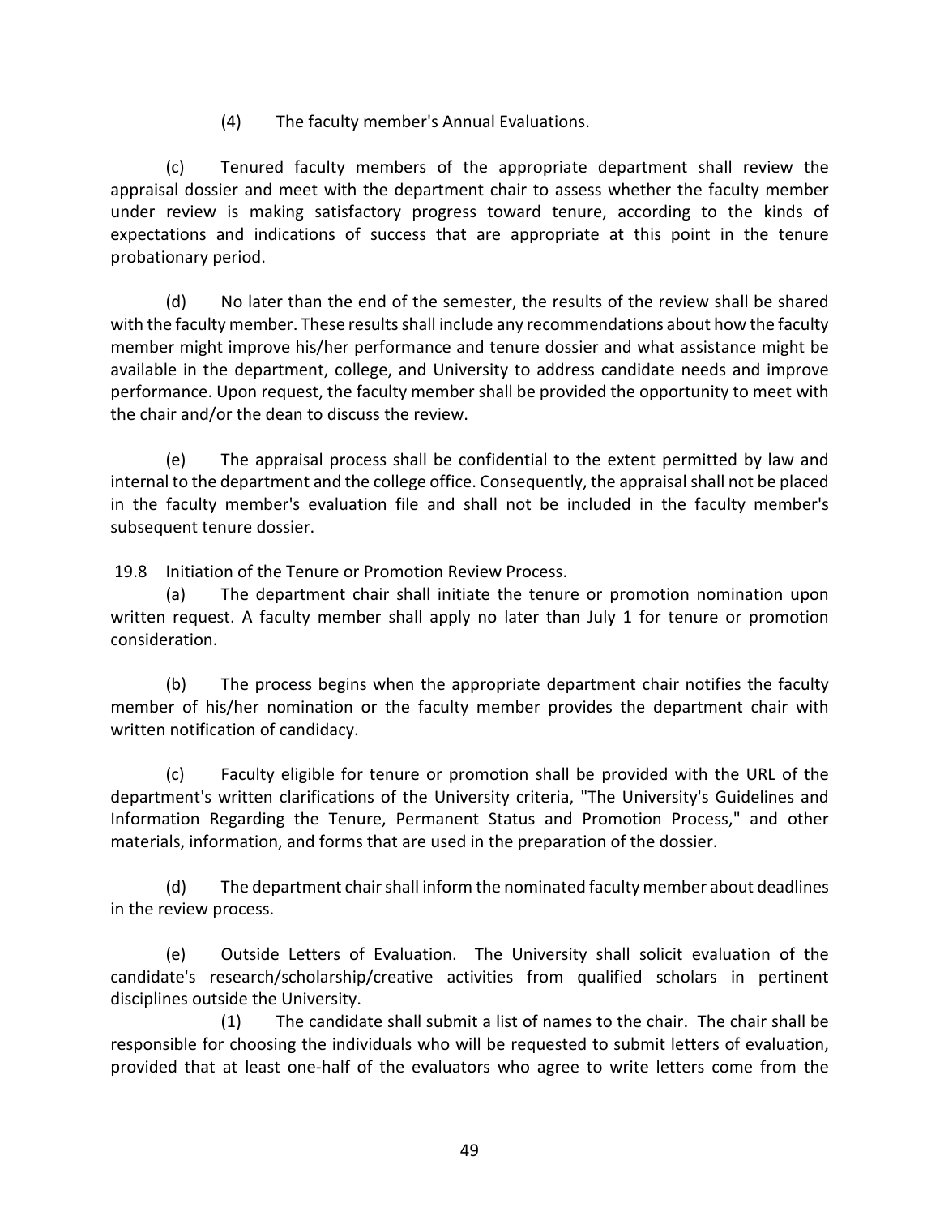(4) The faculty member's Annual Evaluations.

(c) Tenured faculty members of the appropriate department shall review the appraisal dossier and meet with the department chair to assess whether the faculty member under review is making satisfactory progress toward tenure, according to the kinds of expectations and indications of success that are appropriate at this point in the tenure probationary period.

(d) No later than the end of the semester, the results of the review shall be shared with the faculty member. These results shall include any recommendations about how the faculty member might improve his/her performance and tenure dossier and what assistance might be available in the department, college, and University to address candidate needs and improve performance. Upon request, the faculty member shall be provided the opportunity to meet with the chair and/or the dean to discuss the review.

(e) The appraisal process shall be confidential to the extent permitted by law and internal to the department and the college office. Consequently, the appraisal shall not be placed in the faculty member's evaluation file and shall not be included in the faculty member's subsequent tenure dossier.

19.8 Initiation of the Tenure or Promotion Review Process.

(a) The department chair shall initiate the tenure or promotion nomination upon written request. A faculty member shall apply no later than July 1 for tenure or promotion consideration.

(b) The process begins when the appropriate department chair notifies the faculty member of his/her nomination or the faculty member provides the department chair with written notification of candidacy.

(c) Faculty eligible for tenure or promotion shall be provided with the URL of the department's written clarifications of the University criteria, "The University's Guidelines and Information Regarding the Tenure, Permanent Status and Promotion Process," and other materials, information, and forms that are used in the preparation of the dossier.

(d) The department chair shall inform the nominated faculty member about deadlines in the review process.

(e) Outside Letters of Evaluation. The University shall solicit evaluation of the candidate's research/scholarship/creative activities from qualified scholars in pertinent disciplines outside the University.

(1) The candidate shall submit a list of names to the chair. The chair shall be responsible for choosing the individuals who will be requested to submit letters of evaluation, provided that at least one-half of the evaluators who agree to write letters come from the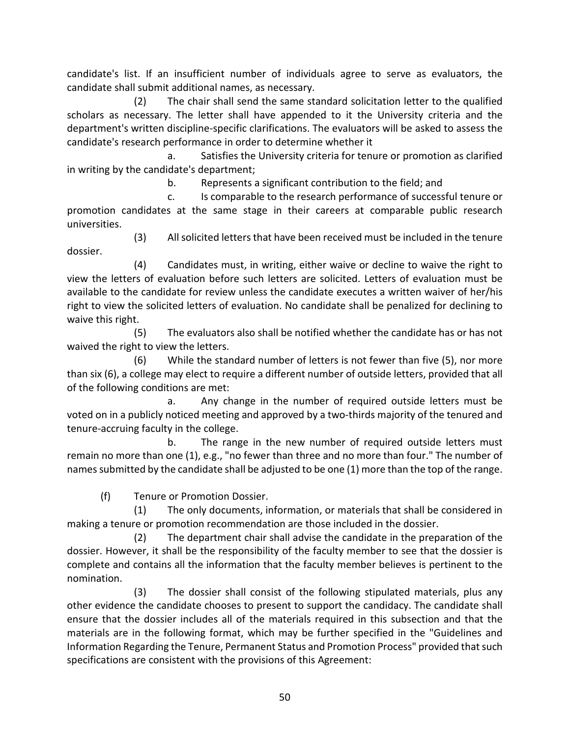candidate's list. If an insufficient number of individuals agree to serve as evaluators, the candidate shall submit additional names, as necessary.

(2) The chair shall send the same standard solicitation letter to the qualified scholars as necessary. The letter shall have appended to it the University criteria and the department's written discipline-specific clarifications. The evaluators will be asked to assess the candidate's research performance in order to determine whether it

a. Satisfies the University criteria for tenure or promotion as clarified in writing by the candidate's department;

b. Represents a significant contribution to the field; and

c. Is comparable to the research performance of successful tenure or promotion candidates at the same stage in their careers at comparable public research universities.

(3) All solicited letters that have been received must be included in the tenure dossier.

(4) Candidates must, in writing, either waive or decline to waive the right to view the letters of evaluation before such letters are solicited. Letters of evaluation must be available to the candidate for review unless the candidate executes a written waiver of her/his right to view the solicited letters of evaluation. No candidate shall be penalized for declining to waive this right.

(5) The evaluators also shall be notified whether the candidate has or has not waived the right to view the letters.

(6) While the standard number of letters is not fewer than five (5), nor more than six (6), a college may elect to require a different number of outside letters, provided that all of the following conditions are met:

a. Any change in the number of required outside letters must be voted on in a publicly noticed meeting and approved by a two-thirds majority of the tenured and tenure-accruing faculty in the college.

b. The range in the new number of required outside letters must remain no more than one (1), e.g., "no fewer than three and no more than four." The number of names submitted by the candidate shall be adjusted to be one (1) more than the top of the range.

(f) Tenure or Promotion Dossier.

(1) The only documents, information, or materials that shall be considered in making a tenure or promotion recommendation are those included in the dossier.

(2) The department chair shall advise the candidate in the preparation of the dossier. However, it shall be the responsibility of the faculty member to see that the dossier is complete and contains all the information that the faculty member believes is pertinent to the nomination.

(3) The dossier shall consist of the following stipulated materials, plus any other evidence the candidate chooses to present to support the candidacy. The candidate shall ensure that the dossier includes all of the materials required in this subsection and that the materials are in the following format, which may be further specified in the "Guidelines and Information Regarding the Tenure, Permanent Status and Promotion Process" provided that such specifications are consistent with the provisions of this Agreement: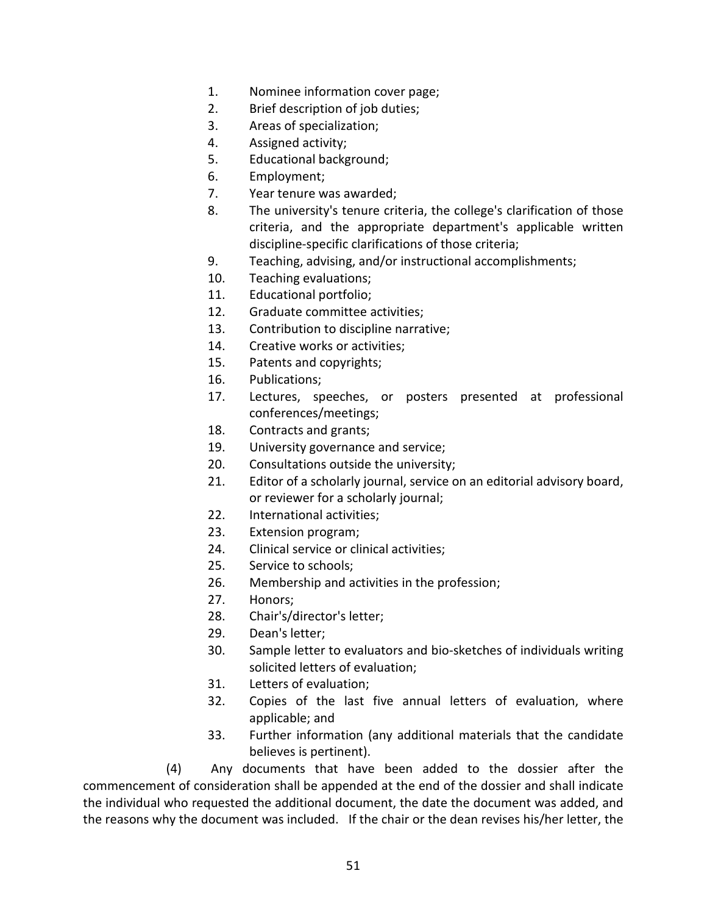1. Nominee information cover page;
2. Brief description of job duties;
3. Areas of specialization;
4. Assigned activity;
5. Educational background;
6. Employment;
7. Year tenure was awarded;
8. The university's tenure criteria, the college's clarification of those criteria, and the appropriate department's applicable written discipline-specific clarifications of those criteria;
9. Teaching, advising, and/or instructional accomplishments;
10. Teaching evaluations;
11. Educational portfolio;
12. Graduate committee activities;
13. Contribution to discipline narrative;
14. Creative works or activities;
15. Patents and copyrights;
16. Publications;
17. Lectures, speeches, or posters presented at professional conferences/meetings;
18. Contracts and grants;
19. University governance and service;
20. Consultations outside the university;
21. Editor of a scholarly journal, service on an editorial advisory board, or reviewer for a scholarly journal;
22. International activities;
23. Extension program;
24. Clinical service or clinical activities;
25. Service to schools;
26. Membership and activities in the profession;
27. Honors;
28. Chair's/director's letter;
29. Dean's letter;
30. Sample letter to evaluators and bio-sketches of individuals writing solicited letters of evaluation;
31. Letters of evaluation;
32. Copies of the last five annual letters of evaluation, where applicable; and
33. Further information (any additional materials that the candidate believes is pertinent).

(4) Any documents that have been added to the dossier after the commencement of consideration shall be appended at the end of the dossier and shall indicate the individual who requested the additional document, the date the document was added, and the reasons why the document was included. If the chair or the dean revises his/her letter, the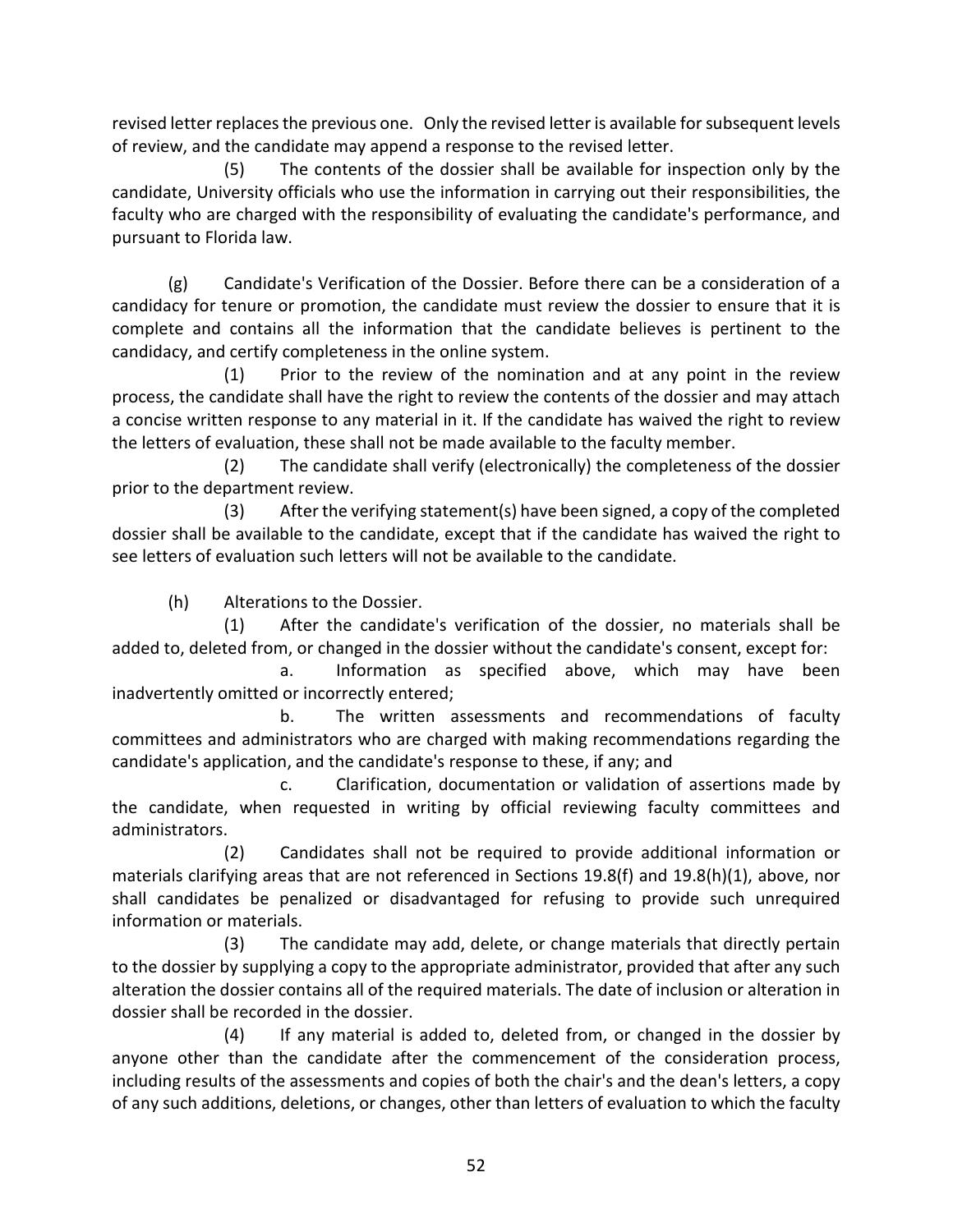revised letter replaces the previous one. Only the revised letter is available for subsequent levels of review, and the candidate may append a response to the revised letter.

(5) The contents of the dossier shall be available for inspection only by the candidate, University officials who use the information in carrying out their responsibilities, the faculty who are charged with the responsibility of evaluating the candidate's performance, and pursuant to Florida law.

(g) Candidate's Verification of the Dossier. Before there can be a consideration of a candidacy for tenure or promotion, the candidate must review the dossier to ensure that it is complete and contains all the information that the candidate believes is pertinent to the candidacy, and certify completeness in the online system.

(1) Prior to the review of the nomination and at any point in the review process, the candidate shall have the right to review the contents of the dossier and may attach a concise written response to any material in it. If the candidate has waived the right to review the letters of evaluation, these shall not be made available to the faculty member.

(2) The candidate shall verify (electronically) the completeness of the dossier prior to the department review.

(3) After the verifying statement(s) have been signed, a copy of the completed dossier shall be available to the candidate, except that if the candidate has waived the right to see letters of evaluation such letters will not be available to the candidate.

(h) Alterations to the Dossier.

(1) After the candidate's verification of the dossier, no materials shall be added to, deleted from, or changed in the dossier without the candidate's consent, except for:

a. Information as specified above, which may have been inadvertently omitted or incorrectly entered;

b. The written assessments and recommendations of faculty committees and administrators who are charged with making recommendations regarding the candidate's application, and the candidate's response to these, if any; and

c. Clarification, documentation or validation of assertions made by the candidate, when requested in writing by official reviewing faculty committees and administrators.

(2) Candidates shall not be required to provide additional information or materials clarifying areas that are not referenced in Sections 19.8(f) and 19.8(h)(1), above, nor shall candidates be penalized or disadvantaged for refusing to provide such unrequired information or materials.

(3) The candidate may add, delete, or change materials that directly pertain to the dossier by supplying a copy to the appropriate administrator, provided that after any such alteration the dossier contains all of the required materials. The date of inclusion or alteration in dossier shall be recorded in the dossier.

(4) If any material is added to, deleted from, or changed in the dossier by anyone other than the candidate after the commencement of the consideration process, including results of the assessments and copies of both the chair's and the dean's letters, a copy of any such additions, deletions, or changes, other than letters of evaluation to which the faculty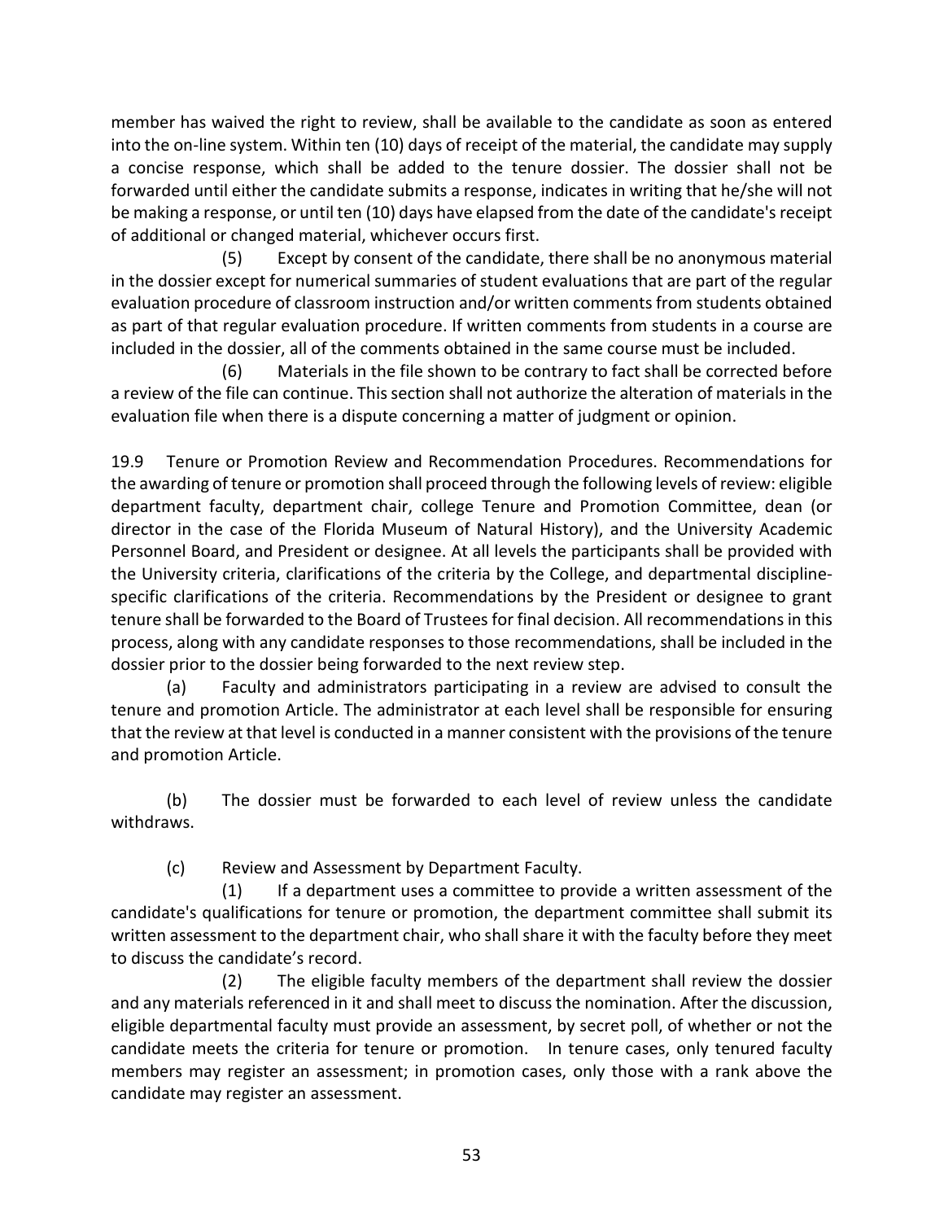member has waived the right to review, shall be available to the candidate as soon as entered into the on-line system. Within ten (10) days of receipt of the material, the candidate may supply a concise response, which shall be added to the tenure dossier. The dossier shall not be forwarded until either the candidate submits a response, indicates in writing that he/she will not be making a response, or until ten (10) days have elapsed from the date of the candidate's receipt of additional or changed material, whichever occurs first.

(5) Except by consent of the candidate, there shall be no anonymous material in the dossier except for numerical summaries of student evaluations that are part of the regular evaluation procedure of classroom instruction and/or written comments from students obtained as part of that regular evaluation procedure. If written comments from students in a course are included in the dossier, all of the comments obtained in the same course must be included.

(6) Materials in the file shown to be contrary to fact shall be corrected before a review of the file can continue. This section shall not authorize the alteration of materials in the evaluation file when there is a dispute concerning a matter of judgment or opinion.

19.9 Tenure or Promotion Review and Recommendation Procedures. Recommendations for the awarding of tenure or promotion shall proceed through the following levels of review: eligible department faculty, department chair, college Tenure and Promotion Committee, dean (or director in the case of the Florida Museum of Natural History), and the University Academic Personnel Board, and President or designee. At all levels the participants shall be provided with the University criteria, clarifications of the criteria by the College, and departmental discipline-specific clarifications of the criteria. Recommendations by the President or designee to grant tenure shall be forwarded to the Board of Trustees for final decision. All recommendations in this process, along with any candidate responses to those recommendations, shall be included in the dossier prior to the dossier being forwarded to the next review step.

(a) Faculty and administrators participating in a review are advised to consult the tenure and promotion Article. The administrator at each level shall be responsible for ensuring that the review at that level is conducted in a manner consistent with the provisions of the tenure and promotion Article.

(b) The dossier must be forwarded to each level of review unless the candidate withdraws.

(c) Review and Assessment by Department Faculty.

(1) If a department uses a committee to provide a written assessment of the candidate's qualifications for tenure or promotion, the department committee shall submit its written assessment to the department chair, who shall share it with the faculty before they meet to discuss the candidate's record.

(2) The eligible faculty members of the department shall review the dossier and any materials referenced in it and shall meet to discuss the nomination. After the discussion, eligible departmental faculty must provide an assessment, by secret poll, of whether or not the candidate meets the criteria for tenure or promotion. In tenure cases, only tenured faculty members may register an assessment; in promotion cases, only those with a rank above the candidate may register an assessment.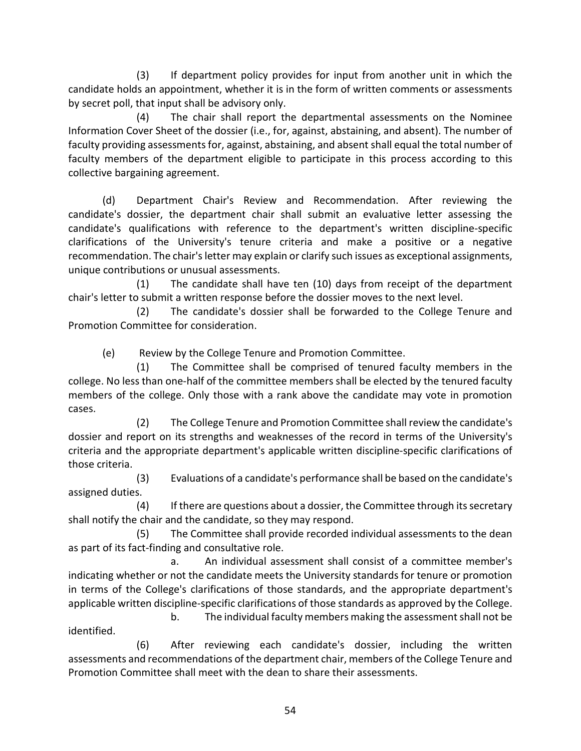(3) If department policy provides for input from another unit in which the candidate holds an appointment, whether it is in the form of written comments or assessments by secret poll, that input shall be advisory only.

(4) The chair shall report the departmental assessments on the Nominee Information Cover Sheet of the dossier (i.e., for, against, abstaining, and absent). The number of faculty providing assessments for, against, abstaining, and absent shall equal the total number of faculty members of the department eligible to participate in this process according to this collective bargaining agreement.

(d) Department Chair's Review and Recommendation. After reviewing the candidate's dossier, the department chair shall submit an evaluative letter assessing the candidate's qualifications with reference to the department's written discipline-specific clarifications of the University's tenure criteria and make a positive or a negative recommendation. The chair's letter may explain or clarify such issues as exceptional assignments, unique contributions or unusual assessments.

(1) The candidate shall have ten (10) days from receipt of the department chair's letter to submit a written response before the dossier moves to the next level.

(2) The candidate's dossier shall be forwarded to the College Tenure and Promotion Committee for consideration.

(e) Review by the College Tenure and Promotion Committee.

(1) The Committee shall be comprised of tenured faculty members in the college. No less than one-half of the committee members shall be elected by the tenured faculty members of the college. Only those with a rank above the candidate may vote in promotion cases.

(2) The College Tenure and Promotion Committee shall review the candidate's dossier and report on its strengths and weaknesses of the record in terms of the University's criteria and the appropriate department's applicable written discipline-specific clarifications of those criteria.

(3) Evaluations of a candidate's performance shall be based on the candidate's assigned duties.

(4) If there are questions about a dossier, the Committee through its secretary shall notify the chair and the candidate, so they may respond.

(5) The Committee shall provide recorded individual assessments to the dean as part of its fact-finding and consultative role.

a. An individual assessment shall consist of a committee member's indicating whether or not the candidate meets the University standards for tenure or promotion in terms of the College's clarifications of those standards, and the appropriate department's applicable written discipline-specific clarifications of those standards as approved by the College.

b. The individual faculty members making the assessment shall not be identified.

(6) After reviewing each candidate's dossier, including the written assessments and recommendations of the department chair, members of the College Tenure and Promotion Committee shall meet with the dean to share their assessments.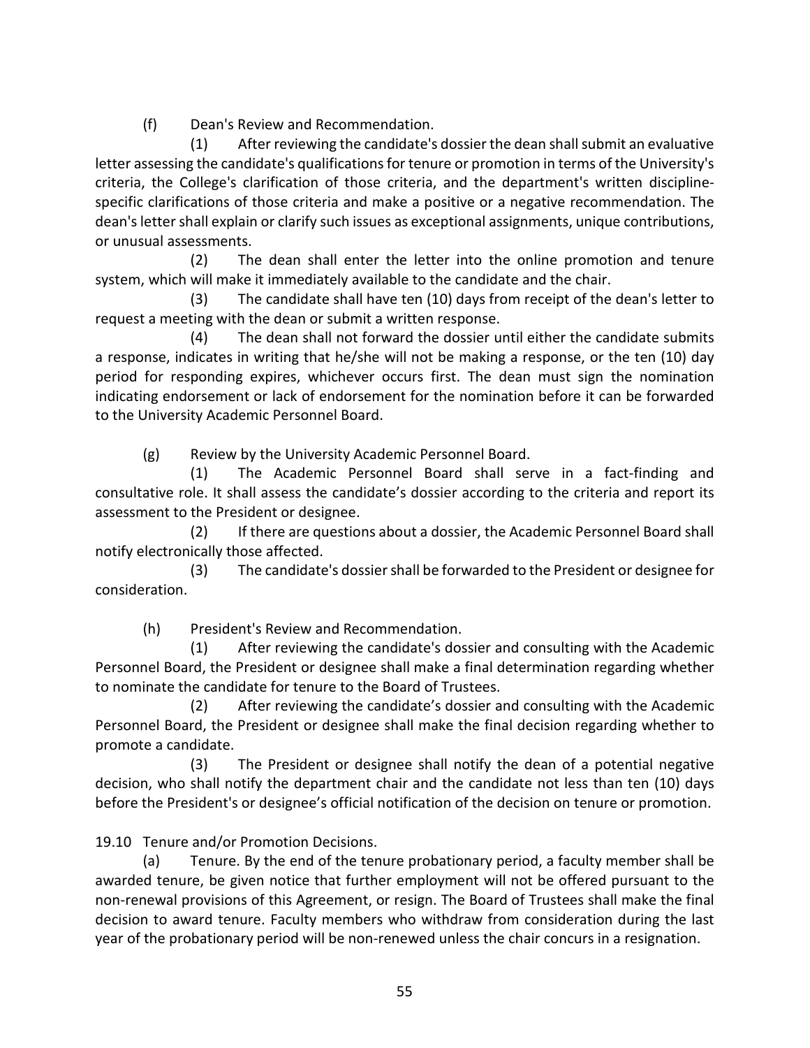(f) Dean's Review and Recommendation.

(1) After reviewing the candidate's dossier the dean shall submit an evaluative letter assessing the candidate's qualifications for tenure or promotion in terms of the University's criteria, the College's clarification of those criteria, and the department's written discipline-specific clarifications of those criteria and make a positive or a negative recommendation. The dean's letter shall explain or clarify such issues as exceptional assignments, unique contributions, or unusual assessments.

(2) The dean shall enter the letter into the online promotion and tenure system, which will make it immediately available to the candidate and the chair.

(3) The candidate shall have ten (10) days from receipt of the dean's letter to request a meeting with the dean or submit a written response.

(4) The dean shall not forward the dossier until either the candidate submits a response, indicates in writing that he/she will not be making a response, or the ten (10) day period for responding expires, whichever occurs first. The dean must sign the nomination indicating endorsement or lack of endorsement for the nomination before it can be forwarded to the University Academic Personnel Board.

(g) Review by the University Academic Personnel Board.

(1) The Academic Personnel Board shall serve in a fact-finding and consultative role. It shall assess the candidate's dossier according to the criteria and report its assessment to the President or designee.

(2) If there are questions about a dossier, the Academic Personnel Board shall notify electronically those affected.

(3) The candidate's dossier shall be forwarded to the President or designee for consideration.

(h) President's Review and Recommendation.

(1) After reviewing the candidate's dossier and consulting with the Academic Personnel Board, the President or designee shall make a final determination regarding whether to nominate the candidate for tenure to the Board of Trustees.

(2) After reviewing the candidate's dossier and consulting with the Academic Personnel Board, the President or designee shall make the final decision regarding whether to promote a candidate.

(3) The President or designee shall notify the dean of a potential negative decision, who shall notify the department chair and the candidate not less than ten (10) days before the President's or designee's official notification of the decision on tenure or promotion.

19.10 Tenure and/or Promotion Decisions.

(a) Tenure. By the end of the tenure probationary period, a faculty member shall be awarded tenure, be given notice that further employment will not be offered pursuant to the non-renewal provisions of this Agreement, or resign. The Board of Trustees shall make the final decision to award tenure. Faculty members who withdraw from consideration during the last year of the probationary period will be non-renewed unless the chair concurs in a resignation.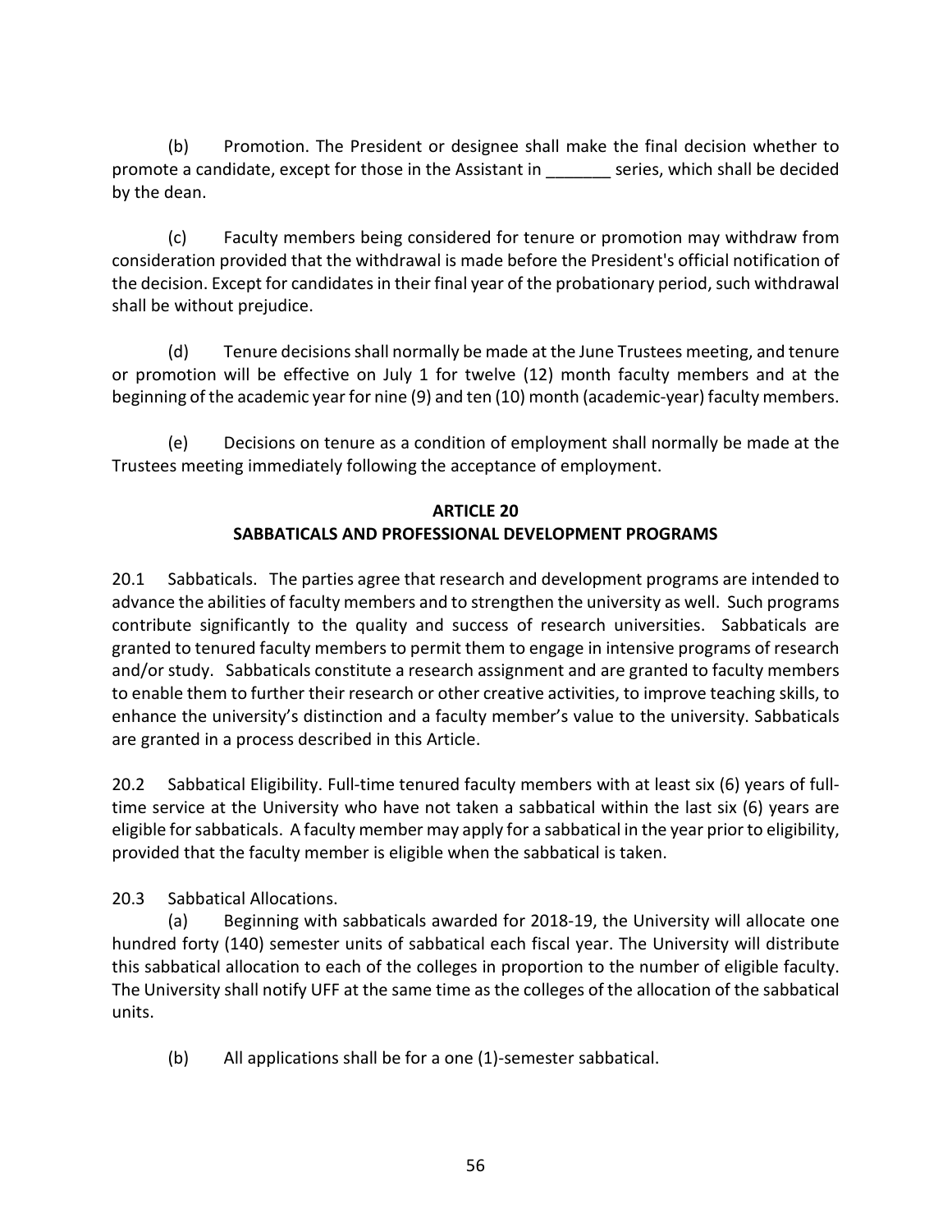(b) Promotion. The President or designee shall make the final decision whether to promote a candidate, except for those in the Assistant in _______ series, which shall be decided by the dean.

(c) Faculty members being considered for tenure or promotion may withdraw from consideration provided that the withdrawal is made before the President's official notification of the decision. Except for candidates in their final year of the probationary period, such withdrawal shall be without prejudice.

(d) Tenure decisions shall normally be made at the June Trustees meeting, and tenure or promotion will be effective on July 1 for twelve (12) month faculty members and at the beginning of the academic year for nine (9) and ten (10) month (academic-year) faculty members.

(e) Decisions on tenure as a condition of employment shall normally be made at the Trustees meeting immediately following the acceptance of employment.

## ARTICLE 20
## SABBATICALS AND PROFESSIONAL DEVELOPMENT PROGRAMS

20.1 Sabbaticals. The parties agree that research and development programs are intended to advance the abilities of faculty members and to strengthen the university as well. Such programs contribute significantly to the quality and success of research universities. Sabbaticals are granted to tenured faculty members to permit them to engage in intensive programs of research and/or study. Sabbaticals constitute a research assignment and are granted to faculty members to enable them to further their research or other creative activities, to improve teaching skills, to enhance the university's distinction and a faculty member's value to the university. Sabbaticals are granted in a process described in this Article.

20.2 Sabbatical Eligibility. Full-time tenured faculty members with at least six (6) years of full-time service at the University who have not taken a sabbatical within the last six (6) years are eligible for sabbaticals. A faculty member may apply for a sabbatical in the year prior to eligibility, provided that the faculty member is eligible when the sabbatical is taken.

20.3 Sabbatical Allocations.

(a) Beginning with sabbaticals awarded for 2018-19, the University will allocate one hundred forty (140) semester units of sabbatical each fiscal year. The University will distribute this sabbatical allocation to each of the colleges in proportion to the number of eligible faculty. The University shall notify UFF at the same time as the colleges of the allocation of the sabbatical units.

(b) All applications shall be for a one (1)-semester sabbatical.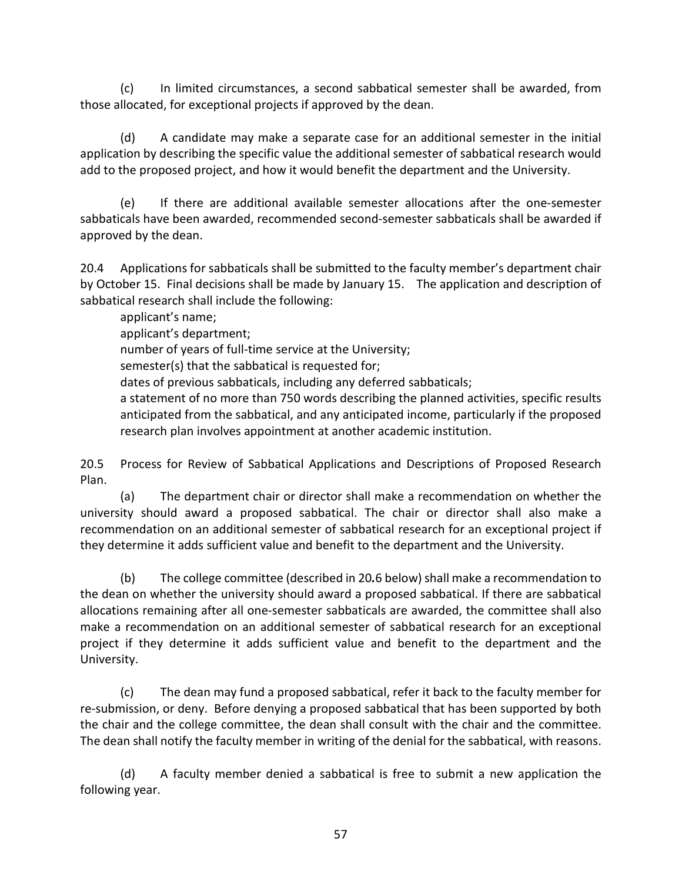(c) In limited circumstances, a second sabbatical semester shall be awarded, from those allocated, for exceptional projects if approved by the dean.

(d) A candidate may make a separate case for an additional semester in the initial application by describing the specific value the additional semester of sabbatical research would add to the proposed project, and how it would benefit the department and the University.

(e) If there are additional available semester allocations after the one-semester sabbaticals have been awarded, recommended second-semester sabbaticals shall be awarded if approved by the dean.

20.4 Applications for sabbaticals shall be submitted to the faculty member's department chair by October 15. Final decisions shall be made by January 15. The application and description of sabbatical research shall include the following:

applicant's name;
applicant's department;
number of years of full-time service at the University;
semester(s) that the sabbatical is requested for;
dates of previous sabbaticals, including any deferred sabbaticals;
a statement of no more than 750 words describing the planned activities, specific results anticipated from the sabbatical, and any anticipated income, particularly if the proposed research plan involves appointment at another academic institution.

20.5 Process for Review of Sabbatical Applications and Descriptions of Proposed Research Plan.

(a) The department chair or director shall make a recommendation on whether the university should award a proposed sabbatical. The chair or director shall also make a recommendation on an additional semester of sabbatical research for an exceptional project if they determine it adds sufficient value and benefit to the department and the University.

(b) The college committee (described in 20.6 below) shall make a recommendation to the dean on whether the university should award a proposed sabbatical. If there are sabbatical allocations remaining after all one-semester sabbaticals are awarded, the committee shall also make a recommendation on an additional semester of sabbatical research for an exceptional project if they determine it adds sufficient value and benefit to the department and the University.

(c) The dean may fund a proposed sabbatical, refer it back to the faculty member for re-submission, or deny. Before denying a proposed sabbatical that has been supported by both the chair and the college committee, the dean shall consult with the chair and the committee. The dean shall notify the faculty member in writing of the denial for the sabbatical, with reasons.

(d) A faculty member denied a sabbatical is free to submit a new application the following year.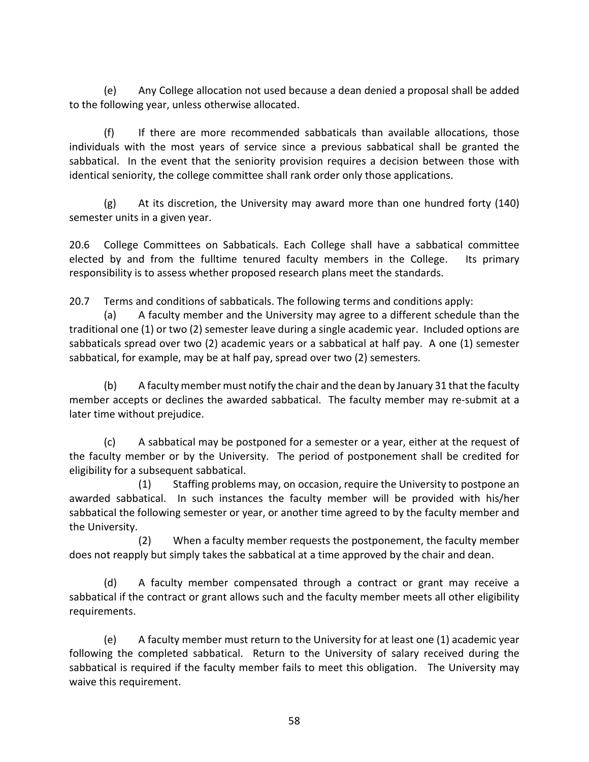(e) Any College allocation not used because a dean denied a proposal shall be added to the following year, unless otherwise allocated.

(f) If there are more recommended sabbaticals than available allocations, those individuals with the most years of service since a previous sabbatical shall be granted the sabbatical. In the event that the seniority provision requires a decision between those with identical seniority, the college committee shall rank order only those applications.

(g) At its discretion, the University may award more than one hundred forty (140) semester units in a given year.

20.6 College Committees on Sabbaticals. Each College shall have a sabbatical committee elected by and from the fulltime tenured faculty members in the College. Its primary responsibility is to assess whether proposed research plans meet the standards.

20.7 Terms and conditions of sabbaticals. The following terms and conditions apply:

(a) A faculty member and the University may agree to a different schedule than the traditional one (1) or two (2) semester leave during a single academic year. Included options are sabbaticals spread over two (2) academic years or a sabbatical at half pay. A one (1) semester sabbatical, for example, may be at half pay, spread over two (2) semesters.

(b) A faculty member must notify the chair and the dean by January 31 that the faculty member accepts or declines the awarded sabbatical. The faculty member may re-submit at a later time without prejudice.

(c) A sabbatical may be postponed for a semester or a year, either at the request of the faculty member or by the University. The period of postponement shall be credited for eligibility for a subsequent sabbatical.

(1) Staffing problems may, on occasion, require the University to postpone an awarded sabbatical. In such instances the faculty member will be provided with his/her sabbatical the following semester or year, or another time agreed to by the faculty member and the University.

(2) When a faculty member requests the postponement, the faculty member does not reapply but simply takes the sabbatical at a time approved by the chair and dean.

(d) A faculty member compensated through a contract or grant may receive a sabbatical if the contract or grant allows such and the faculty member meets all other eligibility requirements.

(e) A faculty member must return to the University for at least one (1) academic year following the completed sabbatical. Return to the University of salary received during the sabbatical is required if the faculty member fails to meet this obligation. The University may waive this requirement.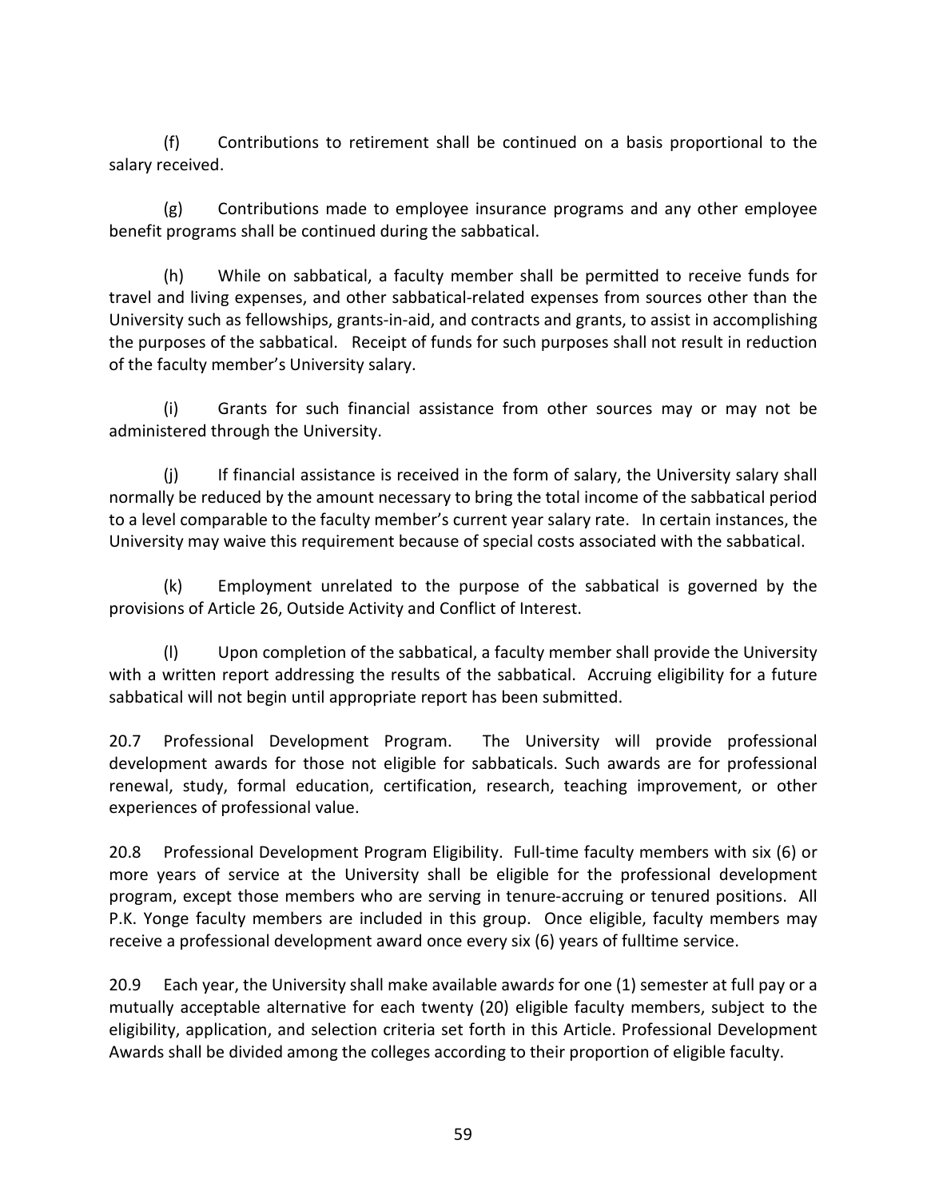(f) Contributions to retirement shall be continued on a basis proportional to the salary received.

(g) Contributions made to employee insurance programs and any other employee benefit programs shall be continued during the sabbatical.

(h) While on sabbatical, a faculty member shall be permitted to receive funds for travel and living expenses, and other sabbatical-related expenses from sources other than the University such as fellowships, grants-in-aid, and contracts and grants, to assist in accomplishing the purposes of the sabbatical. Receipt of funds for such purposes shall not result in reduction of the faculty member's University salary.

(i) Grants for such financial assistance from other sources may or may not be administered through the University.

(j) If financial assistance is received in the form of salary, the University salary shall normally be reduced by the amount necessary to bring the total income of the sabbatical period to a level comparable to the faculty member's current year salary rate. In certain instances, the University may waive this requirement because of special costs associated with the sabbatical.

(k) Employment unrelated to the purpose of the sabbatical is governed by the provisions of Article 26, Outside Activity and Conflict of Interest.

(l) Upon completion of the sabbatical, a faculty member shall provide the University with a written report addressing the results of the sabbatical. Accruing eligibility for a future sabbatical will not begin until appropriate report has been submitted.

20.7 Professional Development Program. The University will provide professional development awards for those not eligible for sabbaticals. Such awards are for professional renewal, study, formal education, certification, research, teaching improvement, or other experiences of professional value.

20.8 Professional Development Program Eligibility. Full-time faculty members with six (6) or more years of service at the University shall be eligible for the professional development program, except those members who are serving in tenure-accruing or tenured positions. All P.K. Yonge faculty members are included in this group. Once eligible, faculty members may receive a professional development award once every six (6) years of fulltime service.

20.9 Each year, the University shall make available award*s* for one (1) semester at full pay or a mutually acceptable alternative for each twenty (20) eligible faculty members, subject to the eligibility, application, and selection criteria set forth in this Article. Professional Development Awards shall be divided among the colleges according to their proportion of eligible faculty.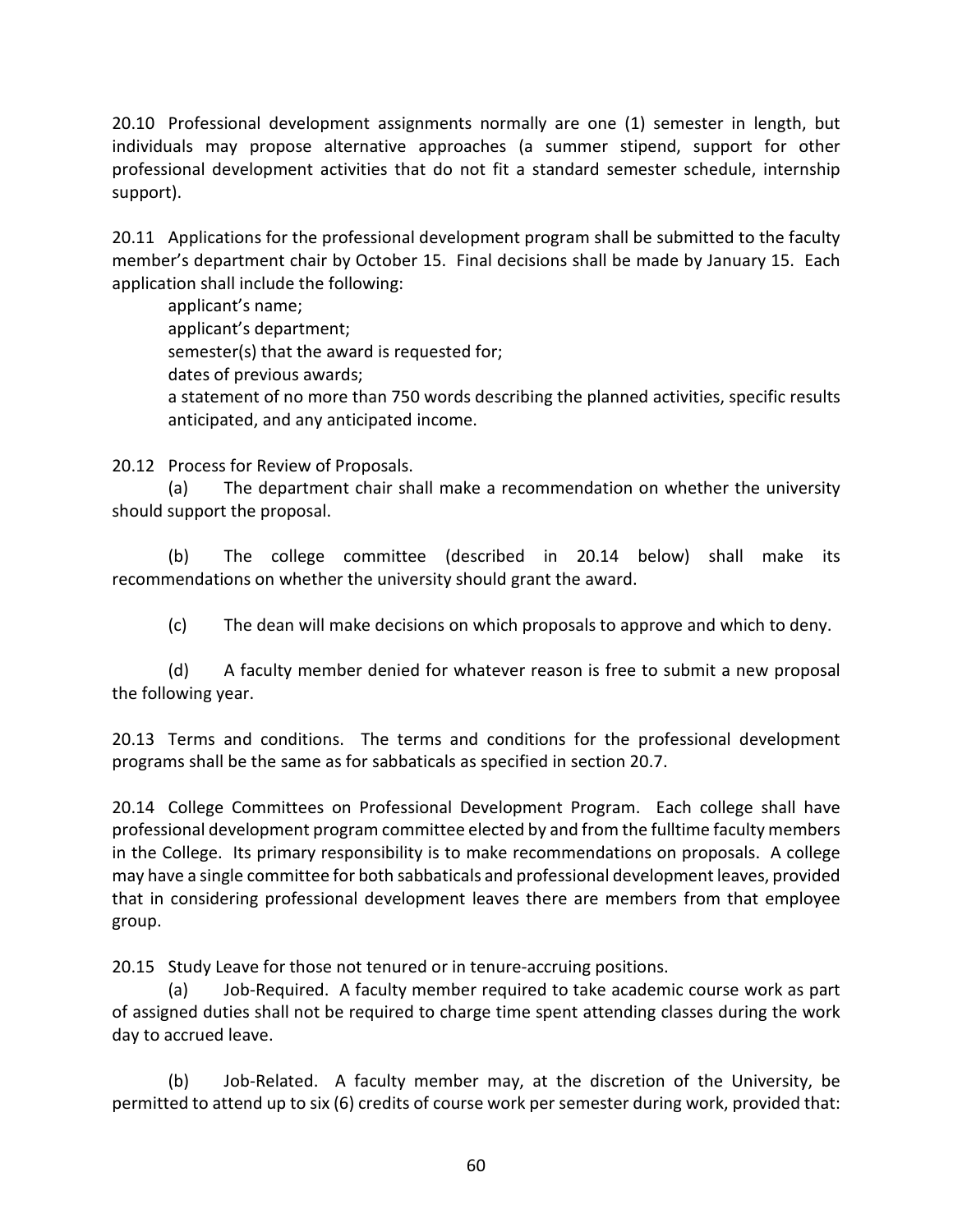20.10 Professional development assignments normally are one (1) semester in length, but individuals may propose alternative approaches (a summer stipend, support for other professional development activities that do not fit a standard semester schedule, internship support).

20.11 Applications for the professional development program shall be submitted to the faculty member's department chair by October 15. Final decisions shall be made by January 15. Each application shall include the following:

applicant's name;  
applicant's department;  
semester(s) that the award is requested for;  
dates of previous awards;  
a statement of no more than 750 words describing the planned activities, specific results anticipated, and any anticipated income.

20.12 Process for Review of Proposals.

(a) The department chair shall make a recommendation on whether the university should support the proposal.

(b) The college committee (described in 20.14 below) shall make its recommendations on whether the university should grant the award.

(c) The dean will make decisions on which proposals to approve and which to deny.

(d) A faculty member denied for whatever reason is free to submit a new proposal the following year.

20.13 Terms and conditions. The terms and conditions for the professional development programs shall be the same as for sabbaticals as specified in section 20.7.

20.14 College Committees on Professional Development Program. Each college shall have professional development program committee elected by and from the fulltime faculty members in the College. Its primary responsibility is to make recommendations on proposals. A college may have a single committee for both sabbaticals and professional development leaves, provided that in considering professional development leaves there are members from that employee group.

20.15 Study Leave for those not tenured or in tenure-accruing positions.

(a) Job-Required. A faculty member required to take academic course work as part of assigned duties shall not be required to charge time spent attending classes during the work day to accrued leave.

(b) Job-Related. A faculty member may, at the discretion of the University, be permitted to attend up to six (6) credits of course work per semester during work, provided that: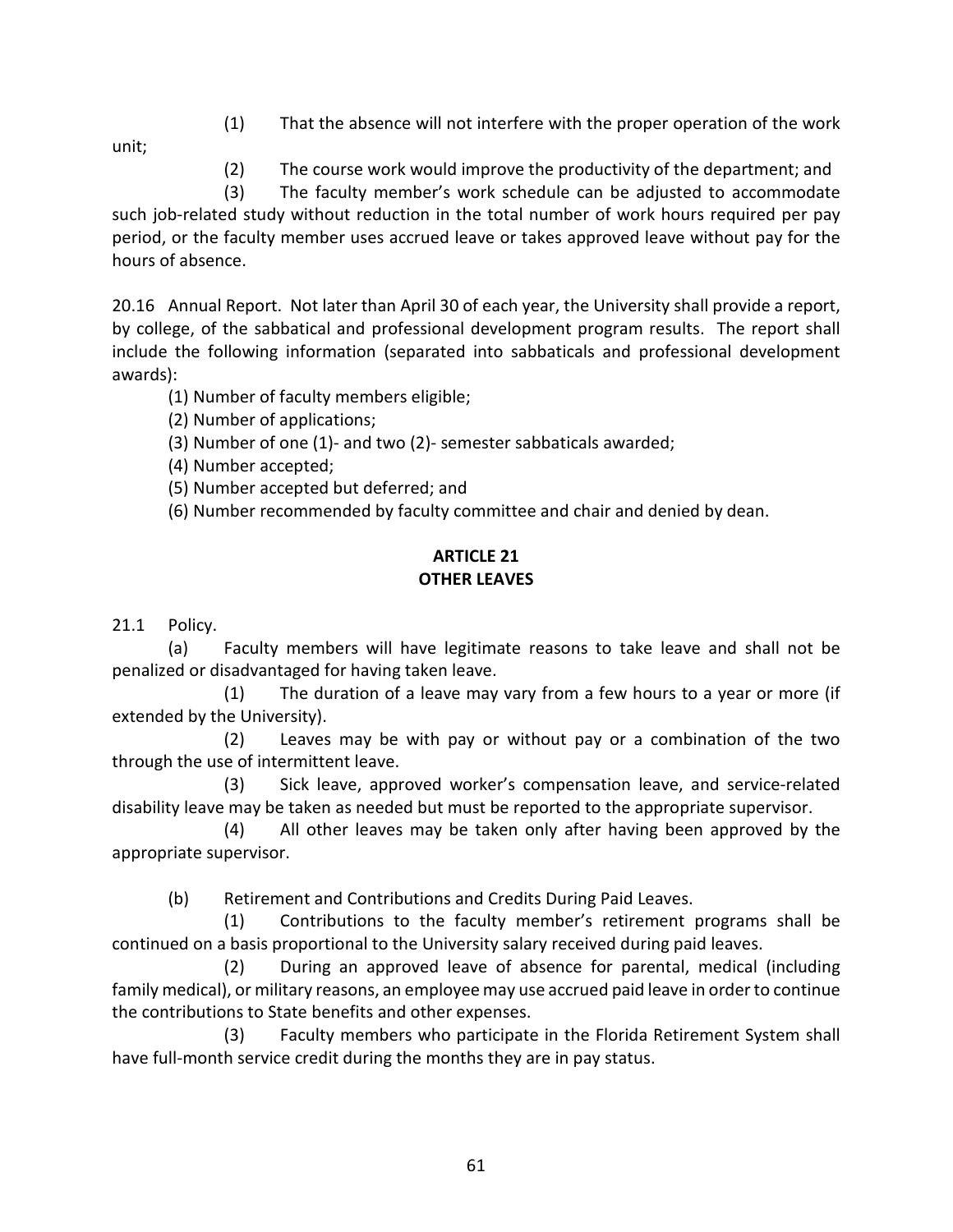(1) That the absence will not interfere with the proper operation of the work unit;

(2) The course work would improve the productivity of the department; and

(3) The faculty member's work schedule can be adjusted to accommodate such job-related study without reduction in the total number of work hours required per pay period, or the faculty member uses accrued leave or takes approved leave without pay for the hours of absence.

20.16 Annual Report. Not later than April 30 of each year, the University shall provide a report, by college, of the sabbatical and professional development program results. The report shall include the following information (separated into sabbaticals and professional development awards):

(1) Number of faculty members eligible;

(2) Number of applications;

(3) Number of one (1)- and two (2)- semester sabbaticals awarded;

(4) Number accepted;

(5) Number accepted but deferred; and

(6) Number recommended by faculty committee and chair and denied by dean.

## ARTICLE 21
## OTHER LEAVES

21.1 Policy.

(a) Faculty members will have legitimate reasons to take leave and shall not be penalized or disadvantaged for having taken leave.

(1) The duration of a leave may vary from a few hours to a year or more (if extended by the University).

(2) Leaves may be with pay or without pay or a combination of the two through the use of intermittent leave.

(3) Sick leave, approved worker's compensation leave, and service-related disability leave may be taken as needed but must be reported to the appropriate supervisor.

(4) All other leaves may be taken only after having been approved by the appropriate supervisor.

(b) Retirement and Contributions and Credits During Paid Leaves.

(1) Contributions to the faculty member's retirement programs shall be continued on a basis proportional to the University salary received during paid leaves.

(2) During an approved leave of absence for parental, medical (including family medical), or military reasons, an employee may use accrued paid leave in order to continue the contributions to State benefits and other expenses.

(3) Faculty members who participate in the Florida Retirement System shall have full-month service credit during the months they are in pay status.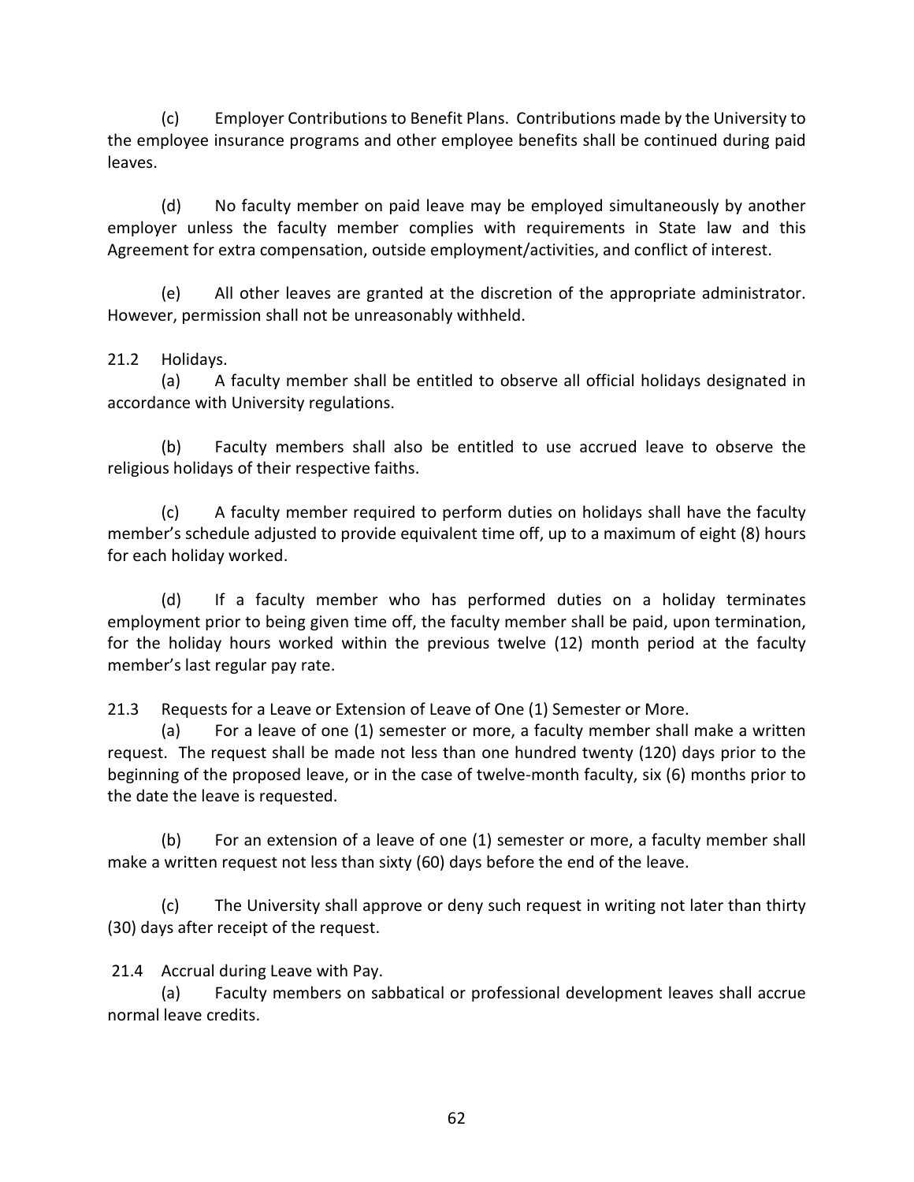(c) Employer Contributions to Benefit Plans. Contributions made by the University to the employee insurance programs and other employee benefits shall be continued during paid leaves.

(d) No faculty member on paid leave may be employed simultaneously by another employer unless the faculty member complies with requirements in State law and this Agreement for extra compensation, outside employment/activities, and conflict of interest.

(e) All other leaves are granted at the discretion of the appropriate administrator. However, permission shall not be unreasonably withheld.

21.2 Holidays.

(a) A faculty member shall be entitled to observe all official holidays designated in accordance with University regulations.

(b) Faculty members shall also be entitled to use accrued leave to observe the religious holidays of their respective faiths.

(c) A faculty member required to perform duties on holidays shall have the faculty member's schedule adjusted to provide equivalent time off, up to a maximum of eight (8) hours for each holiday worked.

(d) If a faculty member who has performed duties on a holiday terminates employment prior to being given time off, the faculty member shall be paid, upon termination, for the holiday hours worked within the previous twelve (12) month period at the faculty member's last regular pay rate.

21.3 Requests for a Leave or Extension of Leave of One (1) Semester or More.

(a) For a leave of one (1) semester or more, a faculty member shall make a written request. The request shall be made not less than one hundred twenty (120) days prior to the beginning of the proposed leave, or in the case of twelve-month faculty, six (6) months prior to the date the leave is requested.

(b) For an extension of a leave of one (1) semester or more, a faculty member shall make a written request not less than sixty (60) days before the end of the leave.

(c) The University shall approve or deny such request in writing not later than thirty (30) days after receipt of the request.

21.4 Accrual during Leave with Pay.

(a) Faculty members on sabbatical or professional development leaves shall accrue normal leave credits.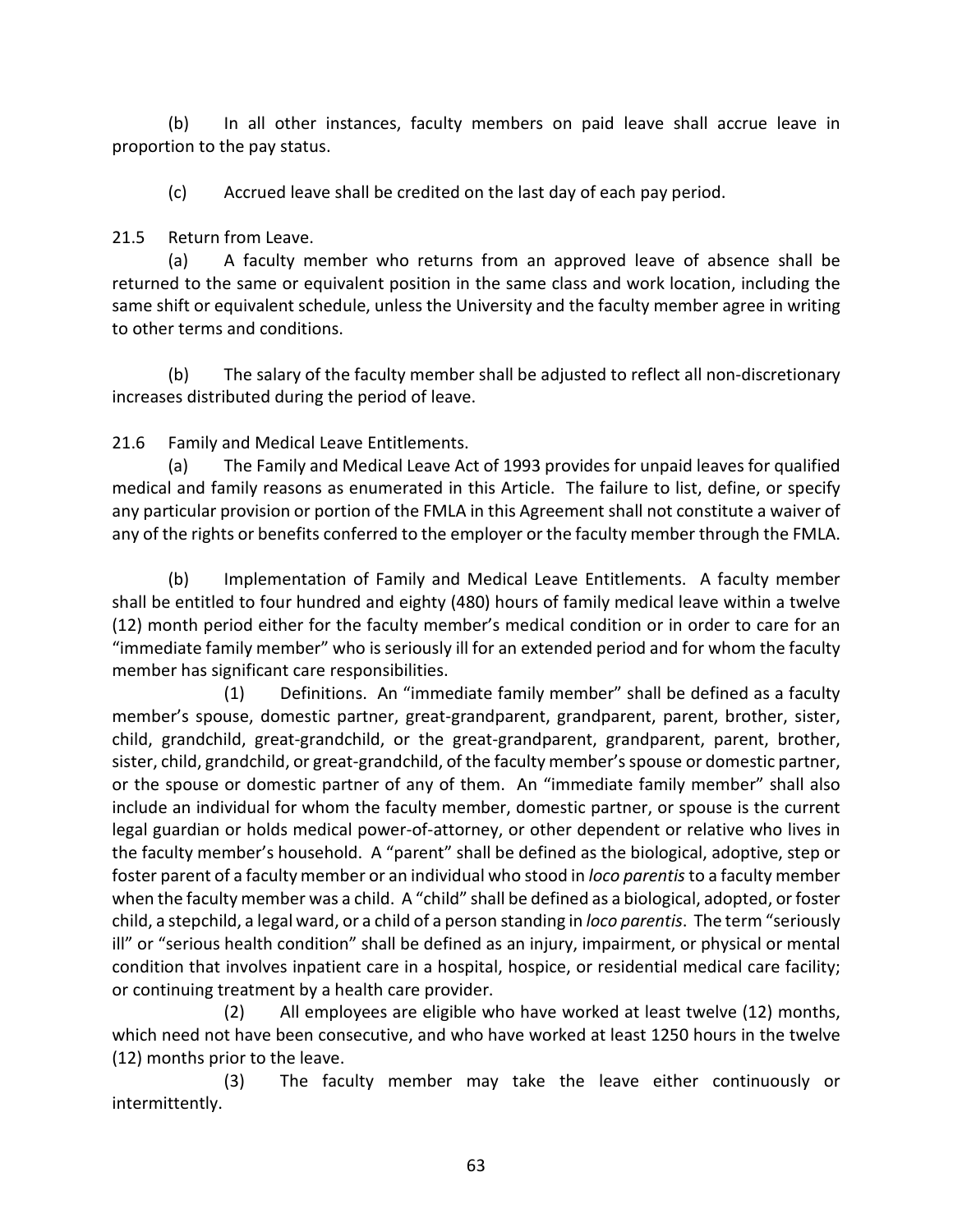(b) In all other instances, faculty members on paid leave shall accrue leave in proportion to the pay status.

(c) Accrued leave shall be credited on the last day of each pay period.

21.5 Return from Leave.

(a) A faculty member who returns from an approved leave of absence shall be returned to the same or equivalent position in the same class and work location, including the same shift or equivalent schedule, unless the University and the faculty member agree in writing to other terms and conditions.

(b) The salary of the faculty member shall be adjusted to reflect all non-discretionary increases distributed during the period of leave.

21.6 Family and Medical Leave Entitlements.

(a) The Family and Medical Leave Act of 1993 provides for unpaid leaves for qualified medical and family reasons as enumerated in this Article. The failure to list, define, or specify any particular provision or portion of the FMLA in this Agreement shall not constitute a waiver of any of the rights or benefits conferred to the employer or the faculty member through the FMLA.

(b) Implementation of Family and Medical Leave Entitlements. A faculty member shall be entitled to four hundred and eighty (480) hours of family medical leave within a twelve (12) month period either for the faculty member's medical condition or in order to care for an "immediate family member" who is seriously ill for an extended period and for whom the faculty member has significant care responsibilities.

(1) Definitions. An "immediate family member" shall be defined as a faculty member's spouse, domestic partner, great-grandparent, grandparent, parent, brother, sister, child, grandchild, great-grandchild, or the great-grandparent, grandparent, parent, brother, sister, child, grandchild, or great-grandchild, of the faculty member's spouse or domestic partner, or the spouse or domestic partner of any of them. An "immediate family member" shall also include an individual for whom the faculty member, domestic partner, or spouse is the current legal guardian or holds medical power-of-attorney, or other dependent or relative who lives in the faculty member's household. A "parent" shall be defined as the biological, adoptive, step or foster parent of a faculty member or an individual who stood in *loco parentis* to a faculty member when the faculty member was a child. A "child" shall be defined as a biological, adopted, or foster child, a stepchild, a legal ward, or a child of a person standing in *loco parentis*. The term "seriously ill" or "serious health condition" shall be defined as an injury, impairment, or physical or mental condition that involves inpatient care in a hospital, hospice, or residential medical care facility; or continuing treatment by a health care provider.

(2) All employees are eligible who have worked at least twelve (12) months, which need not have been consecutive, and who have worked at least 1250 hours in the twelve (12) months prior to the leave.

(3) The faculty member may take the leave either continuously or intermittently.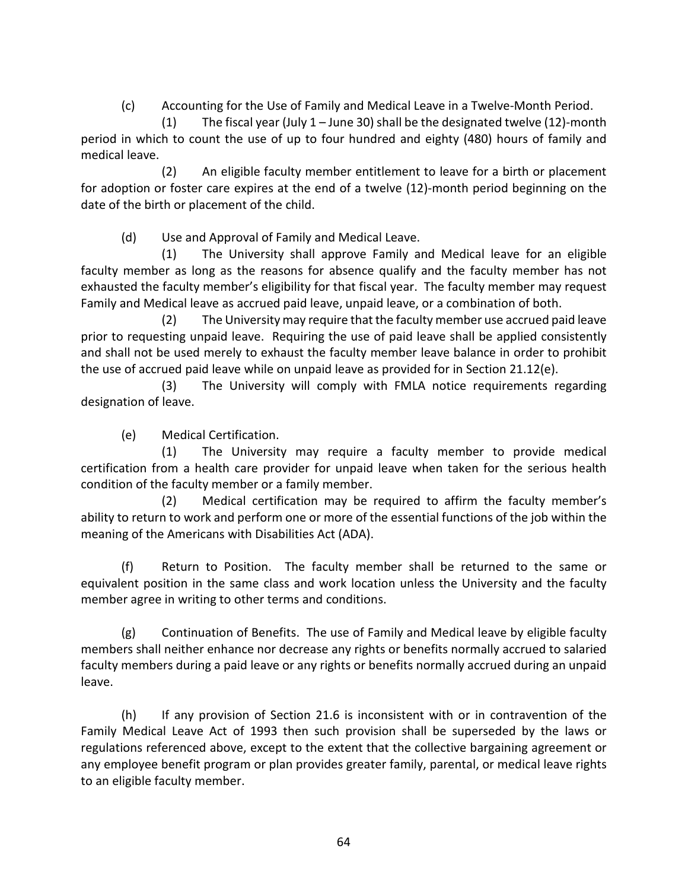(c) Accounting for the Use of Family and Medical Leave in a Twelve-Month Period.

(1) The fiscal year (July 1 – June 30) shall be the designated twelve (12)-month period in which to count the use of up to four hundred and eighty (480) hours of family and medical leave.

(2) An eligible faculty member entitlement to leave for a birth or placement for adoption or foster care expires at the end of a twelve (12)-month period beginning on the date of the birth or placement of the child.

(d) Use and Approval of Family and Medical Leave.

(1) The University shall approve Family and Medical leave for an eligible faculty member as long as the reasons for absence qualify and the faculty member has not exhausted the faculty member's eligibility for that fiscal year. The faculty member may request Family and Medical leave as accrued paid leave, unpaid leave, or a combination of both.

(2) The University may require that the faculty member use accrued paid leave prior to requesting unpaid leave. Requiring the use of paid leave shall be applied consistently and shall not be used merely to exhaust the faculty member leave balance in order to prohibit the use of accrued paid leave while on unpaid leave as provided for in Section 21.12(e).

(3) The University will comply with FMLA notice requirements regarding designation of leave.

(e) Medical Certification.

(1) The University may require a faculty member to provide medical certification from a health care provider for unpaid leave when taken for the serious health condition of the faculty member or a family member.

(2) Medical certification may be required to affirm the faculty member's ability to return to work and perform one or more of the essential functions of the job within the meaning of the Americans with Disabilities Act (ADA).

(f) Return to Position. The faculty member shall be returned to the same or equivalent position in the same class and work location unless the University and the faculty member agree in writing to other terms and conditions.

(g) Continuation of Benefits. The use of Family and Medical leave by eligible faculty members shall neither enhance nor decrease any rights or benefits normally accrued to salaried faculty members during a paid leave or any rights or benefits normally accrued during an unpaid leave.

(h) If any provision of Section 21.6 is inconsistent with or in contravention of the Family Medical Leave Act of 1993 then such provision shall be superseded by the laws or regulations referenced above, except to the extent that the collective bargaining agreement or any employee benefit program or plan provides greater family, parental, or medical leave rights to an eligible faculty member.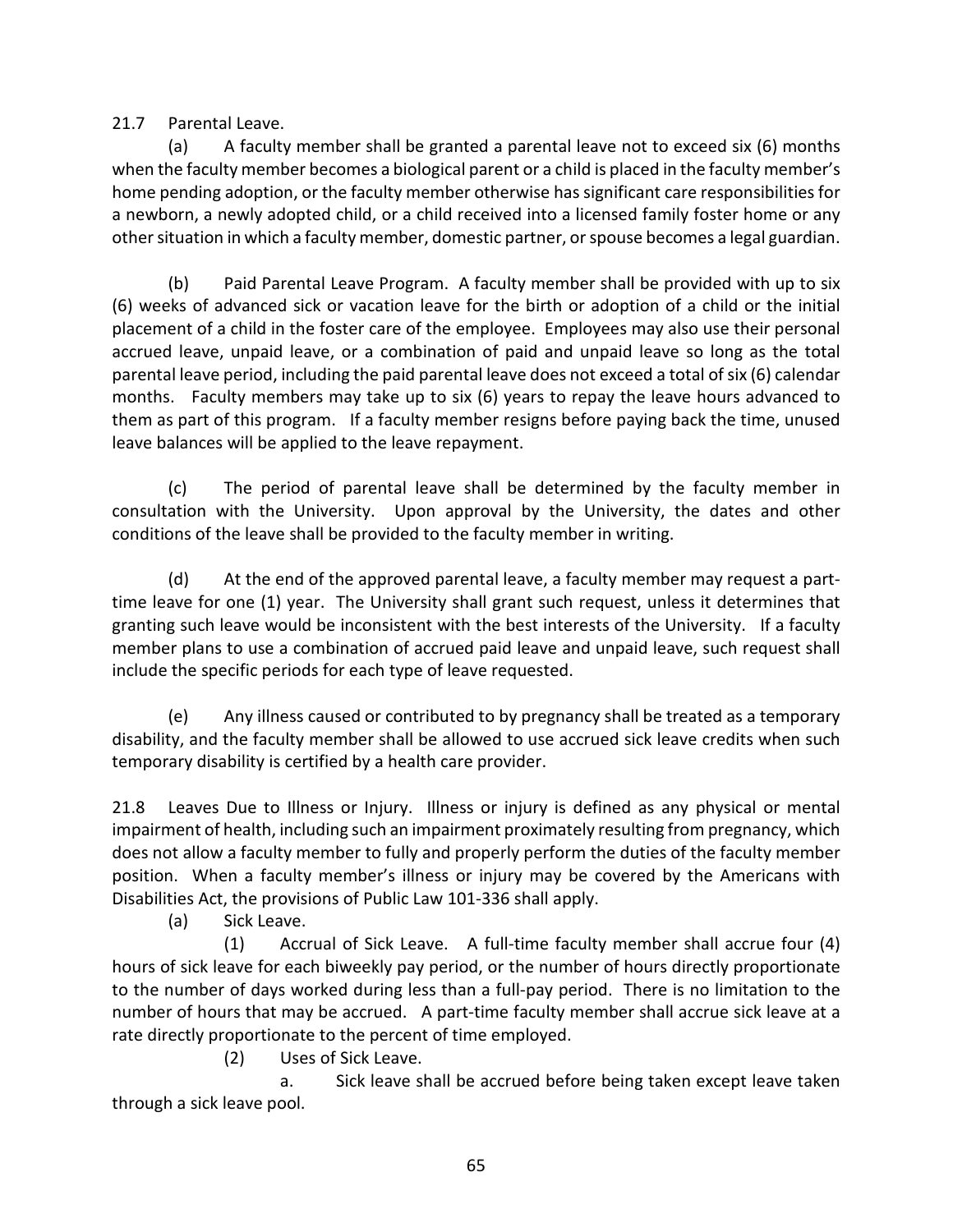21.7 Parental Leave.

(a) A faculty member shall be granted a parental leave not to exceed six (6) months when the faculty member becomes a biological parent or a child is placed in the faculty member's home pending adoption, or the faculty member otherwise has significant care responsibilities for a newborn, a newly adopted child, or a child received into a licensed family foster home or any other situation in which a faculty member, domestic partner, or spouse becomes a legal guardian.

(b) Paid Parental Leave Program. A faculty member shall be provided with up to six (6) weeks of advanced sick or vacation leave for the birth or adoption of a child or the initial placement of a child in the foster care of the employee. Employees may also use their personal accrued leave, unpaid leave, or a combination of paid and unpaid leave so long as the total parental leave period, including the paid parental leave does not exceed a total of six (6) calendar months. Faculty members may take up to six (6) years to repay the leave hours advanced to them as part of this program. If a faculty member resigns before paying back the time, unused leave balances will be applied to the leave repayment.

(c) The period of parental leave shall be determined by the faculty member in consultation with the University. Upon approval by the University, the dates and other conditions of the leave shall be provided to the faculty member in writing.

(d) At the end of the approved parental leave, a faculty member may request a part-time leave for one (1) year. The University shall grant such request, unless it determines that granting such leave would be inconsistent with the best interests of the University. If a faculty member plans to use a combination of accrued paid leave and unpaid leave, such request shall include the specific periods for each type of leave requested.

(e) Any illness caused or contributed to by pregnancy shall be treated as a temporary disability, and the faculty member shall be allowed to use accrued sick leave credits when such temporary disability is certified by a health care provider.

21.8 Leaves Due to Illness or Injury. Illness or injury is defined as any physical or mental impairment of health, including such an impairment proximately resulting from pregnancy, which does not allow a faculty member to fully and properly perform the duties of the faculty member position. When a faculty member's illness or injury may be covered by the Americans with Disabilities Act, the provisions of Public Law 101-336 shall apply.

(a) Sick Leave.

(1) Accrual of Sick Leave. A full-time faculty member shall accrue four (4) hours of sick leave for each biweekly pay period, or the number of hours directly proportionate to the number of days worked during less than a full-pay period. There is no limitation to the number of hours that may be accrued. A part-time faculty member shall accrue sick leave at a rate directly proportionate to the percent of time employed.

(2) Uses of Sick Leave.

a. Sick leave shall be accrued before being taken except leave taken through a sick leave pool.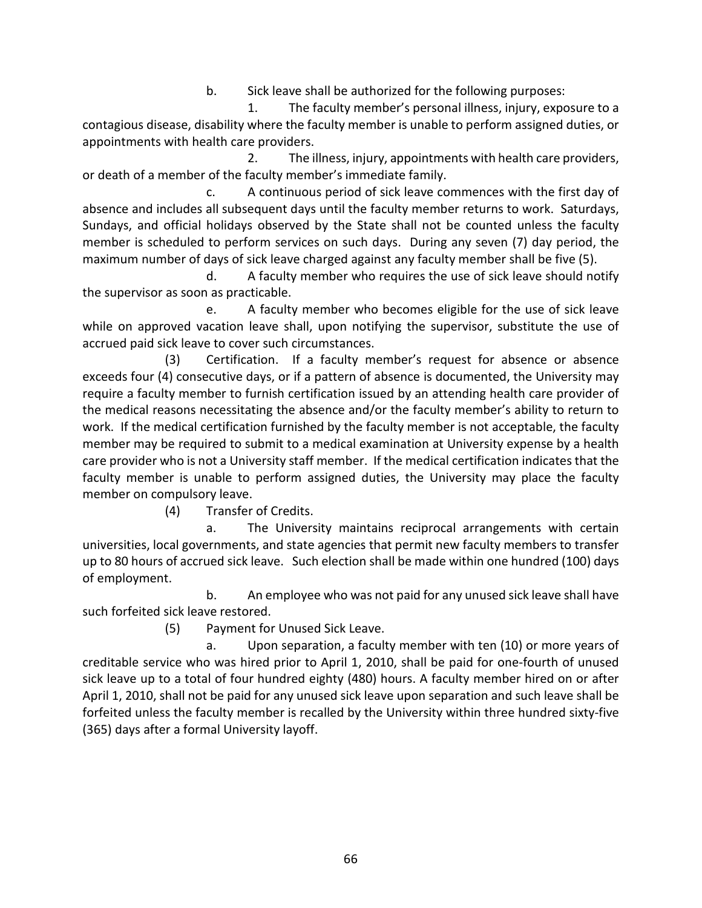b. Sick leave shall be authorized for the following purposes:

1. The faculty member's personal illness, injury, exposure to a contagious disease, disability where the faculty member is unable to perform assigned duties, or appointments with health care providers.

2. The illness, injury, appointments with health care providers, or death of a member of the faculty member's immediate family.

c. A continuous period of sick leave commences with the first day of absence and includes all subsequent days until the faculty member returns to work. Saturdays, Sundays, and official holidays observed by the State shall not be counted unless the faculty member is scheduled to perform services on such days. During any seven (7) day period, the maximum number of days of sick leave charged against any faculty member shall be five (5).

d. A faculty member who requires the use of sick leave should notify the supervisor as soon as practicable.

e. A faculty member who becomes eligible for the use of sick leave while on approved vacation leave shall, upon notifying the supervisor, substitute the use of accrued paid sick leave to cover such circumstances.

(3) Certification. If a faculty member's request for absence or absence exceeds four (4) consecutive days, or if a pattern of absence is documented, the University may require a faculty member to furnish certification issued by an attending health care provider of the medical reasons necessitating the absence and/or the faculty member's ability to return to work. If the medical certification furnished by the faculty member is not acceptable, the faculty member may be required to submit to a medical examination at University expense by a health care provider who is not a University staff member. If the medical certification indicates that the faculty member is unable to perform assigned duties, the University may place the faculty member on compulsory leave.

(4) Transfer of Credits.

a. The University maintains reciprocal arrangements with certain universities, local governments, and state agencies that permit new faculty members to transfer up to 80 hours of accrued sick leave. Such election shall be made within one hundred (100) days of employment.

b. An employee who was not paid for any unused sick leave shall have such forfeited sick leave restored.

(5) Payment for Unused Sick Leave.

a. Upon separation, a faculty member with ten (10) or more years of creditable service who was hired prior to April 1, 2010, shall be paid for one-fourth of unused sick leave up to a total of four hundred eighty (480) hours. A faculty member hired on or after April 1, 2010, shall not be paid for any unused sick leave upon separation and such leave shall be forfeited unless the faculty member is recalled by the University within three hundred sixty-five (365) days after a formal University layoff.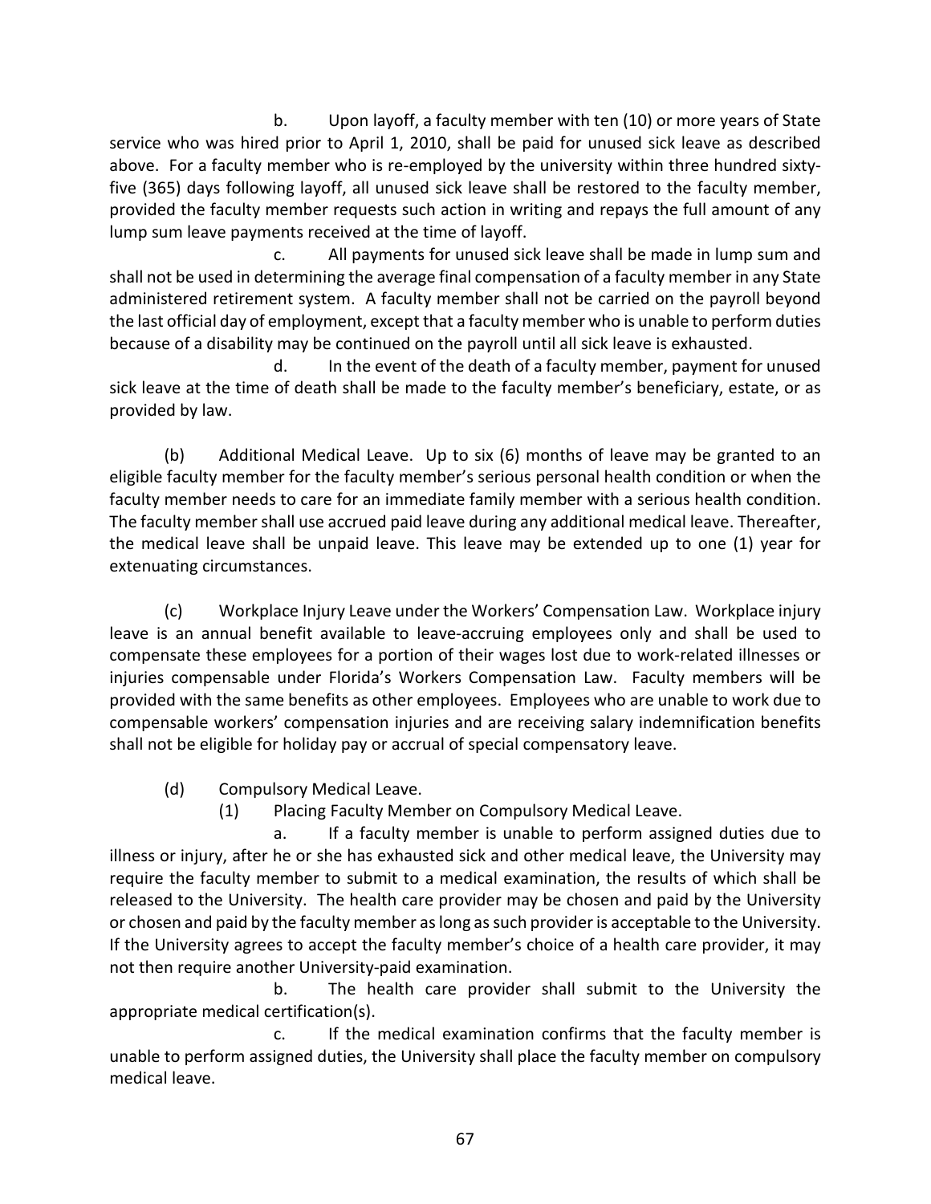b. Upon layoff, a faculty member with ten (10) or more years of State service who was hired prior to April 1, 2010, shall be paid for unused sick leave as described above. For a faculty member who is re-employed by the university within three hundred sixty-five (365) days following layoff, all unused sick leave shall be restored to the faculty member, provided the faculty member requests such action in writing and repays the full amount of any lump sum leave payments received at the time of layoff.

c. All payments for unused sick leave shall be made in lump sum and shall not be used in determining the average final compensation of a faculty member in any State administered retirement system. A faculty member shall not be carried on the payroll beyond the last official day of employment, except that a faculty member who is unable to perform duties because of a disability may be continued on the payroll until all sick leave is exhausted.

d. In the event of the death of a faculty member, payment for unused sick leave at the time of death shall be made to the faculty member's beneficiary, estate, or as provided by law.

(b) Additional Medical Leave. Up to six (6) months of leave may be granted to an eligible faculty member for the faculty member's serious personal health condition or when the faculty member needs to care for an immediate family member with a serious health condition. The faculty member shall use accrued paid leave during any additional medical leave. Thereafter, the medical leave shall be unpaid leave. This leave may be extended up to one (1) year for extenuating circumstances.

(c) Workplace Injury Leave under the Workers' Compensation Law. Workplace injury leave is an annual benefit available to leave-accruing employees only and shall be used to compensate these employees for a portion of their wages lost due to work-related illnesses or injuries compensable under Florida's Workers Compensation Law. Faculty members will be provided with the same benefits as other employees. Employees who are unable to work due to compensable workers' compensation injuries and are receiving salary indemnification benefits shall not be eligible for holiday pay or accrual of special compensatory leave.

(d) Compulsory Medical Leave.

(1) Placing Faculty Member on Compulsory Medical Leave.

a. If a faculty member is unable to perform assigned duties due to illness or injury, after he or she has exhausted sick and other medical leave, the University may require the faculty member to submit to a medical examination, the results of which shall be released to the University. The health care provider may be chosen and paid by the University or chosen and paid by the faculty member as long as such provider is acceptable to the University. If the University agrees to accept the faculty member's choice of a health care provider, it may not then require another University-paid examination.

b. The health care provider shall submit to the University the appropriate medical certification(s).

c. If the medical examination confirms that the faculty member is unable to perform assigned duties, the University shall place the faculty member on compulsory medical leave.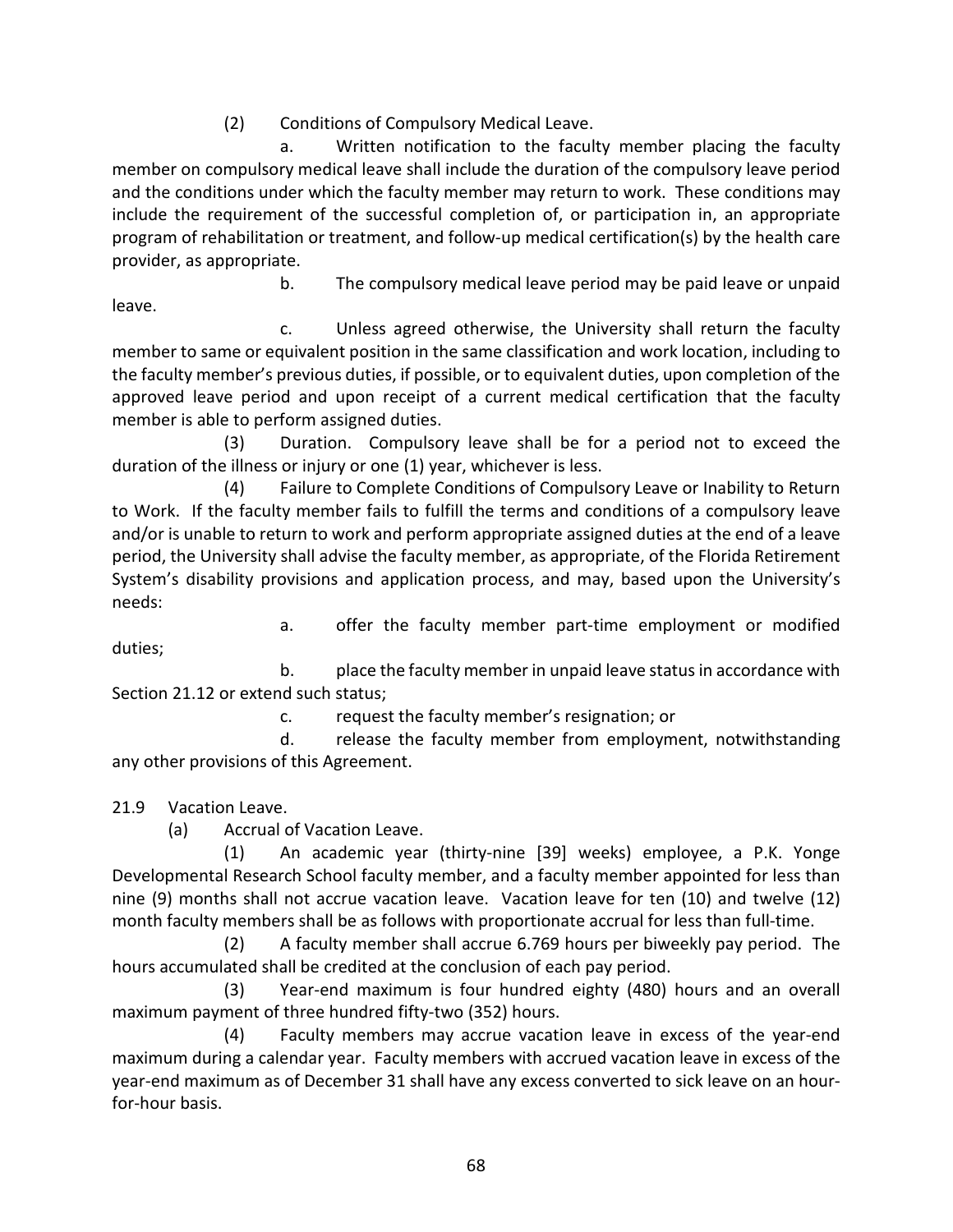(2) Conditions of Compulsory Medical Leave.

a. Written notification to the faculty member placing the faculty member on compulsory medical leave shall include the duration of the compulsory leave period and the conditions under which the faculty member may return to work. These conditions may include the requirement of the successful completion of, or participation in, an appropriate program of rehabilitation or treatment, and follow-up medical certification(s) by the health care provider, as appropriate.

b. The compulsory medical leave period may be paid leave or unpaid leave.

c. Unless agreed otherwise, the University shall return the faculty member to same or equivalent position in the same classification and work location, including to the faculty member's previous duties, if possible, or to equivalent duties, upon completion of the approved leave period and upon receipt of a current medical certification that the faculty member is able to perform assigned duties.

(3) Duration. Compulsory leave shall be for a period not to exceed the duration of the illness or injury or one (1) year, whichever is less.

(4) Failure to Complete Conditions of Compulsory Leave or Inability to Return to Work. If the faculty member fails to fulfill the terms and conditions of a compulsory leave and/or is unable to return to work and perform appropriate assigned duties at the end of a leave period, the University shall advise the faculty member, as appropriate, of the Florida Retirement System's disability provisions and application process, and may, based upon the University's needs:

a. offer the faculty member part-time employment or modified duties;

b. place the faculty member in unpaid leave status in accordance with Section 21.12 or extend such status;

c. request the faculty member's resignation; or

d. release the faculty member from employment, notwithstanding any other provisions of this Agreement.

21.9 Vacation Leave.

(a) Accrual of Vacation Leave.

(1) An academic year (thirty-nine [39] weeks) employee, a P.K. Yonge Developmental Research School faculty member, and a faculty member appointed for less than nine (9) months shall not accrue vacation leave. Vacation leave for ten (10) and twelve (12) month faculty members shall be as follows with proportionate accrual for less than full-time.

(2) A faculty member shall accrue 6.769 hours per biweekly pay period. The hours accumulated shall be credited at the conclusion of each pay period.

(3) Year-end maximum is four hundred eighty (480) hours and an overall maximum payment of three hundred fifty-two (352) hours.

(4) Faculty members may accrue vacation leave in excess of the year-end maximum during a calendar year. Faculty members with accrued vacation leave in excess of the year-end maximum as of December 31 shall have any excess converted to sick leave on an hour-for-hour basis.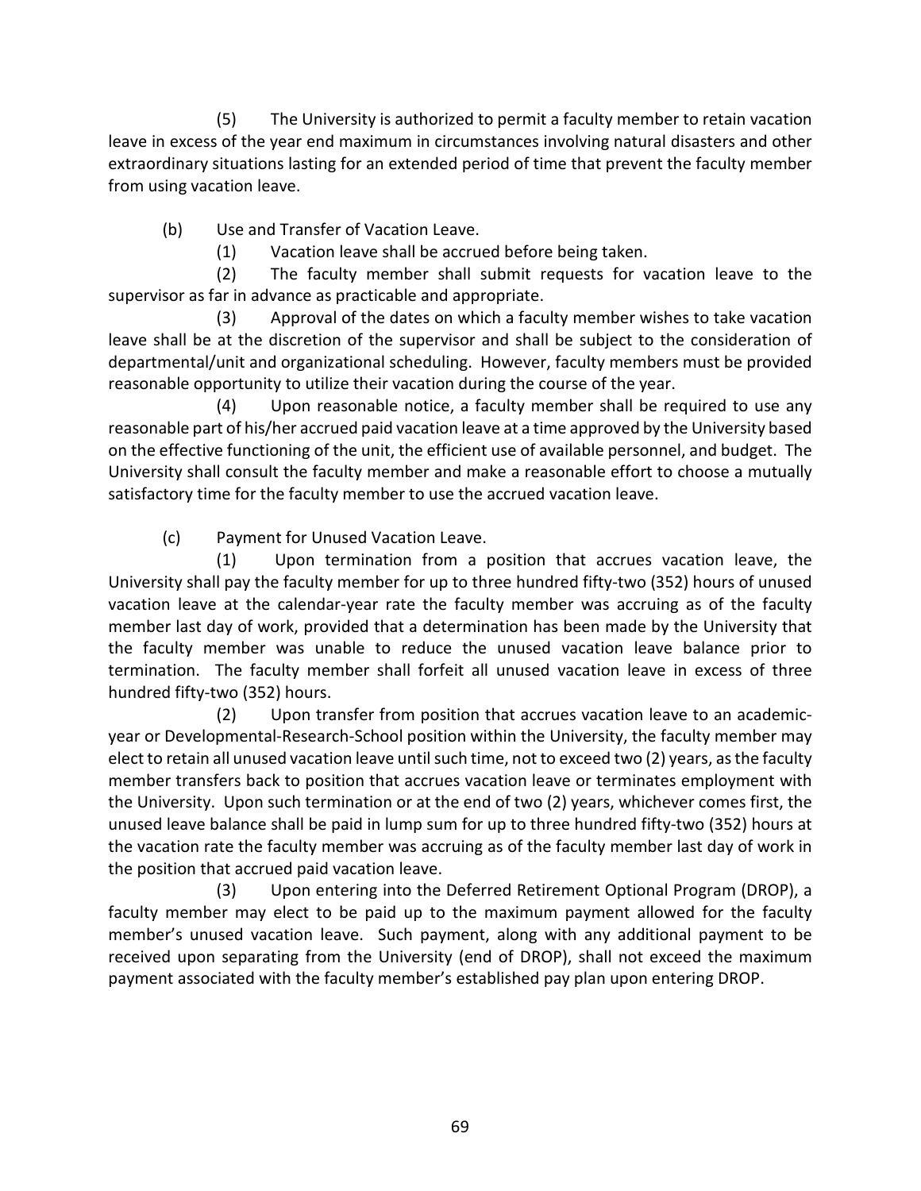(5) The University is authorized to permit a faculty member to retain vacation leave in excess of the year end maximum in circumstances involving natural disasters and other extraordinary situations lasting for an extended period of time that prevent the faculty member from using vacation leave.

(b) Use and Transfer of Vacation Leave.

(1) Vacation leave shall be accrued before being taken.

(2) The faculty member shall submit requests for vacation leave to the supervisor as far in advance as practicable and appropriate.

(3) Approval of the dates on which a faculty member wishes to take vacation leave shall be at the discretion of the supervisor and shall be subject to the consideration of departmental/unit and organizational scheduling. However, faculty members must be provided reasonable opportunity to utilize their vacation during the course of the year.

(4) Upon reasonable notice, a faculty member shall be required to use any reasonable part of his/her accrued paid vacation leave at a time approved by the University based on the effective functioning of the unit, the efficient use of available personnel, and budget. The University shall consult the faculty member and make a reasonable effort to choose a mutually satisfactory time for the faculty member to use the accrued vacation leave.

(c) Payment for Unused Vacation Leave.

(1) Upon termination from a position that accrues vacation leave, the University shall pay the faculty member for up to three hundred fifty-two (352) hours of unused vacation leave at the calendar-year rate the faculty member was accruing as of the faculty member last day of work, provided that a determination has been made by the University that the faculty member was unable to reduce the unused vacation leave balance prior to termination. The faculty member shall forfeit all unused vacation leave in excess of three hundred fifty-two (352) hours.

(2) Upon transfer from position that accrues vacation leave to an academic-year or Developmental-Research-School position within the University, the faculty member may elect to retain all unused vacation leave until such time, not to exceed two (2) years, as the faculty member transfers back to position that accrues vacation leave or terminates employment with the University. Upon such termination or at the end of two (2) years, whichever comes first, the unused leave balance shall be paid in lump sum for up to three hundred fifty-two (352) hours at the vacation rate the faculty member was accruing as of the faculty member last day of work in the position that accrued paid vacation leave.

(3) Upon entering into the Deferred Retirement Optional Program (DROP), a faculty member may elect to be paid up to the maximum payment allowed for the faculty member's unused vacation leave. Such payment, along with any additional payment to be received upon separating from the University (end of DROP), shall not exceed the maximum payment associated with the faculty member's established pay plan upon entering DROP.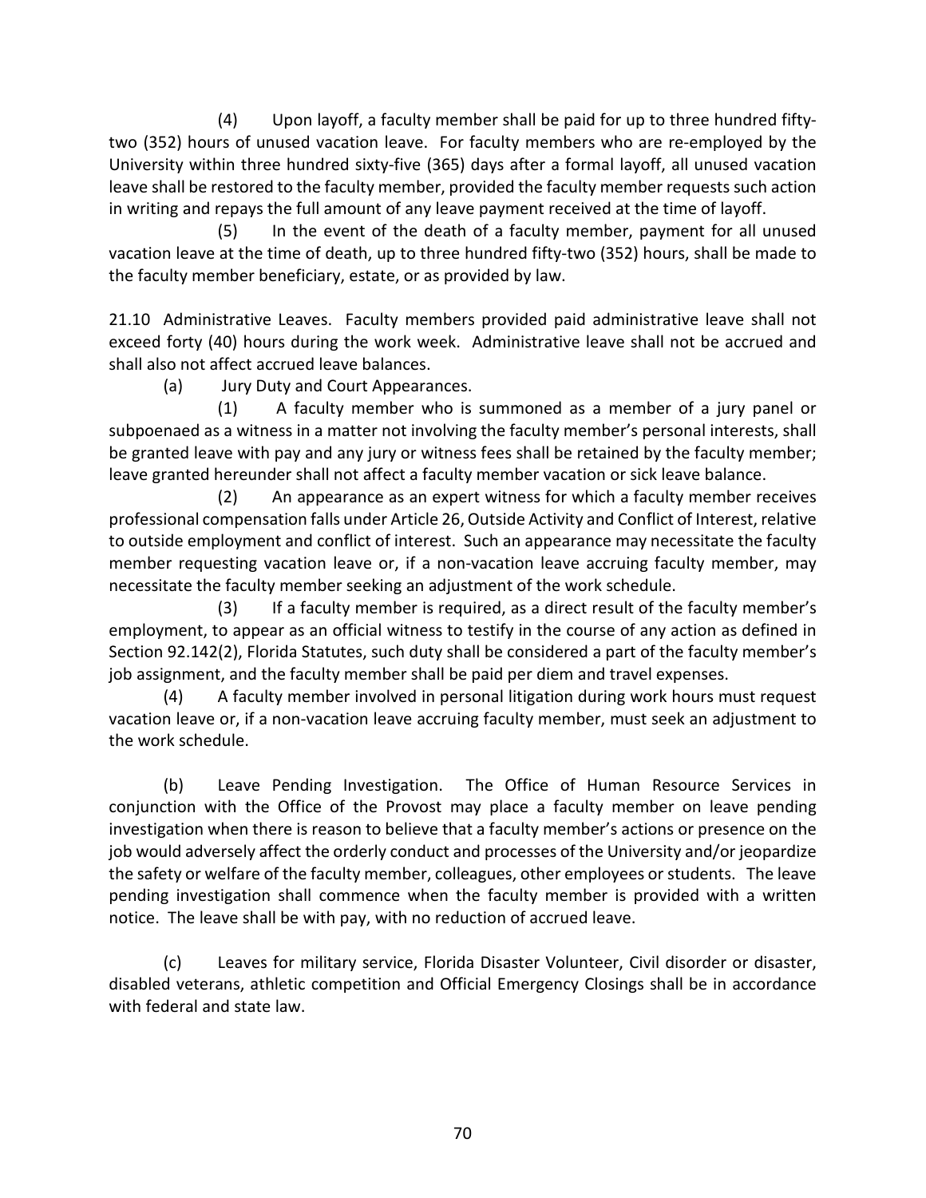(4) Upon layoff, a faculty member shall be paid for up to three hundred fifty-two (352) hours of unused vacation leave. For faculty members who are re-employed by the University within three hundred sixty-five (365) days after a formal layoff, all unused vacation leave shall be restored to the faculty member, provided the faculty member requests such action in writing and repays the full amount of any leave payment received at the time of layoff.

(5) In the event of the death of a faculty member, payment for all unused vacation leave at the time of death, up to three hundred fifty-two (352) hours, shall be made to the faculty member beneficiary, estate, or as provided by law.

21.10 Administrative Leaves. Faculty members provided paid administrative leave shall not exceed forty (40) hours during the work week. Administrative leave shall not be accrued and shall also not affect accrued leave balances.

(a) Jury Duty and Court Appearances.

(1) A faculty member who is summoned as a member of a jury panel or subpoenaed as a witness in a matter not involving the faculty member's personal interests, shall be granted leave with pay and any jury or witness fees shall be retained by the faculty member; leave granted hereunder shall not affect a faculty member vacation or sick leave balance.

(2) An appearance as an expert witness for which a faculty member receives professional compensation falls under Article 26, Outside Activity and Conflict of Interest, relative to outside employment and conflict of interest. Such an appearance may necessitate the faculty member requesting vacation leave or, if a non-vacation leave accruing faculty member, may necessitate the faculty member seeking an adjustment of the work schedule.

(3) If a faculty member is required, as a direct result of the faculty member's employment, to appear as an official witness to testify in the course of any action as defined in Section 92.142(2), Florida Statutes, such duty shall be considered a part of the faculty member's job assignment, and the faculty member shall be paid per diem and travel expenses.

(4) A faculty member involved in personal litigation during work hours must request vacation leave or, if a non-vacation leave accruing faculty member, must seek an adjustment to the work schedule.

(b) Leave Pending Investigation. The Office of Human Resource Services in conjunction with the Office of the Provost may place a faculty member on leave pending investigation when there is reason to believe that a faculty member's actions or presence on the job would adversely affect the orderly conduct and processes of the University and/or jeopardize the safety or welfare of the faculty member, colleagues, other employees or students. The leave pending investigation shall commence when the faculty member is provided with a written notice. The leave shall be with pay, with no reduction of accrued leave.

(c) Leaves for military service, Florida Disaster Volunteer, Civil disorder or disaster, disabled veterans, athletic competition and Official Emergency Closings shall be in accordance with federal and state law.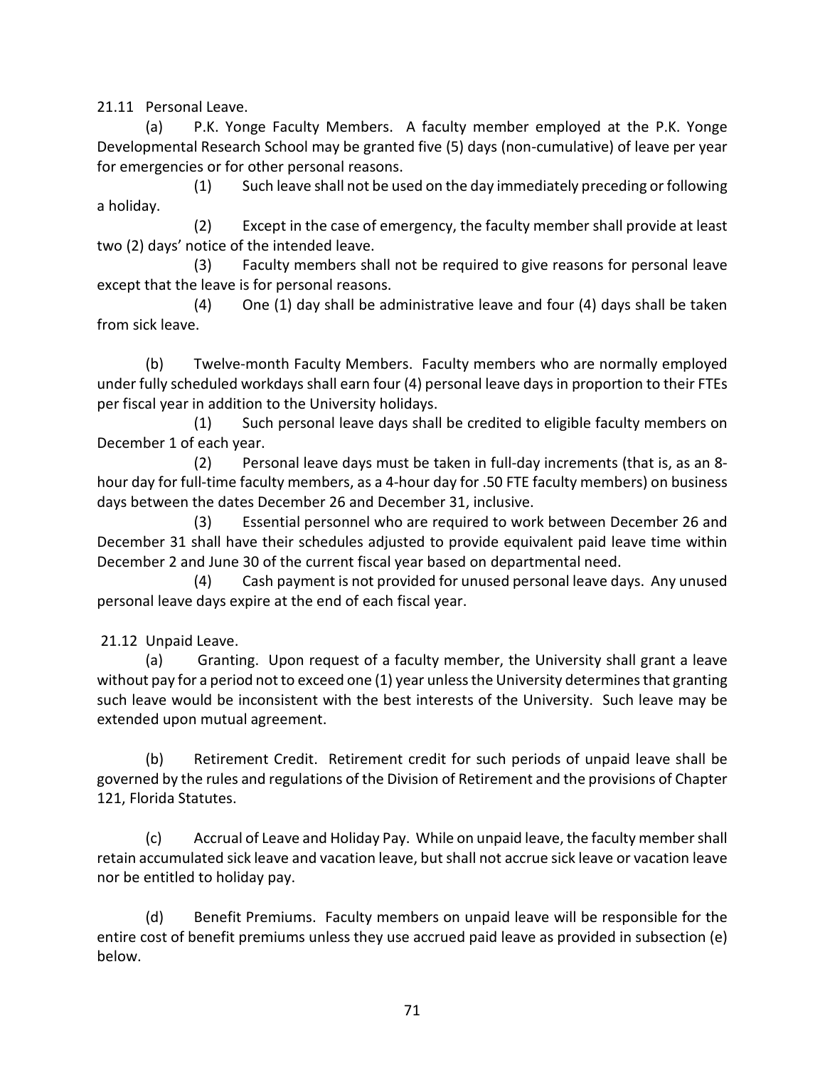21.11 Personal Leave.

(a) P.K. Yonge Faculty Members. A faculty member employed at the P.K. Yonge Developmental Research School may be granted five (5) days (non-cumulative) of leave per year for emergencies or for other personal reasons.

(1) Such leave shall not be used on the day immediately preceding or following a holiday.

(2) Except in the case of emergency, the faculty member shall provide at least two (2) days' notice of the intended leave.

(3) Faculty members shall not be required to give reasons for personal leave except that the leave is for personal reasons.

(4) One (1) day shall be administrative leave and four (4) days shall be taken from sick leave.

(b) Twelve-month Faculty Members. Faculty members who are normally employed under fully scheduled workdays shall earn four (4) personal leave days in proportion to their FTEs per fiscal year in addition to the University holidays.

(1) Such personal leave days shall be credited to eligible faculty members on December 1 of each year.

(2) Personal leave days must be taken in full-day increments (that is, as an 8-hour day for full-time faculty members, as a 4-hour day for .50 FTE faculty members) on business days between the dates December 26 and December 31, inclusive.

(3) Essential personnel who are required to work between December 26 and December 31 shall have their schedules adjusted to provide equivalent paid leave time within December 2 and June 30 of the current fiscal year based on departmental need.

(4) Cash payment is not provided for unused personal leave days. Any unused personal leave days expire at the end of each fiscal year.

21.12 Unpaid Leave.

(a) Granting. Upon request of a faculty member, the University shall grant a leave without pay for a period not to exceed one (1) year unless the University determines that granting such leave would be inconsistent with the best interests of the University. Such leave may be extended upon mutual agreement.

(b) Retirement Credit. Retirement credit for such periods of unpaid leave shall be governed by the rules and regulations of the Division of Retirement and the provisions of Chapter 121, Florida Statutes.

(c) Accrual of Leave and Holiday Pay. While on unpaid leave, the faculty member shall retain accumulated sick leave and vacation leave, but shall not accrue sick leave or vacation leave nor be entitled to holiday pay.

(d) Benefit Premiums. Faculty members on unpaid leave will be responsible for the entire cost of benefit premiums unless they use accrued paid leave as provided in subsection (e) below.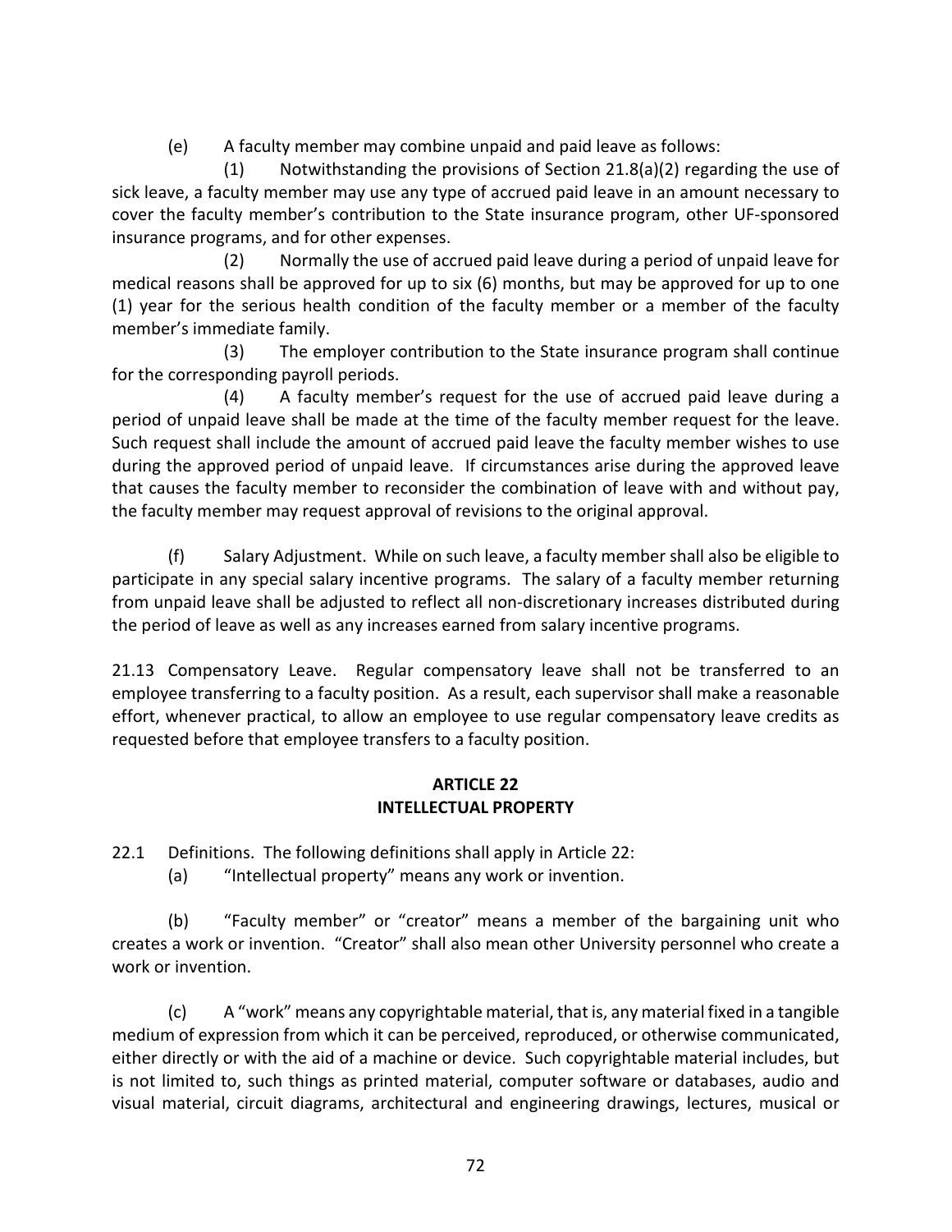(e) A faculty member may combine unpaid and paid leave as follows:

(1) Notwithstanding the provisions of Section 21.8(a)(2) regarding the use of sick leave, a faculty member may use any type of accrued paid leave in an amount necessary to cover the faculty member's contribution to the State insurance program, other UF-sponsored insurance programs, and for other expenses.

(2) Normally the use of accrued paid leave during a period of unpaid leave for medical reasons shall be approved for up to six (6) months, but may be approved for up to one (1) year for the serious health condition of the faculty member or a member of the faculty member's immediate family.

(3) The employer contribution to the State insurance program shall continue for the corresponding payroll periods.

(4) A faculty member's request for the use of accrued paid leave during a period of unpaid leave shall be made at the time of the faculty member request for the leave. Such request shall include the amount of accrued paid leave the faculty member wishes to use during the approved period of unpaid leave. If circumstances arise during the approved leave that causes the faculty member to reconsider the combination of leave with and without pay, the faculty member may request approval of revisions to the original approval.

(f) Salary Adjustment. While on such leave, a faculty member shall also be eligible to participate in any special salary incentive programs. The salary of a faculty member returning from unpaid leave shall be adjusted to reflect all non-discretionary increases distributed during the period of leave as well as any increases earned from salary incentive programs.

21.13 Compensatory Leave. Regular compensatory leave shall not be transferred to an employee transferring to a faculty position. As a result, each supervisor shall make a reasonable effort, whenever practical, to allow an employee to use regular compensatory leave credits as requested before that employee transfers to a faculty position.

## ARTICLE 22
## INTELLECTUAL PROPERTY

22.1 Definitions. The following definitions shall apply in Article 22:

(a) "Intellectual property" means any work or invention.

(b) "Faculty member" or "creator" means a member of the bargaining unit who creates a work or invention. "Creator" shall also mean other University personnel who create a work or invention.

(c) A "work" means any copyrightable material, that is, any material fixed in a tangible medium of expression from which it can be perceived, reproduced, or otherwise communicated, either directly or with the aid of a machine or device. Such copyrightable material includes, but is not limited to, such things as printed material, computer software or databases, audio and visual material, circuit diagrams, architectural and engineering drawings, lectures, musical or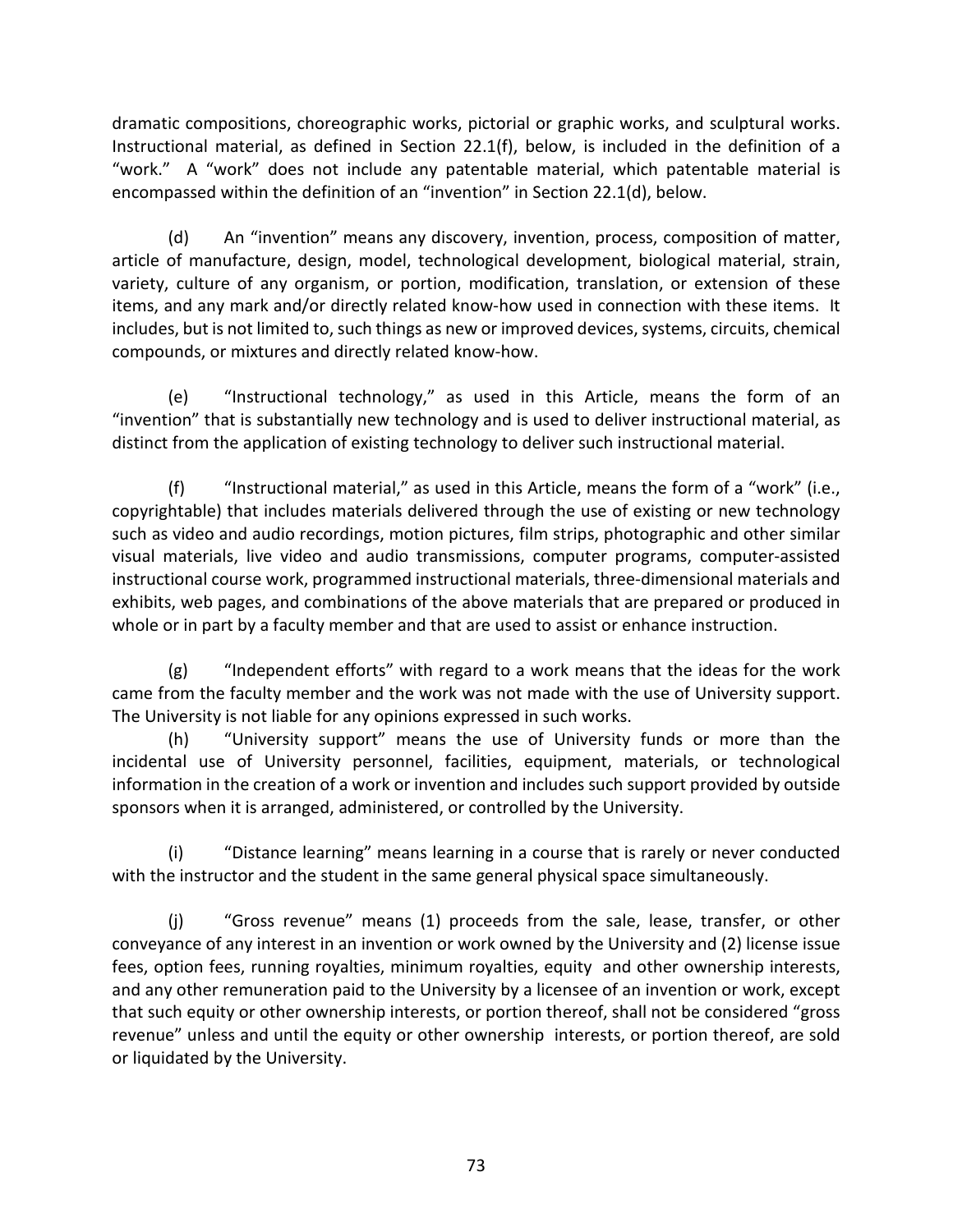dramatic compositions, choreographic works, pictorial or graphic works, and sculptural works. Instructional material, as defined in Section 22.1(f), below, is included in the definition of a "work." A "work" does not include any patentable material, which patentable material is encompassed within the definition of an "invention" in Section 22.1(d), below.

(d) An "invention" means any discovery, invention, process, composition of matter, article of manufacture, design, model, technological development, biological material, strain, variety, culture of any organism, or portion, modification, translation, or extension of these items, and any mark and/or directly related know-how used in connection with these items. It includes, but is not limited to, such things as new or improved devices, systems, circuits, chemical compounds, or mixtures and directly related know-how.

(e) "Instructional technology," as used in this Article, means the form of an "invention" that is substantially new technology and is used to deliver instructional material, as distinct from the application of existing technology to deliver such instructional material.

(f) "Instructional material," as used in this Article, means the form of a "work" (i.e., copyrightable) that includes materials delivered through the use of existing or new technology such as video and audio recordings, motion pictures, film strips, photographic and other similar visual materials, live video and audio transmissions, computer programs, computer-assisted instructional course work, programmed instructional materials, three-dimensional materials and exhibits, web pages, and combinations of the above materials that are prepared or produced in whole or in part by a faculty member and that are used to assist or enhance instruction.

(g) "Independent efforts" with regard to a work means that the ideas for the work came from the faculty member and the work was not made with the use of University support. The University is not liable for any opinions expressed in such works.

(h) "University support" means the use of University funds or more than the incidental use of University personnel, facilities, equipment, materials, or technological information in the creation of a work or invention and includes such support provided by outside sponsors when it is arranged, administered, or controlled by the University.

(i) "Distance learning" means learning in a course that is rarely or never conducted with the instructor and the student in the same general physical space simultaneously.

(j) "Gross revenue" means (1) proceeds from the sale, lease, transfer, or other conveyance of any interest in an invention or work owned by the University and (2) license issue fees, option fees, running royalties, minimum royalties, equity and other ownership interests, and any other remuneration paid to the University by a licensee of an invention or work, except that such equity or other ownership interests, or portion thereof, shall not be considered "gross revenue" unless and until the equity or other ownership interests, or portion thereof, are sold or liquidated by the University.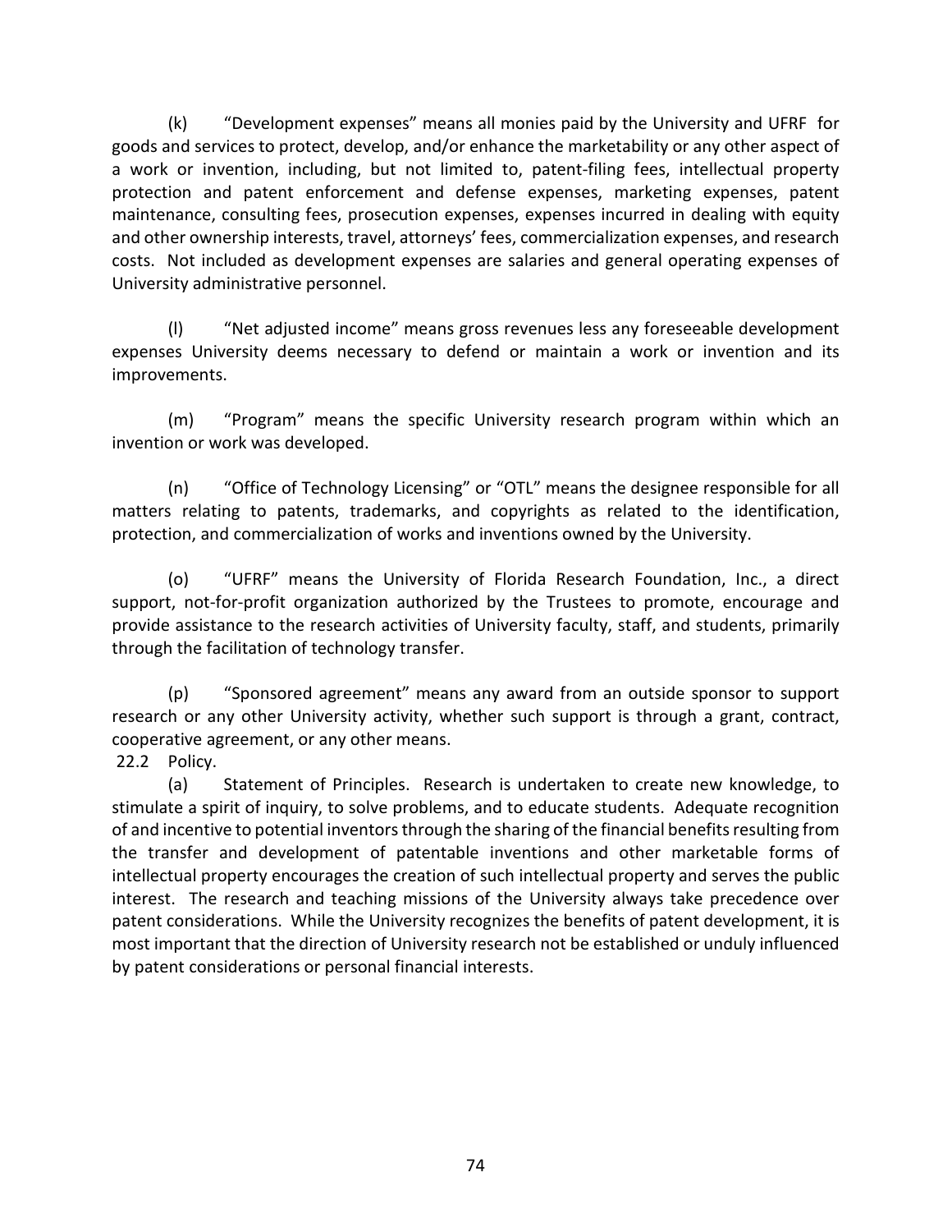(k) "Development expenses" means all monies paid by the University and UFRF for goods and services to protect, develop, and/or enhance the marketability or any other aspect of a work or invention, including, but not limited to, patent-filing fees, intellectual property protection and patent enforcement and defense expenses, marketing expenses, patent maintenance, consulting fees, prosecution expenses, expenses incurred in dealing with equity and other ownership interests, travel, attorneys' fees, commercialization expenses, and research costs. Not included as development expenses are salaries and general operating expenses of University administrative personnel.

(l) "Net adjusted income" means gross revenues less any foreseeable development expenses University deems necessary to defend or maintain a work or invention and its improvements.

(m) "Program" means the specific University research program within which an invention or work was developed.

(n) "Office of Technology Licensing" or "OTL" means the designee responsible for all matters relating to patents, trademarks, and copyrights as related to the identification, protection, and commercialization of works and inventions owned by the University.

(o) "UFRF" means the University of Florida Research Foundation, Inc., a direct support, not-for-profit organization authorized by the Trustees to promote, encourage and provide assistance to the research activities of University faculty, staff, and students, primarily through the facilitation of technology transfer.

(p) "Sponsored agreement" means any award from an outside sponsor to support research or any other University activity, whether such support is through a grant, contract, cooperative agreement, or any other means.

22.2 Policy.

(a) Statement of Principles. Research is undertaken to create new knowledge, to stimulate a spirit of inquiry, to solve problems, and to educate students. Adequate recognition of and incentive to potential inventors through the sharing of the financial benefits resulting from the transfer and development of patentable inventions and other marketable forms of intellectual property encourages the creation of such intellectual property and serves the public interest. The research and teaching missions of the University always take precedence over patent considerations. While the University recognizes the benefits of patent development, it is most important that the direction of University research not be established or unduly influenced by patent considerations or personal financial interests.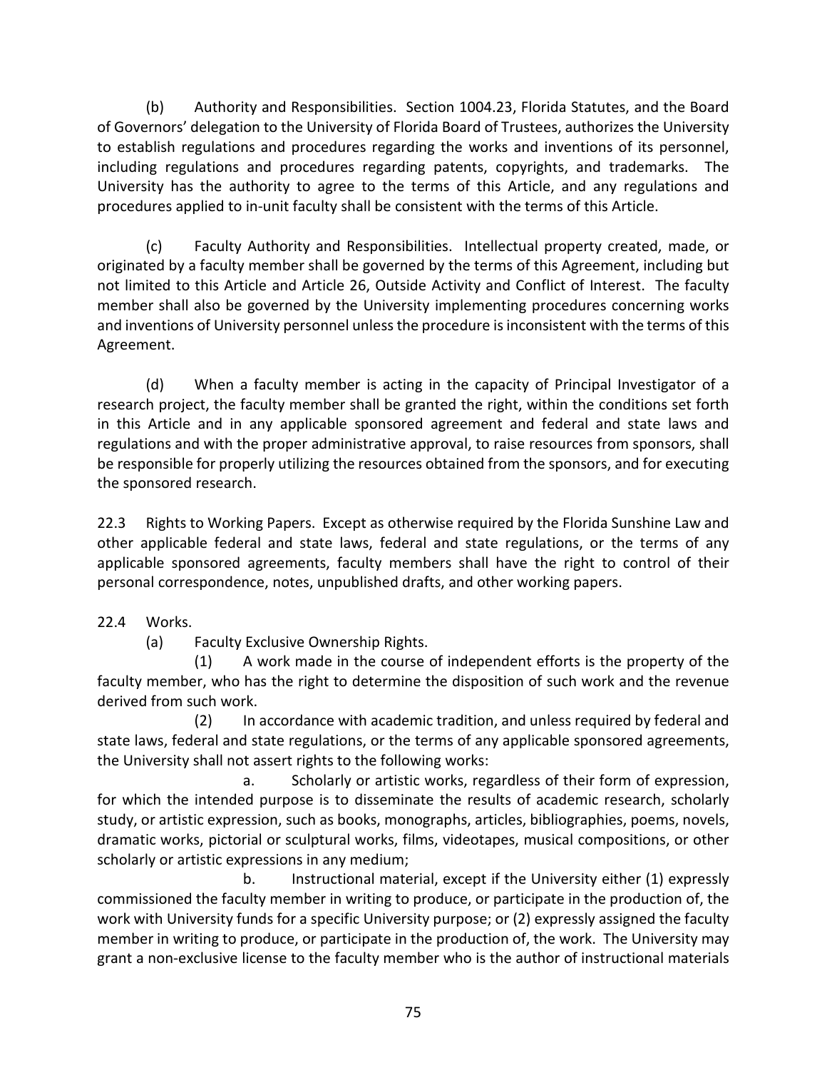(b) Authority and Responsibilities. Section 1004.23, Florida Statutes, and the Board of Governors' delegation to the University of Florida Board of Trustees, authorizes the University to establish regulations and procedures regarding the works and inventions of its personnel, including regulations and procedures regarding patents, copyrights, and trademarks. The University has the authority to agree to the terms of this Article, and any regulations and procedures applied to in-unit faculty shall be consistent with the terms of this Article.

(c) Faculty Authority and Responsibilities. Intellectual property created, made, or originated by a faculty member shall be governed by the terms of this Agreement, including but not limited to this Article and Article 26, Outside Activity and Conflict of Interest. The faculty member shall also be governed by the University implementing procedures concerning works and inventions of University personnel unless the procedure is inconsistent with the terms of this Agreement.

(d) When a faculty member is acting in the capacity of Principal Investigator of a research project, the faculty member shall be granted the right, within the conditions set forth in this Article and in any applicable sponsored agreement and federal and state laws and regulations and with the proper administrative approval, to raise resources from sponsors, shall be responsible for properly utilizing the resources obtained from the sponsors, and for executing the sponsored research.

22.3 Rights to Working Papers. Except as otherwise required by the Florida Sunshine Law and other applicable federal and state laws, federal and state regulations, or the terms of any applicable sponsored agreements, faculty members shall have the right to control of their personal correspondence, notes, unpublished drafts, and other working papers.

22.4 Works.

(a) Faculty Exclusive Ownership Rights.

(1) A work made in the course of independent efforts is the property of the faculty member, who has the right to determine the disposition of such work and the revenue derived from such work.

(2) In accordance with academic tradition, and unless required by federal and state laws, federal and state regulations, or the terms of any applicable sponsored agreements, the University shall not assert rights to the following works:

a. Scholarly or artistic works, regardless of their form of expression, for which the intended purpose is to disseminate the results of academic research, scholarly study, or artistic expression, such as books, monographs, articles, bibliographies, poems, novels, dramatic works, pictorial or sculptural works, films, videotapes, musical compositions, or other scholarly or artistic expressions in any medium;

b. Instructional material, except if the University either (1) expressly commissioned the faculty member in writing to produce, or participate in the production of, the work with University funds for a specific University purpose; or (2) expressly assigned the faculty member in writing to produce, or participate in the production of, the work. The University may grant a non-exclusive license to the faculty member who is the author of instructional materials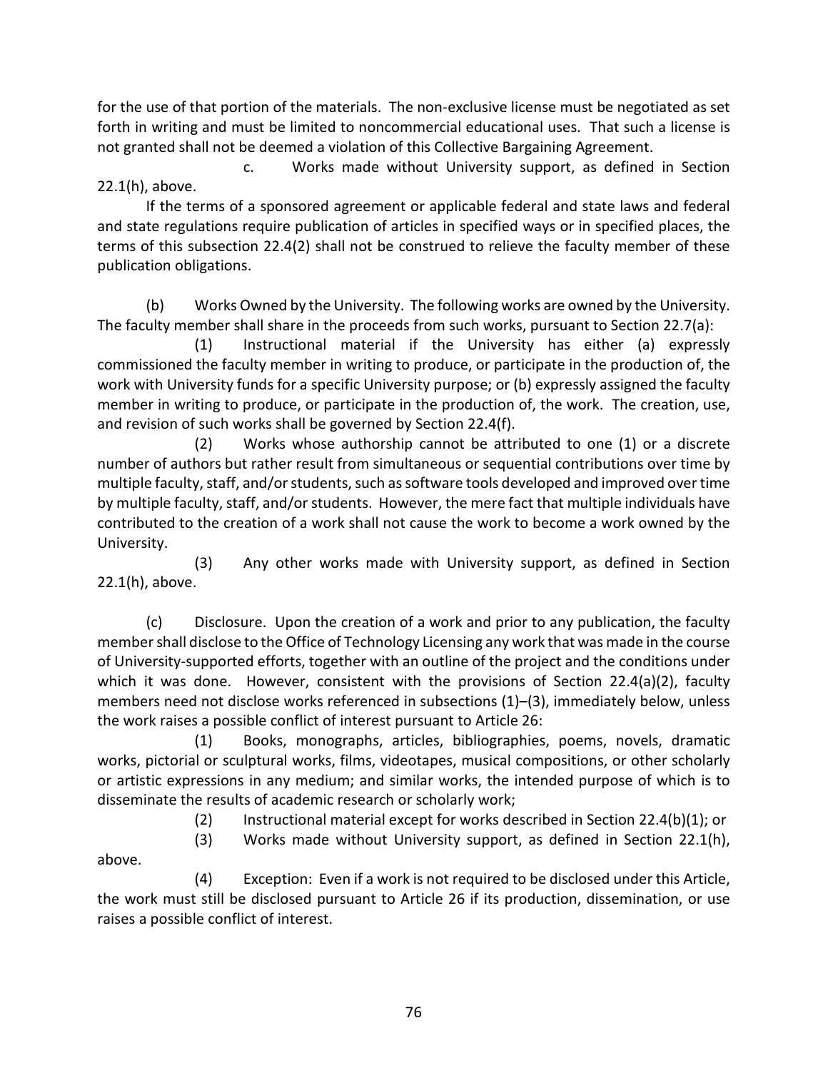for the use of that portion of the materials. The non-exclusive license must be negotiated as set forth in writing and must be limited to noncommercial educational uses. That such a license is not granted shall not be deemed a violation of this Collective Bargaining Agreement.

c. Works made without University support, as defined in Section 22.1(h), above.

If the terms of a sponsored agreement or applicable federal and state laws and federal and state regulations require publication of articles in specified ways or in specified places, the terms of this subsection 22.4(2) shall not be construed to relieve the faculty member of these publication obligations.

(b) Works Owned by the University. The following works are owned by the University. The faculty member shall share in the proceeds from such works, pursuant to Section 22.7(a):

(1) Instructional material if the University has either (a) expressly commissioned the faculty member in writing to produce, or participate in the production of, the work with University funds for a specific University purpose; or (b) expressly assigned the faculty member in writing to produce, or participate in the production of, the work. The creation, use, and revision of such works shall be governed by Section 22.4(f).

(2) Works whose authorship cannot be attributed to one (1) or a discrete number of authors but rather result from simultaneous or sequential contributions over time by multiple faculty, staff, and/or students, such as software tools developed and improved over time by multiple faculty, staff, and/or students. However, the mere fact that multiple individuals have contributed to the creation of a work shall not cause the work to become a work owned by the University.

(3) Any other works made with University support, as defined in Section 22.1(h), above.

(c) Disclosure. Upon the creation of a work and prior to any publication, the faculty member shall disclose to the Office of Technology Licensing any work that was made in the course of University-supported efforts, together with an outline of the project and the conditions under which it was done. However, consistent with the provisions of Section 22.4(a)(2), faculty members need not disclose works referenced in subsections (1)–(3), immediately below, unless the work raises a possible conflict of interest pursuant to Article 26:

(1) Books, monographs, articles, bibliographies, poems, novels, dramatic works, pictorial or sculptural works, films, videotapes, musical compositions, or other scholarly or artistic expressions in any medium; and similar works, the intended purpose of which is to disseminate the results of academic research or scholarly work;

(2) Instructional material except for works described in Section 22.4(b)(1); or

(3) Works made without University support, as defined in Section 22.1(h), above.

(4) Exception: Even if a work is not required to be disclosed under this Article, the work must still be disclosed pursuant to Article 26 if its production, dissemination, or use raises a possible conflict of interest.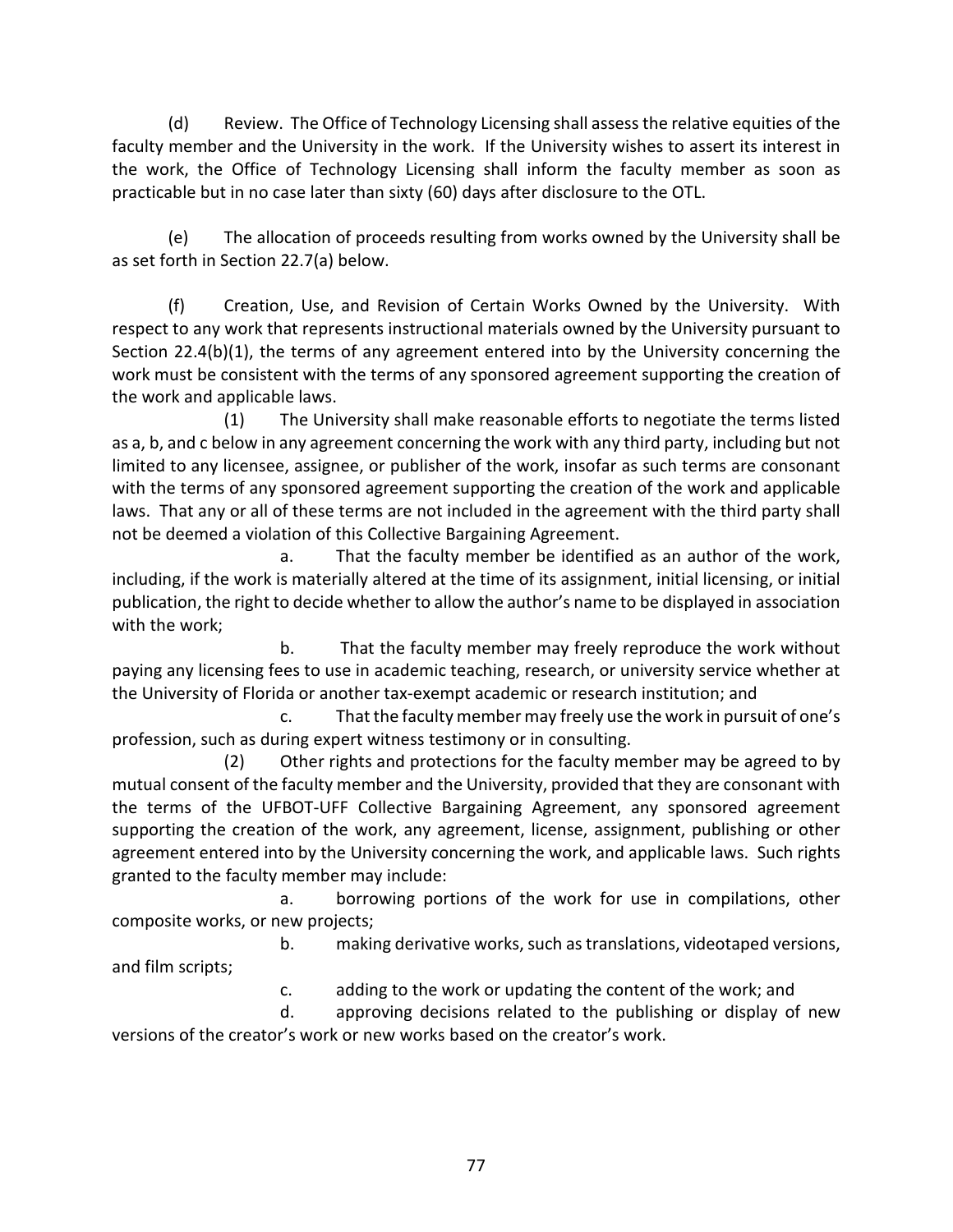(d) Review. The Office of Technology Licensing shall assess the relative equities of the faculty member and the University in the work. If the University wishes to assert its interest in the work, the Office of Technology Licensing shall inform the faculty member as soon as practicable but in no case later than sixty (60) days after disclosure to the OTL.

(e) The allocation of proceeds resulting from works owned by the University shall be as set forth in Section 22.7(a) below.

(f) Creation, Use, and Revision of Certain Works Owned by the University. With respect to any work that represents instructional materials owned by the University pursuant to Section 22.4(b)(1), the terms of any agreement entered into by the University concerning the work must be consistent with the terms of any sponsored agreement supporting the creation of the work and applicable laws.

(1) The University shall make reasonable efforts to negotiate the terms listed as a, b, and c below in any agreement concerning the work with any third party, including but not limited to any licensee, assignee, or publisher of the work, insofar as such terms are consonant with the terms of any sponsored agreement supporting the creation of the work and applicable laws. That any or all of these terms are not included in the agreement with the third party shall not be deemed a violation of this Collective Bargaining Agreement.

a. That the faculty member be identified as an author of the work, including, if the work is materially altered at the time of its assignment, initial licensing, or initial publication, the right to decide whether to allow the author's name to be displayed in association with the work;

b. That the faculty member may freely reproduce the work without paying any licensing fees to use in academic teaching, research, or university service whether at the University of Florida or another tax-exempt academic or research institution; and

c. That the faculty member may freely use the work in pursuit of one's profession, such as during expert witness testimony or in consulting.

(2) Other rights and protections for the faculty member may be agreed to by mutual consent of the faculty member and the University, provided that they are consonant with the terms of the UFBOT-UFF Collective Bargaining Agreement, any sponsored agreement supporting the creation of the work, any agreement, license, assignment, publishing or other agreement entered into by the University concerning the work, and applicable laws. Such rights granted to the faculty member may include:

a. borrowing portions of the work for use in compilations, other composite works, or new projects;

b. making derivative works, such as translations, videotaped versions, and film scripts;

c. adding to the work or updating the content of the work; and

d. approving decisions related to the publishing or display of new versions of the creator's work or new works based on the creator's work.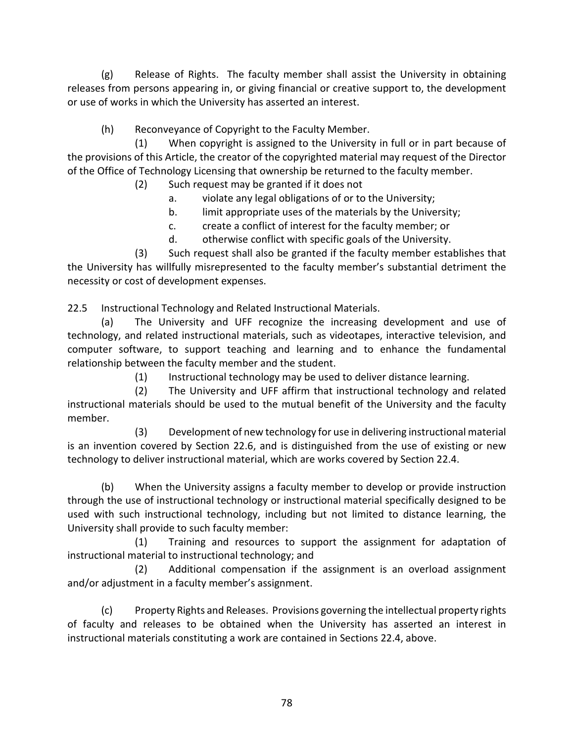(g) Release of Rights. The faculty member shall assist the University in obtaining releases from persons appearing in, or giving financial or creative support to, the development or use of works in which the University has asserted an interest.

(h) Reconveyance of Copyright to the Faculty Member.

(1) When copyright is assigned to the University in full or in part because of the provisions of this Article, the creator of the copyrighted material may request of the Director of the Office of Technology Licensing that ownership be returned to the faculty member.

(2) Such request may be granted if it does not

a. violate any legal obligations of or to the University;

b. limit appropriate uses of the materials by the University;

c. create a conflict of interest for the faculty member; or

d. otherwise conflict with specific goals of the University.

(3) Such request shall also be granted if the faculty member establishes that the University has willfully misrepresented to the faculty member's substantial detriment the necessity or cost of development expenses.

22.5 Instructional Technology and Related Instructional Materials.

(a) The University and UFF recognize the increasing development and use of technology, and related instructional materials, such as videotapes, interactive television, and computer software, to support teaching and learning and to enhance the fundamental relationship between the faculty member and the student.

(1) Instructional technology may be used to deliver distance learning.

(2) The University and UFF affirm that instructional technology and related instructional materials should be used to the mutual benefit of the University and the faculty member.

(3) Development of new technology for use in delivering instructional material is an invention covered by Section 22.6, and is distinguished from the use of existing or new technology to deliver instructional material, which are works covered by Section 22.4.

(b) When the University assigns a faculty member to develop or provide instruction through the use of instructional technology or instructional material specifically designed to be used with such instructional technology, including but not limited to distance learning, the University shall provide to such faculty member:

(1) Training and resources to support the assignment for adaptation of instructional material to instructional technology; and

(2) Additional compensation if the assignment is an overload assignment and/or adjustment in a faculty member's assignment.

(c) Property Rights and Releases. Provisions governing the intellectual property rights of faculty and releases to be obtained when the University has asserted an interest in instructional materials constituting a work are contained in Sections 22.4, above.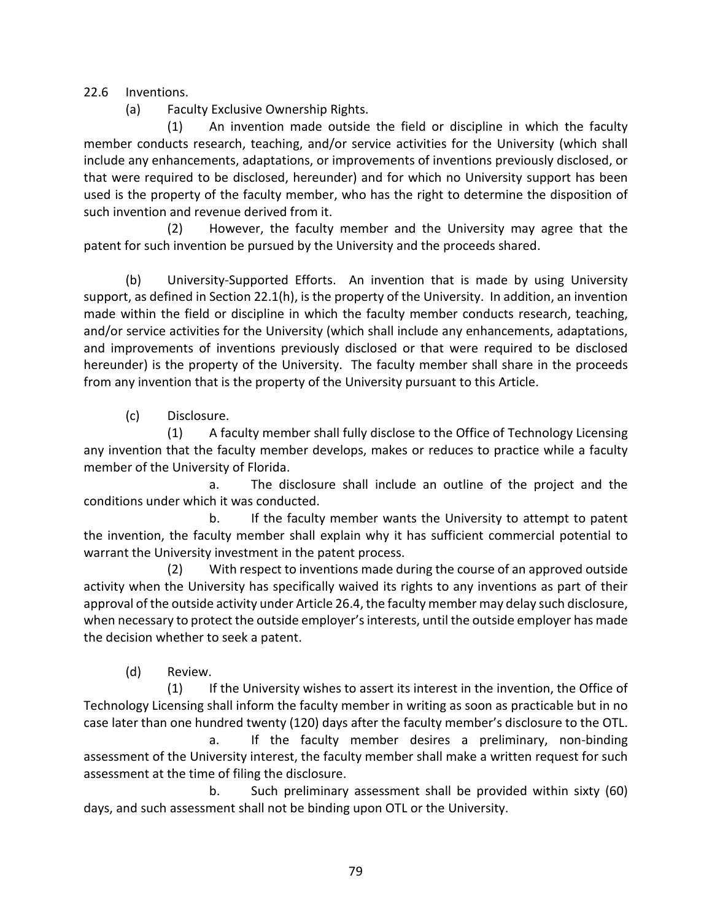22.6 Inventions.

(a) Faculty Exclusive Ownership Rights.

(1) An invention made outside the field or discipline in which the faculty member conducts research, teaching, and/or service activities for the University (which shall include any enhancements, adaptations, or improvements of inventions previously disclosed, or that were required to be disclosed, hereunder) and for which no University support has been used is the property of the faculty member, who has the right to determine the disposition of such invention and revenue derived from it.

(2) However, the faculty member and the University may agree that the patent for such invention be pursued by the University and the proceeds shared.

(b) University-Supported Efforts. An invention that is made by using University support, as defined in Section 22.1(h), is the property of the University. In addition, an invention made within the field or discipline in which the faculty member conducts research, teaching, and/or service activities for the University (which shall include any enhancements, adaptations, and improvements of inventions previously disclosed or that were required to be disclosed hereunder) is the property of the University. The faculty member shall share in the proceeds from any invention that is the property of the University pursuant to this Article.

(c) Disclosure.

(1) A faculty member shall fully disclose to the Office of Technology Licensing any invention that the faculty member develops, makes or reduces to practice while a faculty member of the University of Florida.

a. The disclosure shall include an outline of the project and the conditions under which it was conducted.

b. If the faculty member wants the University to attempt to patent the invention, the faculty member shall explain why it has sufficient commercial potential to warrant the University investment in the patent process.

(2) With respect to inventions made during the course of an approved outside activity when the University has specifically waived its rights to any inventions as part of their approval of the outside activity under Article 26.4, the faculty member may delay such disclosure, when necessary to protect the outside employer's interests, until the outside employer has made the decision whether to seek a patent.

(d) Review.

(1) If the University wishes to assert its interest in the invention, the Office of Technology Licensing shall inform the faculty member in writing as soon as practicable but in no case later than one hundred twenty (120) days after the faculty member's disclosure to the OTL.

a. If the faculty member desires a preliminary, non-binding assessment of the University interest, the faculty member shall make a written request for such assessment at the time of filing the disclosure.

b. Such preliminary assessment shall be provided within sixty (60) days, and such assessment shall not be binding upon OTL or the University.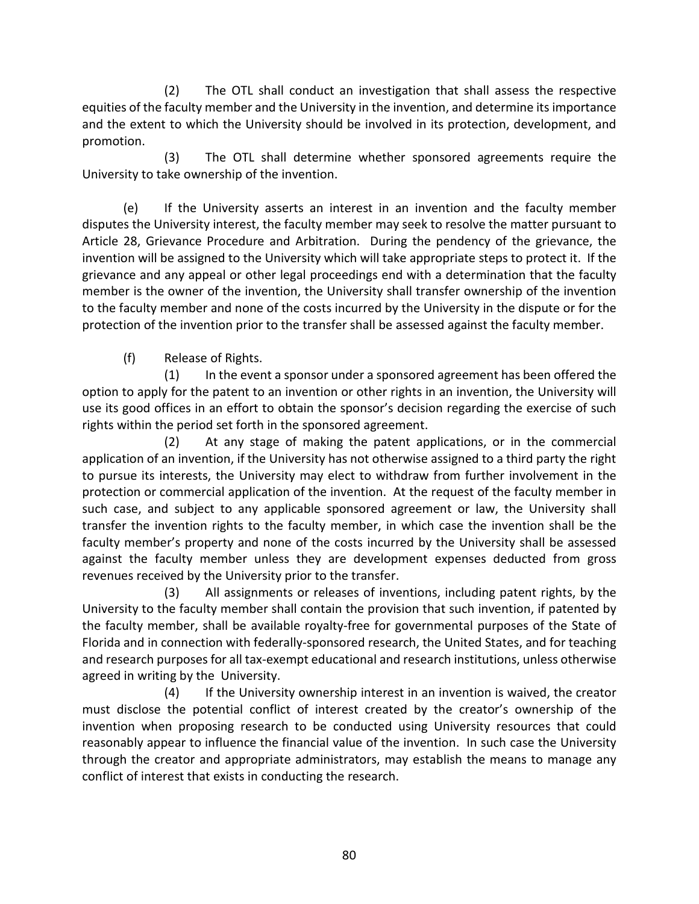(2) The OTL shall conduct an investigation that shall assess the respective equities of the faculty member and the University in the invention, and determine its importance and the extent to which the University should be involved in its protection, development, and promotion.

(3) The OTL shall determine whether sponsored agreements require the University to take ownership of the invention.

(e) If the University asserts an interest in an invention and the faculty member disputes the University interest, the faculty member may seek to resolve the matter pursuant to Article 28, Grievance Procedure and Arbitration. During the pendency of the grievance, the invention will be assigned to the University which will take appropriate steps to protect it. If the grievance and any appeal or other legal proceedings end with a determination that the faculty member is the owner of the invention, the University shall transfer ownership of the invention to the faculty member and none of the costs incurred by the University in the dispute or for the protection of the invention prior to the transfer shall be assessed against the faculty member.

(f) Release of Rights.

(1) In the event a sponsor under a sponsored agreement has been offered the option to apply for the patent to an invention or other rights in an invention, the University will use its good offices in an effort to obtain the sponsor's decision regarding the exercise of such rights within the period set forth in the sponsored agreement.

(2) At any stage of making the patent applications, or in the commercial application of an invention, if the University has not otherwise assigned to a third party the right to pursue its interests, the University may elect to withdraw from further involvement in the protection or commercial application of the invention. At the request of the faculty member in such case, and subject to any applicable sponsored agreement or law, the University shall transfer the invention rights to the faculty member, in which case the invention shall be the faculty member's property and none of the costs incurred by the University shall be assessed against the faculty member unless they are development expenses deducted from gross revenues received by the University prior to the transfer.

(3) All assignments or releases of inventions, including patent rights, by the University to the faculty member shall contain the provision that such invention, if patented by the faculty member, shall be available royalty-free for governmental purposes of the State of Florida and in connection with federally-sponsored research, the United States, and for teaching and research purposes for all tax-exempt educational and research institutions, unless otherwise agreed in writing by the University.

(4) If the University ownership interest in an invention is waived, the creator must disclose the potential conflict of interest created by the creator's ownership of the invention when proposing research to be conducted using University resources that could reasonably appear to influence the financial value of the invention. In such case the University through the creator and appropriate administrators, may establish the means to manage any conflict of interest that exists in conducting the research.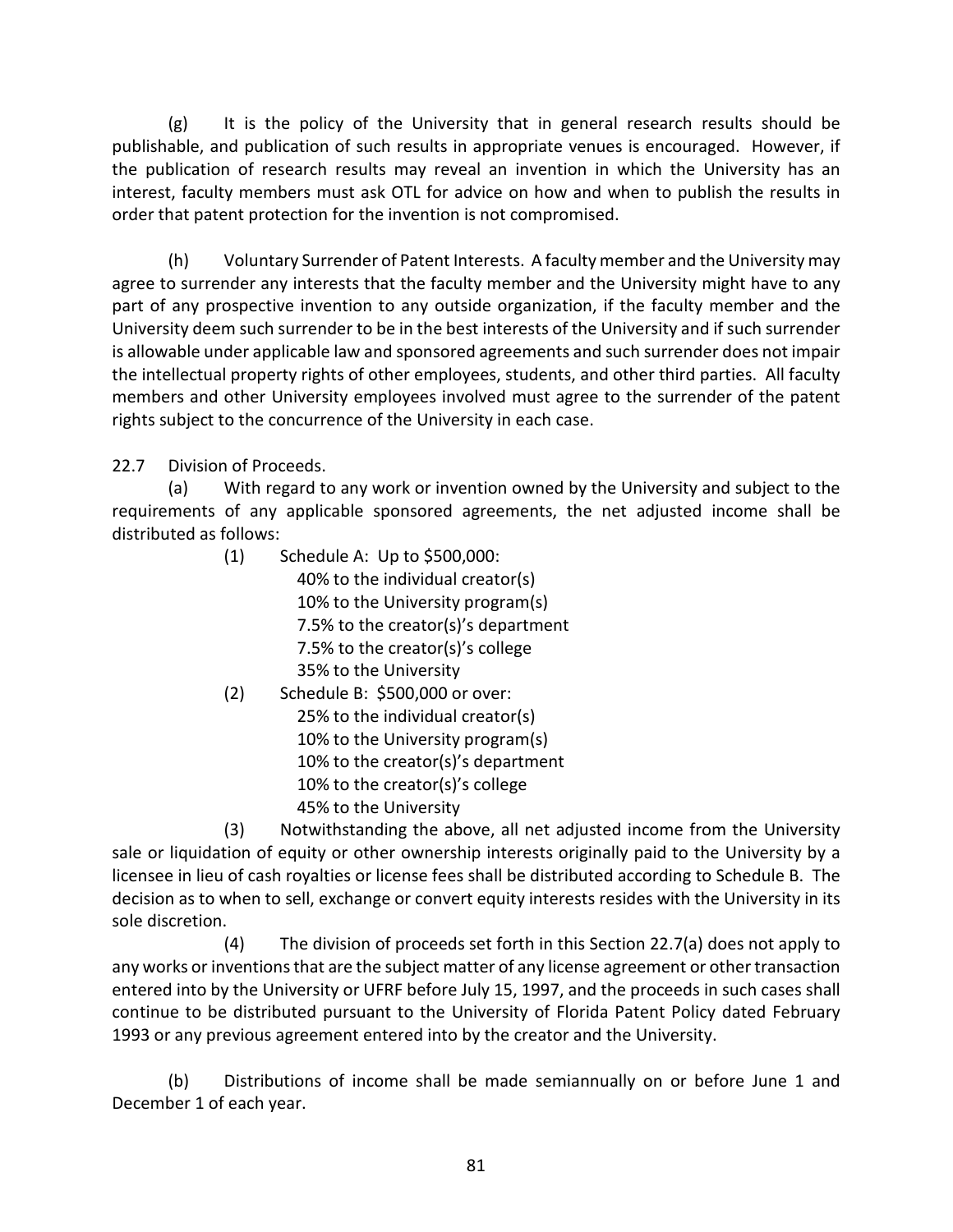(g) It is the policy of the University that in general research results should be publishable, and publication of such results in appropriate venues is encouraged. However, if the publication of research results may reveal an invention in which the University has an interest, faculty members must ask OTL for advice on how and when to publish the results in order that patent protection for the invention is not compromised.

(h) Voluntary Surrender of Patent Interests. A faculty member and the University may agree to surrender any interests that the faculty member and the University might have to any part of any prospective invention to any outside organization, if the faculty member and the University deem such surrender to be in the best interests of the University and if such surrender is allowable under applicable law and sponsored agreements and such surrender does not impair the intellectual property rights of other employees, students, and other third parties. All faculty members and other University employees involved must agree to the surrender of the patent rights subject to the concurrence of the University in each case.

22.7 Division of Proceeds.

(a) With regard to any work or invention owned by the University and subject to the requirements of any applicable sponsored agreements, the net adjusted income shall be distributed as follows:

(1) Schedule A: Up to $500,000:
40% to the individual creator(s)
10% to the University program(s)
7.5% to the creator(s)'s department
7.5% to the creator(s)'s college
35% to the University

(2) Schedule B: $500,000 or over:
25% to the individual creator(s)
10% to the University program(s)
10% to the creator(s)'s department
10% to the creator(s)'s college
45% to the University

(3) Notwithstanding the above, all net adjusted income from the University sale or liquidation of equity or other ownership interests originally paid to the University by a licensee in lieu of cash royalties or license fees shall be distributed according to Schedule B. The decision as to when to sell, exchange or convert equity interests resides with the University in its sole discretion.

(4) The division of proceeds set forth in this Section 22.7(a) does not apply to any works or inventions that are the subject matter of any license agreement or other transaction entered into by the University or UFRF before July 15, 1997, and the proceeds in such cases shall continue to be distributed pursuant to the University of Florida Patent Policy dated February 1993 or any previous agreement entered into by the creator and the University.

(b) Distributions of income shall be made semiannually on or before June 1 and December 1 of each year.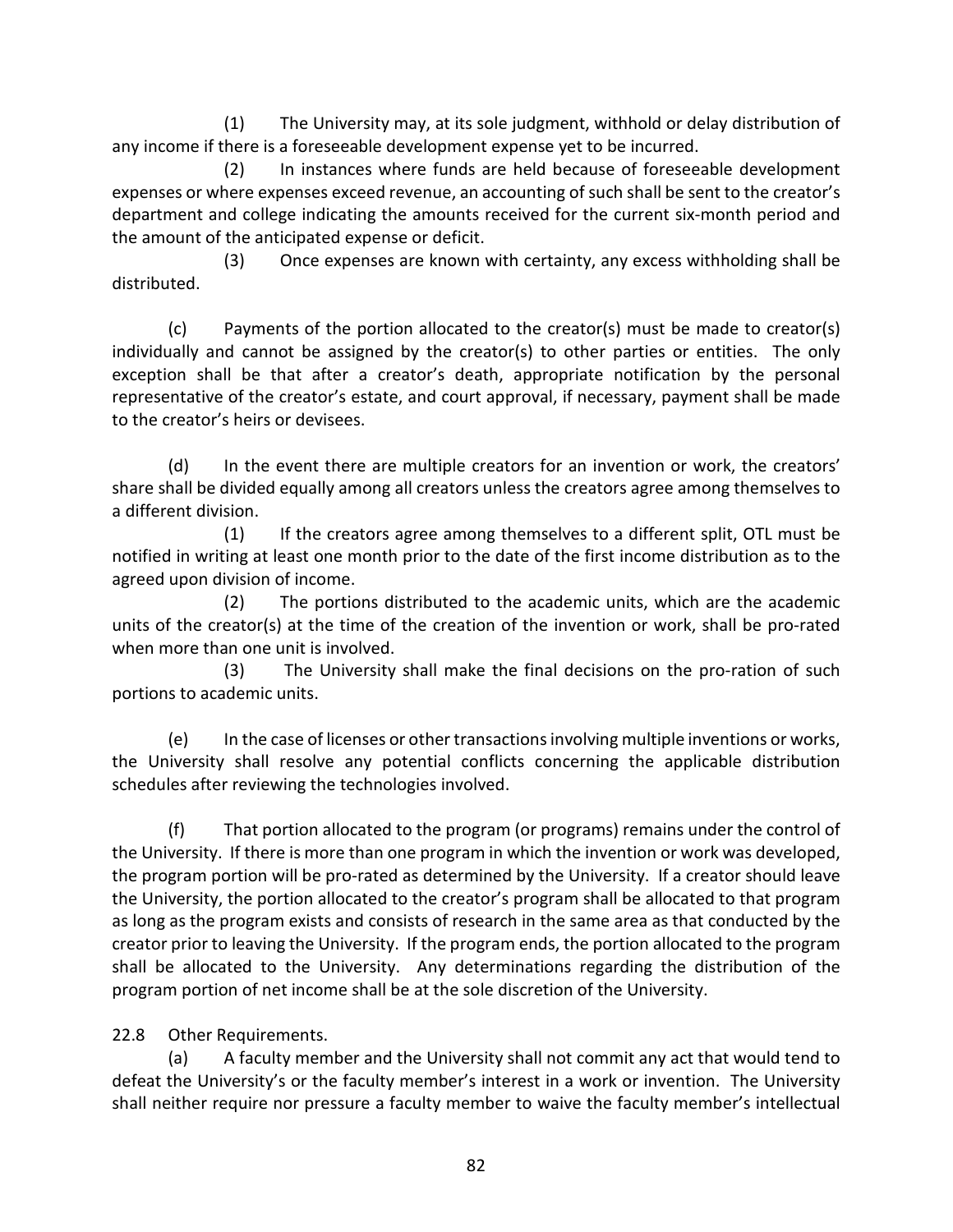(1) The University may, at its sole judgment, withhold or delay distribution of any income if there is a foreseeable development expense yet to be incurred.

(2) In instances where funds are held because of foreseeable development expenses or where expenses exceed revenue, an accounting of such shall be sent to the creator's department and college indicating the amounts received for the current six-month period and the amount of the anticipated expense or deficit.

(3) Once expenses are known with certainty, any excess withholding shall be distributed.

(c) Payments of the portion allocated to the creator(s) must be made to creator(s) individually and cannot be assigned by the creator(s) to other parties or entities. The only exception shall be that after a creator's death, appropriate notification by the personal representative of the creator's estate, and court approval, if necessary, payment shall be made to the creator's heirs or devisees.

(d) In the event there are multiple creators for an invention or work, the creators' share shall be divided equally among all creators unless the creators agree among themselves to a different division.

(1) If the creators agree among themselves to a different split, OTL must be notified in writing at least one month prior to the date of the first income distribution as to the agreed upon division of income.

(2) The portions distributed to the academic units, which are the academic units of the creator(s) at the time of the creation of the invention or work, shall be pro-rated when more than one unit is involved.

(3) The University shall make the final decisions on the pro-ration of such portions to academic units.

(e) In the case of licenses or other transactions involving multiple inventions or works, the University shall resolve any potential conflicts concerning the applicable distribution schedules after reviewing the technologies involved.

(f) That portion allocated to the program (or programs) remains under the control of the University. If there is more than one program in which the invention or work was developed, the program portion will be pro-rated as determined by the University. If a creator should leave the University, the portion allocated to the creator's program shall be allocated to that program as long as the program exists and consists of research in the same area as that conducted by the creator prior to leaving the University. If the program ends, the portion allocated to the program shall be allocated to the University. Any determinations regarding the distribution of the program portion of net income shall be at the sole discretion of the University.

22.8 Other Requirements.

(a) A faculty member and the University shall not commit any act that would tend to defeat the University's or the faculty member's interest in a work or invention. The University shall neither require nor pressure a faculty member to waive the faculty member's intellectual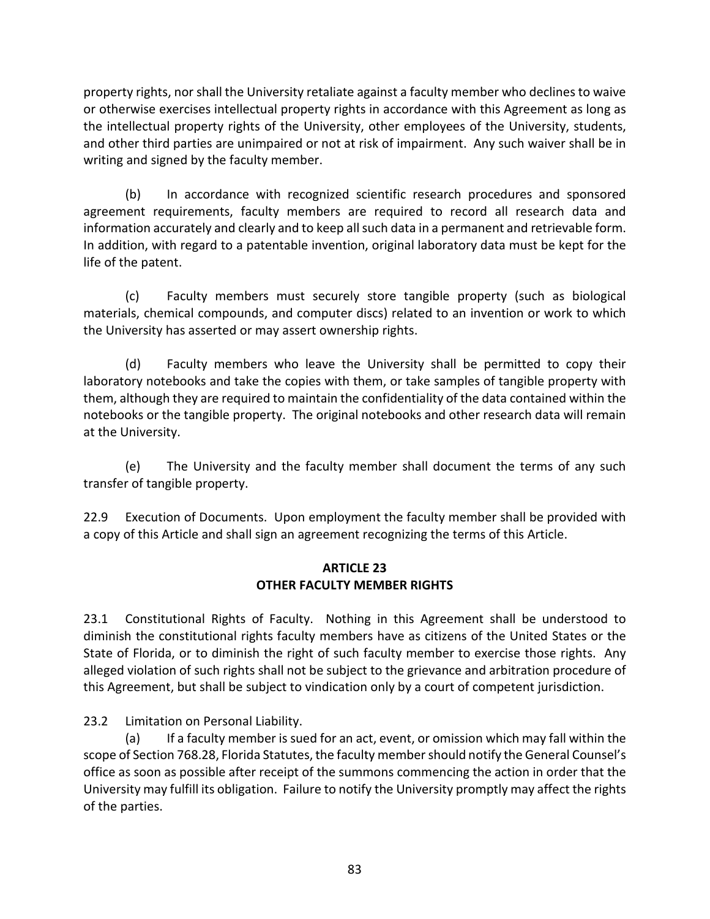property rights, nor shall the University retaliate against a faculty member who declines to waive or otherwise exercises intellectual property rights in accordance with this Agreement as long as the intellectual property rights of the University, other employees of the University, students, and other third parties are unimpaired or not at risk of impairment. Any such waiver shall be in writing and signed by the faculty member.

(b) In accordance with recognized scientific research procedures and sponsored agreement requirements, faculty members are required to record all research data and information accurately and clearly and to keep all such data in a permanent and retrievable form. In addition, with regard to a patentable invention, original laboratory data must be kept for the life of the patent.

(c) Faculty members must securely store tangible property (such as biological materials, chemical compounds, and computer discs) related to an invention or work to which the University has asserted or may assert ownership rights.

(d) Faculty members who leave the University shall be permitted to copy their laboratory notebooks and take the copies with them, or take samples of tangible property with them, although they are required to maintain the confidentiality of the data contained within the notebooks or the tangible property. The original notebooks and other research data will remain at the University.

(e) The University and the faculty member shall document the terms of any such transfer of tangible property.

22.9 Execution of Documents. Upon employment the faculty member shall be provided with a copy of this Article and shall sign an agreement recognizing the terms of this Article.

## ARTICLE 23
## OTHER FACULTY MEMBER RIGHTS

23.1 Constitutional Rights of Faculty. Nothing in this Agreement shall be understood to diminish the constitutional rights faculty members have as citizens of the United States or the State of Florida, or to diminish the right of such faculty member to exercise those rights. Any alleged violation of such rights shall not be subject to the grievance and arbitration procedure of this Agreement, but shall be subject to vindication only by a court of competent jurisdiction.

23.2 Limitation on Personal Liability.

(a) If a faculty member is sued for an act, event, or omission which may fall within the scope of Section 768.28, Florida Statutes, the faculty member should notify the General Counsel's office as soon as possible after receipt of the summons commencing the action in order that the University may fulfill its obligation. Failure to notify the University promptly may affect the rights of the parties.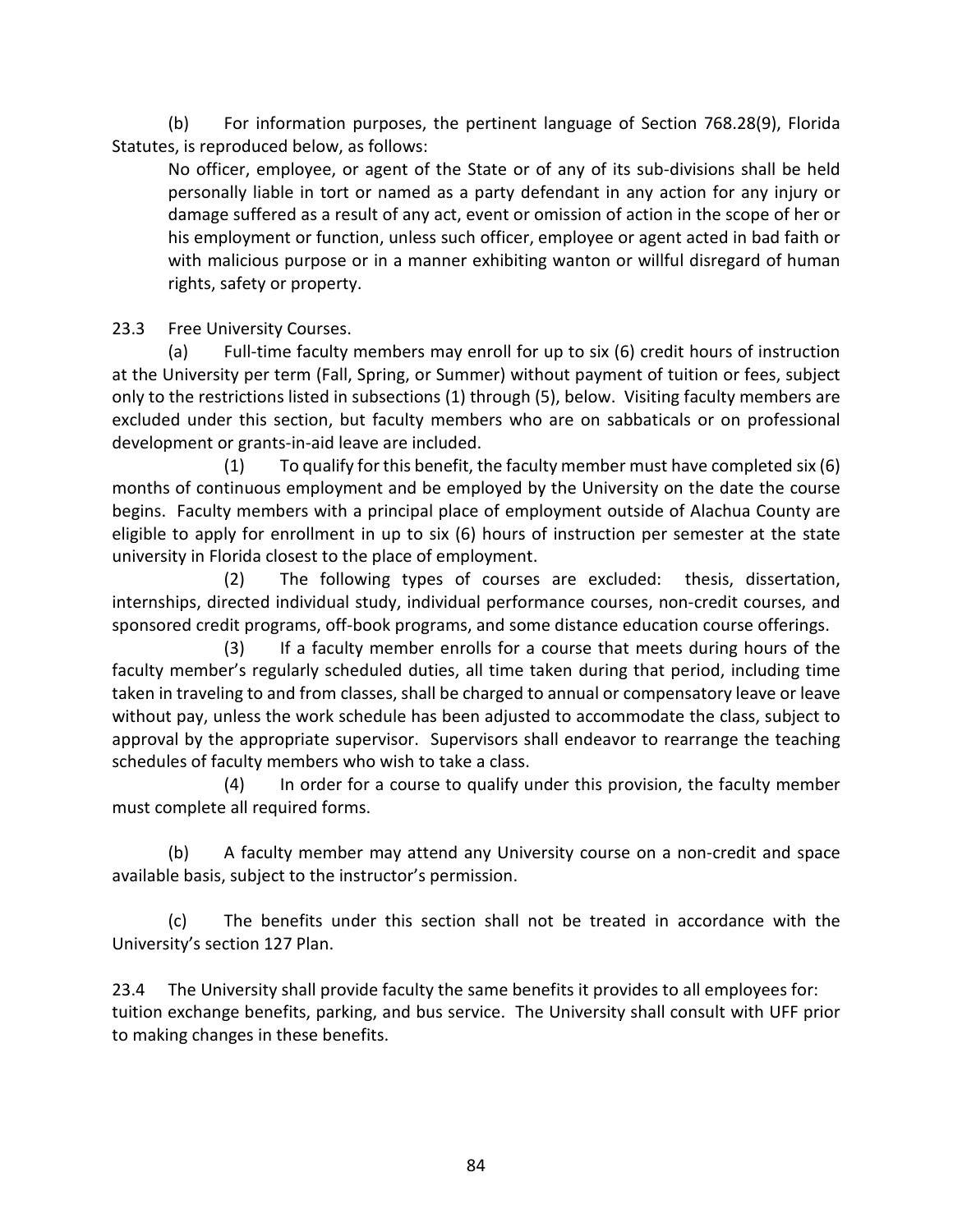(b) For information purposes, the pertinent language of Section 768.28(9), Florida Statutes, is reproduced below, as follows:

> No officer, employee, or agent of the State or of any of its sub-divisions shall be held personally liable in tort or named as a party defendant in any action for any injury or damage suffered as a result of any act, event or omission of action in the scope of her or his employment or function, unless such officer, employee or agent acted in bad faith or with malicious purpose or in a manner exhibiting wanton or willful disregard of human rights, safety or property.

23.3 Free University Courses.

(a) Full-time faculty members may enroll for up to six (6) credit hours of instruction at the University per term (Fall, Spring, or Summer) without payment of tuition or fees, subject only to the restrictions listed in subsections (1) through (5), below. Visiting faculty members are excluded under this section, but faculty members who are on sabbaticals or on professional development or grants-in-aid leave are included.

(1) To qualify for this benefit, the faculty member must have completed six (6) months of continuous employment and be employed by the University on the date the course begins. Faculty members with a principal place of employment outside of Alachua County are eligible to apply for enrollment in up to six (6) hours of instruction per semester at the state university in Florida closest to the place of employment.

(2) The following types of courses are excluded: thesis, dissertation, internships, directed individual study, individual performance courses, non-credit courses, and sponsored credit programs, off-book programs, and some distance education course offerings.

(3) If a faculty member enrolls for a course that meets during hours of the faculty member's regularly scheduled duties, all time taken during that period, including time taken in traveling to and from classes, shall be charged to annual or compensatory leave or leave without pay, unless the work schedule has been adjusted to accommodate the class, subject to approval by the appropriate supervisor. Supervisors shall endeavor to rearrange the teaching schedules of faculty members who wish to take a class.

(4) In order for a course to qualify under this provision, the faculty member must complete all required forms.

(b) A faculty member may attend any University course on a non-credit and space available basis, subject to the instructor's permission.

(c) The benefits under this section shall not be treated in accordance with the University's section 127 Plan.

23.4 The University shall provide faculty the same benefits it provides to all employees for: tuition exchange benefits, parking, and bus service. The University shall consult with UFF prior to making changes in these benefits.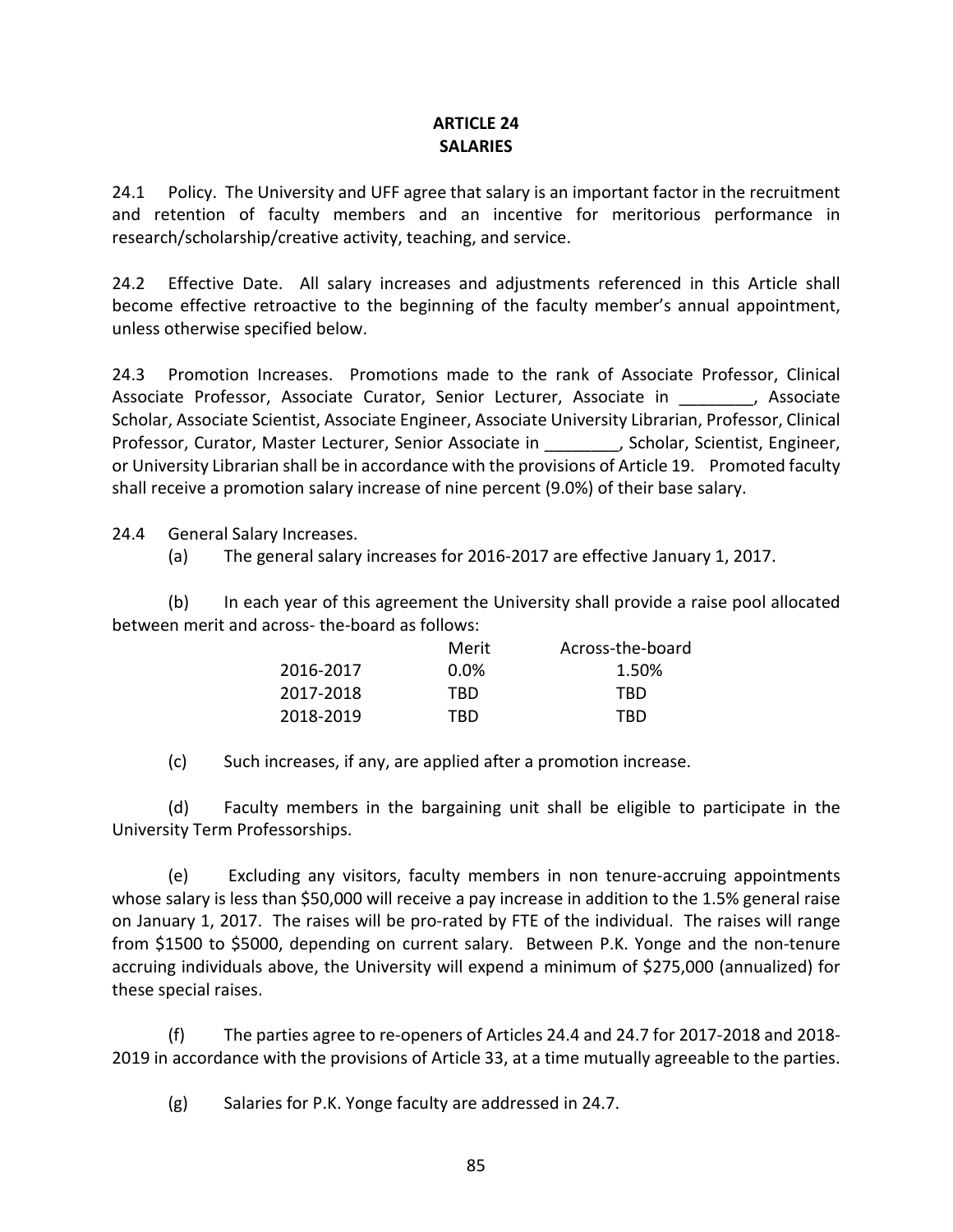# ARTICLE 24
# SALARIES

24.1 Policy. The University and UFF agree that salary is an important factor in the recruitment and retention of faculty members and an incentive for meritorious performance in research/scholarship/creative activity, teaching, and service.

24.2 Effective Date. All salary increases and adjustments referenced in this Article shall become effective retroactive to the beginning of the faculty member's annual appointment, unless otherwise specified below.

24.3 Promotion Increases. Promotions made to the rank of Associate Professor, Clinical Associate Professor, Associate Curator, Senior Lecturer, Associate in ________, Associate Scholar, Associate Scientist, Associate Engineer, Associate University Librarian, Professor, Clinical Professor, Curator, Master Lecturer, Senior Associate in ________, Scholar, Scientist, Engineer, or University Librarian shall be in accordance with the provisions of Article 19. Promoted faculty shall receive a promotion salary increase of nine percent (9.0%) of their base salary.

24.4 General Salary Increases.

(a) The general salary increases for 2016-2017 are effective January 1, 2017.

(b) In each year of this agreement the University shall provide a raise pool allocated between merit and across- the-board as follows:

| | Merit | Across-the-board |
|---|---|---|
| 2016-2017 | 0.0% | 1.50% |
| 2017-2018 | TBD | TBD |
| 2018-2019 | TBD | TBD |

(c) Such increases, if any, are applied after a promotion increase.

(d) Faculty members in the bargaining unit shall be eligible to participate in the University Term Professorships.

(e) Excluding any visitors, faculty members in non tenure-accruing appointments whose salary is less than $50,000 will receive a pay increase in addition to the 1.5% general raise on January 1, 2017. The raises will be pro-rated by FTE of the individual. The raises will range from $1500 to $5000, depending on current salary. Between P.K. Yonge and the non-tenure accruing individuals above, the University will expend a minimum of $275,000 (annualized) for these special raises.

(f) The parties agree to re-openers of Articles 24.4 and 24.7 for 2017-2018 and 2018-2019 in accordance with the provisions of Article 33, at a time mutually agreeable to the parties.

(g) Salaries for P.K. Yonge faculty are addressed in 24.7.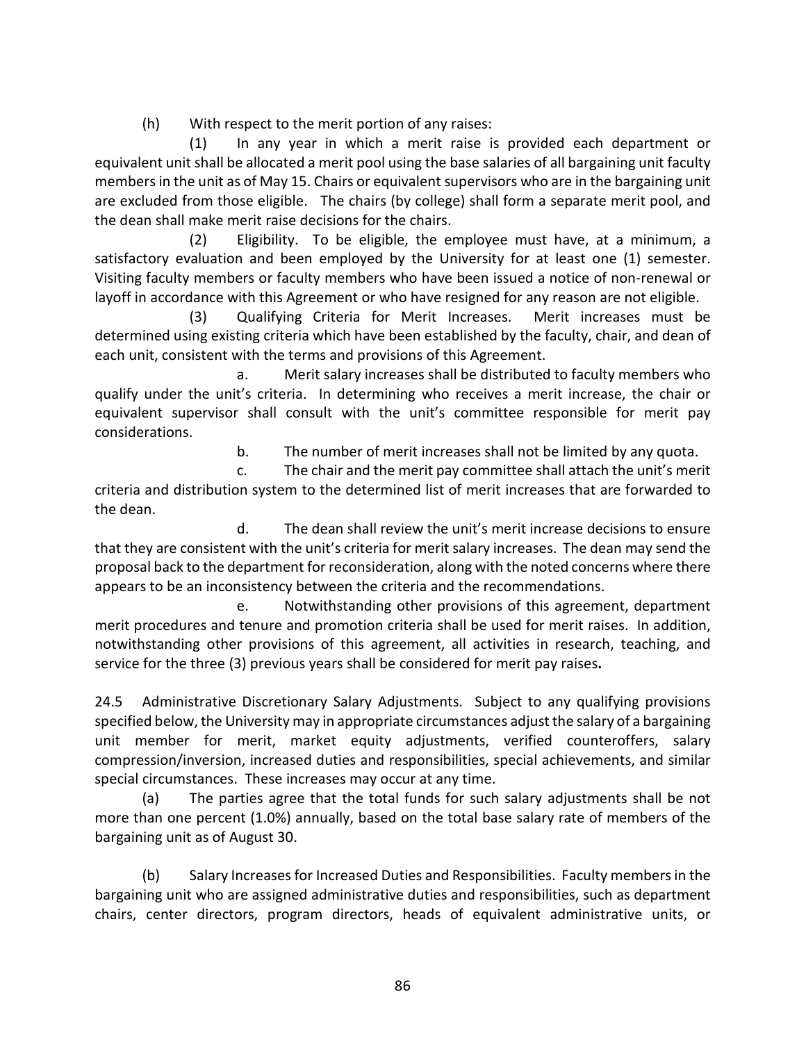(h) With respect to the merit portion of any raises:

(1) In any year in which a merit raise is provided each department or equivalent unit shall be allocated a merit pool using the base salaries of all bargaining unit faculty members in the unit as of May 15. Chairs or equivalent supervisors who are in the bargaining unit are excluded from those eligible. The chairs (by college) shall form a separate merit pool, and the dean shall make merit raise decisions for the chairs.

(2) Eligibility. To be eligible, the employee must have, at a minimum, a satisfactory evaluation and been employed by the University for at least one (1) semester. Visiting faculty members or faculty members who have been issued a notice of non-renewal or layoff in accordance with this Agreement or who have resigned for any reason are not eligible.

(3) Qualifying Criteria for Merit Increases. Merit increases must be determined using existing criteria which have been established by the faculty, chair, and dean of each unit, consistent with the terms and provisions of this Agreement.

a. Merit salary increases shall be distributed to faculty members who qualify under the unit's criteria. In determining who receives a merit increase, the chair or equivalent supervisor shall consult with the unit's committee responsible for merit pay considerations.

b. The number of merit increases shall not be limited by any quota.

c. The chair and the merit pay committee shall attach the unit's merit criteria and distribution system to the determined list of merit increases that are forwarded to the dean.

d. The dean shall review the unit's merit increase decisions to ensure that they are consistent with the unit's criteria for merit salary increases. The dean may send the proposal back to the department for reconsideration, along with the noted concerns where there appears to be an inconsistency between the criteria and the recommendations.

e. Notwithstanding other provisions of this agreement, department merit procedures and tenure and promotion criteria shall be used for merit raises. In addition, notwithstanding other provisions of this agreement, all activities in research, teaching, and service for the three (3) previous years shall be considered for merit pay raises.

24.5 Administrative Discretionary Salary Adjustments. Subject to any qualifying provisions specified below, the University may in appropriate circumstances adjust the salary of a bargaining unit member for merit, market equity adjustments, verified counteroffers, salary compression/inversion, increased duties and responsibilities, special achievements, and similar special circumstances. These increases may occur at any time.

(a) The parties agree that the total funds for such salary adjustments shall be not more than one percent (1.0%) annually, based on the total base salary rate of members of the bargaining unit as of August 30.

(b) Salary Increases for Increased Duties and Responsibilities. Faculty members in the bargaining unit who are assigned administrative duties and responsibilities, such as department chairs, center directors, program directors, heads of equivalent administrative units, or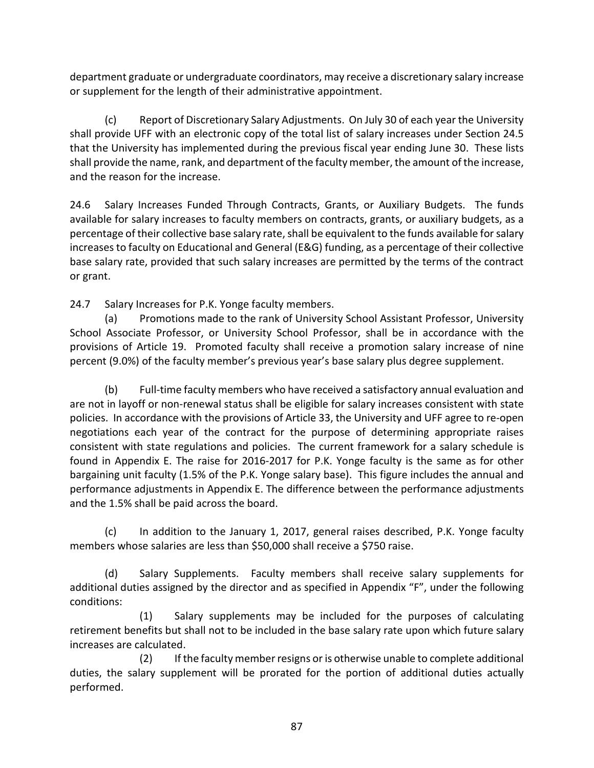department graduate or undergraduate coordinators, may receive a discretionary salary increase or supplement for the length of their administrative appointment.

(c) Report of Discretionary Salary Adjustments. On July 30 of each year the University shall provide UFF with an electronic copy of the total list of salary increases under Section 24.5 that the University has implemented during the previous fiscal year ending June 30. These lists shall provide the name, rank, and department of the faculty member, the amount of the increase, and the reason for the increase.

24.6 Salary Increases Funded Through Contracts, Grants, or Auxiliary Budgets. The funds available for salary increases to faculty members on contracts, grants, or auxiliary budgets, as a percentage of their collective base salary rate, shall be equivalent to the funds available for salary increases to faculty on Educational and General (E&G) funding, as a percentage of their collective base salary rate, provided that such salary increases are permitted by the terms of the contract or grant.

24.7 Salary Increases for P.K. Yonge faculty members.

(a) Promotions made to the rank of University School Assistant Professor, University School Associate Professor, or University School Professor, shall be in accordance with the provisions of Article 19. Promoted faculty shall receive a promotion salary increase of nine percent (9.0%) of the faculty member's previous year's base salary plus degree supplement.

(b) Full-time faculty members who have received a satisfactory annual evaluation and are not in layoff or non-renewal status shall be eligible for salary increases consistent with state policies. In accordance with the provisions of Article 33, the University and UFF agree to re-open negotiations each year of the contract for the purpose of determining appropriate raises consistent with state regulations and policies. The current framework for a salary schedule is found in Appendix E. The raise for 2016-2017 for P.K. Yonge faculty is the same as for other bargaining unit faculty (1.5% of the P.K. Yonge salary base). This figure includes the annual and performance adjustments in Appendix E. The difference between the performance adjustments and the 1.5% shall be paid across the board.

(c) In addition to the January 1, 2017, general raises described, P.K. Yonge faculty members whose salaries are less than $50,000 shall receive a $750 raise.

(d) Salary Supplements. Faculty members shall receive salary supplements for additional duties assigned by the director and as specified in Appendix "F", under the following conditions:

(1) Salary supplements may be included for the purposes of calculating retirement benefits but shall not to be included in the base salary rate upon which future salary increases are calculated.

(2) If the faculty member resigns or is otherwise unable to complete additional duties, the salary supplement will be prorated for the portion of additional duties actually performed.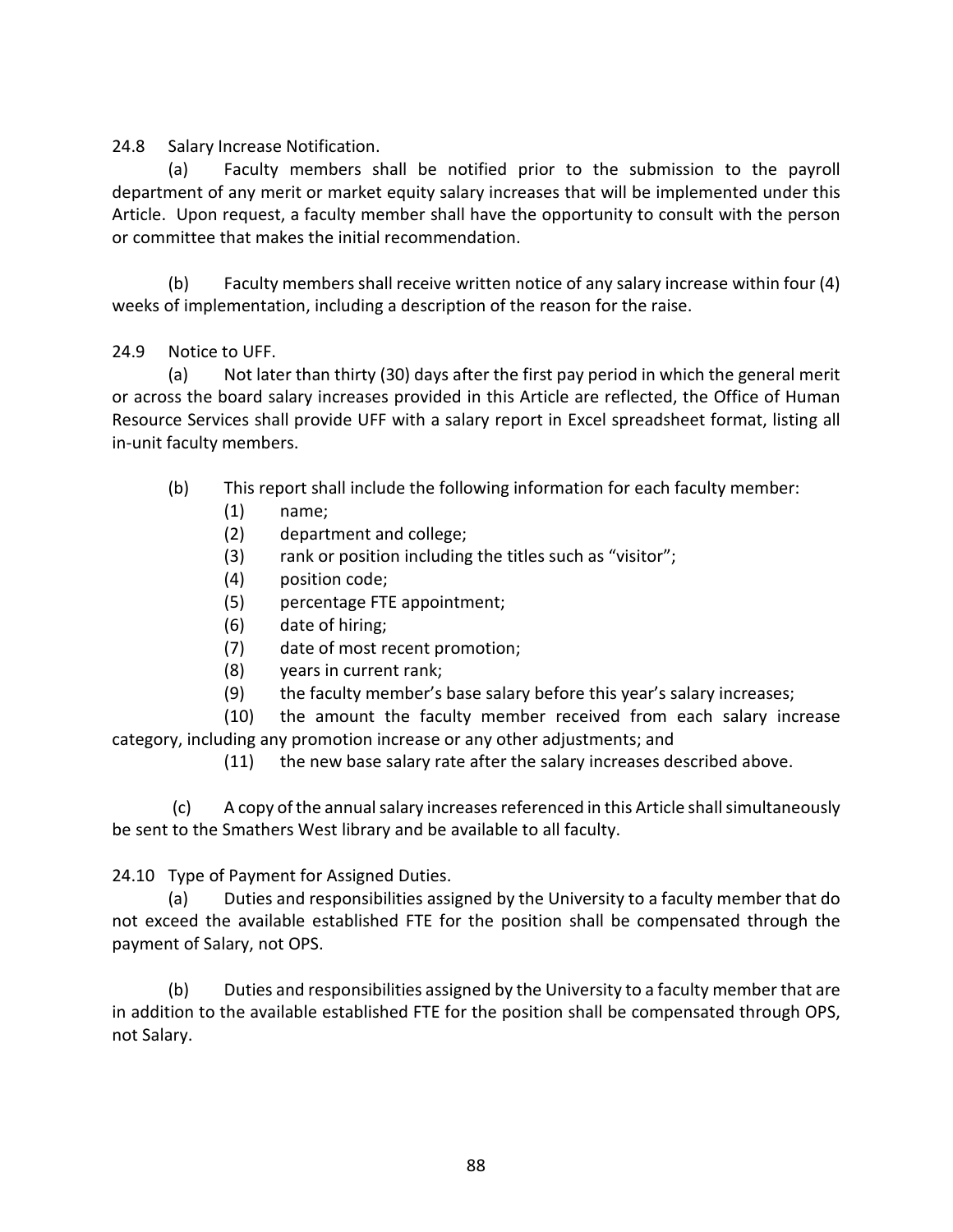24.8 Salary Increase Notification.

(a) Faculty members shall be notified prior to the submission to the payroll department of any merit or market equity salary increases that will be implemented under this Article. Upon request, a faculty member shall have the opportunity to consult with the person or committee that makes the initial recommendation.

(b) Faculty members shall receive written notice of any salary increase within four (4) weeks of implementation, including a description of the reason for the raise.

24.9 Notice to UFF.

(a) Not later than thirty (30) days after the first pay period in which the general merit or across the board salary increases provided in this Article are reflected, the Office of Human Resource Services shall provide UFF with a salary report in Excel spreadsheet format, listing all in-unit faculty members.

(b) This report shall include the following information for each faculty member:

(1) name;

(2) department and college;

(3) rank or position including the titles such as "visitor";

(4) position code;

(5) percentage FTE appointment;

(6) date of hiring;

(7) date of most recent promotion;

(8) years in current rank;

(9) the faculty member's base salary before this year's salary increases;

(10) the amount the faculty member received from each salary increase category, including any promotion increase or any other adjustments; and

(11) the new base salary rate after the salary increases described above.

(c) A copy of the annual salary increases referenced in this Article shall simultaneously be sent to the Smathers West library and be available to all faculty.

24.10 Type of Payment for Assigned Duties.

(a) Duties and responsibilities assigned by the University to a faculty member that do not exceed the available established FTE for the position shall be compensated through the payment of Salary, not OPS.

(b) Duties and responsibilities assigned by the University to a faculty member that are in addition to the available established FTE for the position shall be compensated through OPS, not Salary.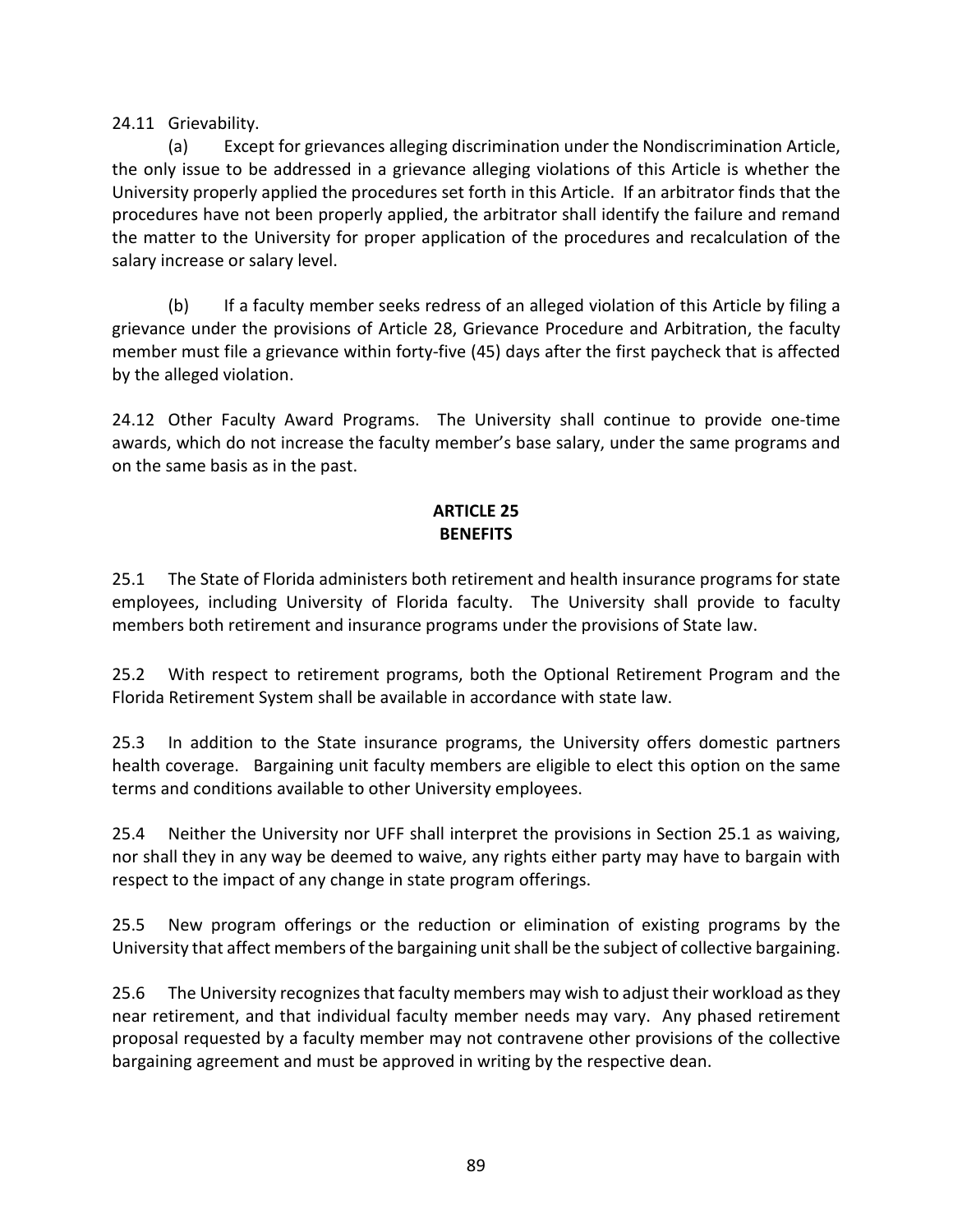24.11 Grievability.

(a) Except for grievances alleging discrimination under the Nondiscrimination Article, the only issue to be addressed in a grievance alleging violations of this Article is whether the University properly applied the procedures set forth in this Article. If an arbitrator finds that the procedures have not been properly applied, the arbitrator shall identify the failure and remand the matter to the University for proper application of the procedures and recalculation of the salary increase or salary level.

(b) If a faculty member seeks redress of an alleged violation of this Article by filing a grievance under the provisions of Article 28, Grievance Procedure and Arbitration, the faculty member must file a grievance within forty-five (45) days after the first paycheck that is affected by the alleged violation.

24.12 Other Faculty Award Programs. The University shall continue to provide one-time awards, which do not increase the faculty member's base salary, under the same programs and on the same basis as in the past.

## ARTICLE 25
## BENEFITS

25.1 The State of Florida administers both retirement and health insurance programs for state employees, including University of Florida faculty. The University shall provide to faculty members both retirement and insurance programs under the provisions of State law.

25.2 With respect to retirement programs, both the Optional Retirement Program and the Florida Retirement System shall be available in accordance with state law.

25.3 In addition to the State insurance programs, the University offers domestic partners health coverage. Bargaining unit faculty members are eligible to elect this option on the same terms and conditions available to other University employees.

25.4 Neither the University nor UFF shall interpret the provisions in Section 25.1 as waiving, nor shall they in any way be deemed to waive, any rights either party may have to bargain with respect to the impact of any change in state program offerings.

25.5 New program offerings or the reduction or elimination of existing programs by the University that affect members of the bargaining unit shall be the subject of collective bargaining.

25.6 The University recognizes that faculty members may wish to adjust their workload as they near retirement, and that individual faculty member needs may vary. Any phased retirement proposal requested by a faculty member may not contravene other provisions of the collective bargaining agreement and must be approved in writing by the respective dean.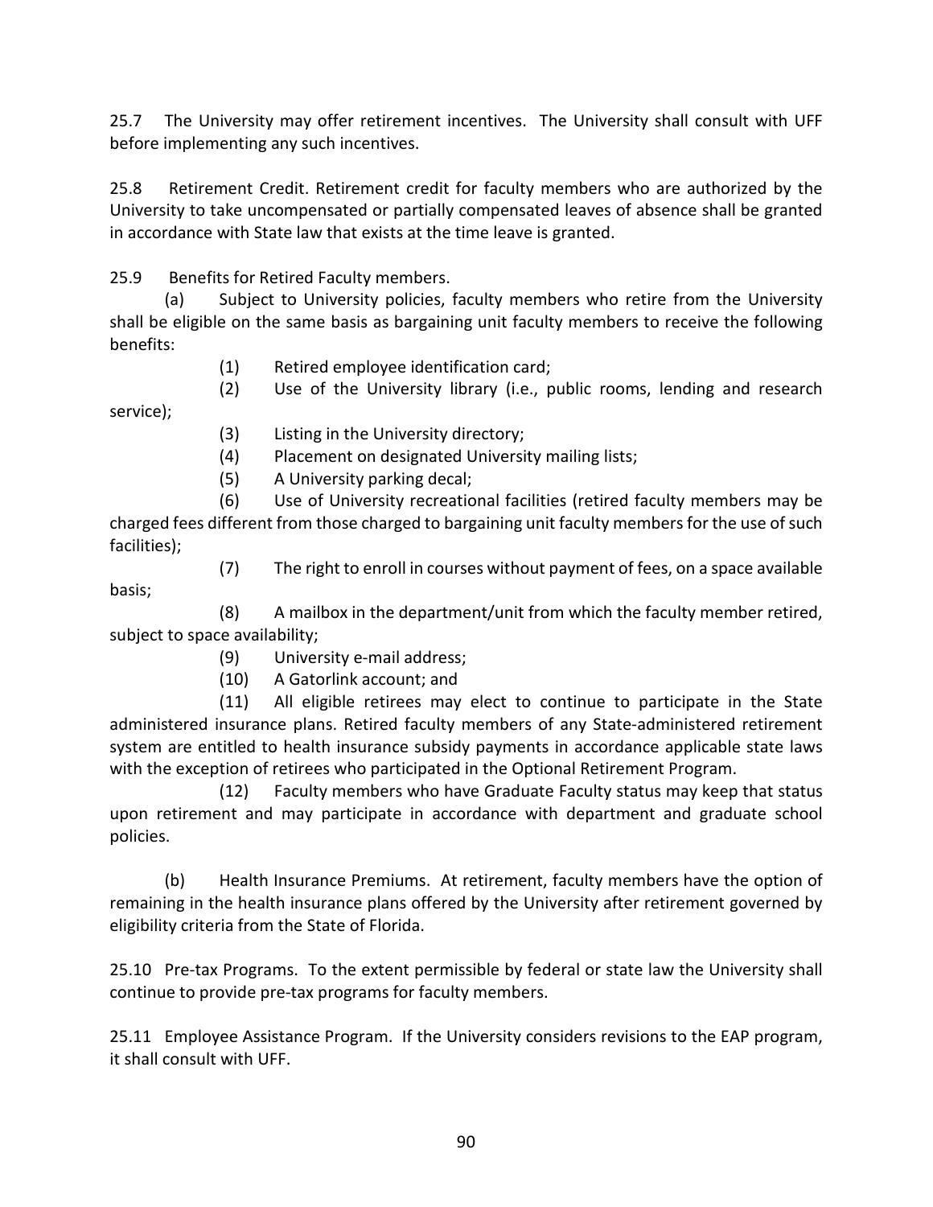25.7 The University may offer retirement incentives. The University shall consult with UFF before implementing any such incentives.

25.8 Retirement Credit. Retirement credit for faculty members who are authorized by the University to take uncompensated or partially compensated leaves of absence shall be granted in accordance with State law that exists at the time leave is granted.

25.9 Benefits for Retired Faculty members.

(a) Subject to University policies, faculty members who retire from the University shall be eligible on the same basis as bargaining unit faculty members to receive the following benefits:

(1) Retired employee identification card;

(2) Use of the University library (i.e., public rooms, lending and research service);

(3) Listing in the University directory;

(4) Placement on designated University mailing lists;

(5) A University parking decal;

(6) Use of University recreational facilities (retired faculty members may be charged fees different from those charged to bargaining unit faculty members for the use of such facilities);

(7) The right to enroll in courses without payment of fees, on a space available basis;

(8) A mailbox in the department/unit from which the faculty member retired, subject to space availability;

(9) University e-mail address;

(10) A Gatorlink account; and

(11) All eligible retirees may elect to continue to participate in the State administered insurance plans. Retired faculty members of any State-administered retirement system are entitled to health insurance subsidy payments in accordance applicable state laws with the exception of retirees who participated in the Optional Retirement Program.

(12) Faculty members who have Graduate Faculty status may keep that status upon retirement and may participate in accordance with department and graduate school policies.

(b) Health Insurance Premiums. At retirement, faculty members have the option of remaining in the health insurance plans offered by the University after retirement governed by eligibility criteria from the State of Florida.

25.10 Pre-tax Programs. To the extent permissible by federal or state law the University shall continue to provide pre-tax programs for faculty members.

25.11 Employee Assistance Program. If the University considers revisions to the EAP program, it shall consult with UFF.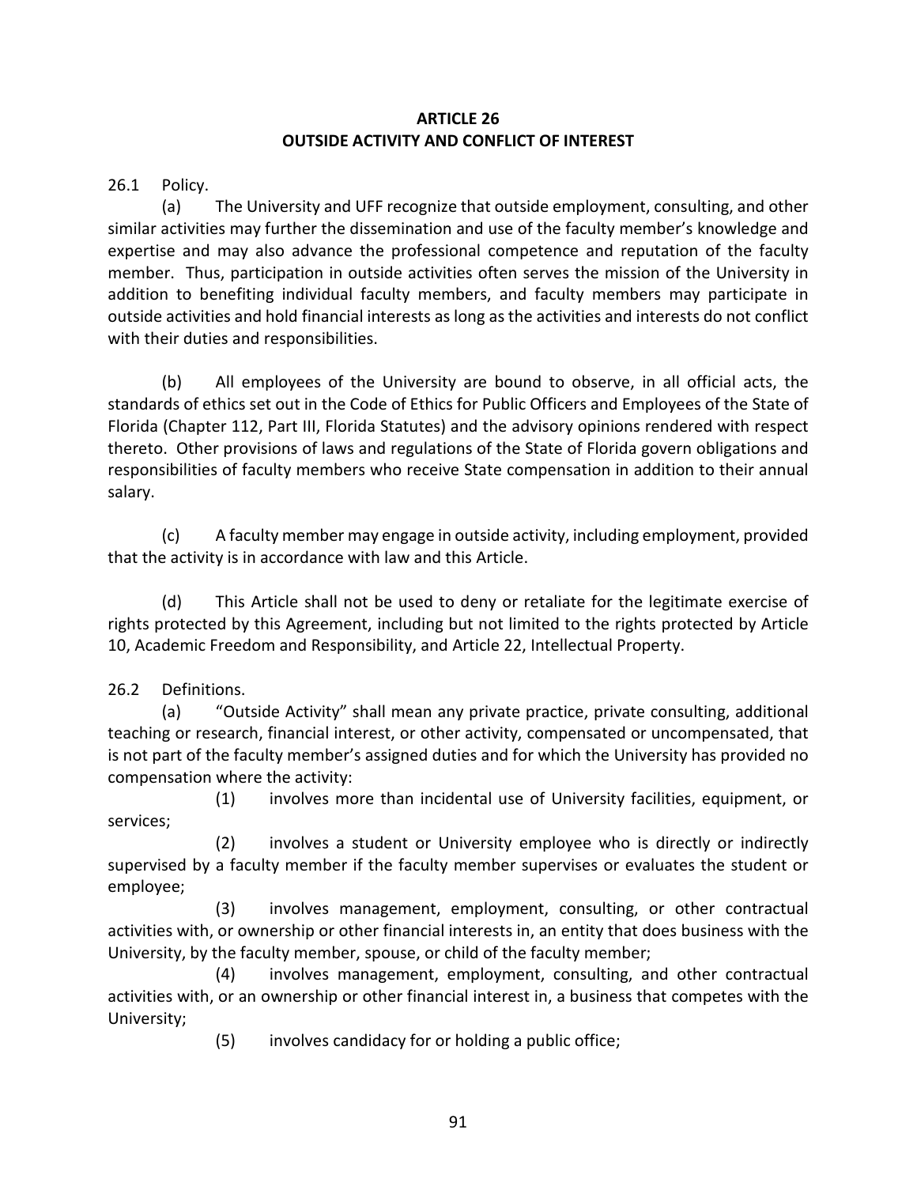## ARTICLE 26
## OUTSIDE ACTIVITY AND CONFLICT OF INTEREST

26.1 Policy.

(a) The University and UFF recognize that outside employment, consulting, and other similar activities may further the dissemination and use of the faculty member's knowledge and expertise and may also advance the professional competence and reputation of the faculty member. Thus, participation in outside activities often serves the mission of the University in addition to benefiting individual faculty members, and faculty members may participate in outside activities and hold financial interests as long as the activities and interests do not conflict with their duties and responsibilities.

(b) All employees of the University are bound to observe, in all official acts, the standards of ethics set out in the Code of Ethics for Public Officers and Employees of the State of Florida (Chapter 112, Part III, Florida Statutes) and the advisory opinions rendered with respect thereto. Other provisions of laws and regulations of the State of Florida govern obligations and responsibilities of faculty members who receive State compensation in addition to their annual salary.

(c) A faculty member may engage in outside activity, including employment, provided that the activity is in accordance with law and this Article.

(d) This Article shall not be used to deny or retaliate for the legitimate exercise of rights protected by this Agreement, including but not limited to the rights protected by Article 10, Academic Freedom and Responsibility, and Article 22, Intellectual Property.

26.2 Definitions.

(a) "Outside Activity" shall mean any private practice, private consulting, additional teaching or research, financial interest, or other activity, compensated or uncompensated, that is not part of the faculty member's assigned duties and for which the University has provided no compensation where the activity:

(1) involves more than incidental use of University facilities, equipment, or services;

(2) involves a student or University employee who is directly or indirectly supervised by a faculty member if the faculty member supervises or evaluates the student or employee;

(3) involves management, employment, consulting, or other contractual activities with, or ownership or other financial interests in, an entity that does business with the University, by the faculty member, spouse, or child of the faculty member;

(4) involves management, employment, consulting, and other contractual activities with, or an ownership or other financial interest in, a business that competes with the University;

(5) involves candidacy for or holding a public office;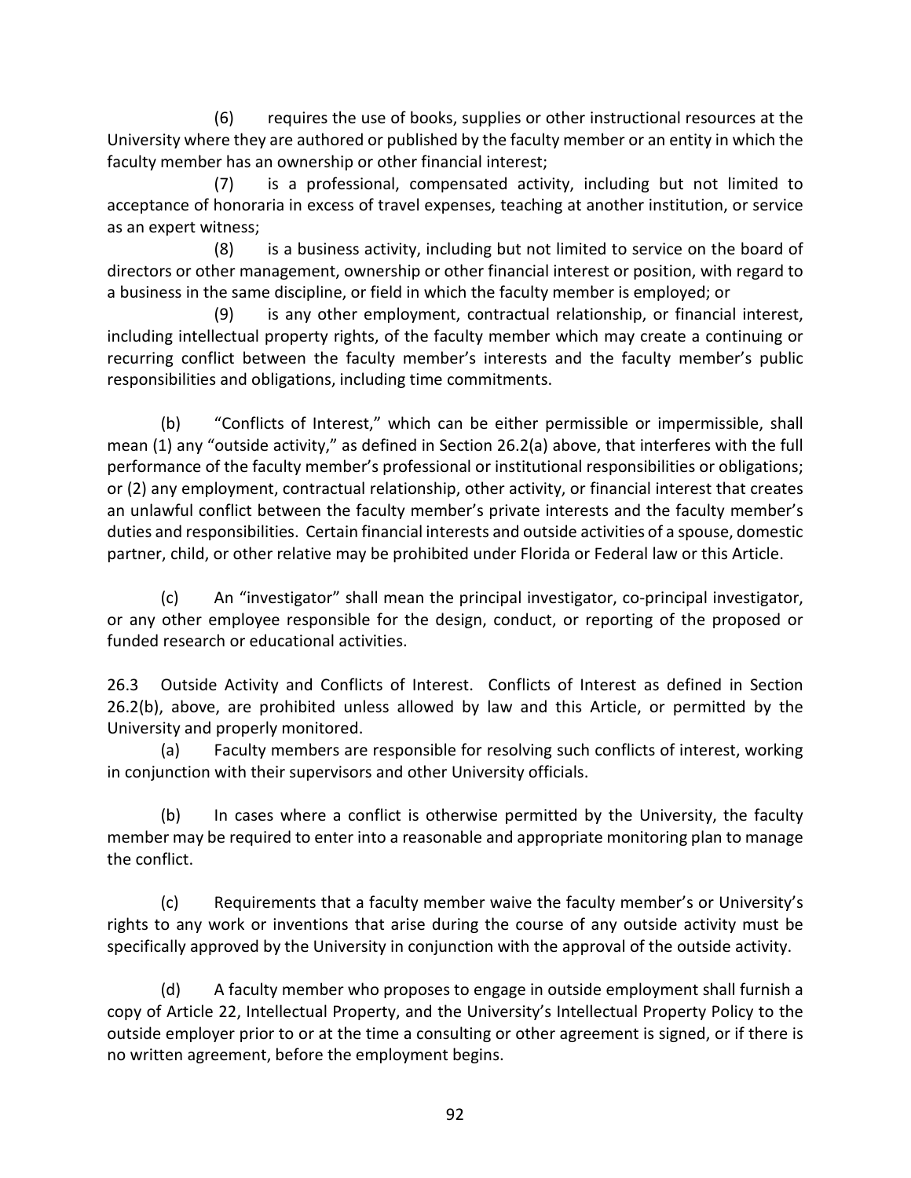(6) requires the use of books, supplies or other instructional resources at the University where they are authored or published by the faculty member or an entity in which the faculty member has an ownership or other financial interest;

(7) is a professional, compensated activity, including but not limited to acceptance of honoraria in excess of travel expenses, teaching at another institution, or service as an expert witness;

(8) is a business activity, including but not limited to service on the board of directors or other management, ownership or other financial interest or position, with regard to a business in the same discipline, or field in which the faculty member is employed; or

(9) is any other employment, contractual relationship, or financial interest, including intellectual property rights, of the faculty member which may create a continuing or recurring conflict between the faculty member's interests and the faculty member's public responsibilities and obligations, including time commitments.

(b) "Conflicts of Interest," which can be either permissible or impermissible, shall mean (1) any "outside activity," as defined in Section 26.2(a) above, that interferes with the full performance of the faculty member's professional or institutional responsibilities or obligations; or (2) any employment, contractual relationship, other activity, or financial interest that creates an unlawful conflict between the faculty member's private interests and the faculty member's duties and responsibilities. Certain financial interests and outside activities of a spouse, domestic partner, child, or other relative may be prohibited under Florida or Federal law or this Article.

(c) An "investigator" shall mean the principal investigator, co-principal investigator, or any other employee responsible for the design, conduct, or reporting of the proposed or funded research or educational activities.

26.3 Outside Activity and Conflicts of Interest. Conflicts of Interest as defined in Section 26.2(b), above, are prohibited unless allowed by law and this Article, or permitted by the University and properly monitored.

(a) Faculty members are responsible for resolving such conflicts of interest, working in conjunction with their supervisors and other University officials.

(b) In cases where a conflict is otherwise permitted by the University, the faculty member may be required to enter into a reasonable and appropriate monitoring plan to manage the conflict.

(c) Requirements that a faculty member waive the faculty member's or University's rights to any work or inventions that arise during the course of any outside activity must be specifically approved by the University in conjunction with the approval of the outside activity.

(d) A faculty member who proposes to engage in outside employment shall furnish a copy of Article 22, Intellectual Property, and the University's Intellectual Property Policy to the outside employer prior to or at the time a consulting or other agreement is signed, or if there is no written agreement, before the employment begins.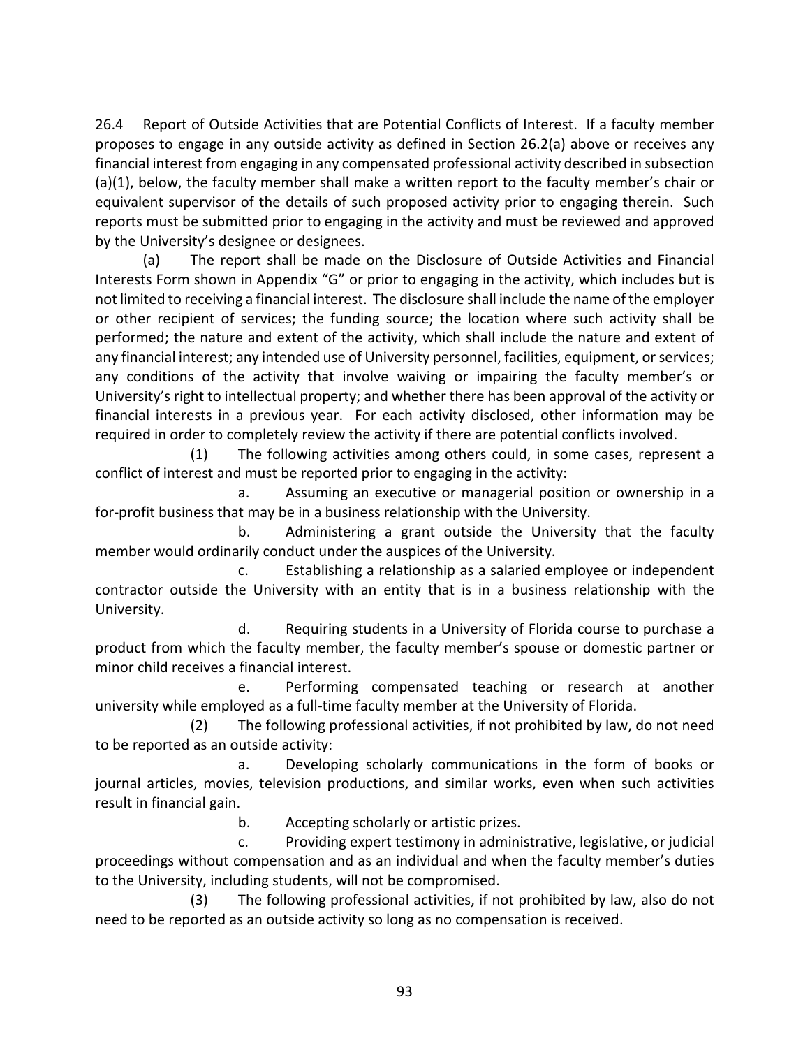26.4 Report of Outside Activities that are Potential Conflicts of Interest. If a faculty member proposes to engage in any outside activity as defined in Section 26.2(a) above or receives any financial interest from engaging in any compensated professional activity described in subsection (a)(1), below, the faculty member shall make a written report to the faculty member's chair or equivalent supervisor of the details of such proposed activity prior to engaging therein. Such reports must be submitted prior to engaging in the activity and must be reviewed and approved by the University's designee or designees.

(a) The report shall be made on the Disclosure of Outside Activities and Financial Interests Form shown in Appendix "G" or prior to engaging in the activity, which includes but is not limited to receiving a financial interest. The disclosure shall include the name of the employer or other recipient of services; the funding source; the location where such activity shall be performed; the nature and extent of the activity, which shall include the nature and extent of any financial interest; any intended use of University personnel, facilities, equipment, or services; any conditions of the activity that involve waiving or impairing the faculty member's or University's right to intellectual property; and whether there has been approval of the activity or financial interests in a previous year. For each activity disclosed, other information may be required in order to completely review the activity if there are potential conflicts involved.

(1) The following activities among others could, in some cases, represent a conflict of interest and must be reported prior to engaging in the activity:

a. Assuming an executive or managerial position or ownership in a for-profit business that may be in a business relationship with the University.

b. Administering a grant outside the University that the faculty member would ordinarily conduct under the auspices of the University.

c. Establishing a relationship as a salaried employee or independent contractor outside the University with an entity that is in a business relationship with the University.

d. Requiring students in a University of Florida course to purchase a product from which the faculty member, the faculty member's spouse or domestic partner or minor child receives a financial interest.

e. Performing compensated teaching or research at another university while employed as a full-time faculty member at the University of Florida.

(2) The following professional activities, if not prohibited by law, do not need to be reported as an outside activity:

a. Developing scholarly communications in the form of books or journal articles, movies, television productions, and similar works, even when such activities result in financial gain.

b. Accepting scholarly or artistic prizes.

c. Providing expert testimony in administrative, legislative, or judicial proceedings without compensation and as an individual and when the faculty member's duties to the University, including students, will not be compromised.

(3) The following professional activities, if not prohibited by law, also do not need to be reported as an outside activity so long as no compensation is received.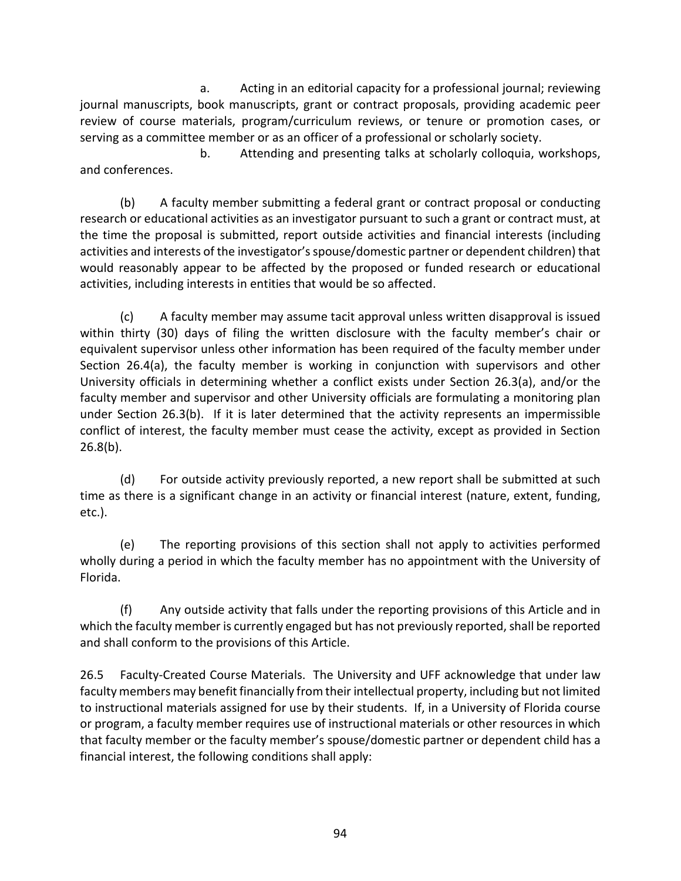a. Acting in an editorial capacity for a professional journal; reviewing journal manuscripts, book manuscripts, grant or contract proposals, providing academic peer review of course materials, program/curriculum reviews, or tenure or promotion cases, or serving as a committee member or as an officer of a professional or scholarly society.

b. Attending and presenting talks at scholarly colloquia, workshops, and conferences.

(b) A faculty member submitting a federal grant or contract proposal or conducting research or educational activities as an investigator pursuant to such a grant or contract must, at the time the proposal is submitted, report outside activities and financial interests (including activities and interests of the investigator's spouse/domestic partner or dependent children) that would reasonably appear to be affected by the proposed or funded research or educational activities, including interests in entities that would be so affected.

(c) A faculty member may assume tacit approval unless written disapproval is issued within thirty (30) days of filing the written disclosure with the faculty member's chair or equivalent supervisor unless other information has been required of the faculty member under Section 26.4(a), the faculty member is working in conjunction with supervisors and other University officials in determining whether a conflict exists under Section 26.3(a), and/or the faculty member and supervisor and other University officials are formulating a monitoring plan under Section 26.3(b). If it is later determined that the activity represents an impermissible conflict of interest, the faculty member must cease the activity, except as provided in Section 26.8(b).

(d) For outside activity previously reported, a new report shall be submitted at such time as there is a significant change in an activity or financial interest (nature, extent, funding, etc.).

(e) The reporting provisions of this section shall not apply to activities performed wholly during a period in which the faculty member has no appointment with the University of Florida.

(f) Any outside activity that falls under the reporting provisions of this Article and in which the faculty member is currently engaged but has not previously reported, shall be reported and shall conform to the provisions of this Article.

26.5 Faculty-Created Course Materials. The University and UFF acknowledge that under law faculty members may benefit financially from their intellectual property, including but not limited to instructional materials assigned for use by their students. If, in a University of Florida course or program, a faculty member requires use of instructional materials or other resources in which that faculty member or the faculty member's spouse/domestic partner or dependent child has a financial interest, the following conditions shall apply: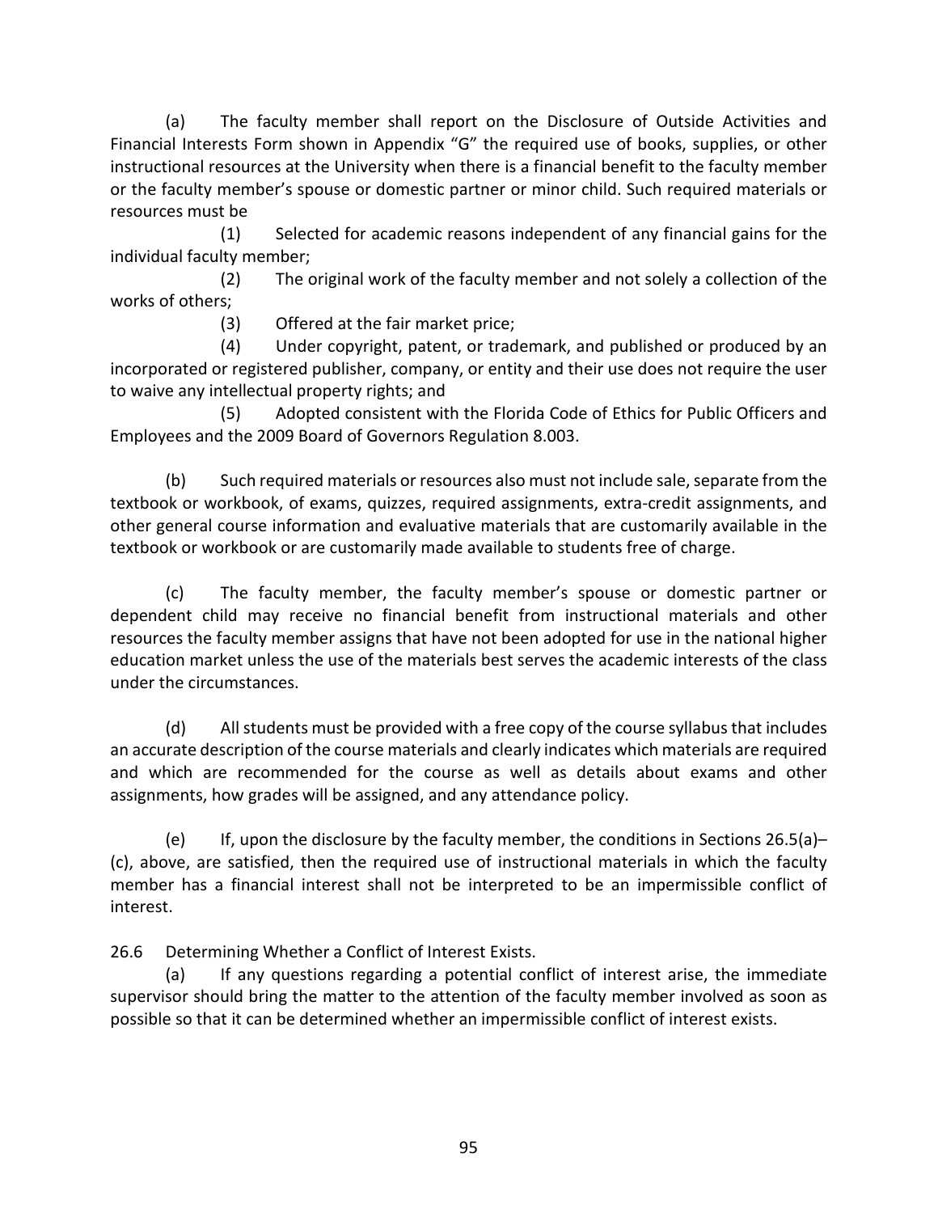(a) The faculty member shall report on the Disclosure of Outside Activities and Financial Interests Form shown in Appendix "G" the required use of books, supplies, or other instructional resources at the University when there is a financial benefit to the faculty member or the faculty member's spouse or domestic partner or minor child. Such required materials or resources must be

(1) Selected for academic reasons independent of any financial gains for the individual faculty member;

(2) The original work of the faculty member and not solely a collection of the works of others;

(3) Offered at the fair market price;

(4) Under copyright, patent, or trademark, and published or produced by an incorporated or registered publisher, company, or entity and their use does not require the user to waive any intellectual property rights; and

(5) Adopted consistent with the Florida Code of Ethics for Public Officers and Employees and the 2009 Board of Governors Regulation 8.003.

(b) Such required materials or resources also must not include sale, separate from the textbook or workbook, of exams, quizzes, required assignments, extra-credit assignments, and other general course information and evaluative materials that are customarily available in the textbook or workbook or are customarily made available to students free of charge.

(c) The faculty member, the faculty member's spouse or domestic partner or dependent child may receive no financial benefit from instructional materials and other resources the faculty member assigns that have not been adopted for use in the national higher education market unless the use of the materials best serves the academic interests of the class under the circumstances.

(d) All students must be provided with a free copy of the course syllabus that includes an accurate description of the course materials and clearly indicates which materials are required and which are recommended for the course as well as details about exams and other assignments, how grades will be assigned, and any attendance policy.

(e) If, upon the disclosure by the faculty member, the conditions in Sections 26.5(a)–(c), above, are satisfied, then the required use of instructional materials in which the faculty member has a financial interest shall not be interpreted to be an impermissible conflict of interest.

26.6 Determining Whether a Conflict of Interest Exists.

(a) If any questions regarding a potential conflict of interest arise, the immediate supervisor should bring the matter to the attention of the faculty member involved as soon as possible so that it can be determined whether an impermissible conflict of interest exists.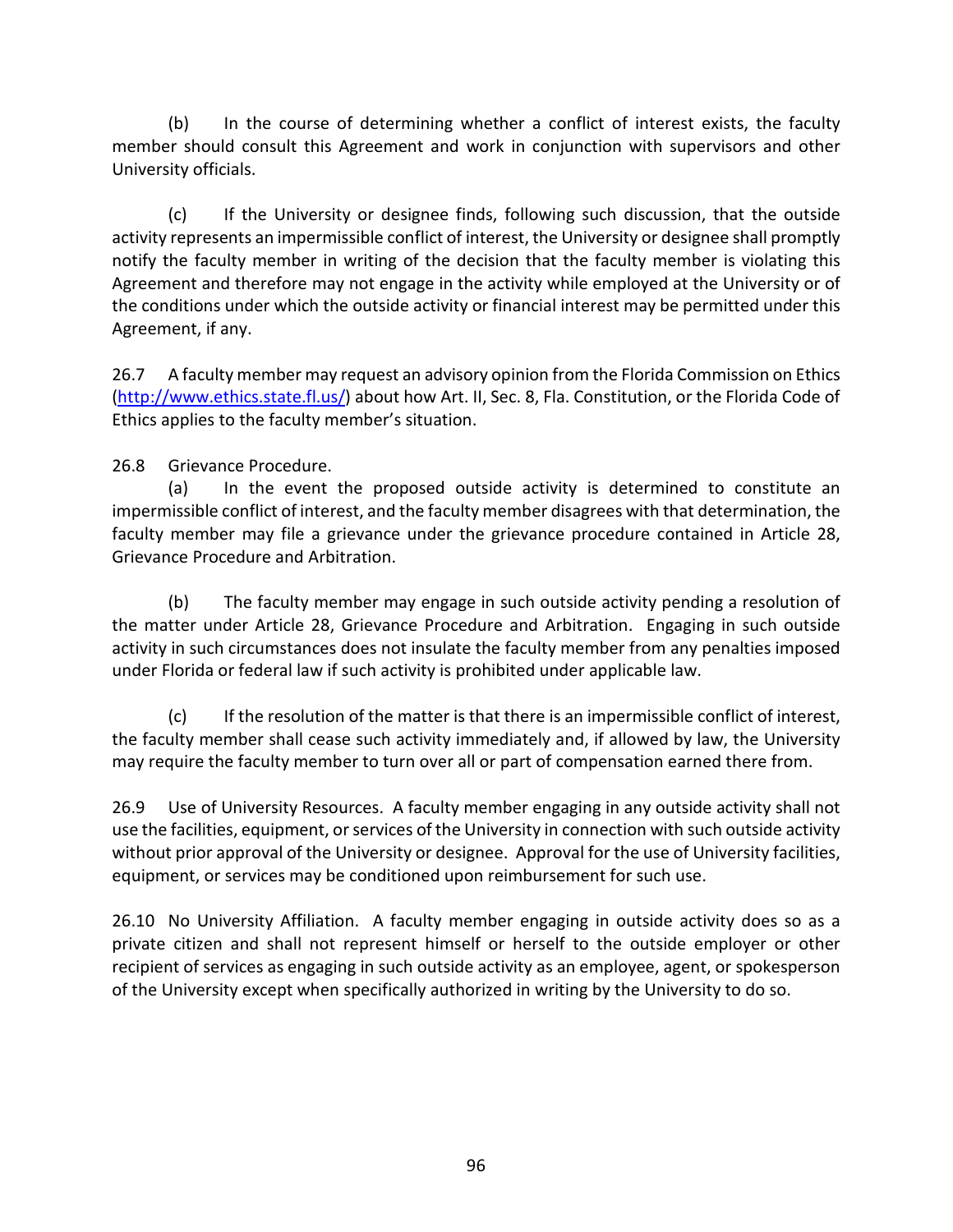(b) In the course of determining whether a conflict of interest exists, the faculty member should consult this Agreement and work in conjunction with supervisors and other University officials.

(c) If the University or designee finds, following such discussion, that the outside activity represents an impermissible conflict of interest, the University or designee shall promptly notify the faculty member in writing of the decision that the faculty member is violating this Agreement and therefore may not engage in the activity while employed at the University or of the conditions under which the outside activity or financial interest may be permitted under this Agreement, if any.

26.7 A faculty member may request an advisory opinion from the Florida Commission on Ethics (http://www.ethics.state.fl.us/) about how Art. II, Sec. 8, Fla. Constitution, or the Florida Code of Ethics applies to the faculty member's situation.

26.8 Grievance Procedure.

(a) In the event the proposed outside activity is determined to constitute an impermissible conflict of interest, and the faculty member disagrees with that determination, the faculty member may file a grievance under the grievance procedure contained in Article 28, Grievance Procedure and Arbitration.

(b) The faculty member may engage in such outside activity pending a resolution of the matter under Article 28, Grievance Procedure and Arbitration. Engaging in such outside activity in such circumstances does not insulate the faculty member from any penalties imposed under Florida or federal law if such activity is prohibited under applicable law.

(c) If the resolution of the matter is that there is an impermissible conflict of interest, the faculty member shall cease such activity immediately and, if allowed by law, the University may require the faculty member to turn over all or part of compensation earned there from.

26.9 Use of University Resources. A faculty member engaging in any outside activity shall not use the facilities, equipment, or services of the University in connection with such outside activity without prior approval of the University or designee. Approval for the use of University facilities, equipment, or services may be conditioned upon reimbursement for such use.

26.10 No University Affiliation. A faculty member engaging in outside activity does so as a private citizen and shall not represent himself or herself to the outside employer or other recipient of services as engaging in such outside activity as an employee, agent, or spokesperson of the University except when specifically authorized in writing by the University to do so.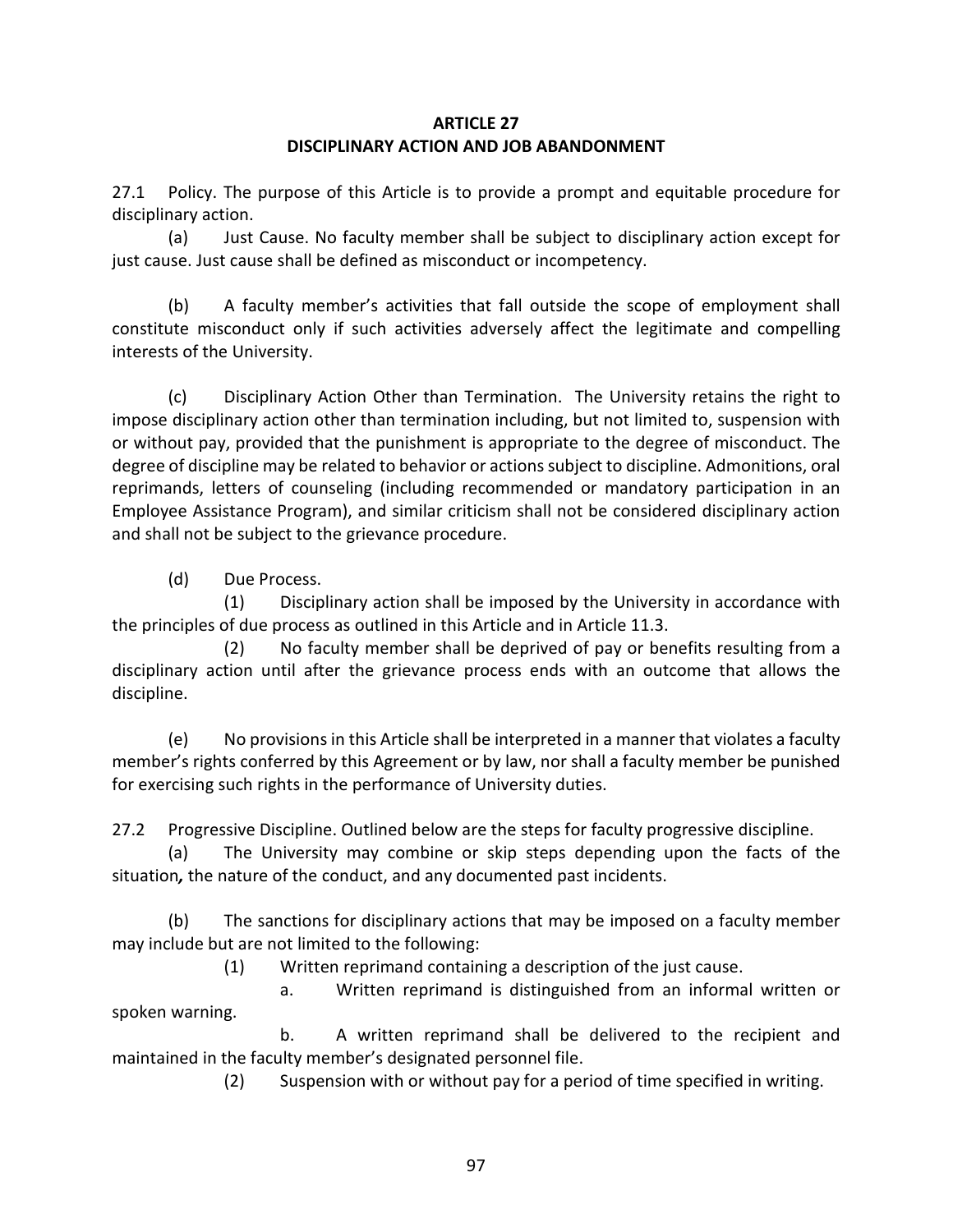## ARTICLE 27
## DISCIPLINARY ACTION AND JOB ABANDONMENT

27.1 Policy. The purpose of this Article is to provide a prompt and equitable procedure for disciplinary action.

(a) Just Cause. No faculty member shall be subject to disciplinary action except for just cause. Just cause shall be defined as misconduct or incompetency.

(b) A faculty member's activities that fall outside the scope of employment shall constitute misconduct only if such activities adversely affect the legitimate and compelling interests of the University.

(c) Disciplinary Action Other than Termination. The University retains the right to impose disciplinary action other than termination including, but not limited to, suspension with or without pay, provided that the punishment is appropriate to the degree of misconduct. The degree of discipline may be related to behavior or actions subject to discipline. Admonitions, oral reprimands, letters of counseling (including recommended or mandatory participation in an Employee Assistance Program), and similar criticism shall not be considered disciplinary action and shall not be subject to the grievance procedure.

(d) Due Process.

(1) Disciplinary action shall be imposed by the University in accordance with the principles of due process as outlined in this Article and in Article 11.3.

(2) No faculty member shall be deprived of pay or benefits resulting from a disciplinary action until after the grievance process ends with an outcome that allows the discipline.

(e) No provisions in this Article shall be interpreted in a manner that violates a faculty member's rights conferred by this Agreement or by law, nor shall a faculty member be punished for exercising such rights in the performance of University duties.

27.2 Progressive Discipline. Outlined below are the steps for faculty progressive discipline.

(a) The University may combine or skip steps depending upon the facts of the situation*,* the nature of the conduct, and any documented past incidents.

(b) The sanctions for disciplinary actions that may be imposed on a faculty member may include but are not limited to the following:

(1) Written reprimand containing a description of the just cause.

a. Written reprimand is distinguished from an informal written or spoken warning.

b. A written reprimand shall be delivered to the recipient and maintained in the faculty member's designated personnel file.

(2) Suspension with or without pay for a period of time specified in writing.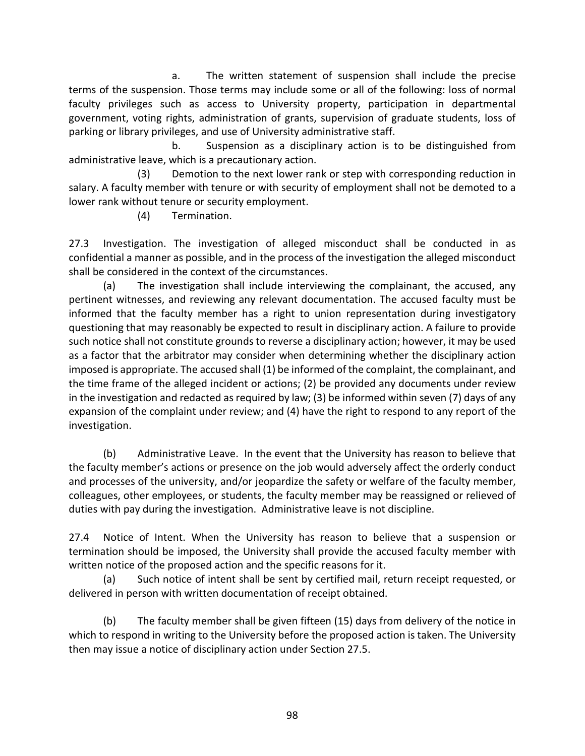a. The written statement of suspension shall include the precise terms of the suspension. Those terms may include some or all of the following: loss of normal faculty privileges such as access to University property, participation in departmental government, voting rights, administration of grants, supervision of graduate students, loss of parking or library privileges, and use of University administrative staff.

b. Suspension as a disciplinary action is to be distinguished from administrative leave, which is a precautionary action.

(3) Demotion to the next lower rank or step with corresponding reduction in salary. A faculty member with tenure or with security of employment shall not be demoted to a lower rank without tenure or security employment.

(4) Termination.

27.3 Investigation. The investigation of alleged misconduct shall be conducted in as confidential a manner as possible, and in the process of the investigation the alleged misconduct shall be considered in the context of the circumstances.

(a) The investigation shall include interviewing the complainant, the accused, any pertinent witnesses, and reviewing any relevant documentation. The accused faculty must be informed that the faculty member has a right to union representation during investigatory questioning that may reasonably be expected to result in disciplinary action. A failure to provide such notice shall not constitute grounds to reverse a disciplinary action; however, it may be used as a factor that the arbitrator may consider when determining whether the disciplinary action imposed is appropriate. The accused shall (1) be informed of the complaint, the complainant, and the time frame of the alleged incident or actions; (2) be provided any documents under review in the investigation and redacted as required by law; (3) be informed within seven (7) days of any expansion of the complaint under review; and (4) have the right to respond to any report of the investigation.

(b) Administrative Leave. In the event that the University has reason to believe that the faculty member's actions or presence on the job would adversely affect the orderly conduct and processes of the university, and/or jeopardize the safety or welfare of the faculty member, colleagues, other employees, or students, the faculty member may be reassigned or relieved of duties with pay during the investigation. Administrative leave is not discipline.

27.4 Notice of Intent. When the University has reason to believe that a suspension or termination should be imposed, the University shall provide the accused faculty member with written notice of the proposed action and the specific reasons for it.

(a) Such notice of intent shall be sent by certified mail, return receipt requested, or delivered in person with written documentation of receipt obtained.

(b) The faculty member shall be given fifteen (15) days from delivery of the notice in which to respond in writing to the University before the proposed action is taken. The University then may issue a notice of disciplinary action under Section 27.5.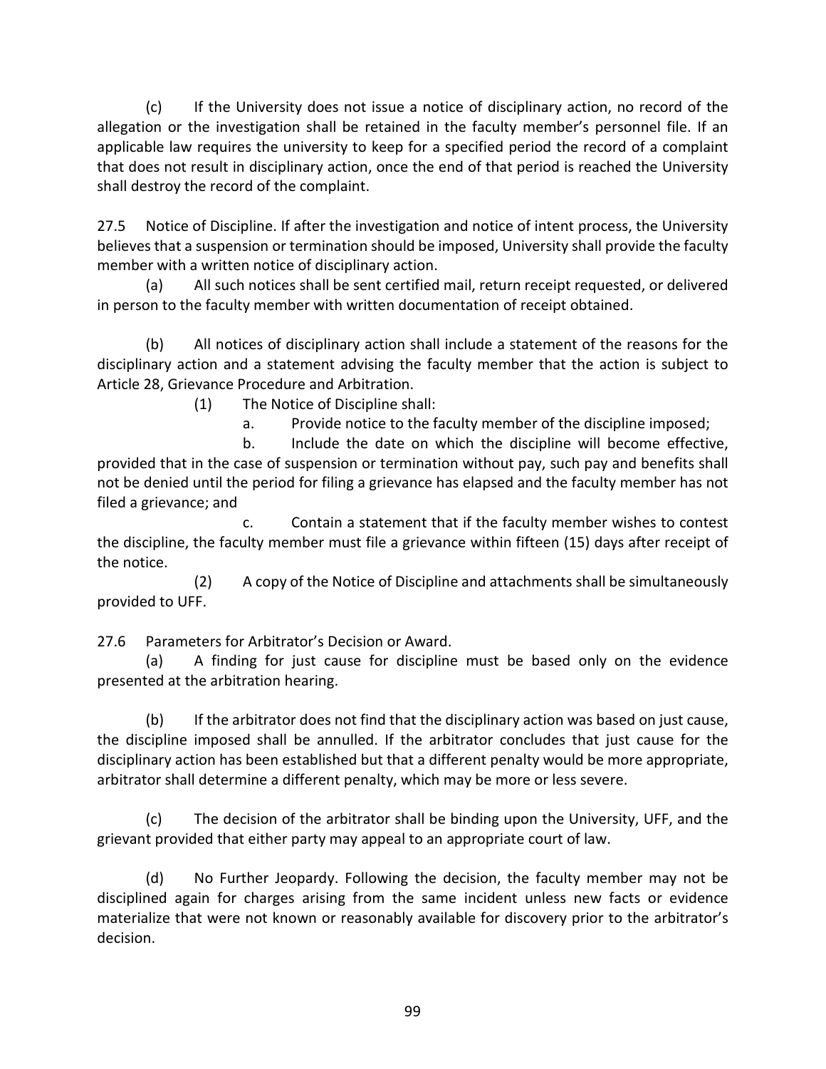(c) If the University does not issue a notice of disciplinary action, no record of the allegation or the investigation shall be retained in the faculty member's personnel file. If an applicable law requires the university to keep for a specified period the record of a complaint that does not result in disciplinary action, once the end of that period is reached the University shall destroy the record of the complaint.

27.5 Notice of Discipline. If after the investigation and notice of intent process, the University believes that a suspension or termination should be imposed, University shall provide the faculty member with a written notice of disciplinary action.

(a) All such notices shall be sent certified mail, return receipt requested, or delivered in person to the faculty member with written documentation of receipt obtained.

(b) All notices of disciplinary action shall include a statement of the reasons for the disciplinary action and a statement advising the faculty member that the action is subject to Article 28, Grievance Procedure and Arbitration.

(1) The Notice of Discipline shall:

a. Provide notice to the faculty member of the discipline imposed;

b. Include the date on which the discipline will become effective, provided that in the case of suspension or termination without pay, such pay and benefits shall not be denied until the period for filing a grievance has elapsed and the faculty member has not filed a grievance; and

c. Contain a statement that if the faculty member wishes to contest the discipline, the faculty member must file a grievance within fifteen (15) days after receipt of the notice.

(2) A copy of the Notice of Discipline and attachments shall be simultaneously provided to UFF.

27.6 Parameters for Arbitrator's Decision or Award.

(a) A finding for just cause for discipline must be based only on the evidence presented at the arbitration hearing.

(b) If the arbitrator does not find that the disciplinary action was based on just cause, the discipline imposed shall be annulled. If the arbitrator concludes that just cause for the disciplinary action has been established but that a different penalty would be more appropriate, arbitrator shall determine a different penalty, which may be more or less severe.

(c) The decision of the arbitrator shall be binding upon the University, UFF, and the grievant provided that either party may appeal to an appropriate court of law.

(d) No Further Jeopardy. Following the decision, the faculty member may not be disciplined again for charges arising from the same incident unless new facts or evidence materialize that were not known or reasonably available for discovery prior to the arbitrator's decision.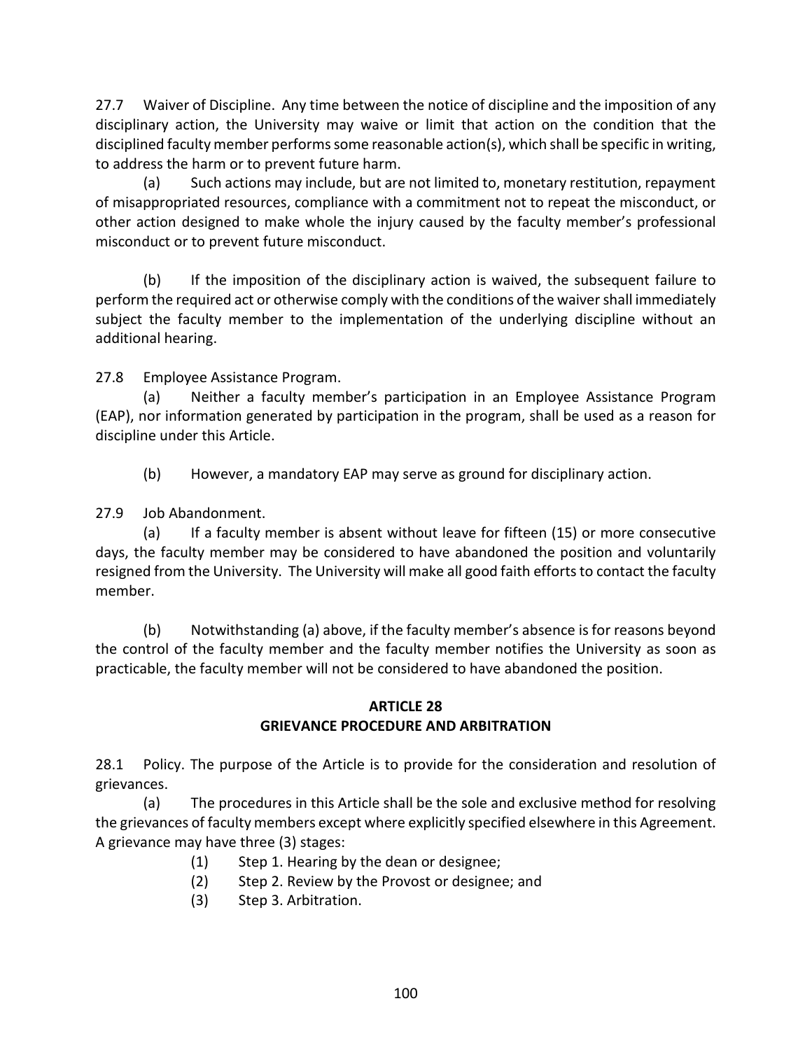27.7 Waiver of Discipline. Any time between the notice of discipline and the imposition of any disciplinary action, the University may waive or limit that action on the condition that the disciplined faculty member performs some reasonable action(s), which shall be specific in writing, to address the harm or to prevent future harm.

(a) Such actions may include, but are not limited to, monetary restitution, repayment of misappropriated resources, compliance with a commitment not to repeat the misconduct, or other action designed to make whole the injury caused by the faculty member's professional misconduct or to prevent future misconduct.

(b) If the imposition of the disciplinary action is waived, the subsequent failure to perform the required act or otherwise comply with the conditions of the waiver shall immediately subject the faculty member to the implementation of the underlying discipline without an additional hearing.

27.8 Employee Assistance Program.

(a) Neither a faculty member's participation in an Employee Assistance Program (EAP), nor information generated by participation in the program, shall be used as a reason for discipline under this Article.

(b) However, a mandatory EAP may serve as ground for disciplinary action.

27.9 Job Abandonment.

(a) If a faculty member is absent without leave for fifteen (15) or more consecutive days, the faculty member may be considered to have abandoned the position and voluntarily resigned from the University. The University will make all good faith efforts to contact the faculty member.

(b) Notwithstanding (a) above, if the faculty member's absence is for reasons beyond the control of the faculty member and the faculty member notifies the University as soon as practicable, the faculty member will not be considered to have abandoned the position.

## ARTICLE 28
## GRIEVANCE PROCEDURE AND ARBITRATION

28.1 Policy. The purpose of the Article is to provide for the consideration and resolution of grievances.

(a) The procedures in this Article shall be the sole and exclusive method for resolving the grievances of faculty members except where explicitly specified elsewhere in this Agreement. A grievance may have three (3) stages:

(1) Step 1. Hearing by the dean or designee;

(2) Step 2. Review by the Provost or designee; and

(3) Step 3. Arbitration.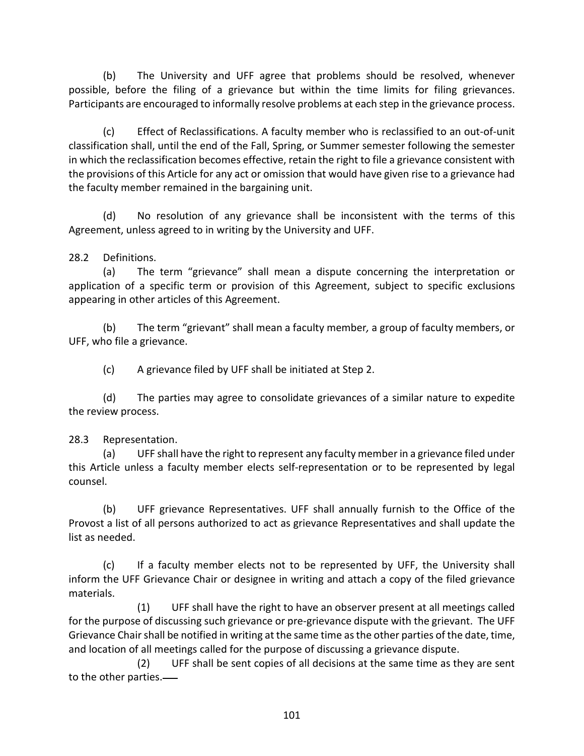(b) The University and UFF agree that problems should be resolved, whenever possible, before the filing of a grievance but within the time limits for filing grievances. Participants are encouraged to informally resolve problems at each step in the grievance process.

(c) Effect of Reclassifications. A faculty member who is reclassified to an out-of-unit classification shall, until the end of the Fall, Spring, or Summer semester following the semester in which the reclassification becomes effective, retain the right to file a grievance consistent with the provisions of this Article for any act or omission that would have given rise to a grievance had the faculty member remained in the bargaining unit.

(d) No resolution of any grievance shall be inconsistent with the terms of this Agreement, unless agreed to in writing by the University and UFF.

28.2 Definitions.

(a) The term "grievance" shall mean a dispute concerning the interpretation or application of a specific term or provision of this Agreement, subject to specific exclusions appearing in other articles of this Agreement.

(b) The term "grievant" shall mean a faculty member, a group of faculty members, or UFF, who file a grievance.

(c) A grievance filed by UFF shall be initiated at Step 2.

(d) The parties may agree to consolidate grievances of a similar nature to expedite the review process.

28.3 Representation.

(a) UFF shall have the right to represent any faculty member in a grievance filed under this Article unless a faculty member elects self-representation or to be represented by legal counsel.

(b) UFF grievance Representatives. UFF shall annually furnish to the Office of the Provost a list of all persons authorized to act as grievance Representatives and shall update the list as needed.

(c) If a faculty member elects not to be represented by UFF, the University shall inform the UFF Grievance Chair or designee in writing and attach a copy of the filed grievance materials.

(1) UFF shall have the right to have an observer present at all meetings called for the purpose of discussing such grievance or pre-grievance dispute with the grievant. The UFF Grievance Chair shall be notified in writing at the same time as the other parties of the date, time, and location of all meetings called for the purpose of discussing a grievance dispute.

(2) UFF shall be sent copies of all decisions at the same time as they are sent to the other parties.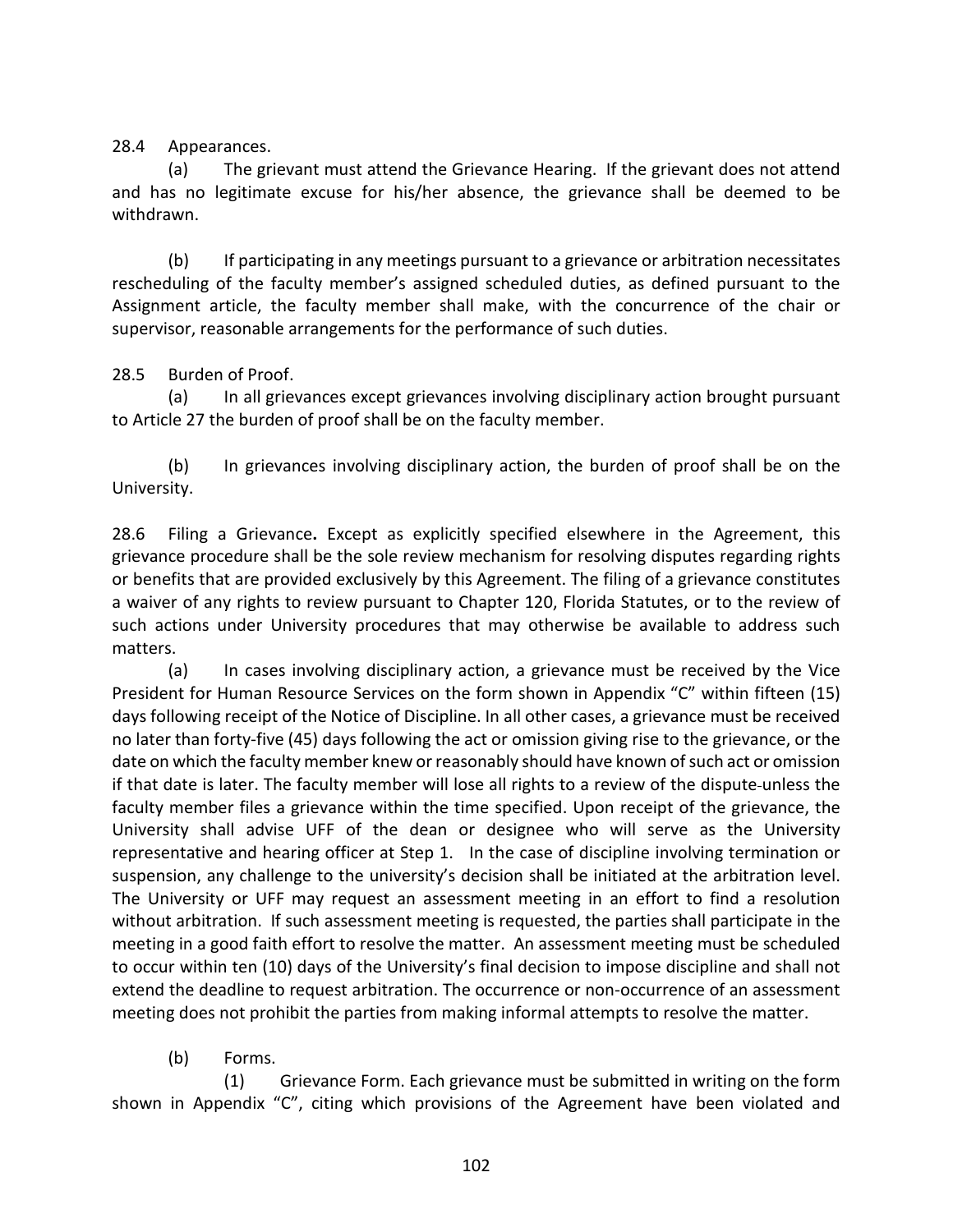28.4 Appearances.

(a) The grievant must attend the Grievance Hearing. If the grievant does not attend and has no legitimate excuse for his/her absence, the grievance shall be deemed to be withdrawn.

(b) If participating in any meetings pursuant to a grievance or arbitration necessitates rescheduling of the faculty member's assigned scheduled duties, as defined pursuant to the Assignment article, the faculty member shall make, with the concurrence of the chair or supervisor, reasonable arrangements for the performance of such duties.

28.5 Burden of Proof.

(a) In all grievances except grievances involving disciplinary action brought pursuant to Article 27 the burden of proof shall be on the faculty member.

(b) In grievances involving disciplinary action, the burden of proof shall be on the University.

28.6 Filing a Grievance**.** Except as explicitly specified elsewhere in the Agreement, this grievance procedure shall be the sole review mechanism for resolving disputes regarding rights or benefits that are provided exclusively by this Agreement. The filing of a grievance constitutes a waiver of any rights to review pursuant to Chapter 120, Florida Statutes, or to the review of such actions under University procedures that may otherwise be available to address such matters.

(a) In cases involving disciplinary action, a grievance must be received by the Vice President for Human Resource Services on the form shown in Appendix "C" within fifteen (15) days following receipt of the Notice of Discipline. In all other cases, a grievance must be received no later than forty-five (45) days following the act or omission giving rise to the grievance, or the date on which the faculty member knew or reasonably should have known of such act or omission if that date is later. The faculty member will lose all rights to a review of the dispute unless the faculty member files a grievance within the time specified. Upon receipt of the grievance, the University shall advise UFF of the dean or designee who will serve as the University representative and hearing officer at Step 1. In the case of discipline involving termination or suspension, any challenge to the university's decision shall be initiated at the arbitration level. The University or UFF may request an assessment meeting in an effort to find a resolution without arbitration. If such assessment meeting is requested, the parties shall participate in the meeting in a good faith effort to resolve the matter. An assessment meeting must be scheduled to occur within ten (10) days of the University's final decision to impose discipline and shall not extend the deadline to request arbitration. The occurrence or non-occurrence of an assessment meeting does not prohibit the parties from making informal attempts to resolve the matter.

(b) Forms.

(1) Grievance Form. Each grievance must be submitted in writing on the form shown in Appendix "C", citing which provisions of the Agreement have been violated and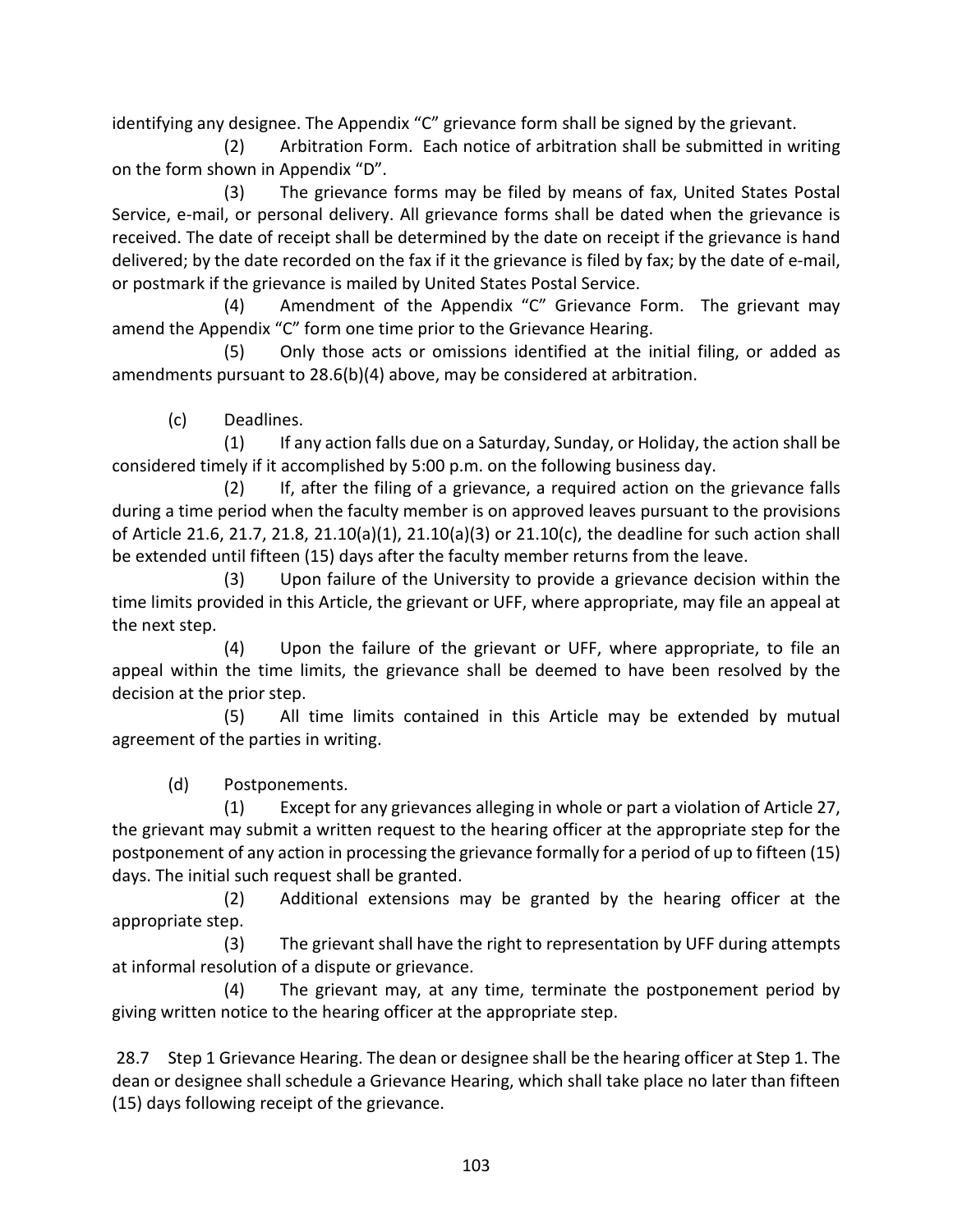identifying any designee. The Appendix "C" grievance form shall be signed by the grievant.

(2) Arbitration Form. Each notice of arbitration shall be submitted in writing on the form shown in Appendix "D".

(3) The grievance forms may be filed by means of fax, United States Postal Service, e-mail, or personal delivery. All grievance forms shall be dated when the grievance is received. The date of receipt shall be determined by the date on receipt if the grievance is hand delivered; by the date recorded on the fax if it the grievance is filed by fax; by the date of e-mail, or postmark if the grievance is mailed by United States Postal Service.

(4) Amendment of the Appendix "C" Grievance Form. The grievant may amend the Appendix "C" form one time prior to the Grievance Hearing.

(5) Only those acts or omissions identified at the initial filing, or added as amendments pursuant to 28.6(b)(4) above, may be considered at arbitration.

(c) Deadlines.

(1) If any action falls due on a Saturday, Sunday, or Holiday, the action shall be considered timely if it accomplished by 5:00 p.m. on the following business day.

(2) If, after the filing of a grievance, a required action on the grievance falls during a time period when the faculty member is on approved leaves pursuant to the provisions of Article 21.6, 21.7, 21.8, 21.10(a)(1), 21.10(a)(3) or 21.10(c), the deadline for such action shall be extended until fifteen (15) days after the faculty member returns from the leave.

(3) Upon failure of the University to provide a grievance decision within the time limits provided in this Article, the grievant or UFF, where appropriate, may file an appeal at the next step.

(4) Upon the failure of the grievant or UFF, where appropriate, to file an appeal within the time limits, the grievance shall be deemed to have been resolved by the decision at the prior step.

(5) All time limits contained in this Article may be extended by mutual agreement of the parties in writing.

(d) Postponements.

(1) Except for any grievances alleging in whole or part a violation of Article 27, the grievant may submit a written request to the hearing officer at the appropriate step for the postponement of any action in processing the grievance formally for a period of up to fifteen (15) days. The initial such request shall be granted.

(2) Additional extensions may be granted by the hearing officer at the appropriate step.

(3) The grievant shall have the right to representation by UFF during attempts at informal resolution of a dispute or grievance.

(4) The grievant may, at any time, terminate the postponement period by giving written notice to the hearing officer at the appropriate step.

28.7 Step 1 Grievance Hearing. The dean or designee shall be the hearing officer at Step 1. The dean or designee shall schedule a Grievance Hearing, which shall take place no later than fifteen (15) days following receipt of the grievance.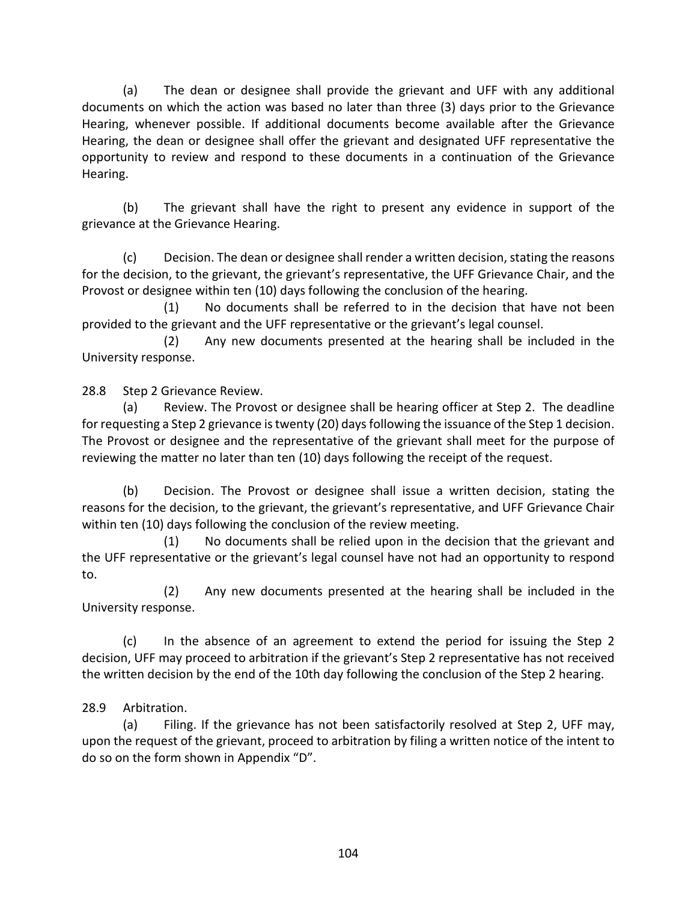(a) The dean or designee shall provide the grievant and UFF with any additional documents on which the action was based no later than three (3) days prior to the Grievance Hearing, whenever possible. If additional documents become available after the Grievance Hearing, the dean or designee shall offer the grievant and designated UFF representative the opportunity to review and respond to these documents in a continuation of the Grievance Hearing.

(b) The grievant shall have the right to present any evidence in support of the grievance at the Grievance Hearing.

(c) Decision. The dean or designee shall render a written decision, stating the reasons for the decision, to the grievant, the grievant's representative, the UFF Grievance Chair, and the Provost or designee within ten (10) days following the conclusion of the hearing.

(1) No documents shall be referred to in the decision that have not been provided to the grievant and the UFF representative or the grievant's legal counsel.

(2) Any new documents presented at the hearing shall be included in the University response.

28.8 Step 2 Grievance Review.

(a) Review. The Provost or designee shall be hearing officer at Step 2. The deadline for requesting a Step 2 grievance is twenty (20) days following the issuance of the Step 1 decision. The Provost or designee and the representative of the grievant shall meet for the purpose of reviewing the matter no later than ten (10) days following the receipt of the request.

(b) Decision. The Provost or designee shall issue a written decision, stating the reasons for the decision, to the grievant, the grievant's representative, and UFF Grievance Chair within ten (10) days following the conclusion of the review meeting.

(1) No documents shall be relied upon in the decision that the grievant and the UFF representative or the grievant's legal counsel have not had an opportunity to respond to.

(2) Any new documents presented at the hearing shall be included in the University response.

(c) In the absence of an agreement to extend the period for issuing the Step 2 decision, UFF may proceed to arbitration if the grievant's Step 2 representative has not received the written decision by the end of the 10th day following the conclusion of the Step 2 hearing.

28.9 Arbitration.

(a) Filing. If the grievance has not been satisfactorily resolved at Step 2, UFF may, upon the request of the grievant, proceed to arbitration by filing a written notice of the intent to do so on the form shown in Appendix "D".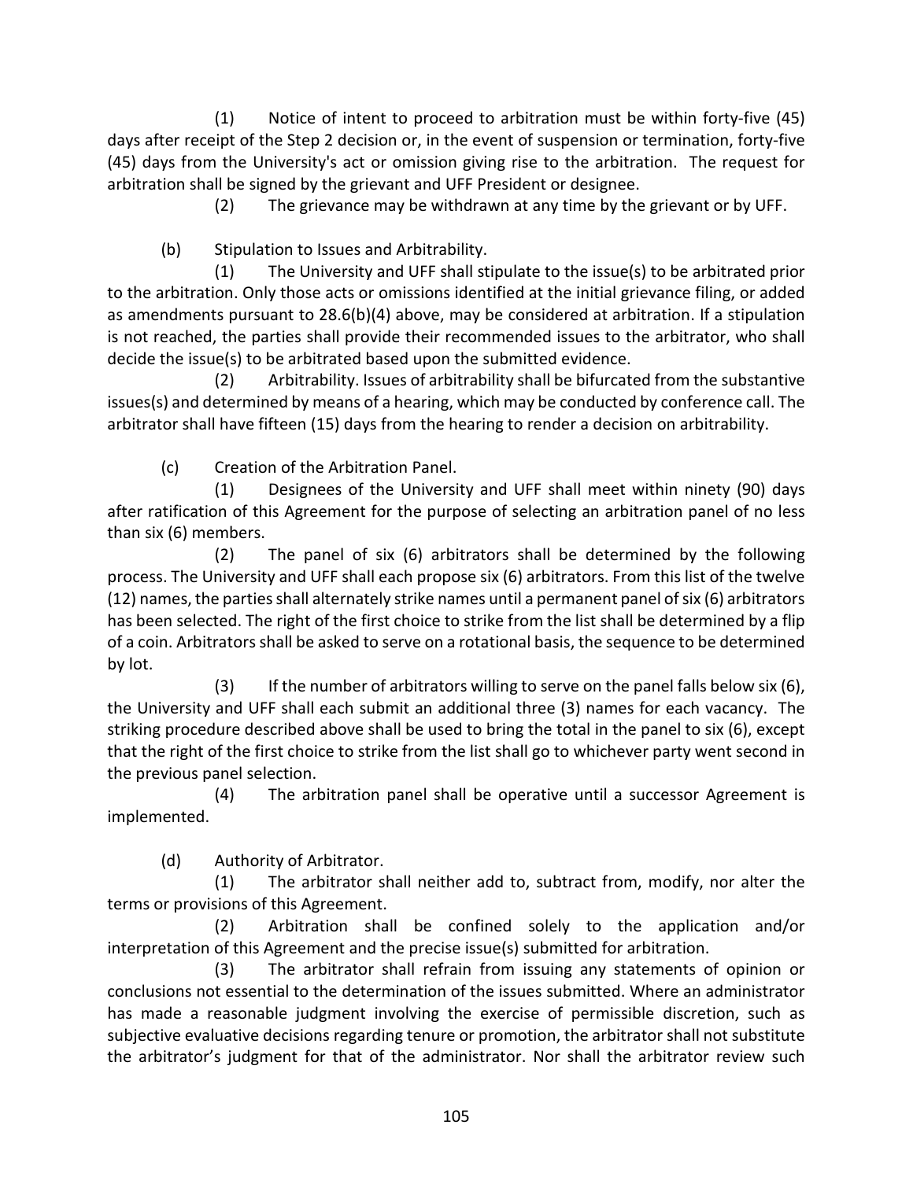(1) Notice of intent to proceed to arbitration must be within forty-five (45) days after receipt of the Step 2 decision or, in the event of suspension or termination, forty-five (45) days from the University's act or omission giving rise to the arbitration. The request for arbitration shall be signed by the grievant and UFF President or designee.

(2) The grievance may be withdrawn at any time by the grievant or by UFF.

(b) Stipulation to Issues and Arbitrability.

(1) The University and UFF shall stipulate to the issue(s) to be arbitrated prior to the arbitration. Only those acts or omissions identified at the initial grievance filing, or added as amendments pursuant to 28.6(b)(4) above, may be considered at arbitration. If a stipulation is not reached, the parties shall provide their recommended issues to the arbitrator, who shall decide the issue(s) to be arbitrated based upon the submitted evidence.

(2) Arbitrability. Issues of arbitrability shall be bifurcated from the substantive issues(s) and determined by means of a hearing, which may be conducted by conference call. The arbitrator shall have fifteen (15) days from the hearing to render a decision on arbitrability.

(c) Creation of the Arbitration Panel.

(1) Designees of the University and UFF shall meet within ninety (90) days after ratification of this Agreement for the purpose of selecting an arbitration panel of no less than six (6) members.

(2) The panel of six (6) arbitrators shall be determined by the following process. The University and UFF shall each propose six (6) arbitrators. From this list of the twelve (12) names, the parties shall alternately strike names until a permanent panel of six (6) arbitrators has been selected. The right of the first choice to strike from the list shall be determined by a flip of a coin. Arbitrators shall be asked to serve on a rotational basis, the sequence to be determined by lot.

(3) If the number of arbitrators willing to serve on the panel falls below six (6), the University and UFF shall each submit an additional three (3) names for each vacancy. The striking procedure described above shall be used to bring the total in the panel to six (6), except that the right of the first choice to strike from the list shall go to whichever party went second in the previous panel selection.

(4) The arbitration panel shall be operative until a successor Agreement is implemented.

(d) Authority of Arbitrator.

(1) The arbitrator shall neither add to, subtract from, modify, nor alter the terms or provisions of this Agreement.

(2) Arbitration shall be confined solely to the application and/or interpretation of this Agreement and the precise issue(s) submitted for arbitration.

(3) The arbitrator shall refrain from issuing any statements of opinion or conclusions not essential to the determination of the issues submitted. Where an administrator has made a reasonable judgment involving the exercise of permissible discretion, such as subjective evaluative decisions regarding tenure or promotion, the arbitrator shall not substitute the arbitrator's judgment for that of the administrator. Nor shall the arbitrator review such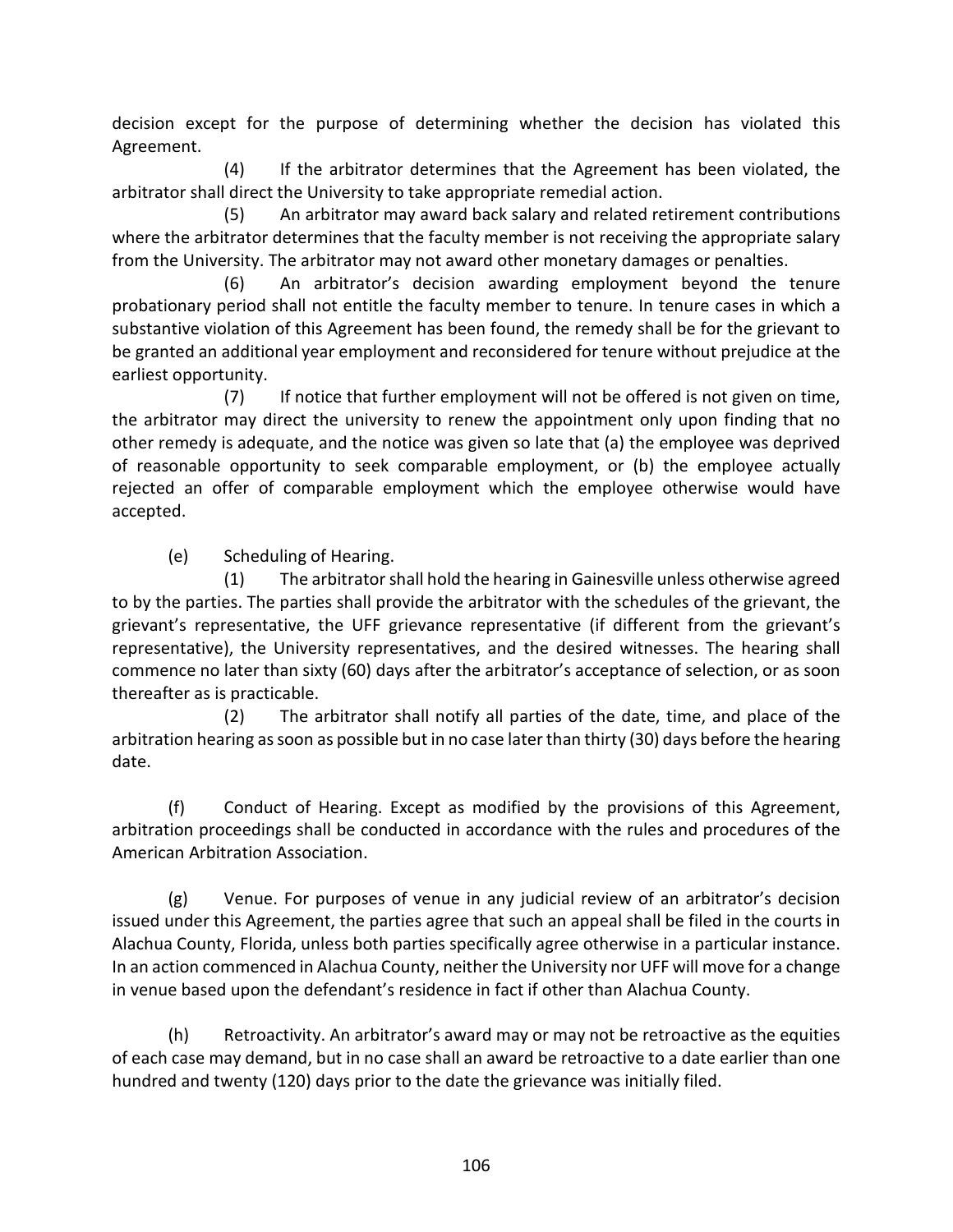decision except for the purpose of determining whether the decision has violated this Agreement.

(4) If the arbitrator determines that the Agreement has been violated, the arbitrator shall direct the University to take appropriate remedial action.

(5) An arbitrator may award back salary and related retirement contributions where the arbitrator determines that the faculty member is not receiving the appropriate salary from the University. The arbitrator may not award other monetary damages or penalties.

(6) An arbitrator's decision awarding employment beyond the tenure probationary period shall not entitle the faculty member to tenure. In tenure cases in which a substantive violation of this Agreement has been found, the remedy shall be for the grievant to be granted an additional year employment and reconsidered for tenure without prejudice at the earliest opportunity.

(7) If notice that further employment will not be offered is not given on time, the arbitrator may direct the university to renew the appointment only upon finding that no other remedy is adequate, and the notice was given so late that (a) the employee was deprived of reasonable opportunity to seek comparable employment, or (b) the employee actually rejected an offer of comparable employment which the employee otherwise would have accepted.

(e) Scheduling of Hearing.

(1) The arbitrator shall hold the hearing in Gainesville unless otherwise agreed to by the parties. The parties shall provide the arbitrator with the schedules of the grievant, the grievant's representative, the UFF grievance representative (if different from the grievant's representative), the University representatives, and the desired witnesses. The hearing shall commence no later than sixty (60) days after the arbitrator's acceptance of selection, or as soon thereafter as is practicable.

(2) The arbitrator shall notify all parties of the date, time, and place of the arbitration hearing as soon as possible but in no case later than thirty (30) days before the hearing date.

(f) Conduct of Hearing. Except as modified by the provisions of this Agreement, arbitration proceedings shall be conducted in accordance with the rules and procedures of the American Arbitration Association.

(g) Venue. For purposes of venue in any judicial review of an arbitrator's decision issued under this Agreement, the parties agree that such an appeal shall be filed in the courts in Alachua County, Florida, unless both parties specifically agree otherwise in a particular instance. In an action commenced in Alachua County, neither the University nor UFF will move for a change in venue based upon the defendant's residence in fact if other than Alachua County.

(h) Retroactivity. An arbitrator's award may or may not be retroactive as the equities of each case may demand, but in no case shall an award be retroactive to a date earlier than one hundred and twenty (120) days prior to the date the grievance was initially filed.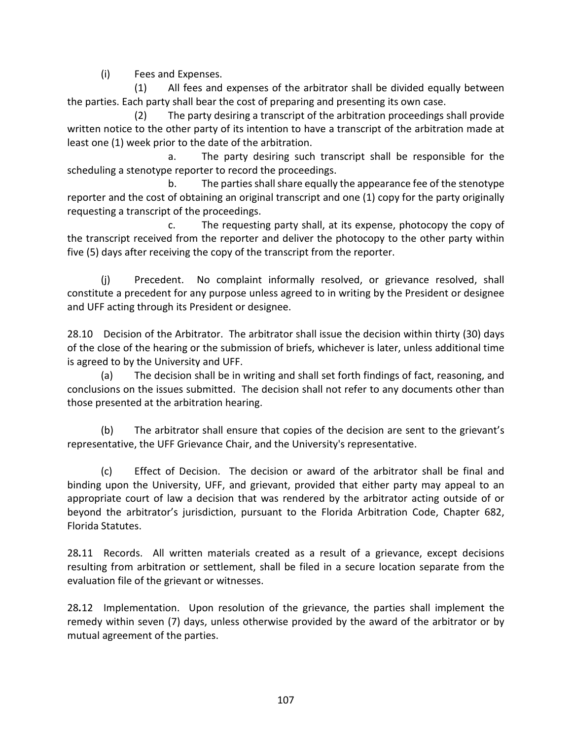(i) Fees and Expenses.

(1) All fees and expenses of the arbitrator shall be divided equally between the parties. Each party shall bear the cost of preparing and presenting its own case.

(2) The party desiring a transcript of the arbitration proceedings shall provide written notice to the other party of its intention to have a transcript of the arbitration made at least one (1) week prior to the date of the arbitration.

a. The party desiring such transcript shall be responsible for the scheduling a stenotype reporter to record the proceedings.

b. The parties shall share equally the appearance fee of the stenotype reporter and the cost of obtaining an original transcript and one (1) copy for the party originally requesting a transcript of the proceedings.

c. The requesting party shall, at its expense, photocopy the copy of the transcript received from the reporter and deliver the photocopy to the other party within five (5) days after receiving the copy of the transcript from the reporter.

(j) Precedent. No complaint informally resolved, or grievance resolved, shall constitute a precedent for any purpose unless agreed to in writing by the President or designee and UFF acting through its President or designee.

28.10 Decision of the Arbitrator. The arbitrator shall issue the decision within thirty (30) days of the close of the hearing or the submission of briefs, whichever is later, unless additional time is agreed to by the University and UFF.

(a) The decision shall be in writing and shall set forth findings of fact, reasoning, and conclusions on the issues submitted. The decision shall not refer to any documents other than those presented at the arbitration hearing.

(b) The arbitrator shall ensure that copies of the decision are sent to the grievant's representative, the UFF Grievance Chair, and the University's representative.

(c) Effect of Decision. The decision or award of the arbitrator shall be final and binding upon the University, UFF, and grievant, provided that either party may appeal to an appropriate court of law a decision that was rendered by the arbitrator acting outside of or beyond the arbitrator's jurisdiction, pursuant to the Florida Arbitration Code, Chapter 682, Florida Statutes.

28.11 Records. All written materials created as a result of a grievance, except decisions resulting from arbitration or settlement, shall be filed in a secure location separate from the evaluation file of the grievant or witnesses.

28.12 Implementation. Upon resolution of the grievance, the parties shall implement the remedy within seven (7) days, unless otherwise provided by the award of the arbitrator or by mutual agreement of the parties.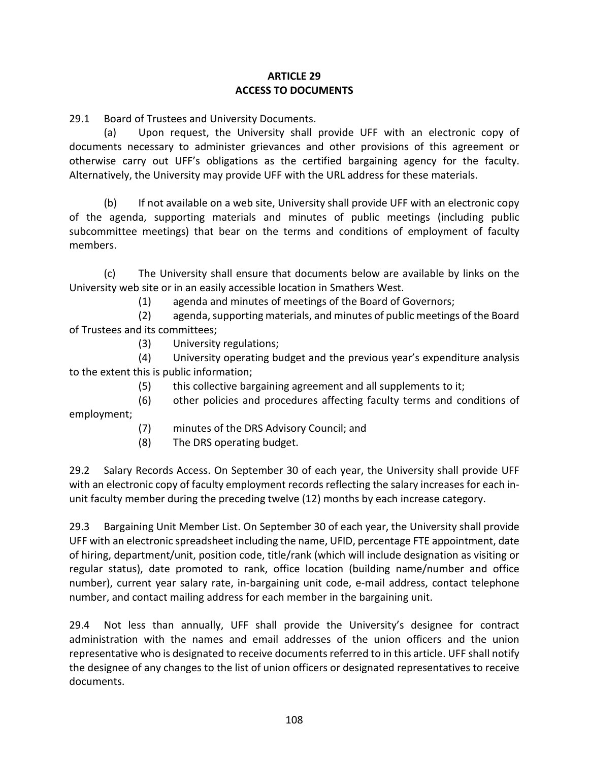# ARTICLE 29
# ACCESS TO DOCUMENTS

29.1 Board of Trustees and University Documents.

(a) Upon request, the University shall provide UFF with an electronic copy of documents necessary to administer grievances and other provisions of this agreement or otherwise carry out UFF's obligations as the certified bargaining agency for the faculty. Alternatively, the University may provide UFF with the URL address for these materials.

(b) If not available on a web site, University shall provide UFF with an electronic copy of the agenda, supporting materials and minutes of public meetings (including public subcommittee meetings) that bear on the terms and conditions of employment of faculty members.

(c) The University shall ensure that documents below are available by links on the University web site or in an easily accessible location in Smathers West.

(1) agenda and minutes of meetings of the Board of Governors;

(2) agenda, supporting materials, and minutes of public meetings of the Board of Trustees and its committees;

(3) University regulations;

(4) University operating budget and the previous year's expenditure analysis to the extent this is public information;

(5) this collective bargaining agreement and all supplements to it;

(6) other policies and procedures affecting faculty terms and conditions of employment;

(7) minutes of the DRS Advisory Council; and

(8) The DRS operating budget.

29.2 Salary Records Access. On September 30 of each year, the University shall provide UFF with an electronic copy of faculty employment records reflecting the salary increases for each in-unit faculty member during the preceding twelve (12) months by each increase category.

29.3 Bargaining Unit Member List. On September 30 of each year, the University shall provide UFF with an electronic spreadsheet including the name, UFID, percentage FTE appointment, date of hiring, department/unit, position code, title/rank (which will include designation as visiting or regular status), date promoted to rank, office location (building name/number and office number), current year salary rate, in-bargaining unit code, e-mail address, contact telephone number, and contact mailing address for each member in the bargaining unit.

29.4 Not less than annually, UFF shall provide the University's designee for contract administration with the names and email addresses of the union officers and the union representative who is designated to receive documents referred to in this article. UFF shall notify the designee of any changes to the list of union officers or designated representatives to receive documents.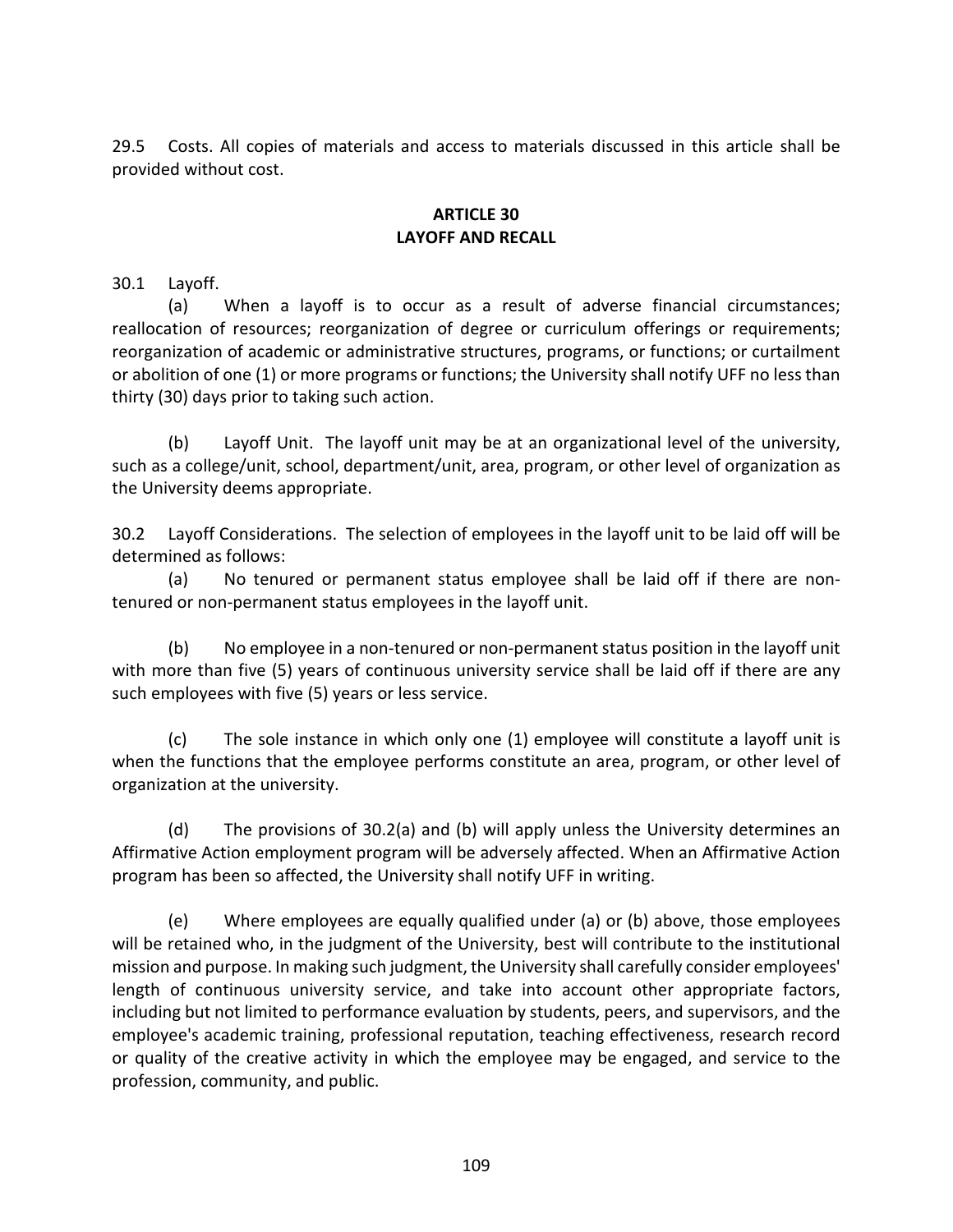29.5 Costs. All copies of materials and access to materials discussed in this article shall be provided without cost.

## ARTICLE 30
## LAYOFF AND RECALL

30.1 Layoff.

(a) When a layoff is to occur as a result of adverse financial circumstances; reallocation of resources; reorganization of degree or curriculum offerings or requirements; reorganization of academic or administrative structures, programs, or functions; or curtailment or abolition of one (1) or more programs or functions; the University shall notify UFF no less than thirty (30) days prior to taking such action.

(b) Layoff Unit. The layoff unit may be at an organizational level of the university, such as a college/unit, school, department/unit, area, program, or other level of organization as the University deems appropriate.

30.2 Layoff Considerations. The selection of employees in the layoff unit to be laid off will be determined as follows:

(a) No tenured or permanent status employee shall be laid off if there are non-tenured or non-permanent status employees in the layoff unit.

(b) No employee in a non-tenured or non-permanent status position in the layoff unit with more than five (5) years of continuous university service shall be laid off if there are any such employees with five (5) years or less service.

(c) The sole instance in which only one (1) employee will constitute a layoff unit is when the functions that the employee performs constitute an area, program, or other level of organization at the university.

(d) The provisions of 30.2(a) and (b) will apply unless the University determines an Affirmative Action employment program will be adversely affected. When an Affirmative Action program has been so affected, the University shall notify UFF in writing.

(e) Where employees are equally qualified under (a) or (b) above, those employees will be retained who, in the judgment of the University, best will contribute to the institutional mission and purpose. In making such judgment, the University shall carefully consider employees' length of continuous university service, and take into account other appropriate factors, including but not limited to performance evaluation by students, peers, and supervisors, and the employee's academic training, professional reputation, teaching effectiveness, research record or quality of the creative activity in which the employee may be engaged, and service to the profession, community, and public.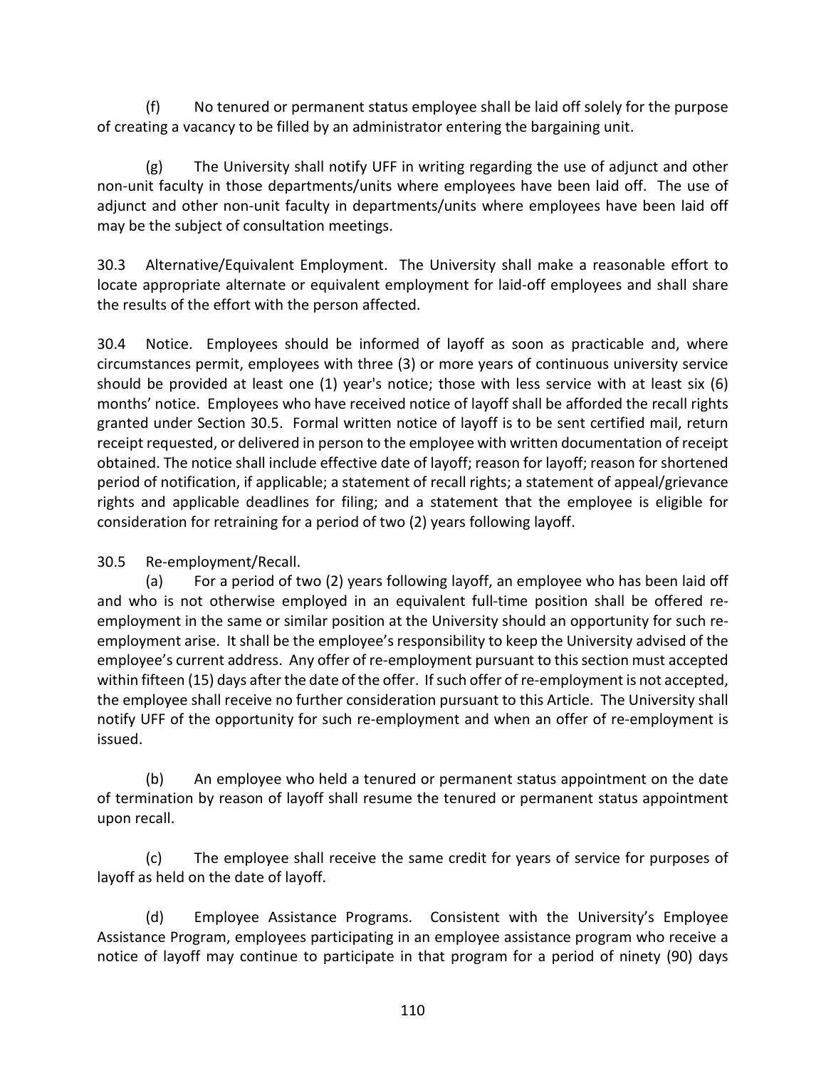(f) No tenured or permanent status employee shall be laid off solely for the purpose of creating a vacancy to be filled by an administrator entering the bargaining unit.

(g) The University shall notify UFF in writing regarding the use of adjunct and other non-unit faculty in those departments/units where employees have been laid off. The use of adjunct and other non-unit faculty in departments/units where employees have been laid off may be the subject of consultation meetings.

30.3 Alternative/Equivalent Employment. The University shall make a reasonable effort to locate appropriate alternate or equivalent employment for laid-off employees and shall share the results of the effort with the person affected.

30.4 Notice. Employees should be informed of layoff as soon as practicable and, where circumstances permit, employees with three (3) or more years of continuous university service should be provided at least one (1) year's notice; those with less service with at least six (6) months' notice. Employees who have received notice of layoff shall be afforded the recall rights granted under Section 30.5. Formal written notice of layoff is to be sent certified mail, return receipt requested, or delivered in person to the employee with written documentation of receipt obtained. The notice shall include effective date of layoff; reason for layoff; reason for shortened period of notification, if applicable; a statement of recall rights; a statement of appeal/grievance rights and applicable deadlines for filing; and a statement that the employee is eligible for consideration for retraining for a period of two (2) years following layoff.

30.5 Re-employment/Recall.

(a) For a period of two (2) years following layoff, an employee who has been laid off and who is not otherwise employed in an equivalent full-time position shall be offered re-employment in the same or similar position at the University should an opportunity for such re-employment arise. It shall be the employee's responsibility to keep the University advised of the employee's current address. Any offer of re-employment pursuant to this section must accepted within fifteen (15) days after the date of the offer. If such offer of re-employment is not accepted, the employee shall receive no further consideration pursuant to this Article. The University shall notify UFF of the opportunity for such re-employment and when an offer of re-employment is issued.

(b) An employee who held a tenured or permanent status appointment on the date of termination by reason of layoff shall resume the tenured or permanent status appointment upon recall.

(c) The employee shall receive the same credit for years of service for purposes of layoff as held on the date of layoff.

(d) Employee Assistance Programs. Consistent with the University's Employee Assistance Program, employees participating in an employee assistance program who receive a notice of layoff may continue to participate in that program for a period of ninety (90) days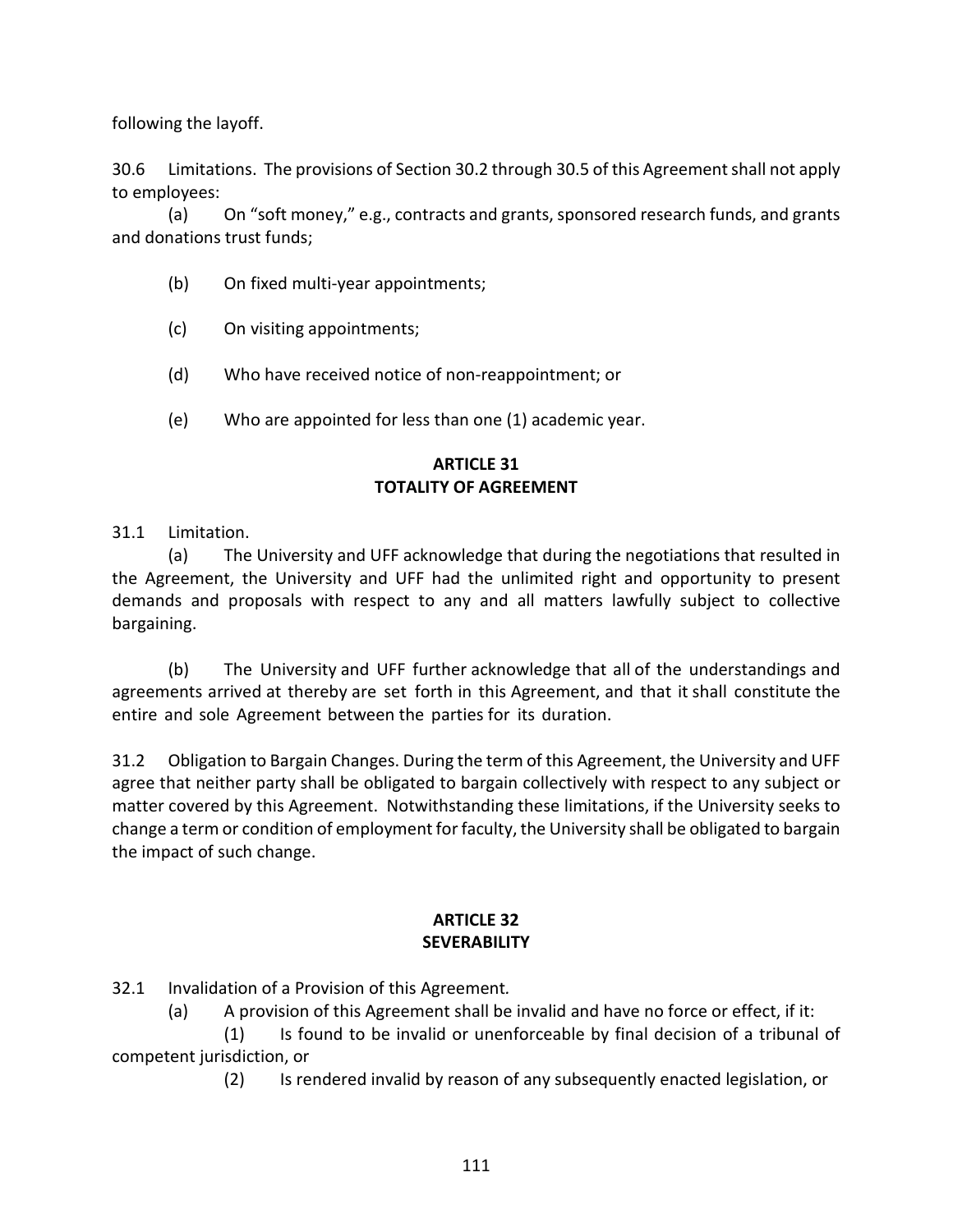following the layoff.

30.6 Limitations. The provisions of Section 30.2 through 30.5 of this Agreement shall not apply to employees:

(a) On “soft money,” e.g., contracts and grants, sponsored research funds, and grants and donations trust funds;

(b) On fixed multi-year appointments;

(c) On visiting appointments;

(d) Who have received notice of non-reappointment; or

(e) Who are appointed for less than one (1) academic year.

## ARTICLE 31
## TOTALITY OF AGREEMENT

31.1 Limitation.

(a) The University and UFF acknowledge that during the negotiations that resulted in the Agreement, the University and UFF had the unlimited right and opportunity to present demands and proposals with respect to any and all matters lawfully subject to collective bargaining.

(b) The University and UFF further acknowledge that all of the understandings and agreements arrived at thereby are set forth in this Agreement, and that it shall constitute the entire and sole Agreement between the parties for its duration.

31.2 Obligation to Bargain Changes. During the term of this Agreement, the University and UFF agree that neither party shall be obligated to bargain collectively with respect to any subject or matter covered by this Agreement. Notwithstanding these limitations, if the University seeks to change a term or condition of employment for faculty, the University shall be obligated to bargain the impact of such change.

## ARTICLE 32
## SEVERABILITY

32.1 Invalidation of a Provision of this Agreement.

(a) A provision of this Agreement shall be invalid and have no force or effect, if it:

(1) Is found to be invalid or unenforceable by final decision of a tribunal of competent jurisdiction, or

(2) Is rendered invalid by reason of any subsequently enacted legislation, or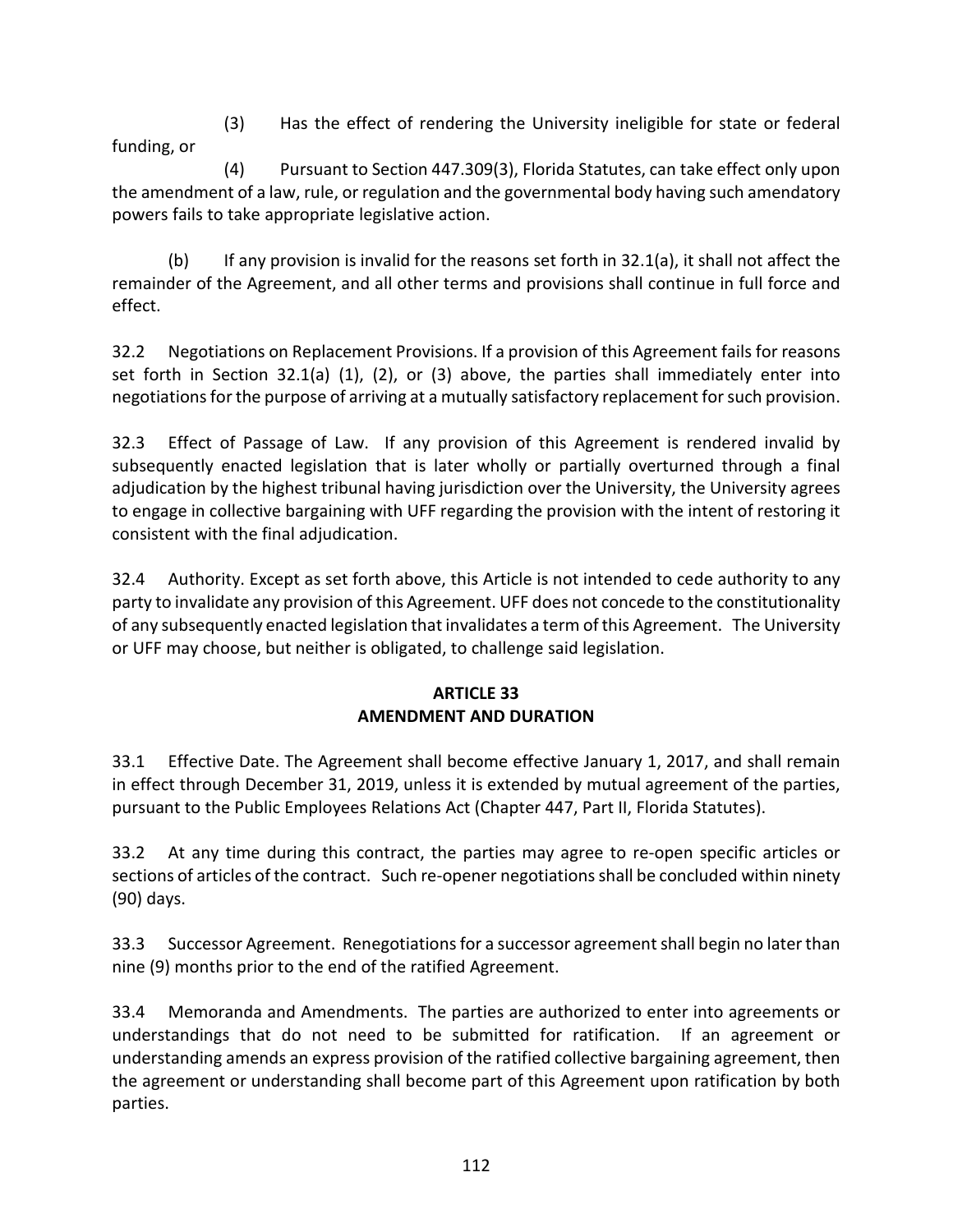(3) Has the effect of rendering the University ineligible for state or federal funding, or

(4) Pursuant to Section 447.309(3), Florida Statutes, can take effect only upon the amendment of a law, rule, or regulation and the governmental body having such amendatory powers fails to take appropriate legislative action.

(b) If any provision is invalid for the reasons set forth in 32.1(a), it shall not affect the remainder of the Agreement, and all other terms and provisions shall continue in full force and effect.

32.2 Negotiations on Replacement Provisions. If a provision of this Agreement fails for reasons set forth in Section 32.1(a) (1), (2), or (3) above, the parties shall immediately enter into negotiations for the purpose of arriving at a mutually satisfactory replacement for such provision.

32.3 Effect of Passage of Law. If any provision of this Agreement is rendered invalid by subsequently enacted legislation that is later wholly or partially overturned through a final adjudication by the highest tribunal having jurisdiction over the University, the University agrees to engage in collective bargaining with UFF regarding the provision with the intent of restoring it consistent with the final adjudication.

32.4 Authority. Except as set forth above, this Article is not intended to cede authority to any party to invalidate any provision of this Agreement. UFF does not concede to the constitutionality of any subsequently enacted legislation that invalidates a term of this Agreement. The University or UFF may choose, but neither is obligated, to challenge said legislation.

## ARTICLE 33
## AMENDMENT AND DURATION

33.1 Effective Date. The Agreement shall become effective January 1, 2017, and shall remain in effect through December 31, 2019, unless it is extended by mutual agreement of the parties, pursuant to the Public Employees Relations Act (Chapter 447, Part II, Florida Statutes).

33.2 At any time during this contract, the parties may agree to re-open specific articles or sections of articles of the contract. Such re-opener negotiations shall be concluded within ninety (90) days.

33.3 Successor Agreement. Renegotiations for a successor agreement shall begin no later than nine (9) months prior to the end of the ratified Agreement.

33.4 Memoranda and Amendments. The parties are authorized to enter into agreements or understandings that do not need to be submitted for ratification. If an agreement or understanding amends an express provision of the ratified collective bargaining agreement, then the agreement or understanding shall become part of this Agreement upon ratification by both parties.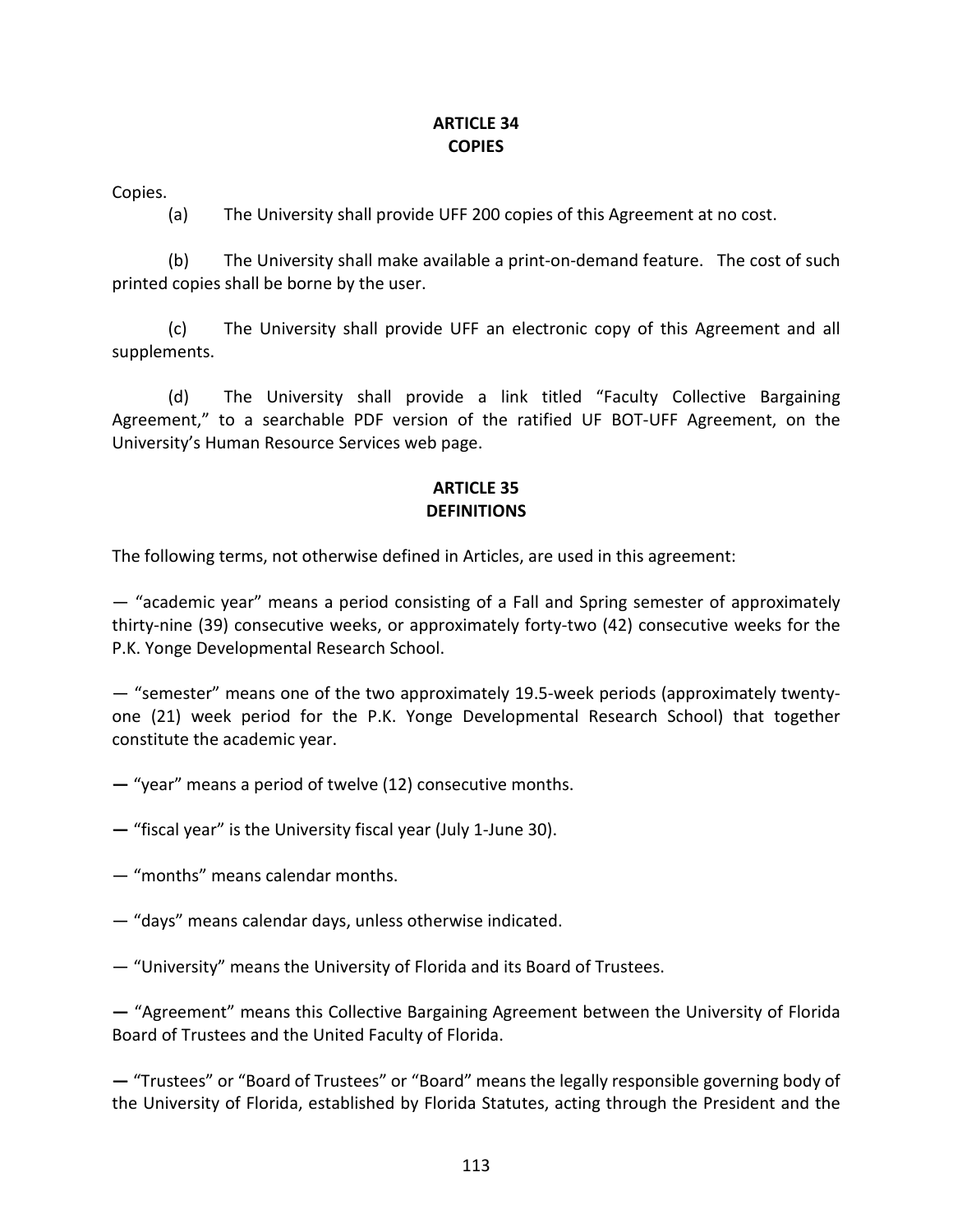## ARTICLE 34
## COPIES

Copies.

(a) The University shall provide UFF 200 copies of this Agreement at no cost.

(b) The University shall make available a print-on-demand feature. The cost of such printed copies shall be borne by the user.

(c) The University shall provide UFF an electronic copy of this Agreement and all supplements.

(d) The University shall provide a link titled "Faculty Collective Bargaining Agreement," to a searchable PDF version of the ratified UF BOT-UFF Agreement, on the University's Human Resource Services web page.

## ARTICLE 35
## DEFINITIONS

The following terms, not otherwise defined in Articles, are used in this agreement:

— "academic year" means a period consisting of a Fall and Spring semester of approximately thirty-nine (39) consecutive weeks, or approximately forty-two (42) consecutive weeks for the P.K. Yonge Developmental Research School.

— "semester" means one of the two approximately 19.5-week periods (approximately twenty-one (21) week period for the P.K. Yonge Developmental Research School) that together constitute the academic year.

— "year" means a period of twelve (12) consecutive months.

— "fiscal year" is the University fiscal year (July 1-June 30).

— "months" means calendar months.

— "days" means calendar days, unless otherwise indicated.

— "University" means the University of Florida and its Board of Trustees.

— "Agreement" means this Collective Bargaining Agreement between the University of Florida Board of Trustees and the United Faculty of Florida.

— "Trustees" or "Board of Trustees" or "Board" means the legally responsible governing body of the University of Florida, established by Florida Statutes, acting through the President and the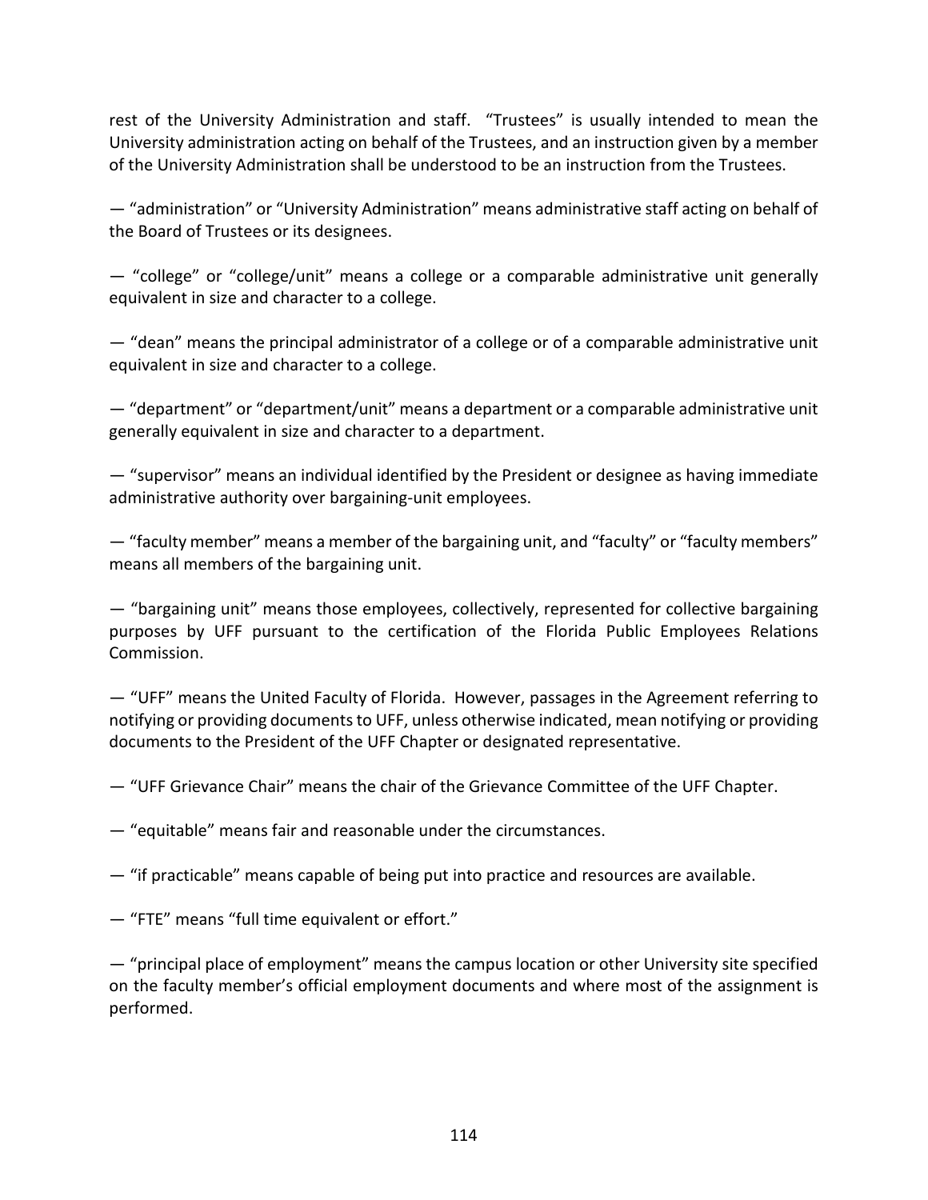rest of the University Administration and staff. "Trustees" is usually intended to mean the University administration acting on behalf of the Trustees, and an instruction given by a member of the University Administration shall be understood to be an instruction from the Trustees.

— "administration" or "University Administration" means administrative staff acting on behalf of the Board of Trustees or its designees.

— "college" or "college/unit" means a college or a comparable administrative unit generally equivalent in size and character to a college.

— "dean" means the principal administrator of a college or of a comparable administrative unit equivalent in size and character to a college.

— "department" or "department/unit" means a department or a comparable administrative unit generally equivalent in size and character to a department.

— "supervisor" means an individual identified by the President or designee as having immediate administrative authority over bargaining-unit employees.

— "faculty member" means a member of the bargaining unit, and "faculty" or "faculty members" means all members of the bargaining unit.

— "bargaining unit" means those employees, collectively, represented for collective bargaining purposes by UFF pursuant to the certification of the Florida Public Employees Relations Commission.

— "UFF" means the United Faculty of Florida. However, passages in the Agreement referring to notifying or providing documents to UFF, unless otherwise indicated, mean notifying or providing documents to the President of the UFF Chapter or designated representative.

— "UFF Grievance Chair" means the chair of the Grievance Committee of the UFF Chapter.

— "equitable" means fair and reasonable under the circumstances.

— "if practicable" means capable of being put into practice and resources are available.

— "FTE" means "full time equivalent or effort."

— "principal place of employment" means the campus location or other University site specified on the faculty member's official employment documents and where most of the assignment is performed.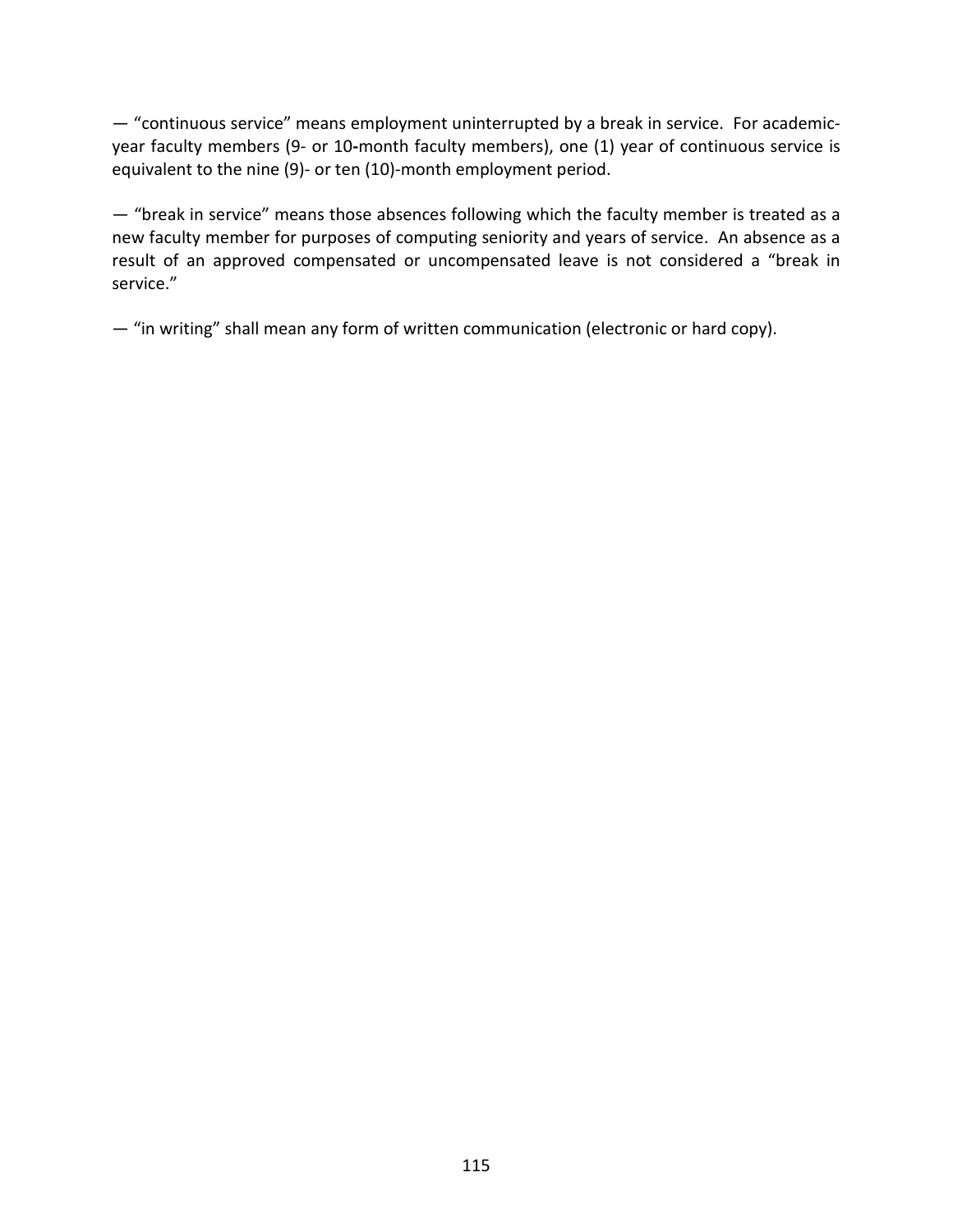— "continuous service" means employment uninterrupted by a break in service. For academic-year faculty members (9- or 10-month faculty members), one (1) year of continuous service is equivalent to the nine (9)- or ten (10)-month employment period.

— "break in service" means those absences following which the faculty member is treated as a new faculty member for purposes of computing seniority and years of service. An absence as a result of an approved compensated or uncompensated leave is not considered a "break in service."

— "in writing" shall mean any form of written communication (electronic or hard copy).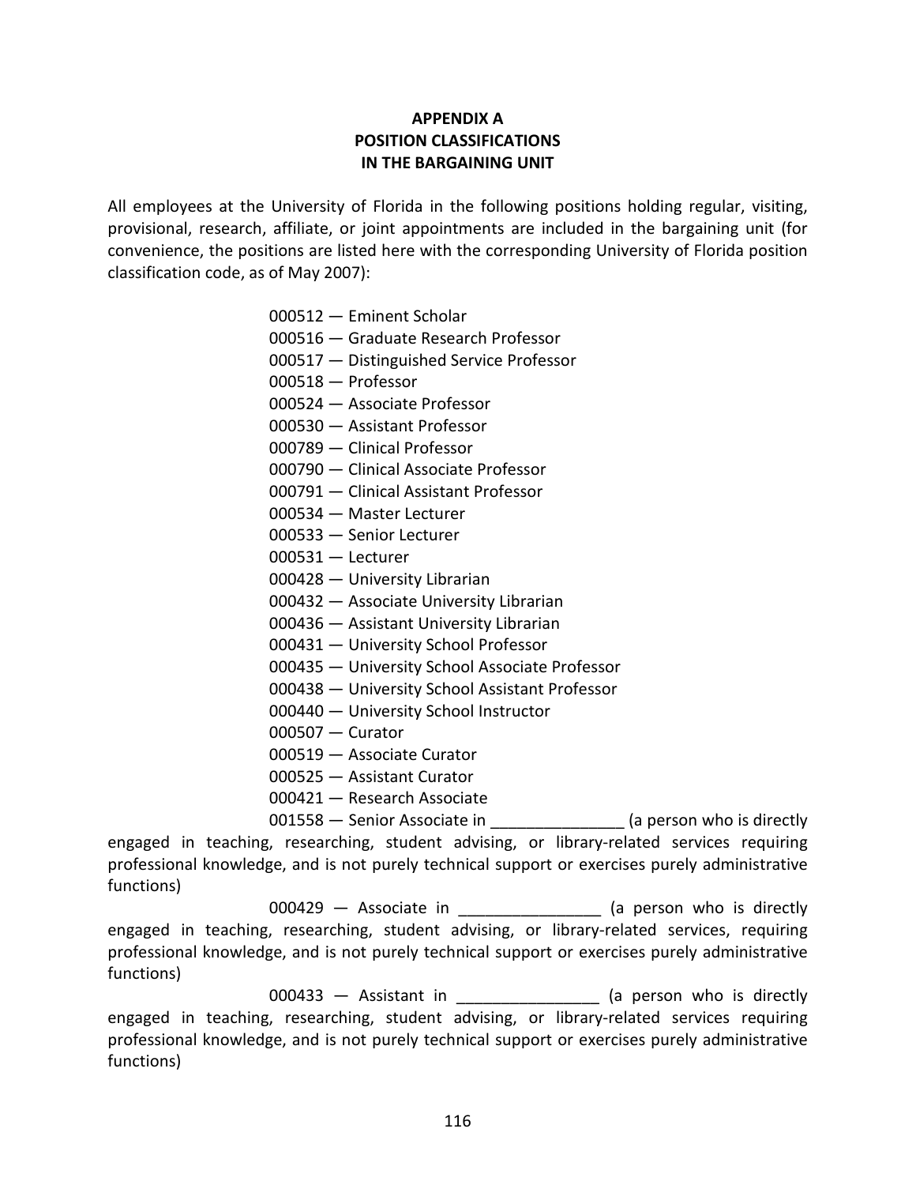# APPENDIX A
# POSITION CLASSIFICATIONS
# IN THE BARGAINING UNIT

All employees at the University of Florida in the following positions holding regular, visiting, provisional, research, affiliate, or joint appointments are included in the bargaining unit (for convenience, the positions are listed here with the corresponding University of Florida position classification code, as of May 2007):

000512 — Eminent Scholar
000516 — Graduate Research Professor
000517 — Distinguished Service Professor
000518 — Professor
000524 — Associate Professor
000530 — Assistant Professor
000789 — Clinical Professor
000790 — Clinical Associate Professor
000791 — Clinical Assistant Professor
000534 — Master Lecturer
000533 — Senior Lecturer
000531 — Lecturer
000428 — University Librarian
000432 — Associate University Librarian
000436 — Assistant University Librarian
000431 — University School Professor
000435 — University School Associate Professor
000438 — University School Assistant Professor
000440 — University School Instructor
000507 — Curator
000519 — Associate Curator
000525 — Assistant Curator
000421 — Research Associate
001558 — Senior Associate in _______________ (a person who is directly engaged in teaching, researching, student advising, or library-related services requiring professional knowledge, and is not purely technical support or exercises purely administrative functions)
000429 — Associate in ________________ (a person who is directly engaged in teaching, researching, student advising, or library-related services, requiring professional knowledge, and is not purely technical support or exercises purely administrative functions)
000433 — Assistant in ________________ (a person who is directly engaged in teaching, researching, student advising, or library-related services requiring professional knowledge, and is not purely technical support or exercises purely administrative functions)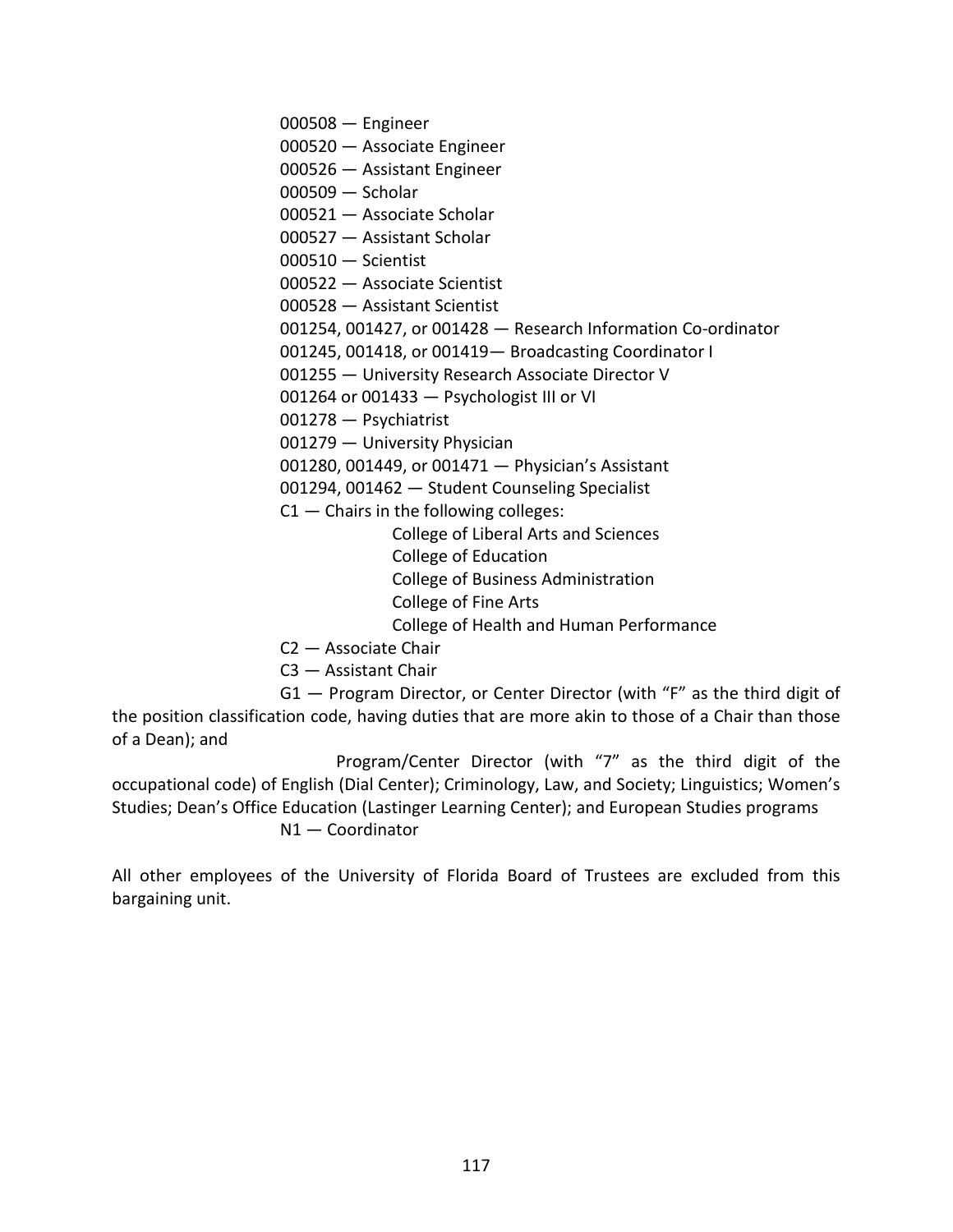000508 — Engineer
000520 — Associate Engineer
000526 — Assistant Engineer
000509 — Scholar
000521 — Associate Scholar
000527 — Assistant Scholar
000510 — Scientist
000522 — Associate Scientist
000528 — Assistant Scientist
001254, 001427, or 001428 — Research Information Co-ordinator
001245, 001418, or 001419— Broadcasting Coordinator I
001255 — University Research Associate Director V
001264 or 001433 — Psychologist III or VI
001278 — Psychiatrist
001279 — University Physician
001280, 001449, or 001471 — Physician's Assistant
001294, 001462 — Student Counseling Specialist
C1 — Chairs in the following colleges:

College of Liberal Arts and Sciences
College of Education
College of Business Administration
College of Fine Arts
College of Health and Human Performance

C2 — Associate Chair
C3 — Assistant Chair

G1 — Program Director, or Center Director (with "F" as the third digit of the position classification code, having duties that are more akin to those of a Chair than those of a Dean); and

Program/Center Director (with "7" as the third digit of the occupational code) of English (Dial Center); Criminology, Law, and Society; Linguistics; Women's Studies; Dean's Office Education (Lastinger Learning Center); and European Studies programs

N1 — Coordinator

All other employees of the University of Florida Board of Trustees are excluded from this bargaining unit.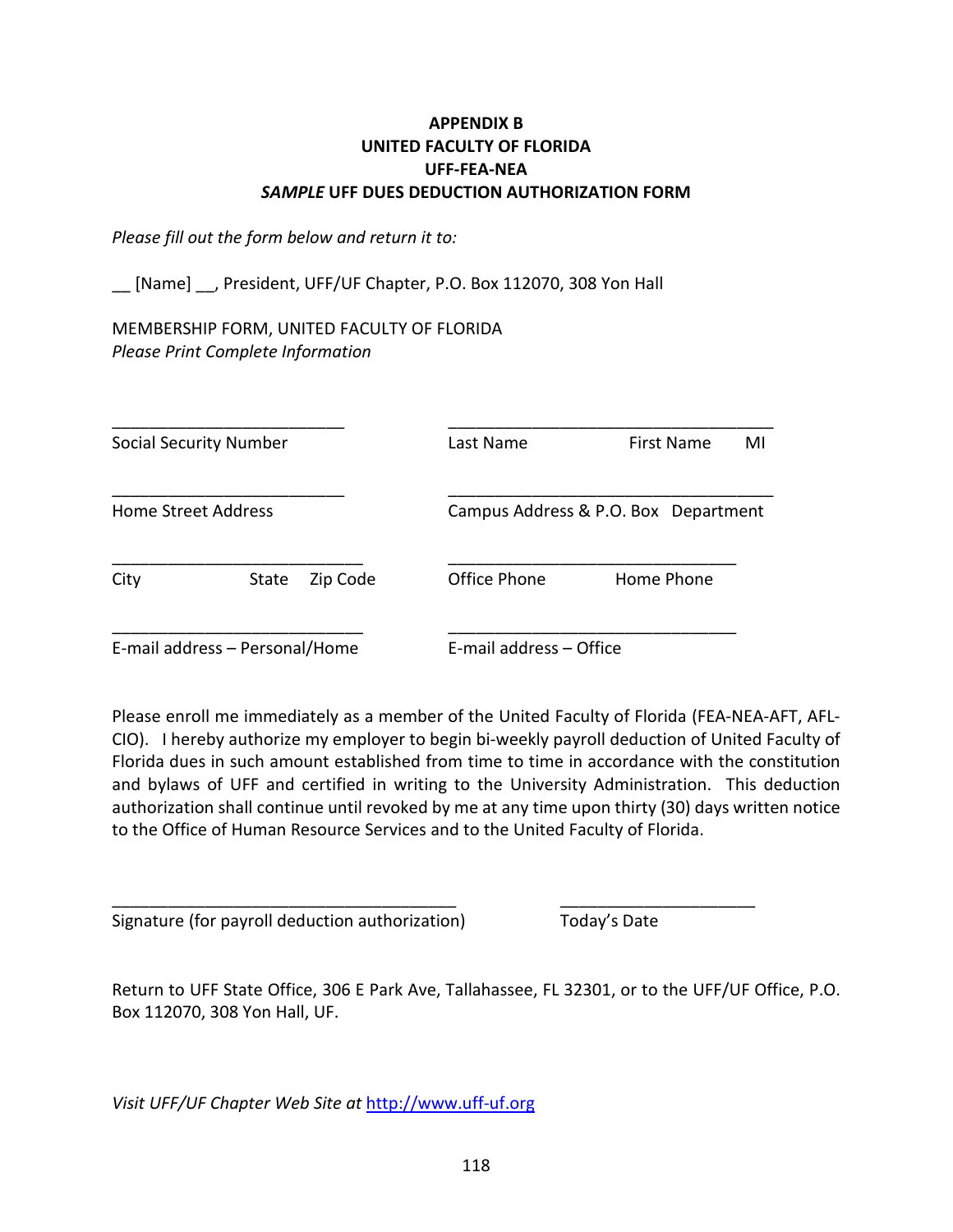**APPENDIX B**
**UNITED FACULTY OF FLORIDA**
**UFF-FEA-NEA**
***SAMPLE* UFF DUES DEDUCTION AUTHORIZATION FORM**

*Please fill out the form below and return it to:*

__ [Name] __, President, UFF/UF Chapter, P.O. Box 112070, 308 Yon Hall

MEMBERSHIP FORM, UNITED FACULTY OF FLORIDA
*Please Print Complete Information*

| | |
|---|---|
| ________________________ | ________________________________ |
| Social Security Number | Last Name First Name MI |
| ________________________ | ________________________________ |
| Home Street Address | Campus Address & P.O. Box Department |
| ________________________ | ________________________________ |
| City State Zip Code | Office Phone Home Phone |
| ________________________ | ________________________________ |
| E-mail address – Personal/Home | E-mail address – Office |

Please enroll me immediately as a member of the United Faculty of Florida (FEA-NEA-AFT, AFL-CIO). I hereby authorize my employer to begin bi-weekly payroll deduction of United Faculty of Florida dues in such amount established from time to time in accordance with the constitution and bylaws of UFF and certified in writing to the University Administration. This deduction authorization shall continue until revoked by me at any time upon thirty (30) days written notice to the Office of Human Resource Services and to the United Faculty of Florida.

| | |
|---|---|
| ________________________________ | ____________________ |
| Signature (for payroll deduction authorization) | Today's Date |

Return to UFF State Office, 306 E Park Ave, Tallahassee, FL 32301, or to the UFF/UF Office, P.O. Box 112070, 308 Yon Hall, UF.

*Visit UFF/UF Chapter Web Site at* http://www.uff-uf.org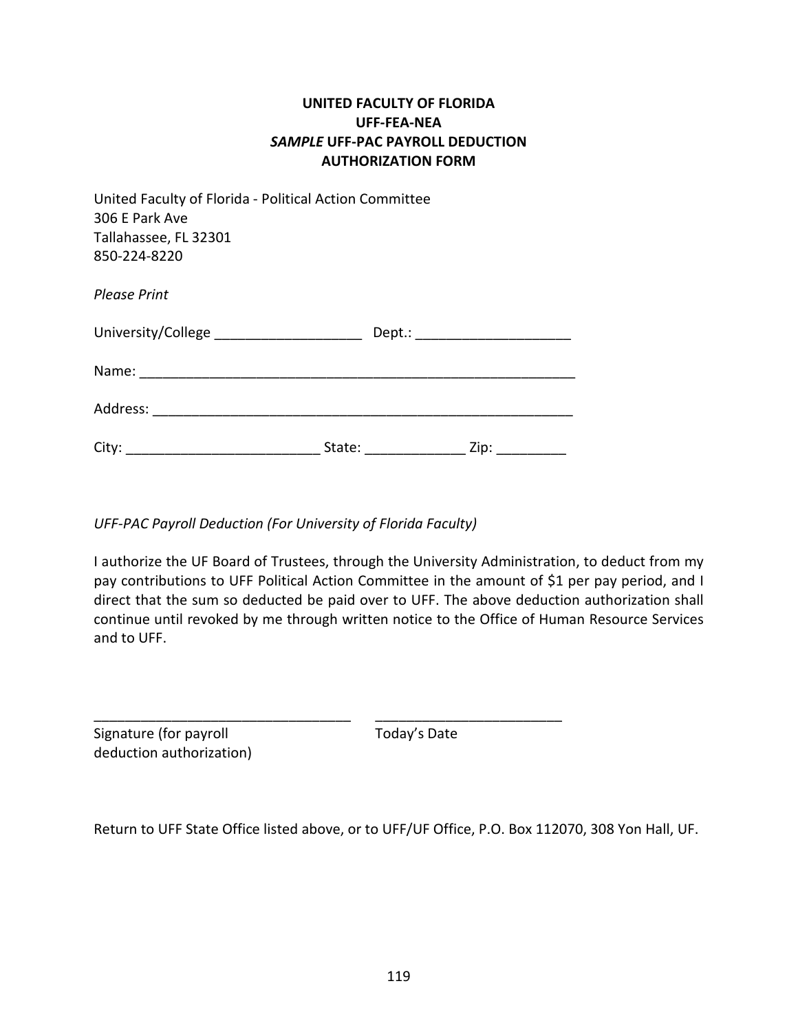**UNITED FACULTY OF FLORIDA**
**UFF-FEA-NEA**
***SAMPLE* UFF-PAC PAYROLL DEDUCTION**
**AUTHORIZATION FORM**

United Faculty of Florida - Political Action Committee
306 E Park Ave
Tallahassee, FL 32301
850-224-8220

*Please Print*

University/College ___________________ Dept.: ____________________

Name: __________________________________________________________

Address: ________________________________________________________

City: ________________________ State: _____________ Zip: _________

*UFF-PAC Payroll Deduction (For University of Florida Faculty)*

I authorize the UF Board of Trustees, through the University Administration, to deduct from my pay contributions to UFF Political Action Committee in the amount of $1 per pay period, and I direct that the sum so deducted be paid over to UFF. The above deduction authorization shall continue until revoked by me through written notice to the Office of Human Resource Services and to UFF.

_________________________________ ________________________

Signature (for payroll deduction authorization) Today's Date

Return to UFF State Office listed above, or to UFF/UF Office, P.O. Box 112070, 308 Yon Hall, UF.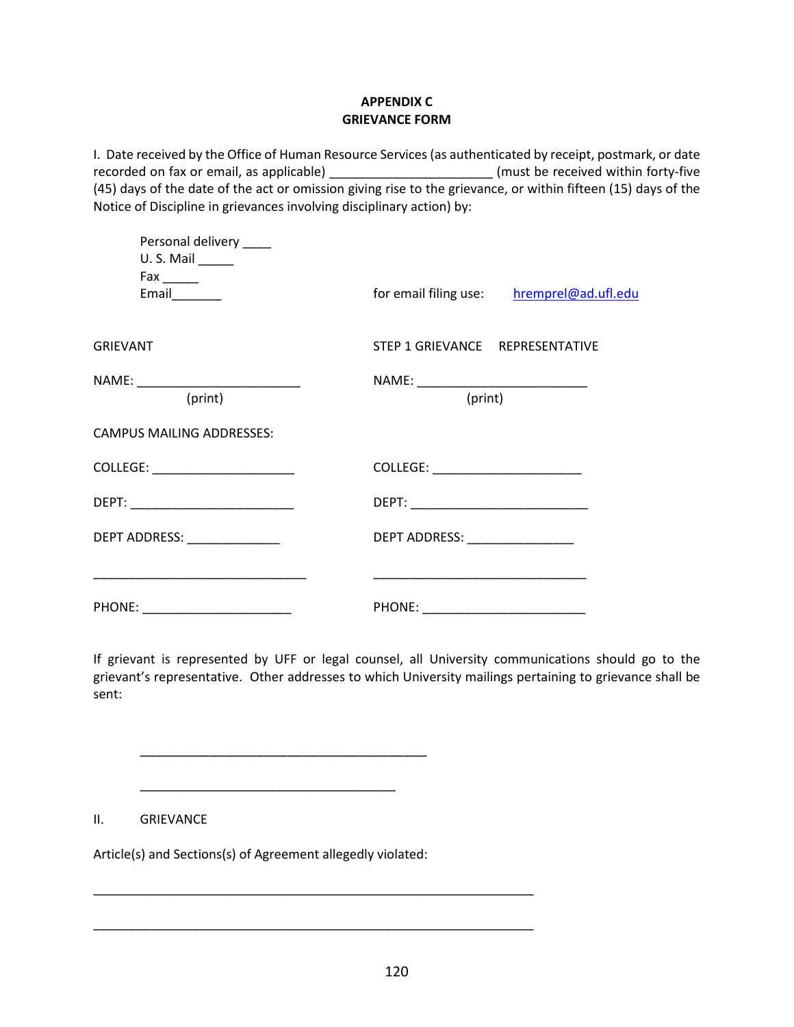**APPENDIX C**
**GRIEVANCE FORM**

I. Date received by the Office of Human Resource Services (as authenticated by receipt, postmark, or date recorded on fax or email, as applicable) ______________________ (must be received within forty-five (45) days of the date of the act or omission giving rise to the grievance, or within fifteen (15) days of the Notice of Discipline in grievances involving disciplinary action) by:

Personal delivery ____
U. S. Mail _____
Fax _____
Email_______

for email filing use: hremprel@ad.ufl.edu

| GRIEVANT | STEP 1 GRIEVANCE REPRESENTATIVE |
|---|---|
| NAME: _______________________ (print) | NAME: ________________________ (print) |
| CAMPUS MAILING ADDRESSES: | |
| COLLEGE: ____________________ | COLLEGE: _____________________ |
| DEPT: _______________________ | DEPT: _________________________ |
| DEPT ADDRESS: _____________ | DEPT ADDRESS: _______________ |
| ______________________________ | ______________________________ |
| PHONE: _____________________ | PHONE: _______________________ |

If grievant is represented by UFF or legal counsel, all University communications should go to the grievant's representative. Other addresses to which University mailings pertaining to grievance shall be sent:

________________________________________

____________________________________

II. GRIEVANCE

Article(s) and Sections(s) of Agreement allegedly violated:

______________________________________________________________

______________________________________________________________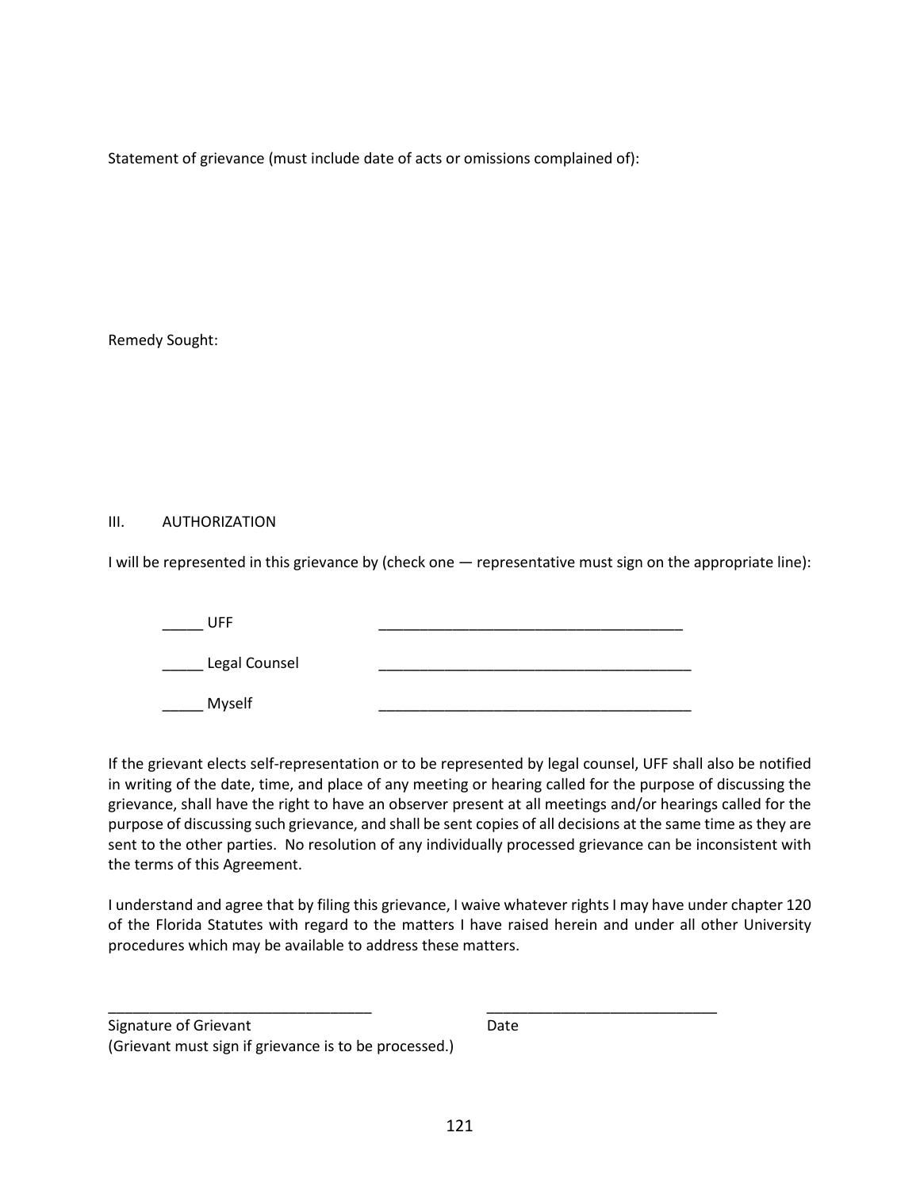Statement of grievance (must include date of acts or omissions complained of):

Remedy Sought:

III. AUTHORIZATION

I will be represented in this grievance by (check one — representative must sign on the appropriate line):

_____ UFF ______________________________________

_____ Legal Counsel ________________________________________

_____ Myself ________________________________________

If the grievant elects self-representation or to be represented by legal counsel, UFF shall also be notified in writing of the date, time, and place of any meeting or hearing called for the purpose of discussing the grievance, shall have the right to have an observer present at all meetings and/or hearings called for the purpose of discussing such grievance, and shall be sent copies of all decisions at the same time as they are sent to the other parties. No resolution of any individually processed grievance can be inconsistent with the terms of this Agreement.

I understand and agree that by filing this grievance, I waive whatever rights I may have under chapter 120 of the Florida Statutes with regard to the matters I have raised herein and under all other University procedures which may be available to address these matters.

_________________________________ _____________________________

Signature of Grievant Date

(Grievant must sign if grievance is to be processed.)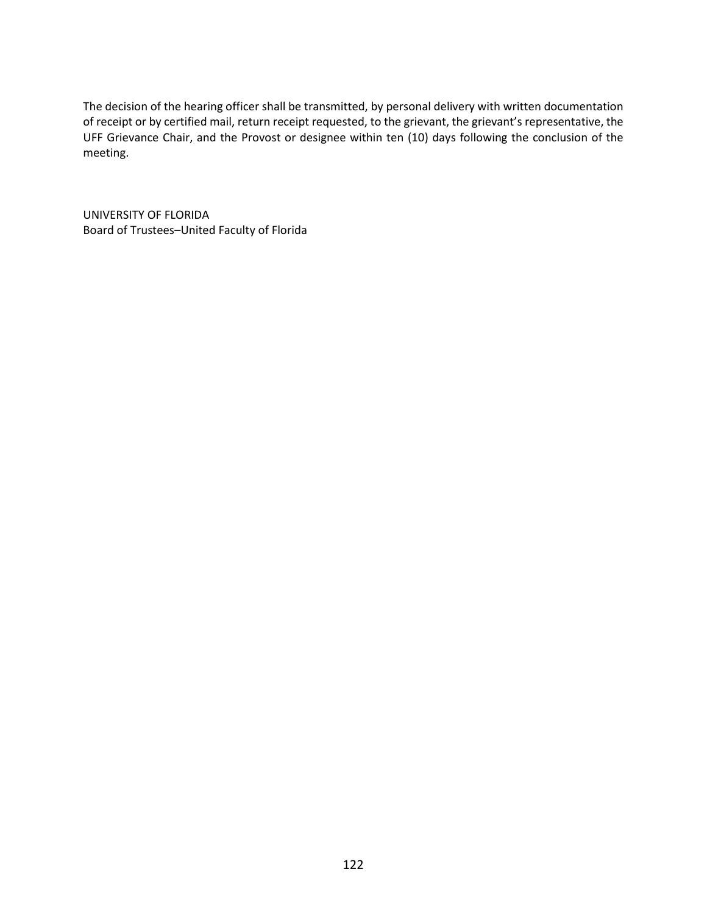The decision of the hearing officer shall be transmitted, by personal delivery with written documentation of receipt or by certified mail, return receipt requested, to the grievant, the grievant's representative, the UFF Grievance Chair, and the Provost or designee within ten (10) days following the conclusion of the meeting.

UNIVERSITY OF FLORIDA
Board of Trustees–United Faculty of Florida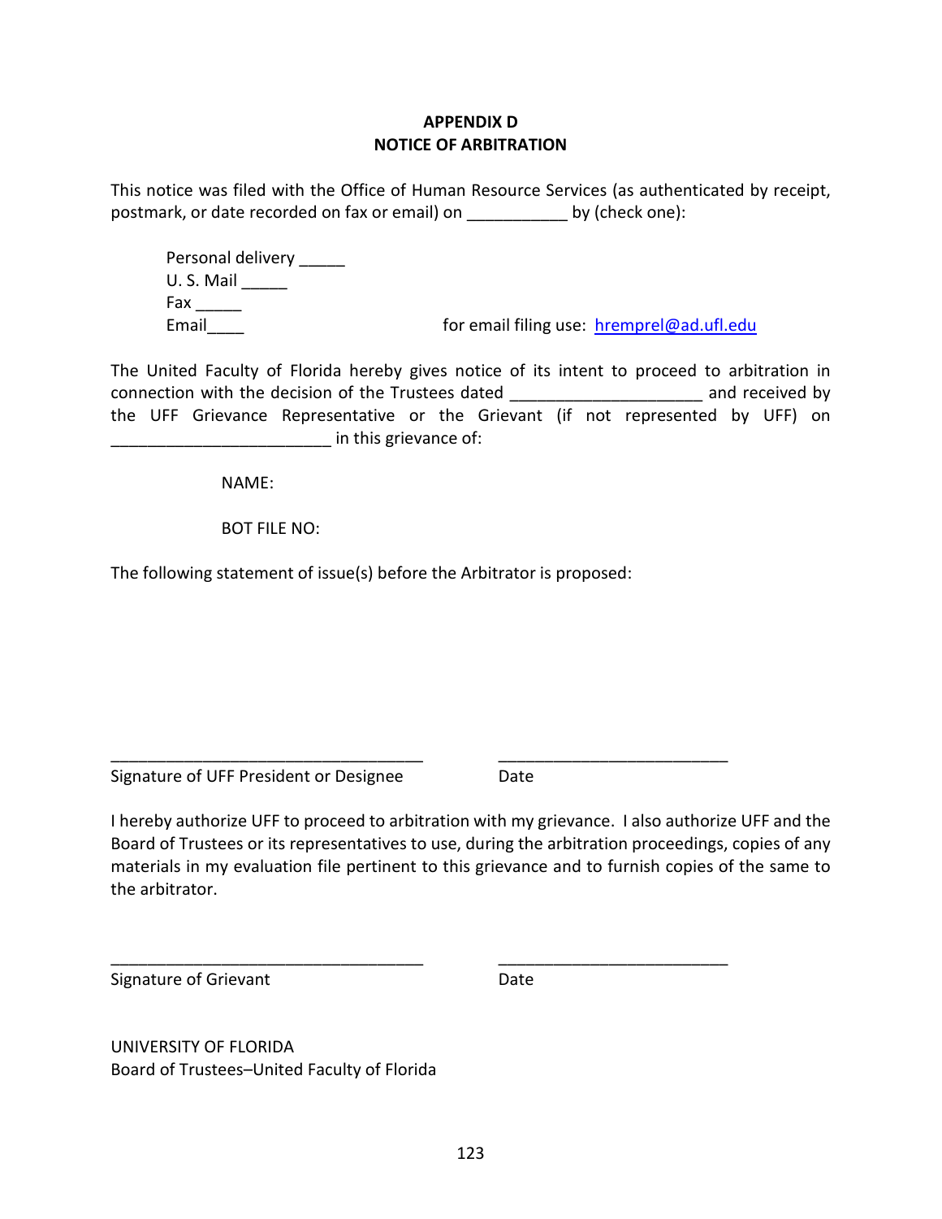**APPENDIX D**
**NOTICE OF ARBITRATION**

This notice was filed with the Office of Human Resource Services (as authenticated by receipt, postmark, or date recorded on fax or email) on ___________ by (check one):

Personal delivery _____
U. S. Mail _____
Fax _____
Email____ for email filing use: hremprel@ad.ufl.edu

The United Faculty of Florida hereby gives notice of its intent to proceed to arbitration in connection with the decision of the Trustees dated ____________________ and received by the UFF Grievance Representative or the Grievant (if not represented by UFF) on _______________________ in this grievance of:

NAME:

BOT FILE NO:

The following statement of issue(s) before the Arbitrator is proposed:

_________________________________ ________________________
Signature of UFF President or Designee Date

I hereby authorize UFF to proceed to arbitration with my grievance. I also authorize UFF and the Board of Trustees or its representatives to use, during the arbitration proceedings, copies of any materials in my evaluation file pertinent to this grievance and to furnish copies of the same to the arbitrator.

_________________________________ ________________________
Signature of Grievant Date

UNIVERSITY OF FLORIDA
Board of Trustees–United Faculty of Florida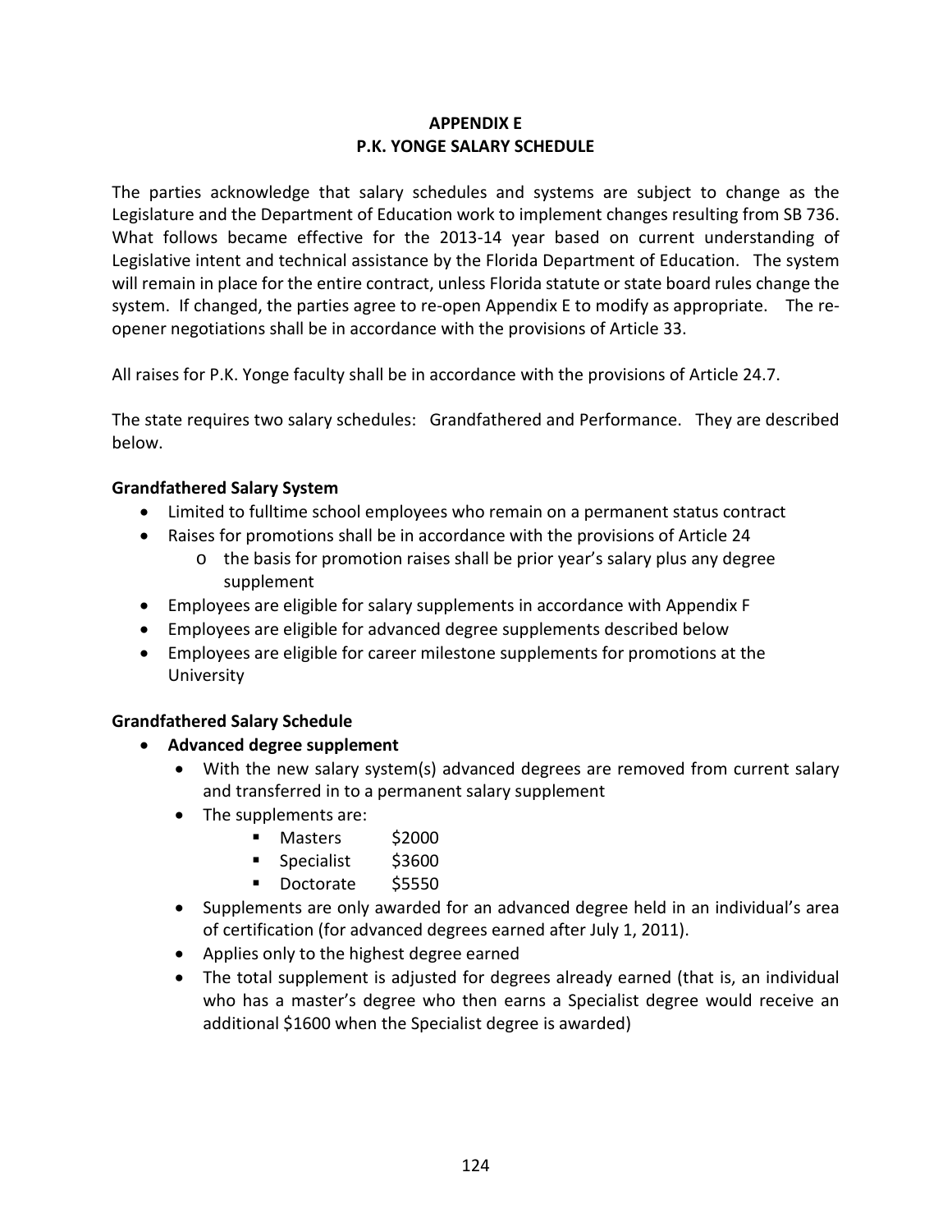## APPENDIX E
## P.K. YONGE SALARY SCHEDULE

The parties acknowledge that salary schedules and systems are subject to change as the Legislature and the Department of Education work to implement changes resulting from SB 736. What follows became effective for the 2013-14 year based on current understanding of Legislative intent and technical assistance by the Florida Department of Education. The system will remain in place for the entire contract, unless Florida statute or state board rules change the system. If changed, the parties agree to re-open Appendix E to modify as appropriate. The re-opener negotiations shall be in accordance with the provisions of Article 33.

All raises for P.K. Yonge faculty shall be in accordance with the provisions of Article 24.7.

The state requires two salary schedules: Grandfathered and Performance. They are described below.

**Grandfathered Salary System**

- Limited to fulltime school employees who remain on a permanent status contract
- Raises for promotions shall be in accordance with the provisions of Article 24
  - the basis for promotion raises shall be prior year's salary plus any degree supplement
- Employees are eligible for salary supplements in accordance with Appendix F
- Employees are eligible for advanced degree supplements described below
- Employees are eligible for career milestone supplements for promotions at the University

**Grandfathered Salary Schedule**

- **Advanced degree supplement**
  - With the new salary system(s) advanced degrees are removed from current salary and transferred in to a permanent salary supplement
  - The supplements are:
    - Masters $2000
    - Specialist $3600
    - Doctorate $5550
  - Supplements are only awarded for an advanced degree held in an individual's area of certification (for advanced degrees earned after July 1, 2011).
  - Applies only to the highest degree earned
  - The total supplement is adjusted for degrees already earned (that is, an individual who has a master's degree who then earns a Specialist degree would receive an additional $1600 when the Specialist degree is awarded)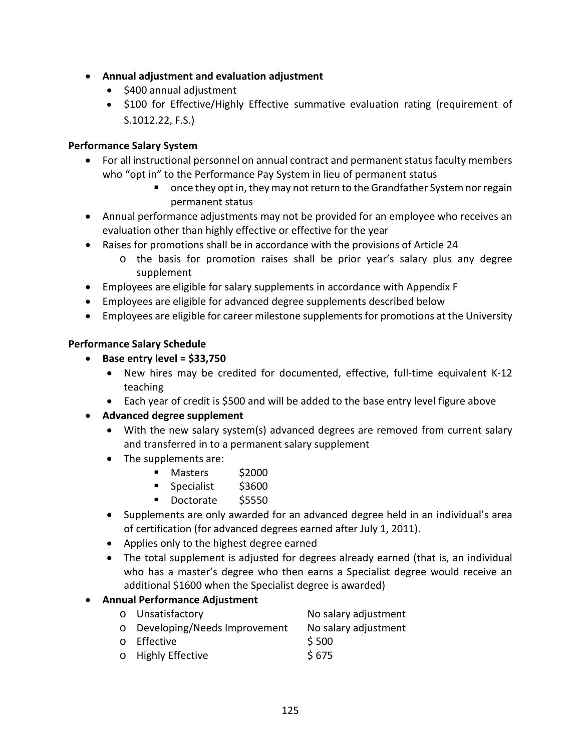- **Annual adjustment and evaluation adjustment**
  - $400 annual adjustment
  - $100 for Effective/Highly Effective summative evaluation rating (requirement of S.1012.22, F.S.)

**Performance Salary System**

- For all instructional personnel on annual contract and permanent status faculty members who "opt in" to the Performance Pay System in lieu of permanent status
  - once they opt in, they may not return to the Grandfather System nor regain permanent status
- Annual performance adjustments may not be provided for an employee who receives an evaluation other than highly effective or effective for the year
- Raises for promotions shall be in accordance with the provisions of Article 24
  - the basis for promotion raises shall be prior year's salary plus any degree supplement
- Employees are eligible for salary supplements in accordance with Appendix F
- Employees are eligible for advanced degree supplements described below
- Employees are eligible for career milestone supplements for promotions at the University

**Performance Salary Schedule**

- **Base entry level = $33,750**
  - New hires may be credited for documented, effective, full-time equivalent K-12 teaching
  - Each year of credit is $500 and will be added to the base entry level figure above
- **Advanced degree supplement**
  - With the new salary system(s) advanced degrees are removed from current salary and transferred in to a permanent salary supplement
  - The supplements are:
    - Masters $2000
    - Specialist $3600
    - Doctorate $5550
  - Supplements are only awarded for an advanced degree held in an individual's area of certification (for advanced degrees earned after July 1, 2011).
  - Applies only to the highest degree earned
  - The total supplement is adjusted for degrees already earned (that is, an individual who has a master's degree who then earns a Specialist degree would receive an additional $1600 when the Specialist degree is awarded)
- **Annual Performance Adjustment**
  - Unsatisfactory — No salary adjustment
  - Developing/Needs Improvement — No salary adjustment
  - Effective — $ 500
  - Highly Effective — $ 675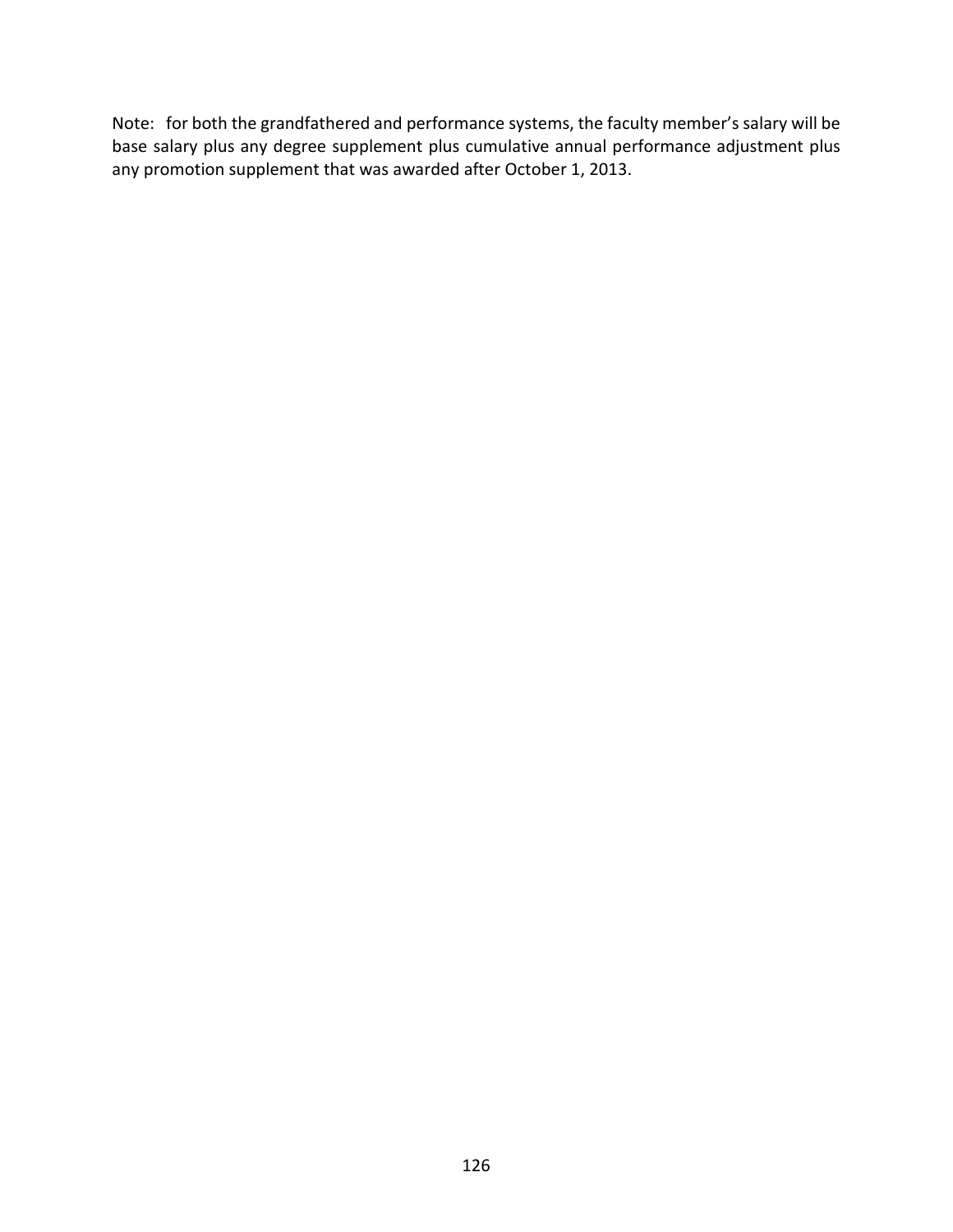Note: for both the grandfathered and performance systems, the faculty member's salary will be base salary plus any degree supplement plus cumulative annual performance adjustment plus any promotion supplement that was awarded after October 1, 2013.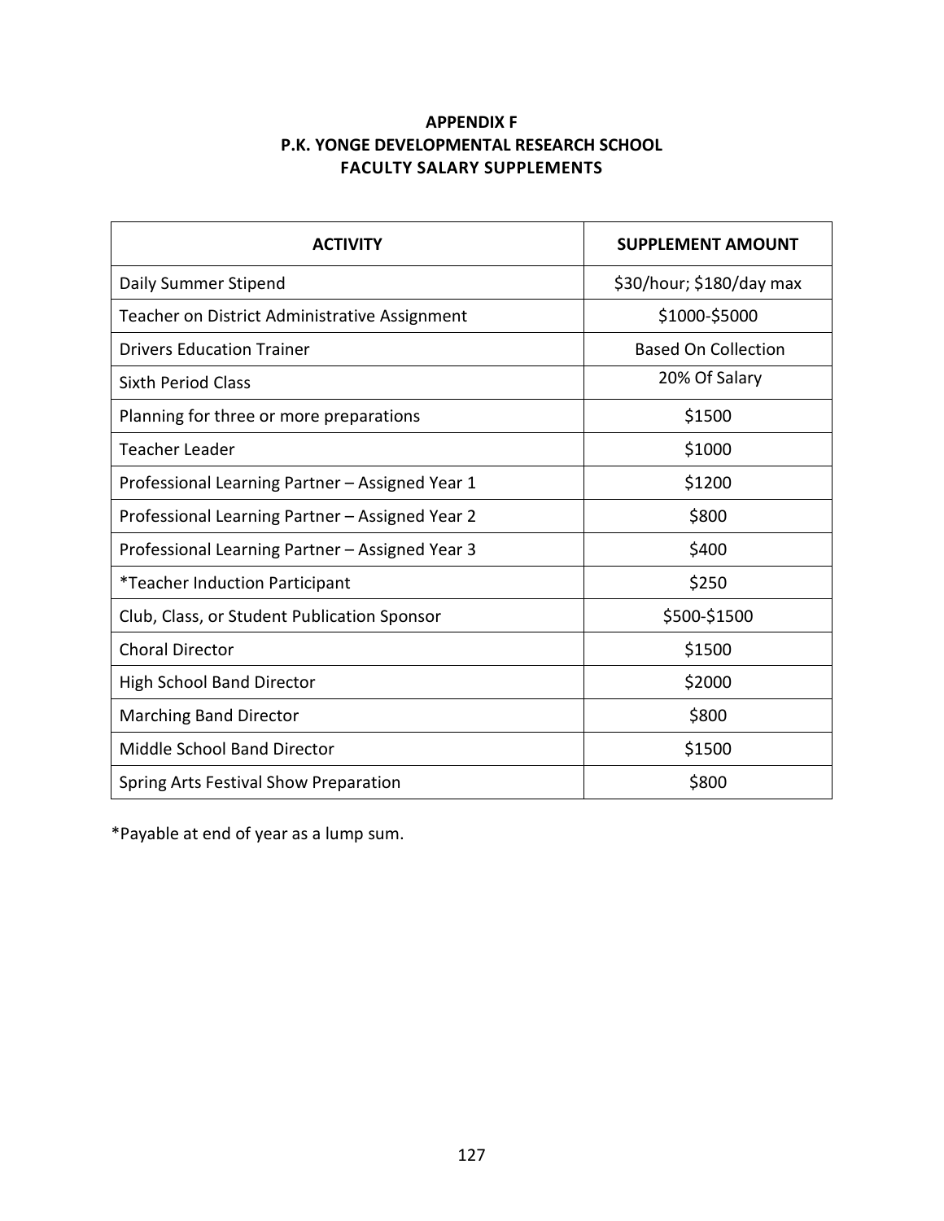# APPENDIX F
## P.K. YONGE DEVELOPMENTAL RESEARCH SCHOOL
## FACULTY SALARY SUPPLEMENTS

| ACTIVITY | SUPPLEMENT AMOUNT |
|---|---|
| Daily Summer Stipend | $30/hour; $180/day max |
| Teacher on District Administrative Assignment | $1000-$5000 |
| Drivers Education Trainer | Based On Collection |
| Sixth Period Class | 20% Of Salary |
| Planning for three or more preparations | $1500 |
| Teacher Leader | $1000 |
| Professional Learning Partner – Assigned Year 1 | $1200 |
| Professional Learning Partner – Assigned Year 2 | $800 |
| Professional Learning Partner – Assigned Year 3 | $400 |
| *Teacher Induction Participant | $250 |
| Club, Class, or Student Publication Sponsor | $500-$1500 |
| Choral Director | $1500 |
| High School Band Director | $2000 |
| Marching Band Director | $800 |
| Middle School Band Director | $1500 |
| Spring Arts Festival Show Preparation | $800 |

*Payable at end of year as a lump sum.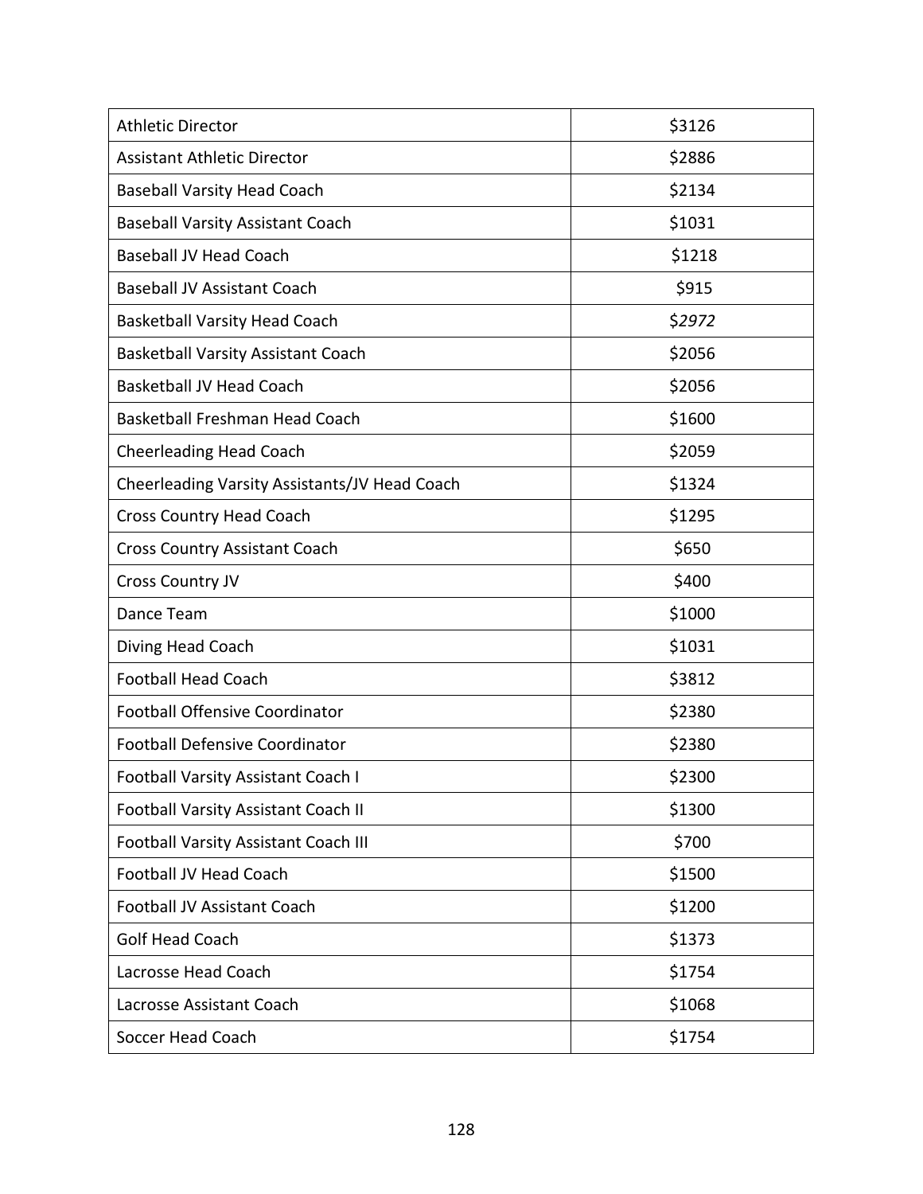| Athletic Director | $3126 |
|---|---|
| Assistant Athletic Director | $2886 |
| Baseball Varsity Head Coach | $2134 |
| Baseball Varsity Assistant Coach | $1031 |
| Baseball JV Head Coach | $1218 |
| Baseball JV Assistant Coach | $915 |
| Basketball Varsity Head Coach | $*2972* |
| Basketball Varsity Assistant Coach | $2056 |
| Basketball JV Head Coach | $2056 |
| Basketball Freshman Head Coach | $1600 |
| Cheerleading Head Coach | $2059 |
| Cheerleading Varsity Assistants/JV Head Coach | $1324 |
| Cross Country Head Coach | $1295 |
| Cross Country Assistant Coach | $650 |
| Cross Country JV | $400 |
| Dance Team | $1000 |
| Diving Head Coach | $1031 |
| Football Head Coach | $3812 |
| Football Offensive Coordinator | $2380 |
| Football Defensive Coordinator | $2380 |
| Football Varsity Assistant Coach I | $2300 |
| Football Varsity Assistant Coach II | $1300 |
| Football Varsity Assistant Coach III | $700 |
| Football JV Head Coach | $1500 |
| Football JV Assistant Coach | $1200 |
| Golf Head Coach | $1373 |
| Lacrosse Head Coach | $1754 |
| Lacrosse Assistant Coach | $1068 |
| Soccer Head Coach | $1754 |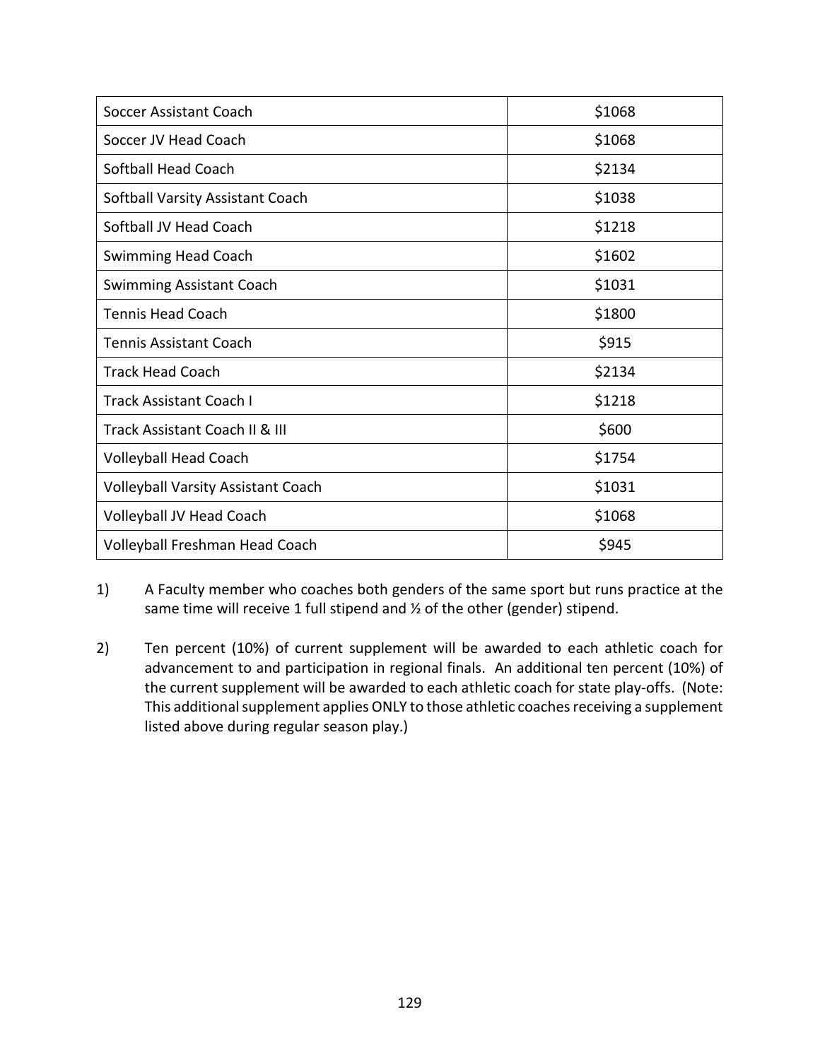| | |
|---|---|
| Soccer Assistant Coach | $1068 |
| Soccer JV Head Coach | $1068 |
| Softball Head Coach | $2134 |
| Softball Varsity Assistant Coach | $1038 |
| Softball JV Head Coach | $1218 |
| Swimming Head Coach | $1602 |
| Swimming Assistant Coach | $1031 |
| Tennis Head Coach | $1800 |
| Tennis Assistant Coach | $915 |
| Track Head Coach | $2134 |
| Track Assistant Coach I | $1218 |
| Track Assistant Coach II & III | $600 |
| Volleyball Head Coach | $1754 |
| Volleyball Varsity Assistant Coach | $1031 |
| Volleyball JV Head Coach | $1068 |
| Volleyball Freshman Head Coach | $945 |

1) A Faculty member who coaches both genders of the same sport but runs practice at the same time will receive 1 full stipend and ½ of the other (gender) stipend.

2) Ten percent (10%) of current supplement will be awarded to each athletic coach for advancement to and participation in regional finals. An additional ten percent (10%) of the current supplement will be awarded to each athletic coach for state play-offs. (Note: This additional supplement applies ONLY to those athletic coaches receiving a supplement listed above during regular season play.)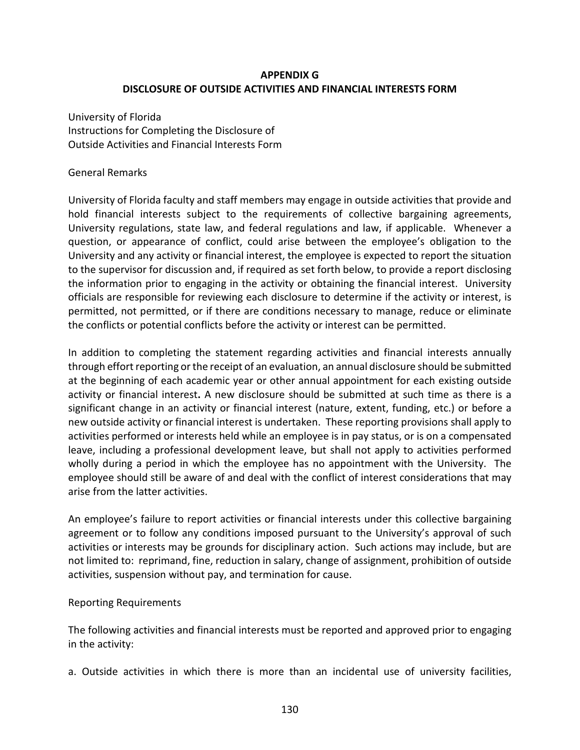## APPENDIX G
## DISCLOSURE OF OUTSIDE ACTIVITIES AND FINANCIAL INTERESTS FORM

University of Florida
Instructions for Completing the Disclosure of
Outside Activities and Financial Interests Form

General Remarks

University of Florida faculty and staff members may engage in outside activities that provide and hold financial interests subject to the requirements of collective bargaining agreements, University regulations, state law, and federal regulations and law, if applicable. Whenever a question, or appearance of conflict, could arise between the employee's obligation to the University and any activity or financial interest, the employee is expected to report the situation to the supervisor for discussion and, if required as set forth below, to provide a report disclosing the information prior to engaging in the activity or obtaining the financial interest. University officials are responsible for reviewing each disclosure to determine if the activity or interest, is permitted, not permitted, or if there are conditions necessary to manage, reduce or eliminate the conflicts or potential conflicts before the activity or interest can be permitted.

In addition to completing the statement regarding activities and financial interests annually through effort reporting or the receipt of an evaluation, an annual disclosure should be submitted at the beginning of each academic year or other annual appointment for each existing outside activity or financial interest**.** A new disclosure should be submitted at such time as there is a significant change in an activity or financial interest (nature, extent, funding, etc.) or before a new outside activity or financial interest is undertaken. These reporting provisions shall apply to activities performed or interests held while an employee is in pay status, or is on a compensated leave, including a professional development leave, but shall not apply to activities performed wholly during a period in which the employee has no appointment with the University. The employee should still be aware of and deal with the conflict of interest considerations that may arise from the latter activities.

An employee's failure to report activities or financial interests under this collective bargaining agreement or to follow any conditions imposed pursuant to the University's approval of such activities or interests may be grounds for disciplinary action. Such actions may include, but are not limited to: reprimand, fine, reduction in salary, change of assignment, prohibition of outside activities, suspension without pay, and termination for cause.

Reporting Requirements

The following activities and financial interests must be reported and approved prior to engaging in the activity:

a. Outside activities in which there is more than an incidental use of university facilities,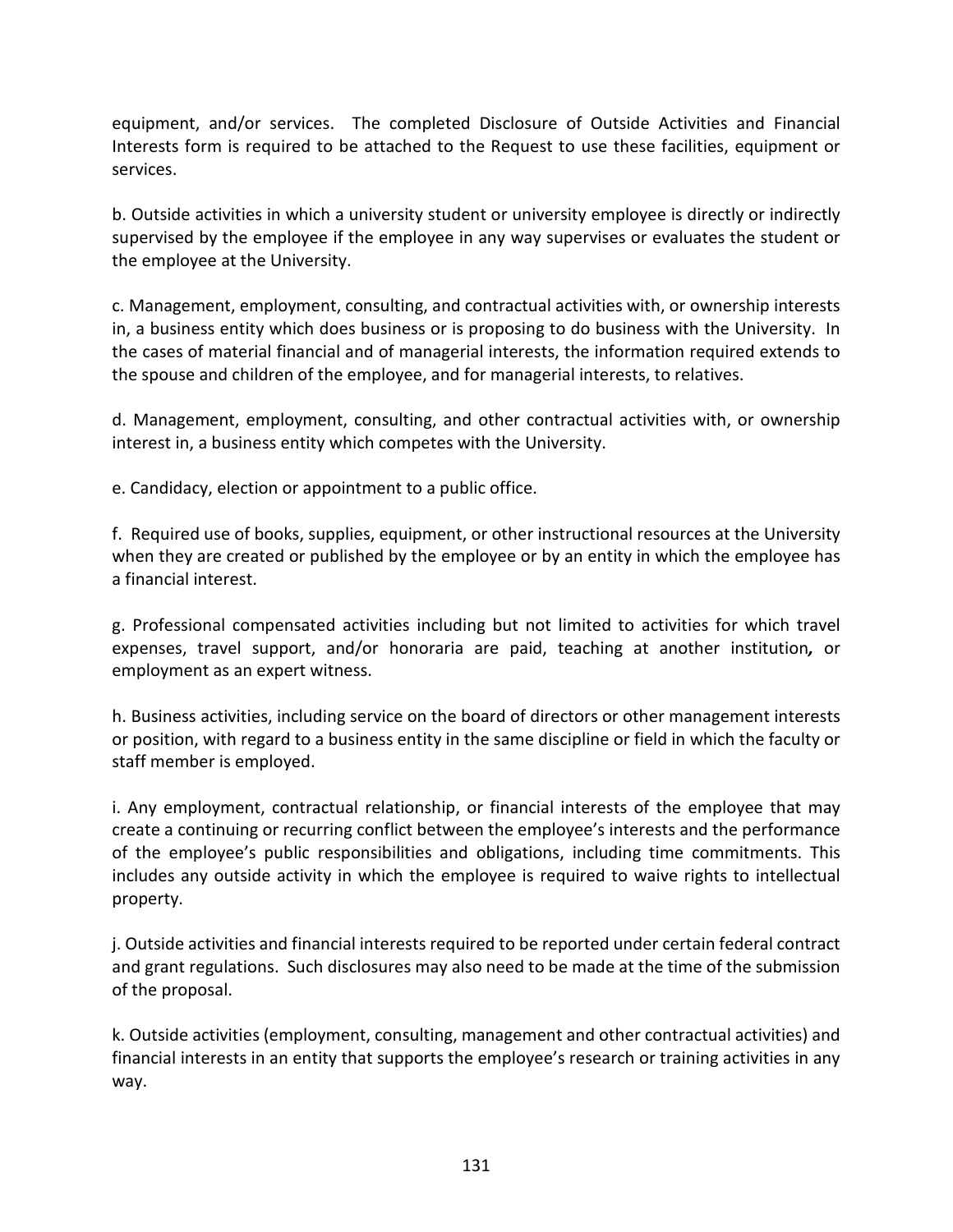equipment, and/or services. The completed Disclosure of Outside Activities and Financial Interests form is required to be attached to the Request to use these facilities, equipment or services.

b. Outside activities in which a university student or university employee is directly or indirectly supervised by the employee if the employee in any way supervises or evaluates the student or the employee at the University.

c. Management, employment, consulting, and contractual activities with, or ownership interests in, a business entity which does business or is proposing to do business with the University. In the cases of material financial and of managerial interests, the information required extends to the spouse and children of the employee, and for managerial interests, to relatives.

d. Management, employment, consulting, and other contractual activities with, or ownership interest in, a business entity which competes with the University.

e. Candidacy, election or appointment to a public office.

f. Required use of books, supplies, equipment, or other instructional resources at the University when they are created or published by the employee or by an entity in which the employee has a financial interest.

g. Professional compensated activities including but not limited to activities for which travel expenses, travel support, and/or honoraria are paid, teaching at another institution*,* or employment as an expert witness.

h. Business activities, including service on the board of directors or other management interests or position, with regard to a business entity in the same discipline or field in which the faculty or staff member is employed.

i. Any employment, contractual relationship, or financial interests of the employee that may create a continuing or recurring conflict between the employee's interests and the performance of the employee's public responsibilities and obligations, including time commitments. This includes any outside activity in which the employee is required to waive rights to intellectual property.

j. Outside activities and financial interests required to be reported under certain federal contract and grant regulations. Such disclosures may also need to be made at the time of the submission of the proposal.

k. Outside activities (employment, consulting, management and other contractual activities) and financial interests in an entity that supports the employee's research or training activities in any way.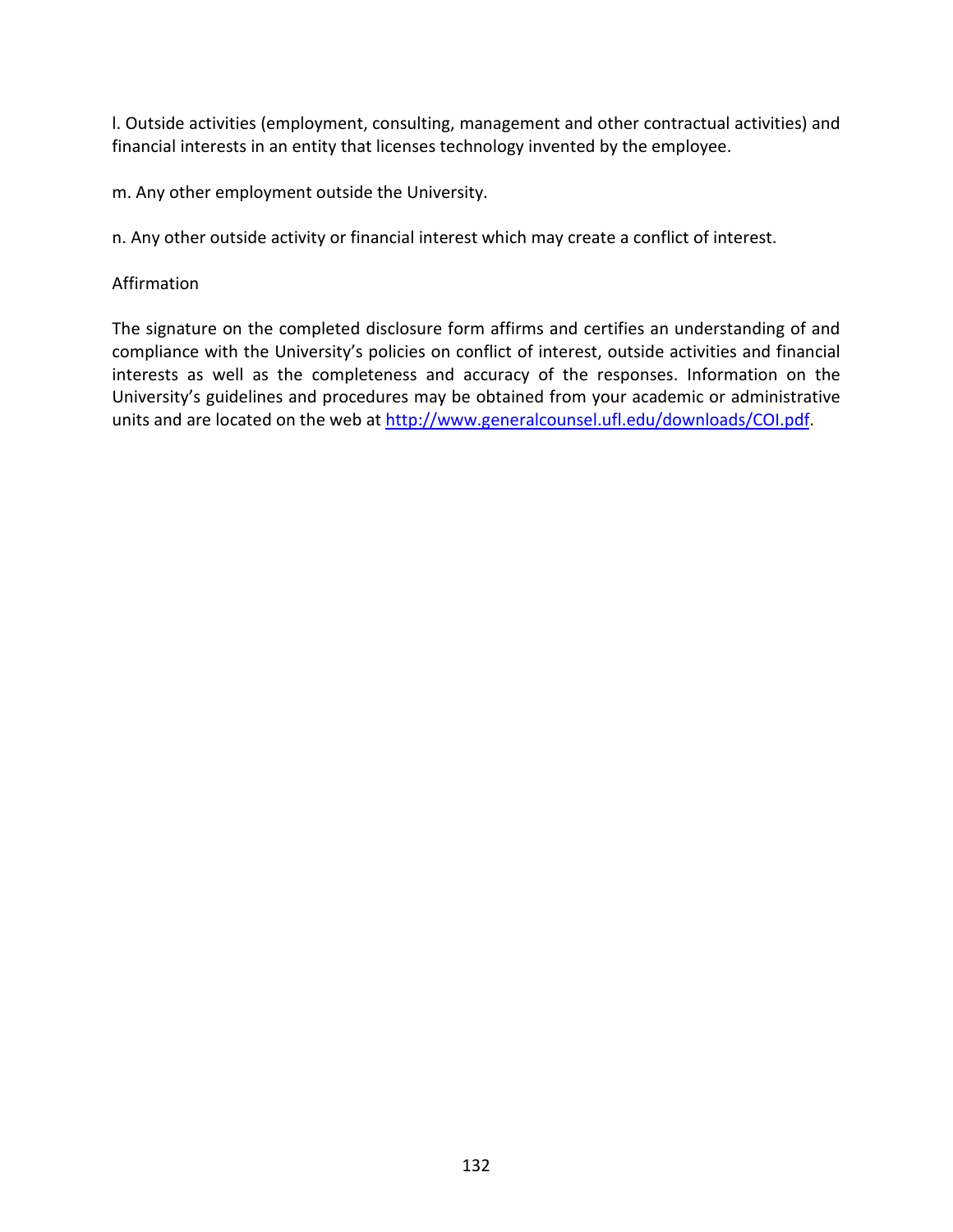l. Outside activities (employment, consulting, management and other contractual activities) and financial interests in an entity that licenses technology invented by the employee.

m. Any other employment outside the University.

n. Any other outside activity or financial interest which may create a conflict of interest.

Affirmation

The signature on the completed disclosure form affirms and certifies an understanding of and compliance with the University's policies on conflict of interest, outside activities and financial interests as well as the completeness and accuracy of the responses. Information on the University's guidelines and procedures may be obtained from your academic or administrative units and are located on the web at [http://www.generalcounsel.ufl.edu/downloads/COI.pdf](http://www.generalcounsel.ufl.edu/downloads/COI.pdf).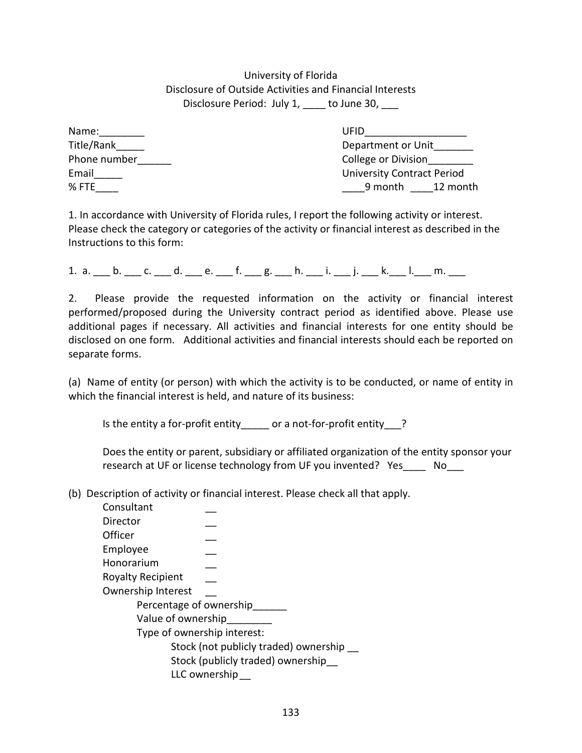University of Florida
Disclosure of Outside Activities and Financial Interests
Disclosure Period: July 1, ____ to June 30, ___

Name:________
Title/Rank_____
Phone number______
Email_____
% FTE____

UFID__________________
Department or Unit_______
College or Division________
University Contract Period
____9 month ____12 month

1. In accordance with University of Florida rules, I report the following activity or interest. Please check the category or categories of the activity or financial interest as described in the Instructions to this form:

1. a. ___ b. ___ c. ___ d. ___ e. ___ f. ___ g. ___ h. ___ i. ___ j. ___ k.___ l.___ m. ___

2. Please provide the requested information on the activity or financial interest performed/proposed during the University contract period as identified above. Please use additional pages if necessary. All activities and financial interests for one entity should be disclosed on one form. Additional activities and financial interests should each be reported on separate forms.

(a) Name of entity (or person) with which the activity is to be conducted, or name of entity in which the financial interest is held, and nature of its business:

Is the entity a for-profit entity_____ or a not-for-profit entity___?

Does the entity or parent, subsidiary or affiliated organization of the entity sponsor your research at UF or license technology from UF you invented? Yes____ No___

(b) Description of activity or financial interest. Please check all that apply.

Consultant __
Director __
Officer __
Employee __
Honorarium __
Royalty Recipient __
Ownership Interest __
Percentage of ownership______
Value of ownership________
Type of ownership interest:
Stock (not publicly traded) ownership __
Stock (publicly traded) ownership__
LLC ownership __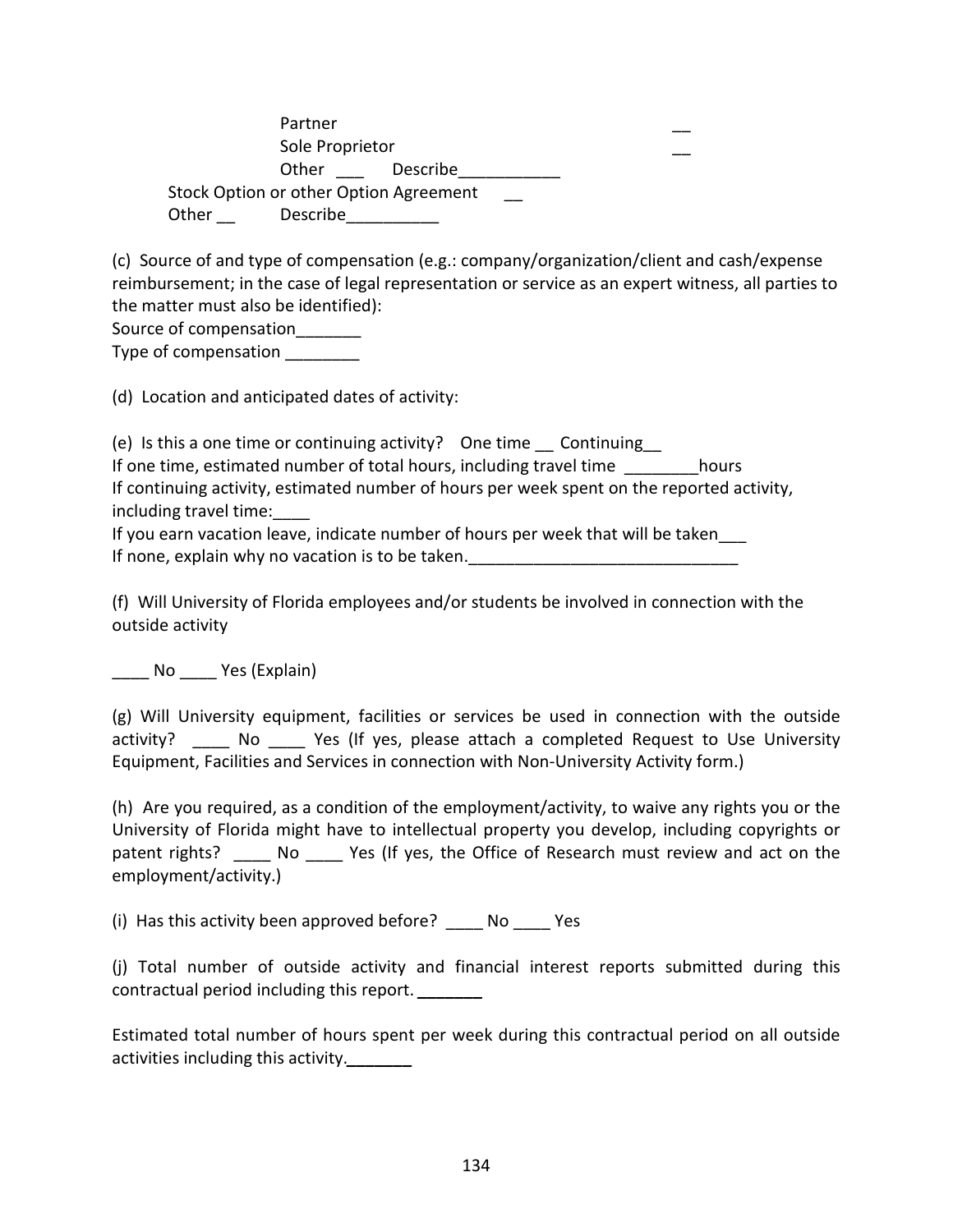Partner __
Sole Proprietor __
Other ___ Describe___________

Stock Option or other Option Agreement __

Other __ Describe__________

(c) Source of and type of compensation (e.g.: company/organization/client and cash/expense reimbursement; in the case of legal representation or service as an expert witness, all parties to the matter must also be identified):

Source of compensation_______

Type of compensation ________

(d) Location and anticipated dates of activity:

(e) Is this a one time or continuing activity? One time __ Continuing__

If one time, estimated number of total hours, including travel time ________hours

If continuing activity, estimated number of hours per week spent on the reported activity, including travel time:____

If you earn vacation leave, indicate number of hours per week that will be taken___

If none, explain why no vacation is to be taken._____________________________

(f) Will University of Florida employees and/or students be involved in connection with the outside activity

____ No ____ Yes (Explain)

(g) Will University equipment, facilities or services be used in connection with the outside activity? ____ No ____ Yes (If yes, please attach a completed Request to Use University Equipment, Facilities and Services in connection with Non-University Activity form.)

(h) Are you required, as a condition of the employment/activity, to waive any rights you or the University of Florida might have to intellectual property you develop, including copyrights or patent rights? ____ No ____ Yes (If yes, the Office of Research must review and act on the employment/activity.)

(i) Has this activity been approved before? ____ No ____ Yes

(j) Total number of outside activity and financial interest reports submitted during this contractual period including this report. _______

Estimated total number of hours spent per week during this contractual period on all outside activities including this activity._______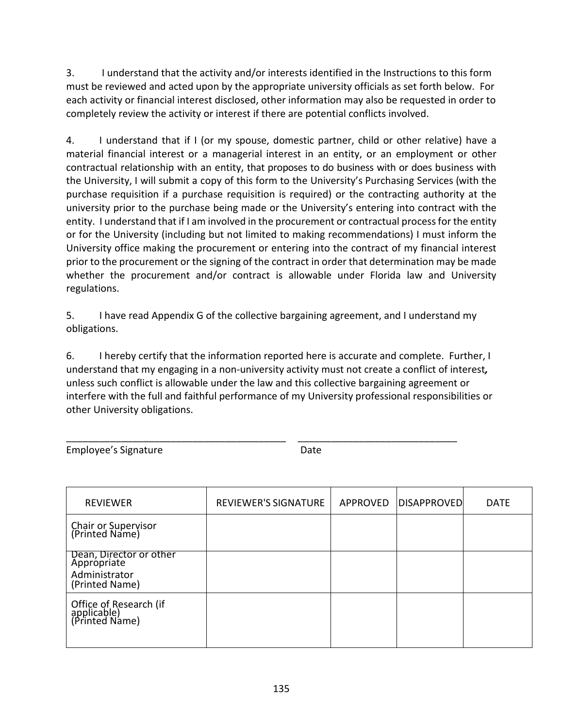3. I understand that the activity and/or interests identified in the Instructions to this form must be reviewed and acted upon by the appropriate university officials as set forth below. For each activity or financial interest disclosed, other information may also be requested in order to completely review the activity or interest if there are potential conflicts involved.

4. I understand that if I (or my spouse, domestic partner, child or other relative) have a material financial interest or a managerial interest in an entity, or an employment or other contractual relationship with an entity, that proposes to do business with or does business with the University, I will submit a copy of this form to the University's Purchasing Services (with the purchase requisition if a purchase requisition is required) or the contracting authority at the university prior to the purchase being made or the University's entering into contract with the entity. I understand that if I am involved in the procurement or contractual process for the entity or for the University (including but not limited to making recommendations) I must inform the University office making the procurement or entering into the contract of my financial interest prior to the procurement or the signing of the contract in order that determination may be made whether the procurement and/or contract is allowable under Florida law and University regulations.

5. I have read Appendix G of the collective bargaining agreement, and I understand my obligations.

6. I hereby certify that the information reported here is accurate and complete. Further, I understand that my engaging in a non-university activity must not create a conflict of interest*,* unless such conflict is allowable under the law and this collective bargaining agreement or interfere with the full and faithful performance of my University professional responsibilities or other University obligations.

_________________________________________ _____________________________

Employee's Signature Date

| REVIEWER | REVIEWER'S SIGNATURE | APPROVED | DISAPPROVED | DATE |
|---|---|---|---|---|
| Chair or Supervisor (Printed Name) | | | | |
| Dean, Director or other Appropriate Administrator (Printed Name) | | | | |
| Office of Research (if applicable) (Printed Name) | | | | |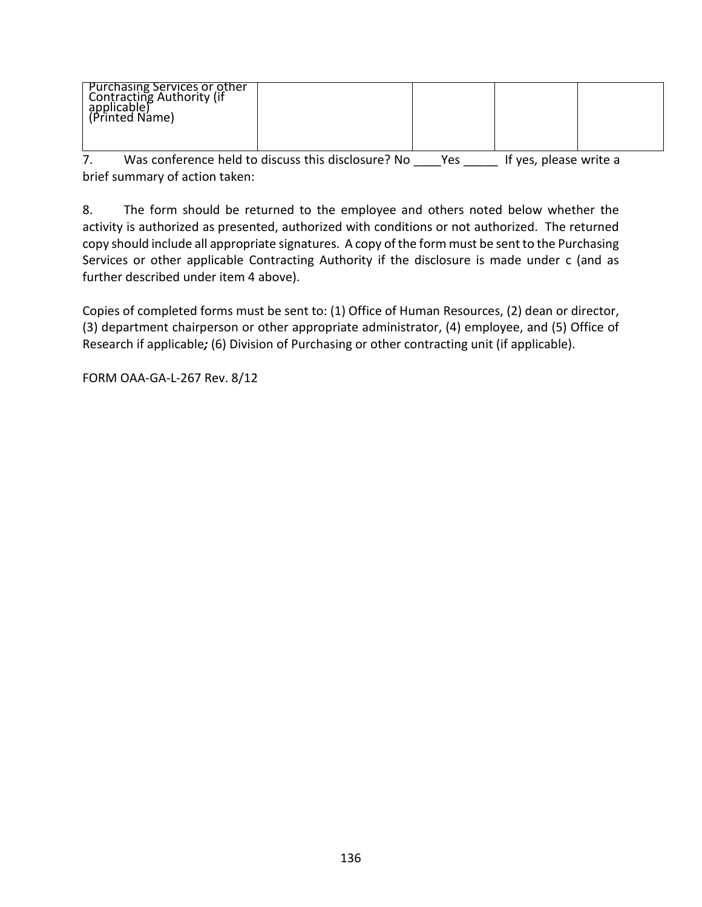| Purchasing Services or other Contracting Authority (if applicable) (Printed Name) | | | | |
|---|---|---|---|---|

7. Was conference held to discuss this disclosure? No ____Yes _____ If yes, please write a brief summary of action taken:

8. The form should be returned to the employee and others noted below whether the activity is authorized as presented, authorized with conditions or not authorized. The returned copy should include all appropriate signatures. A copy of the form must be sent to the Purchasing Services or other applicable Contracting Authority if the disclosure is made under c (and as further described under item 4 above).

Copies of completed forms must be sent to: (1) Office of Human Resources, (2) dean or director, (3) department chairperson or other appropriate administrator, (4) employee, and (5) Office of Research if applicable***;*** (6) Division of Purchasing or other contracting unit (if applicable).

FORM OAA-GA-L-267 Rev. 8/12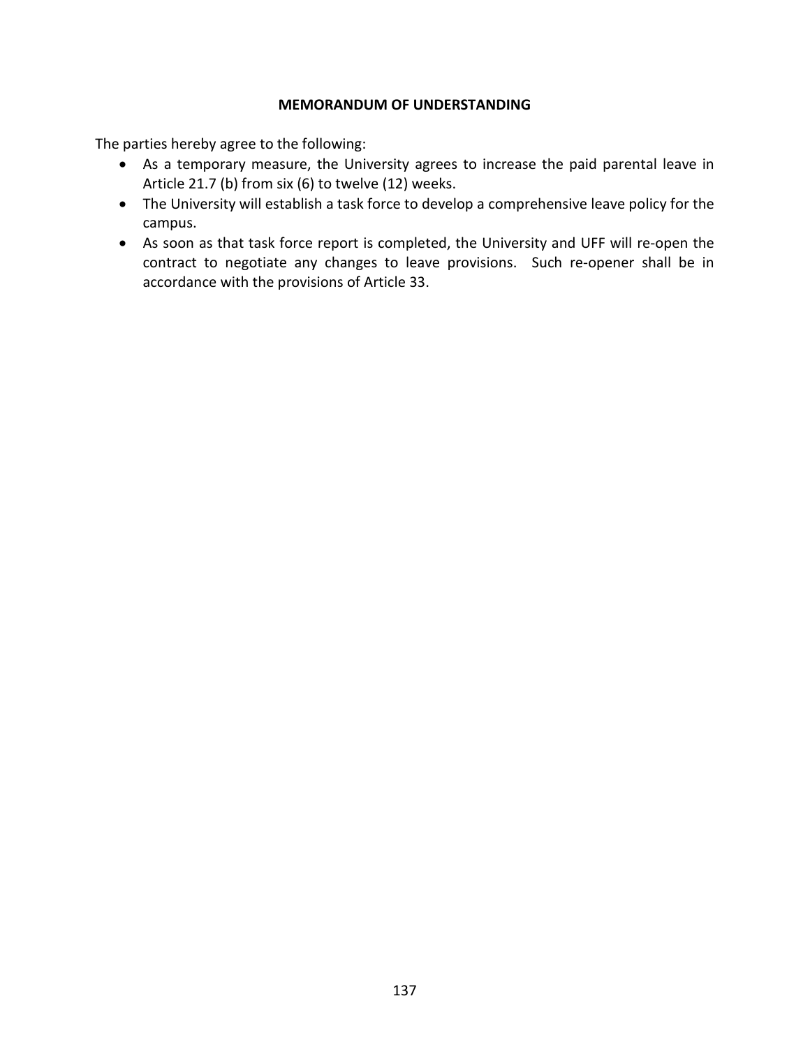## MEMORANDUM OF UNDERSTANDING

The parties hereby agree to the following:

- As a temporary measure, the University agrees to increase the paid parental leave in Article 21.7 (b) from six (6) to twelve (12) weeks.
- The University will establish a task force to develop a comprehensive leave policy for the campus.
- As soon as that task force report is completed, the University and UFF will re-open the contract to negotiate any changes to leave provisions. Such re-opener shall be in accordance with the provisions of Article 33.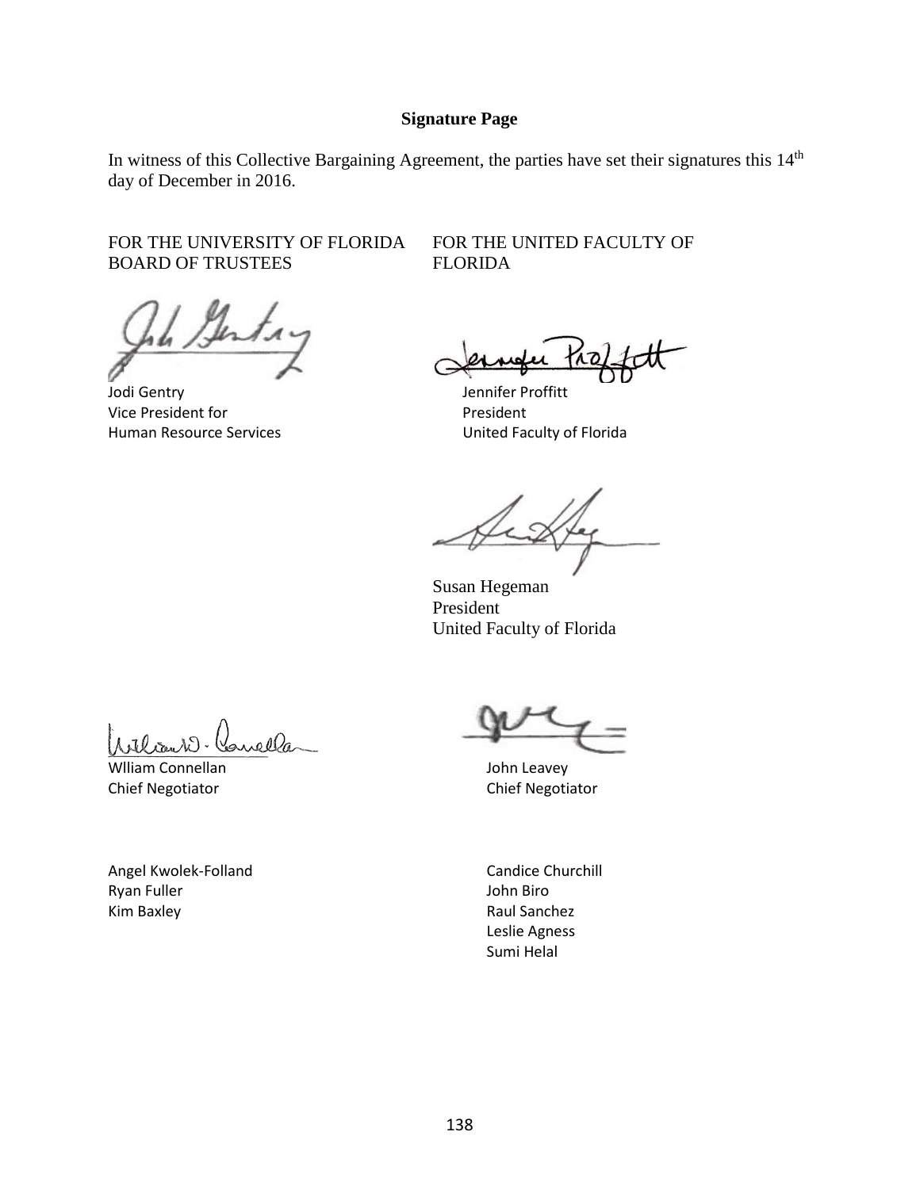## Signature Page

In witness of this Collective Bargaining Agreement, the parties have set their signatures this 14th day of December in 2016.

FOR THE UNIVERSITY OF FLORIDA BOARD OF TRUSTEES

Jodi Gentry
Vice President for
Human Resource Services

FOR THE UNITED FACULTY OF FLORIDA

Jennifer Proffitt
President
United Faculty of Florida

Susan Hegeman
President
United Faculty of Florida

Wlliam Connellan
Chief Negotiator

John Leavey
Chief Negotiator

Angel Kwolek-Folland
Ryan Fuller
Kim Baxley

Candice Churchill
John Biro
Raul Sanchez
Leslie Agness
Sumi Helal